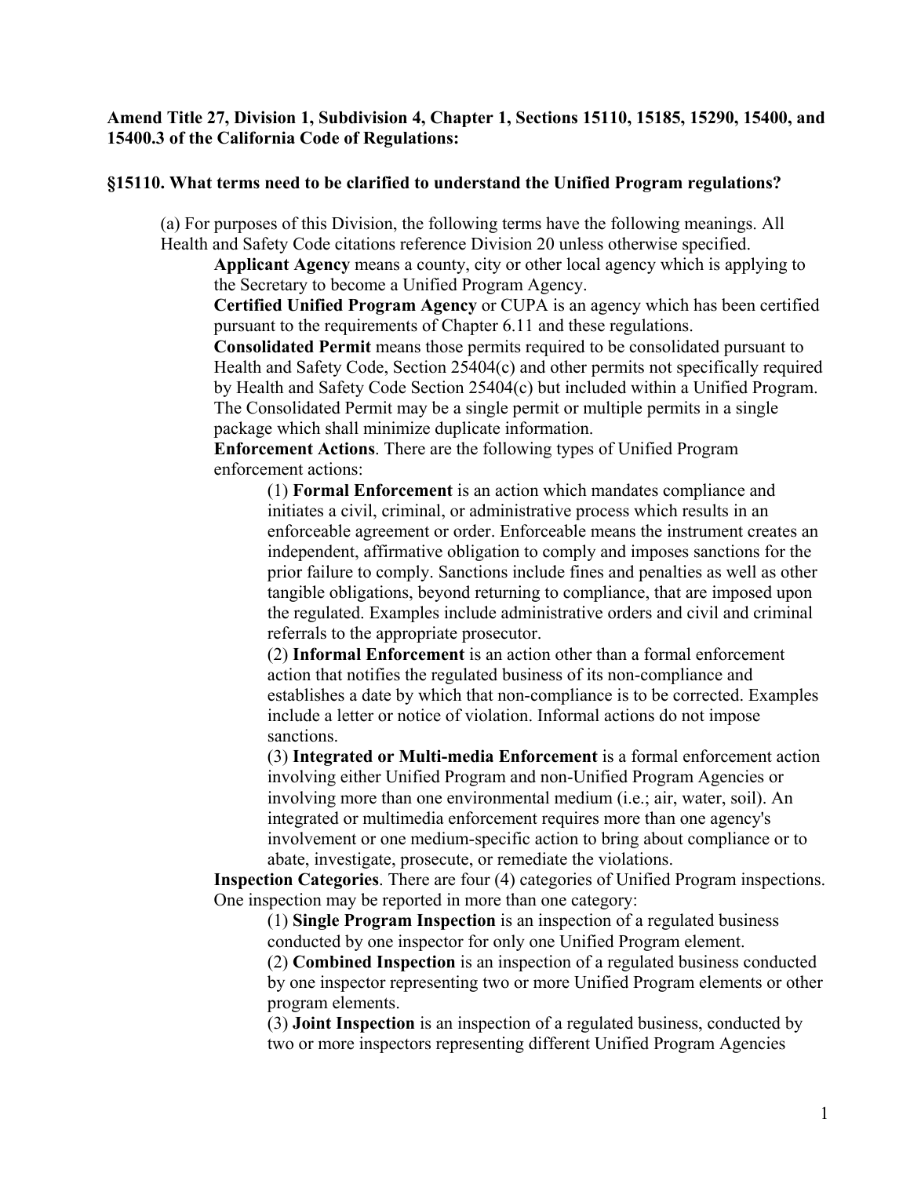**Amend Title 27, Division 1, Subdivision 4, Chapter 1, Sections 15110, 15185, 15290, 15400, and 15400.3 of the California Code of Regulations:**

**§15110. What terms need to be clarified to understand the Unified Program regulations?**

(a) For purposes of this Division, the following terms have the following meanings. All Health and Safety Code citations reference Division 20 unless otherwise specified.

**Applicant Agency** means a county, city or other local agency which is applying to the Secretary to become a Unified Program Agency.

**Certified Unified Program Agency** or CUPA is an agency which has been certified pursuant to the requirements of Chapter 6.11 and these regulations.

**Consolidated Permit** means those permits required to be consolidated pursuant to Health and Safety Code, Section 25404(c) and other permits not specifically required by Health and Safety Code Section 25404(c) but included within a Unified Program. The Consolidated Permit may be a single permit or multiple permits in a single package which shall minimize duplicate information.

**Enforcement Actions**. There are the following types of Unified Program enforcement actions:

(1) **Formal Enforcement** is an action which mandates compliance and initiates a civil, criminal, or administrative process which results in an enforceable agreement or order. Enforceable means the instrument creates an independent, affirmative obligation to comply and imposes sanctions for the prior failure to comply. Sanctions include fines and penalties as well as other tangible obligations, beyond returning to compliance, that are imposed upon the regulated. Examples include administrative orders and civil and criminal referrals to the appropriate prosecutor.

(2) **Informal Enforcement** is an action other than a formal enforcement action that notifies the regulated business of its non-compliance and establishes a date by which that non-compliance is to be corrected. Examples include a letter or notice of violation. Informal actions do not impose sanctions.

(3) **Integrated or Multi-media Enforcement** is a formal enforcement action involving either Unified Program and non-Unified Program Agencies or involving more than one environmental medium (i.e.; air, water, soil). An integrated or multimedia enforcement requires more than one agency's involvement or one medium-specific action to bring about compliance or to abate, investigate, prosecute, or remediate the violations.

**Inspection Categories**. There are four (4) categories of Unified Program inspections. One inspection may be reported in more than one category:

(1) **Single Program Inspection** is an inspection of a regulated business conducted by one inspector for only one Unified Program element.

(2) **Combined Inspection** is an inspection of a regulated business conducted by one inspector representing two or more Unified Program elements or other program elements.

(3) **Joint Inspection** is an inspection of a regulated business, conducted by two or more inspectors representing different Unified Program Agencies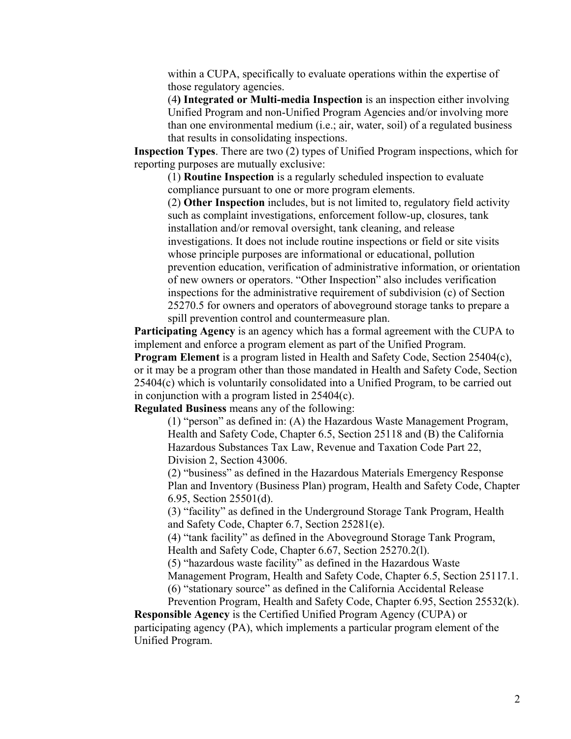within a CUPA, specifically to evaluate operations within the expertise of those regulatory agencies.

(4**) Integrated or Multi-media Inspection** is an inspection either involving Unified Program and non-Unified Program Agencies and/or involving more than one environmental medium (i.e.; air, water, soil) of a regulated business that results in consolidating inspections.

**Inspection Types**. There are two (2) types of Unified Program inspections, which for reporting purposes are mutually exclusive:

(1) **Routine Inspection** is a regularly scheduled inspection to evaluate compliance pursuant to one or more program elements.

(2) **Other Inspection** includes, but is not limited to, regulatory field activity such as complaint investigations, enforcement follow-up, closures, tank installation and/or removal oversight, tank cleaning, and release investigations. It does not include routine inspections or field or site visits whose principle purposes are informational or educational, pollution prevention education, verification of administrative information, or orientation of new owners or operators. "Other Inspection" also includes verification inspections for the administrative requirement of subdivision (c) of Section 25270.5 for owners and operators of aboveground storage tanks to prepare a spill prevention control and countermeasure plan.

**Participating Agency** is an agency which has a formal agreement with the CUPA to implement and enforce a program element as part of the Unified Program.

**Program Element** is a program listed in Health and Safety Code, Section 25404(c), or it may be a program other than those mandated in Health and Safety Code, Section 25404(c) which is voluntarily consolidated into a Unified Program, to be carried out in conjunction with a program listed in 25404(c).

**Regulated Business** means any of the following:

(1) "person" as defined in: (A) the Hazardous Waste Management Program, Health and Safety Code, Chapter 6.5, Section 25118 and (B) the California Hazardous Substances Tax Law, Revenue and Taxation Code Part 22, Division 2, Section 43006.

(2) "business" as defined in the Hazardous Materials Emergency Response Plan and Inventory (Business Plan) program, Health and Safety Code, Chapter 6.95, Section 25501(d).

(3) "facility" as defined in the Underground Storage Tank Program, Health and Safety Code, Chapter 6.7, Section 25281(e).

(4) "tank facility" as defined in the Aboveground Storage Tank Program, Health and Safety Code, Chapter 6.67, Section 25270.2(l).

(5) "hazardous waste facility" as defined in the Hazardous Waste Management Program, Health and Safety Code, Chapter 6.5, Section 25117.1.

(6) "stationary source" as defined in the California Accidental Release Prevention Program, Health and Safety Code, Chapter 6.95, Section 25532(k).

**Responsible Agency** is the Certified Unified Program Agency (CUPA) or participating agency (PA), which implements a particular program element of the Unified Program.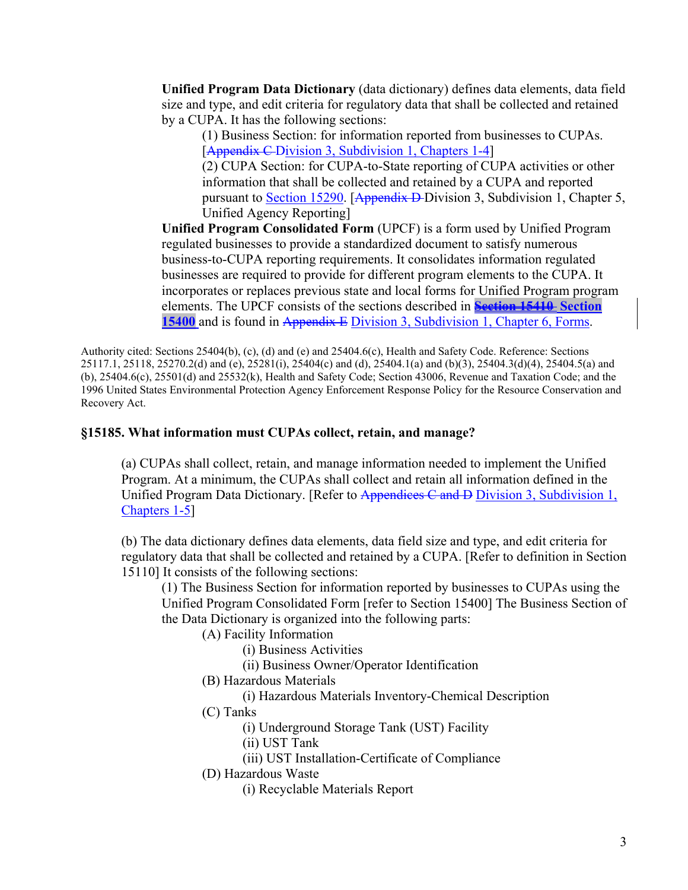**Unified Program Data Dictionary** (data dictionary) defines data elements, data field size and type, and edit criteria for regulatory data that shall be collected and retained by a CUPA. It has the following sections:

(1) Business Section: for information reported from businesses to CUPAs. [~~Appendix C~~ Division 3, Subdivision 1, Chapters 1-4]

(2) CUPA Section: for CUPA-to-State reporting of CUPA activities or other information that shall be collected and retained by a CUPA and reported pursuant to Section 15290. [~~Appendix D~~ Division 3, Subdivision 1, Chapter 5, Unified Agency Reporting]

**Unified Program Consolidated Form** (UPCF) is a form used by Unified Program regulated businesses to provide a standardized document to satisfy numerous business-to-CUPA reporting requirements. It consolidates information regulated businesses are required to provide for different program elements to the CUPA. It incorporates or replaces previous state and local forms for Unified Program program elements. The UPCF consists of the sections described in ~~**Section 15410**~~ **Section 15400** and is found in ~~Appendix E~~ Division 3, Subdivision 1, Chapter 6, Forms.

Authority cited: Sections 25404(b), (c), (d) and (e) and 25404.6(c), Health and Safety Code. Reference: Sections 25117.1, 25118, 25270.2(d) and (e), 25281(i), 25404(c) and (d), 25404.1(a) and (b)(3), 25404.3(d)(4), 25404.5(a) and (b), 25404.6(c), 25501(d) and 25532(k), Health and Safety Code; Section 43006, Revenue and Taxation Code; and the 1996 United States Environmental Protection Agency Enforcement Response Policy for the Resource Conservation and Recovery Act.

### §15185. What information must CUPAs collect, retain, and manage?

(a) CUPAs shall collect, retain, and manage information needed to implement the Unified Program. At a minimum, the CUPAs shall collect and retain all information defined in the Unified Program Data Dictionary. [Refer to ~~Appendices C and D~~ Division 3, Subdivision 1, Chapters 1-5]

(b) The data dictionary defines data elements, data field size and type, and edit criteria for regulatory data that shall be collected and retained by a CUPA. [Refer to definition in Section 15110] It consists of the following sections:

(1) The Business Section for information reported by businesses to CUPAs using the Unified Program Consolidated Form [refer to Section 15400] The Business Section of the Data Dictionary is organized into the following parts:

- (A) Facility Information
  - (i) Business Activities
  - (ii) Business Owner/Operator Identification
- (B) Hazardous Materials
  - (i) Hazardous Materials Inventory-Chemical Description
- (C) Tanks
  - (i) Underground Storage Tank (UST) Facility
  - (ii) UST Tank
  - (iii) UST Installation-Certificate of Compliance
- (D) Hazardous Waste
  - (i) Recyclable Materials Report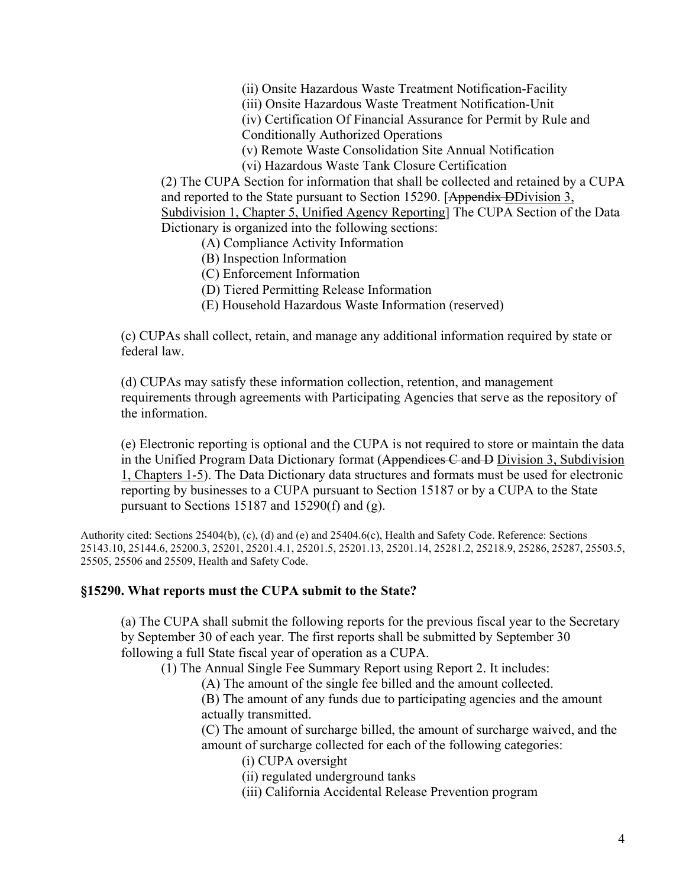(ii) Onsite Hazardous Waste Treatment Notification-Facility

(iii) Onsite Hazardous Waste Treatment Notification-Unit

(iv) Certification Of Financial Assurance for Permit by Rule and Conditionally Authorized Operations

(v) Remote Waste Consolidation Site Annual Notification

(vi) Hazardous Waste Tank Closure Certification

(2) The CUPA Section for information that shall be collected and retained by a CUPA and reported to the State pursuant to Section 15290. [~~Appendix D~~Division 3, Subdivision 1, Chapter 5, Unified Agency Reporting] The CUPA Section of the Data Dictionary is organized into the following sections:

(A) Compliance Activity Information

(B) Inspection Information

(C) Enforcement Information

(D) Tiered Permitting Release Information

(E) Household Hazardous Waste Information (reserved)

(c) CUPAs shall collect, retain, and manage any additional information required by state or federal law.

(d) CUPAs may satisfy these information collection, retention, and management requirements through agreements with Participating Agencies that serve as the repository of the information.

(e) Electronic reporting is optional and the CUPA is not required to store or maintain the data in the Unified Program Data Dictionary format (~~Appendices C and D~~ Division 3, Subdivision 1, Chapters 1-5). The Data Dictionary data structures and formats must be used for electronic reporting by businesses to a CUPA pursuant to Section 15187 or by a CUPA to the State pursuant to Sections 15187 and 15290(f) and (g).

Authority cited: Sections 25404(b), (c), (d) and (e) and 25404.6(c), Health and Safety Code. Reference: Sections 25143.10, 25144.6, 25200.3, 25201, 25201.4.1, 25201.5, 25201.13, 25201.14, 25281.2, 25218.9, 25286, 25287, 25503.5, 25505, 25506 and 25509, Health and Safety Code.

**§15290. What reports must the CUPA submit to the State?**

(a) The CUPA shall submit the following reports for the previous fiscal year to the Secretary by September 30 of each year. The first reports shall be submitted by September 30 following a full State fiscal year of operation as a CUPA.

(1) The Annual Single Fee Summary Report using Report 2. It includes:

(A) The amount of the single fee billed and the amount collected.

(B) The amount of any funds due to participating agencies and the amount actually transmitted.

(C) The amount of surcharge billed, the amount of surcharge waived, and the amount of surcharge collected for each of the following categories:

(i) CUPA oversight

(ii) regulated underground tanks

(iii) California Accidental Release Prevention program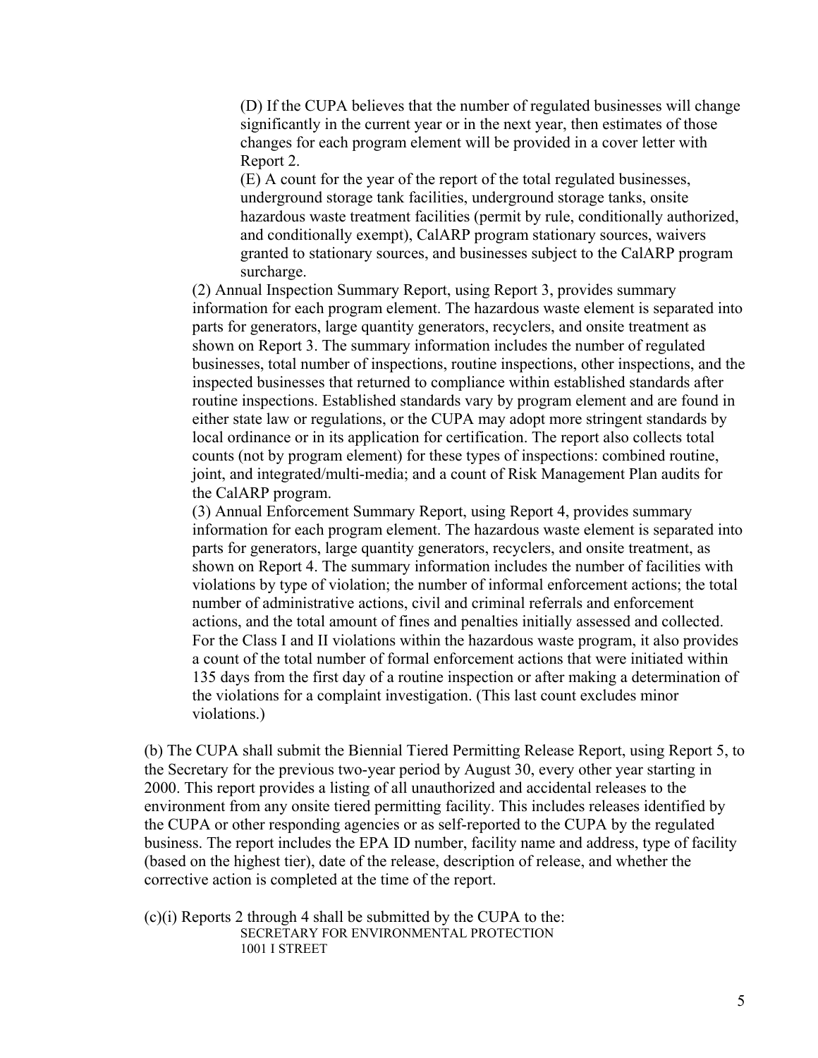(D) If the CUPA believes that the number of regulated businesses will change significantly in the current year or in the next year, then estimates of those changes for each program element will be provided in a cover letter with Report 2.

(E) A count for the year of the report of the total regulated businesses, underground storage tank facilities, underground storage tanks, onsite hazardous waste treatment facilities (permit by rule, conditionally authorized, and conditionally exempt), CalARP program stationary sources, waivers granted to stationary sources, and businesses subject to the CalARP program surcharge.

(2) Annual Inspection Summary Report, using Report 3, provides summary information for each program element. The hazardous waste element is separated into parts for generators, large quantity generators, recyclers, and onsite treatment as shown on Report 3. The summary information includes the number of regulated businesses, total number of inspections, routine inspections, other inspections, and the inspected businesses that returned to compliance within established standards after routine inspections. Established standards vary by program element and are found in either state law or regulations, or the CUPA may adopt more stringent standards by local ordinance or in its application for certification. The report also collects total counts (not by program element) for these types of inspections: combined routine, joint, and integrated/multi-media; and a count of Risk Management Plan audits for the CalARP program.

(3) Annual Enforcement Summary Report, using Report 4, provides summary information for each program element. The hazardous waste element is separated into parts for generators, large quantity generators, recyclers, and onsite treatment, as shown on Report 4. The summary information includes the number of facilities with violations by type of violation; the number of informal enforcement actions; the total number of administrative actions, civil and criminal referrals and enforcement actions, and the total amount of fines and penalties initially assessed and collected. For the Class I and II violations within the hazardous waste program, it also provides a count of the total number of formal enforcement actions that were initiated within 135 days from the first day of a routine inspection or after making a determination of the violations for a complaint investigation. (This last count excludes minor violations.)

(b) The CUPA shall submit the Biennial Tiered Permitting Release Report, using Report 5, to the Secretary for the previous two-year period by August 30, every other year starting in 2000. This report provides a listing of all unauthorized and accidental releases to the environment from any onsite tiered permitting facility. This includes releases identified by the CUPA or other responding agencies or as self-reported to the CUPA by the regulated business. The report includes the EPA ID number, facility name and address, type of facility (based on the highest tier), date of the release, description of release, and whether the corrective action is completed at the time of the report.

(c)(i) Reports 2 through 4 shall be submitted by the CUPA to the:

SECRETARY FOR ENVIRONMENTAL PROTECTION
1001 I STREET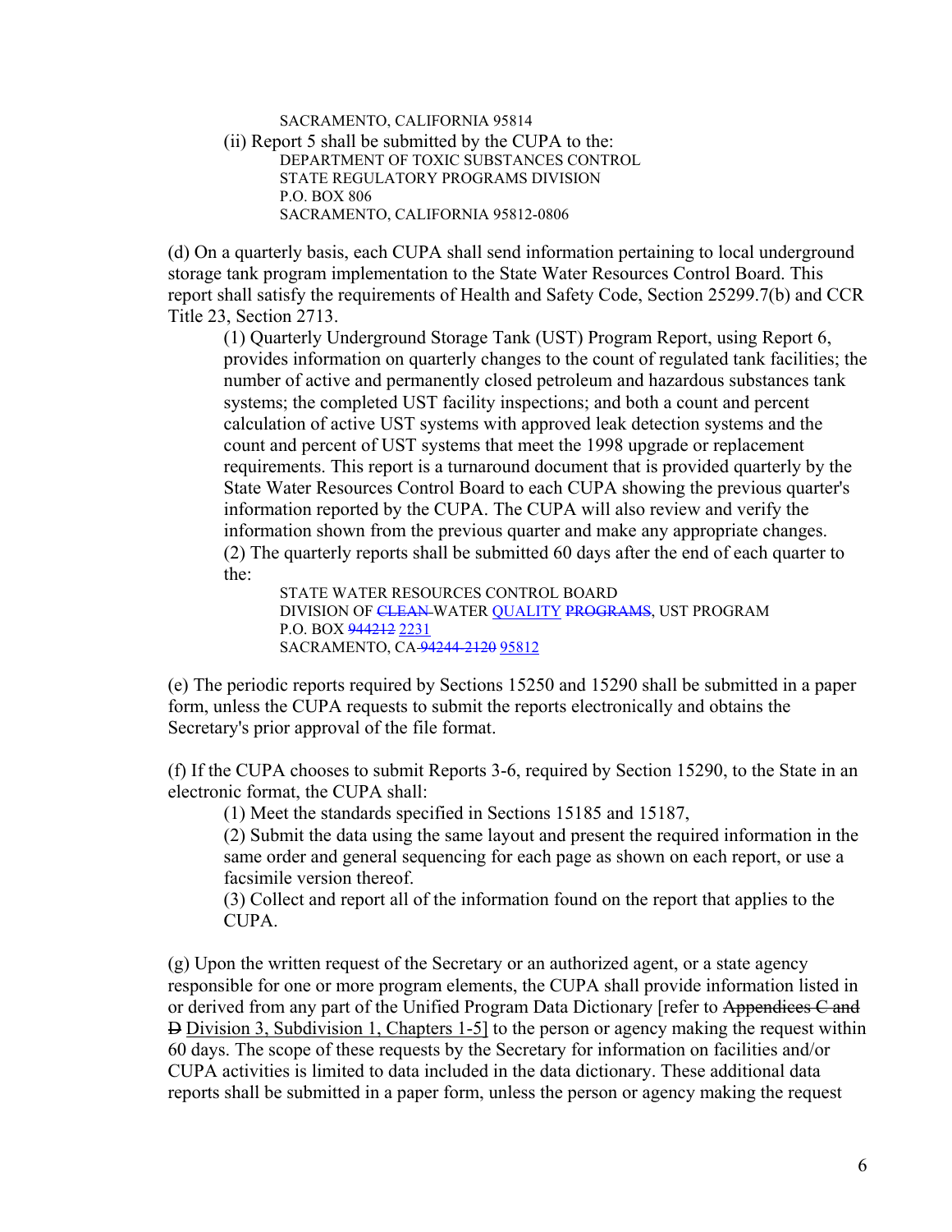SACRAMENTO, CALIFORNIA 95814

(ii) Report 5 shall be submitted by the CUPA to the:

DEPARTMENT OF TOXIC SUBSTANCES CONTROL
STATE REGULATORY PROGRAMS DIVISION
P.O. BOX 806
SACRAMENTO, CALIFORNIA 95812-0806

(d) On a quarterly basis, each CUPA shall send information pertaining to local underground storage tank program implementation to the State Water Resources Control Board. This report shall satisfy the requirements of Health and Safety Code, Section 25299.7(b) and CCR Title 23, Section 2713.

(1) Quarterly Underground Storage Tank (UST) Program Report, using Report 6, provides information on quarterly changes to the count of regulated tank facilities; the number of active and permanently closed petroleum and hazardous substances tank systems; the completed UST facility inspections; and both a count and percent calculation of active UST systems with approved leak detection systems and the count and percent of UST systems that meet the 1998 upgrade or replacement requirements. This report is a turnaround document that is provided quarterly by the State Water Resources Control Board to each CUPA showing the previous quarter's information reported by the CUPA. The CUPA will also review and verify the information shown from the previous quarter and make any appropriate changes.

(2) The quarterly reports shall be submitted 60 days after the end of each quarter to the:

STATE WATER RESOURCES CONTROL BOARD
DIVISION OF ~~CLEAN~~ WATER QUALITY ~~PROGRAMS~~, UST PROGRAM
P.O. BOX ~~944212~~ 2231
SACRAMENTO, CA ~~94244-2120~~ 95812

(e) The periodic reports required by Sections 15250 and 15290 shall be submitted in a paper form, unless the CUPA requests to submit the reports electronically and obtains the Secretary's prior approval of the file format.

(f) If the CUPA chooses to submit Reports 3-6, required by Section 15290, to the State in an electronic format, the CUPA shall:

(1) Meet the standards specified in Sections 15185 and 15187,

(2) Submit the data using the same layout and present the required information in the same order and general sequencing for each page as shown on each report, or use a facsimile version thereof.

(3) Collect and report all of the information found on the report that applies to the CUPA.

(g) Upon the written request of the Secretary or an authorized agent, or a state agency responsible for one or more program elements, the CUPA shall provide information listed in or derived from any part of the Unified Program Data Dictionary [refer to ~~Appendices C and D~~ Division 3, Subdivision 1, Chapters 1-5] to the person or agency making the request within 60 days. The scope of these requests by the Secretary for information on facilities and/or CUPA activities is limited to data included in the data dictionary. These additional data reports shall be submitted in a paper form, unless the person or agency making the request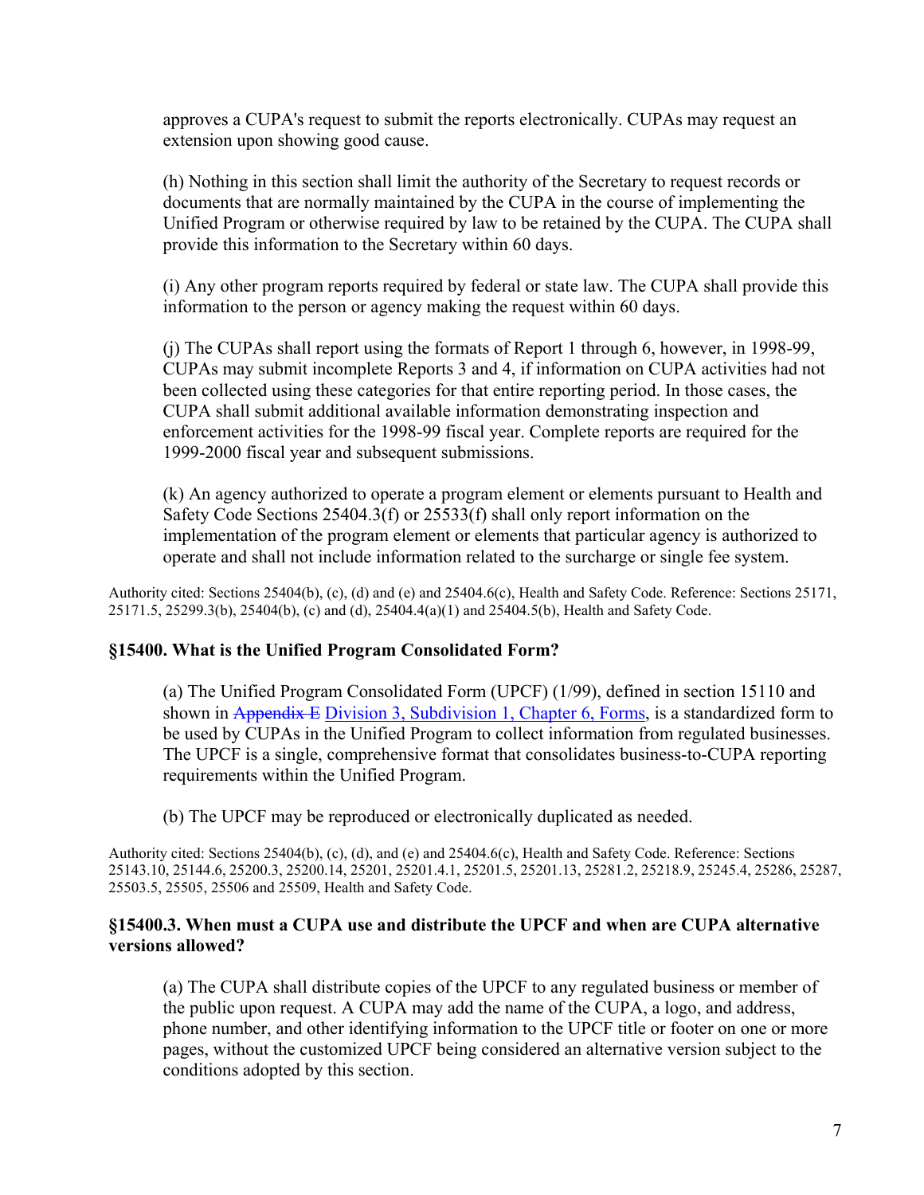approves a CUPA's request to submit the reports electronically. CUPAs may request an extension upon showing good cause.

(h) Nothing in this section shall limit the authority of the Secretary to request records or documents that are normally maintained by the CUPA in the course of implementing the Unified Program or otherwise required by law to be retained by the CUPA. The CUPA shall provide this information to the Secretary within 60 days.

(i) Any other program reports required by federal or state law. The CUPA shall provide this information to the person or agency making the request within 60 days.

(j) The CUPAs shall report using the formats of Report 1 through 6, however, in 1998-99, CUPAs may submit incomplete Reports 3 and 4, if information on CUPA activities had not been collected using these categories for that entire reporting period. In those cases, the CUPA shall submit additional available information demonstrating inspection and enforcement activities for the 1998-99 fiscal year. Complete reports are required for the 1999-2000 fiscal year and subsequent submissions.

(k) An agency authorized to operate a program element or elements pursuant to Health and Safety Code Sections 25404.3(f) or 25533(f) shall only report information on the implementation of the program element or elements that particular agency is authorized to operate and shall not include information related to the surcharge or single fee system.

Authority cited: Sections 25404(b), (c), (d) and (e) and 25404.6(c), Health and Safety Code. Reference: Sections 25171, 25171.5, 25299.3(b), 25404(b), (c) and (d), 25404.4(a)(1) and 25404.5(b), Health and Safety Code.

### §15400. What is the Unified Program Consolidated Form?

(a) The Unified Program Consolidated Form (UPCF) (1/99), defined in section 15110 and shown in ~~Appendix E~~ Division 3, Subdivision 1, Chapter 6, Forms, is a standardized form to be used by CUPAs in the Unified Program to collect information from regulated businesses. The UPCF is a single, comprehensive format that consolidates business-to-CUPA reporting requirements within the Unified Program.

(b) The UPCF may be reproduced or electronically duplicated as needed.

Authority cited: Sections 25404(b), (c), (d), and (e) and 25404.6(c), Health and Safety Code. Reference: Sections 25143.10, 25144.6, 25200.3, 25200.14, 25201, 25201.4.1, 25201.5, 25201.13, 25281.2, 25218.9, 25245.4, 25286, 25287, 25503.5, 25505, 25506 and 25509, Health and Safety Code.

### §15400.3. When must a CUPA use and distribute the UPCF and when are CUPA alternative versions allowed?

(a) The CUPA shall distribute copies of the UPCF to any regulated business or member of the public upon request. A CUPA may add the name of the CUPA, a logo, and address, phone number, and other identifying information to the UPCF title or footer on one or more pages, without the customized UPCF being considered an alternative version subject to the conditions adopted by this section.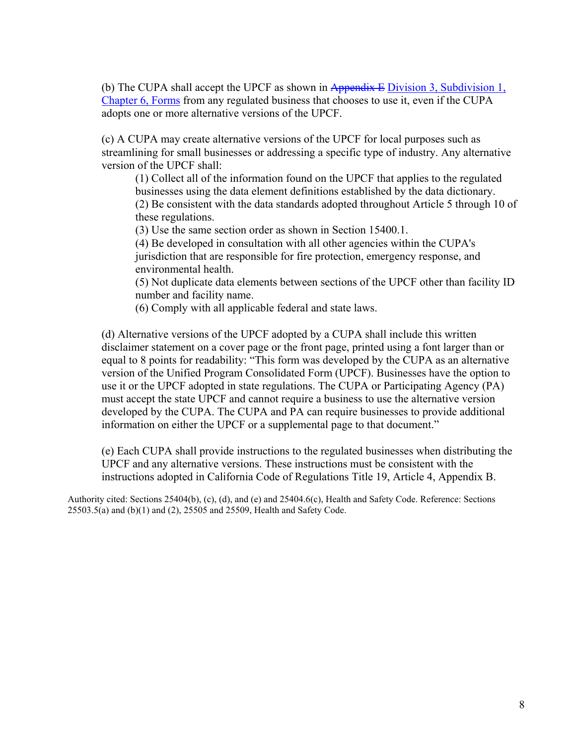(b) The CUPA shall accept the UPCF as shown in ~~Appendix E~~ Division 3, Subdivision 1, Chapter 6, Forms from any regulated business that chooses to use it, even if the CUPA adopts one or more alternative versions of the UPCF.

(c) A CUPA may create alternative versions of the UPCF for local purposes such as streamlining for small businesses or addressing a specific type of industry. Any alternative version of the UPCF shall:

(1) Collect all of the information found on the UPCF that applies to the regulated businesses using the data element definitions established by the data dictionary.
(2) Be consistent with the data standards adopted throughout Article 5 through 10 of these regulations.
(3) Use the same section order as shown in Section 15400.1.
(4) Be developed in consultation with all other agencies within the CUPA's jurisdiction that are responsible for fire protection, emergency response, and environmental health.
(5) Not duplicate data elements between sections of the UPCF other than facility ID number and facility name.
(6) Comply with all applicable federal and state laws.

(d) Alternative versions of the UPCF adopted by a CUPA shall include this written disclaimer statement on a cover page or the front page, printed using a font larger than or equal to 8 points for readability: "This form was developed by the CUPA as an alternative version of the Unified Program Consolidated Form (UPCF). Businesses have the option to use it or the UPCF adopted in state regulations. The CUPA or Participating Agency (PA) must accept the state UPCF and cannot require a business to use the alternative version developed by the CUPA. The CUPA and PA can require businesses to provide additional information on either the UPCF or a supplemental page to that document."

(e) Each CUPA shall provide instructions to the regulated businesses when distributing the UPCF and any alternative versions. These instructions must be consistent with the instructions adopted in California Code of Regulations Title 19, Article 4, Appendix B.

Authority cited: Sections 25404(b), (c), (d), and (e) and 25404.6(c), Health and Safety Code. Reference: Sections 25503.5(a) and (b)(1) and (2), 25505 and 25509, Health and Safety Code.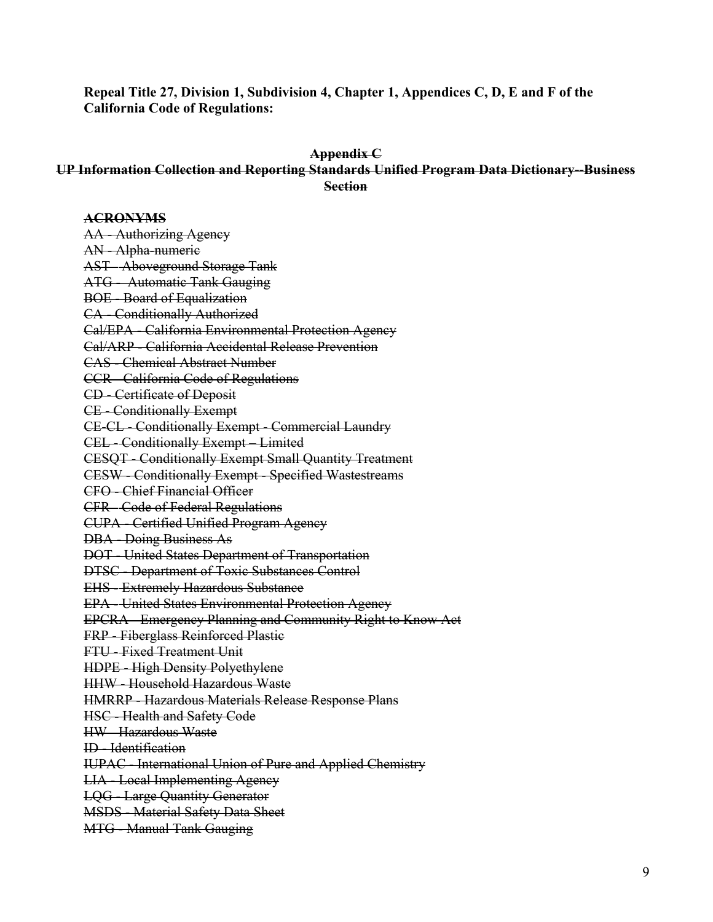**Repeal Title 27, Division 1, Subdivision 4, Chapter 1, Appendices C, D, E and F of the California Code of Regulations:**

## ~~Appendix C~~

## ~~UP Information Collection and Reporting Standards Unified Program Data Dictionary--Business Section~~

**~~ACRONYMS~~**

~~AA - Authorizing Agency~~
~~AN - Alpha-numeric~~
~~AST - Aboveground Storage Tank~~
~~ATG - Automatic Tank Gauging~~
~~BOE - Board of Equalization~~
~~CA - Conditionally Authorized~~
~~Cal/EPA - California Environmental Protection Agency~~
~~Cal/ARP - California Accidental Release Prevention~~
~~CAS - Chemical Abstract Number~~
~~CCR - California Code of Regulations~~
~~CD - Certificate of Deposit~~
~~CE - Conditionally Exempt~~
~~CE-CL - Conditionally Exempt - Commercial Laundry~~
~~CEL - Conditionally Exempt – Limited~~
~~CESQT - Conditionally Exempt Small Quantity Treatment~~
~~CESW - Conditionally Exempt - Specified Wastestreams~~
~~CFO - Chief Financial Officer~~
~~CFR - Code of Federal Regulations~~
~~CUPA - Certified Unified Program Agency~~
~~DBA - Doing Business As~~
~~DOT - United States Department of Transportation~~
~~DTSC - Department of Toxic Substances Control~~
~~EHS - Extremely Hazardous Substance~~
~~EPA - United States Environmental Protection Agency~~
~~EPCRA - Emergency Planning and Community Right to Know Act~~
~~FRP - Fiberglass Reinforced Plastic~~
~~FTU - Fixed Treatment Unit~~
~~HDPE - High Density Polyethylene~~
~~HHW - Household Hazardous Waste~~
~~HMRRP - Hazardous Materials Release Response Plans~~
~~HSC - Health and Safety Code~~
~~HW - Hazardous Waste~~
~~ID - Identification~~
~~IUPAC - International Union of Pure and Applied Chemistry~~
~~LIA - Local Implementing Agency~~
~~LQG - Large Quantity Generator~~
~~MSDS - Material Safety Data Sheet~~
~~MTG - Manual Tank Gauging~~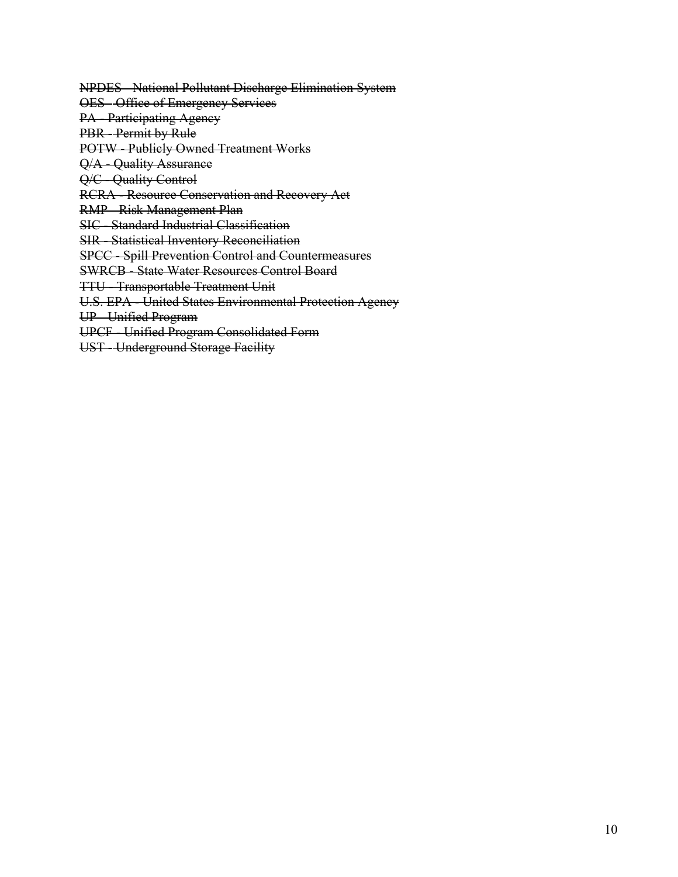~~NPDES - National Pollutant Discharge Elimination System~~
~~OES - Office of Emergency Services~~
~~PA - Participating Agency~~
~~PBR - Permit by Rule~~
~~POTW - Publicly Owned Treatment Works~~
~~Q/A - Quality Assurance~~
~~Q/C - Quality Control~~
~~RCRA - Resource Conservation and Recovery Act~~
~~RMP - Risk Management Plan~~
~~SIC - Standard Industrial Classification~~
~~SIR - Statistical Inventory Reconciliation~~
~~SPCC - Spill Prevention Control and Countermeasures~~
~~SWRCB - State Water Resources Control Board~~
~~TTU - Transportable Treatment Unit~~
~~U.S. EPA - United States Environmental Protection Agency~~
~~UP - Unified Program~~
~~UPCF - Unified Program Consolidated Form~~
~~UST - Underground Storage Facility~~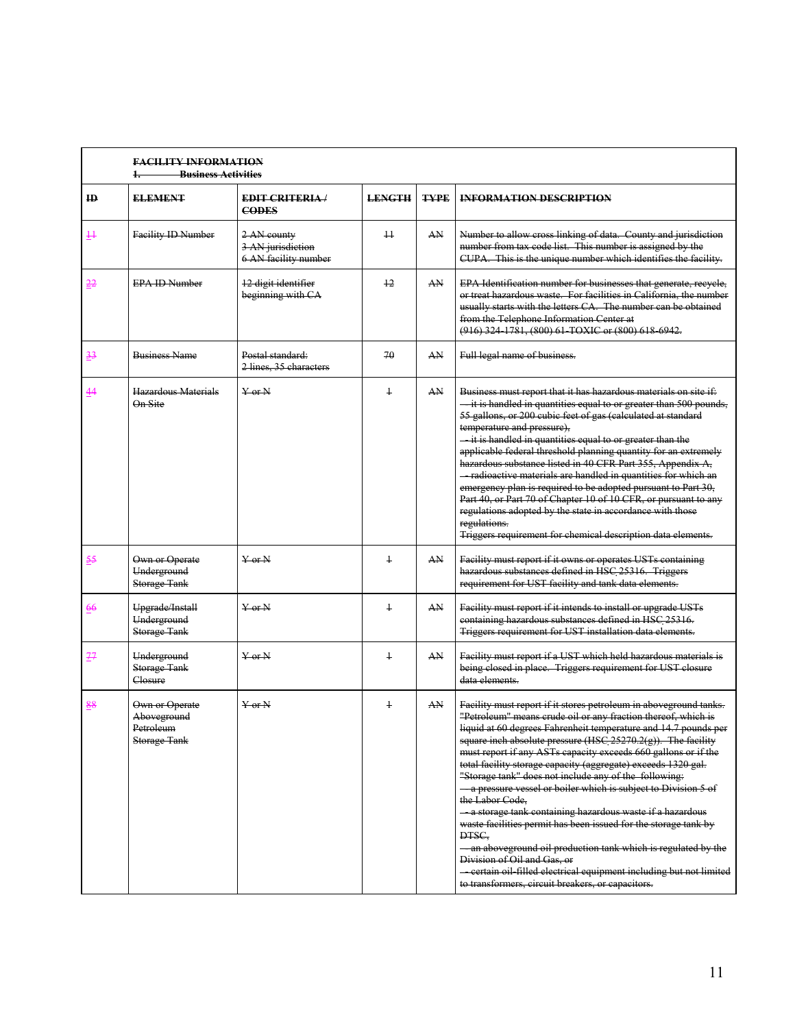**FACILITY INFORMATION**
**1. Business Activities**

| ID | ELEMENT | EDIT CRITERIA / CODES | LENGTH | TYPE | INFORMATION DESCRIPTION |
|---|---|---|---|---|---|
| 11 | Facility ID Number | 2 AN county<br>3 AN jurisdiction<br>6 AN facility number | 11 | AN | Number to allow cross linking of data. County and jurisdiction number from tax code list. This number is assigned by the CUPA. This is the unique number which identifies the facility. |
| 22 | EPA ID Number | 12 digit identifier beginning with CA | 12 | AN | EPA Identification number for businesses that generate, recycle, or treat hazardous waste. For facilities in California, the number usually starts with the letters CA. The number can be obtained from the Telephone Information Center at (916) 324-1781, (800) 61-TOXIC or (800) 618-6942. |
| 33 | Business Name | Postal standard:<br>2 lines, 35 characters | 70 | AN | Full legal name of business. |
| 44 | Hazardous Materials On Site | Y or N | 1 | AN | Business must report that it has hazardous materials on site if:<br>- it is handled in quantities equal to or greater than 500 pounds, 55 gallons, or 200 cubic feet of gas (calculated at standard temperature and pressure),<br>- it is handled in quantities equal to or greater than the applicable federal threshold planning quantity for an extremely hazardous substance listed in 40 CFR Part 355, Appendix A,<br>- radioactive materials are handled in quantities for which an emergency plan is required to be adopted pursuant to Part 30, Part 40, or Part 70 of Chapter 10 of 10 CFR, or pursuant to any regulations adopted by the state in accordance with those regulations.<br>Triggers requirement for chemical description data elements. |
| 55 | Own or Operate Underground Storage Tank | Y or N | 1 | AN | Facility must report if it owns or operates USTs containing hazardous substances defined in HSC 25316. Triggers requirement for UST facility and tank data elements. |
| 66 | Upgrade/Install Underground Storage Tank | Y or N | 1 | AN | Facility must report if it intends to install or upgrade USTs containing hazardous substances defined in HSC 25316. Triggers requirement for UST installation data elements. |
| 77 | Underground Storage Tank Closure | Y or N | 1 | AN | Facility must report if a UST which held hazardous materials is being closed in place. Triggers requirement for UST closure data elements. |
| 88 | Own or Operate Aboveground Petroleum Storage Tank | Y or N | 1 | AN | Facility must report if it stores petroleum in aboveground tanks. "Petroleum" means crude oil or any fraction thereof, which is liquid at 60 degrees Fahrenheit temperature and 14.7 pounds per square inch absolute pressure (HSC 25270.2(g)). The facility must report if any ASTs capacity exceeds 660 gallons or if the total facility storage capacity (aggregate) exceeds 1320 gal. "Storage tank" does not include any of the following:<br>- a pressure vessel or boiler which is subject to Division 5 of the Labor Code,<br>- a storage tank containing hazardous waste if a hazardous waste facilities permit has been issued for the storage tank by DTSC,<br>- an aboveground oil production tank which is regulated by the Division of Oil and Gas, or<br>- certain oil-filled electrical equipment including but not limited to transformers, circuit breakers, or capacitors. |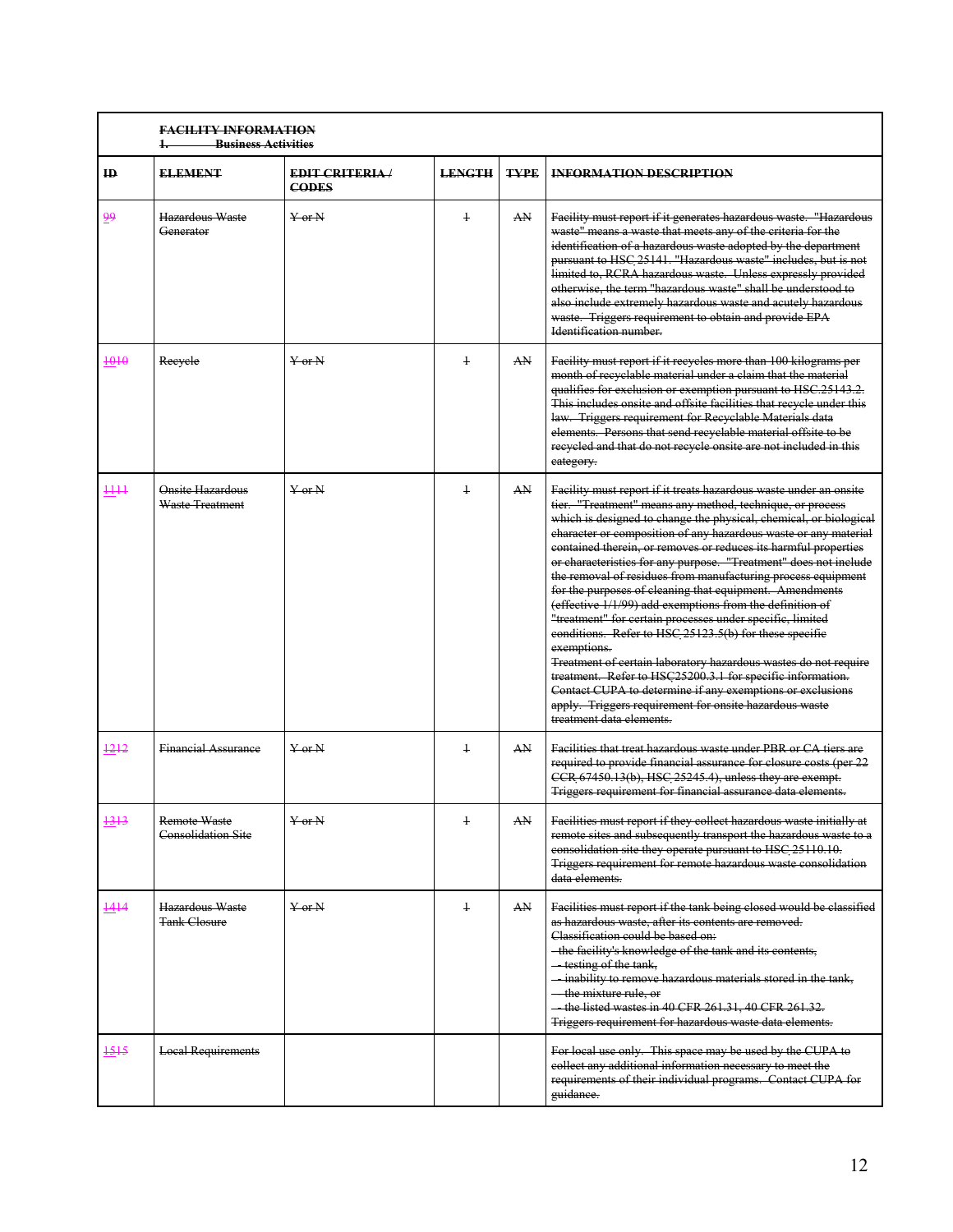FACILITY INFORMATION
1. Business Activities

| ID | ELEMENT | EDIT CRITERIA / CODES | LENGTH | TYPE | INFORMATION DESCRIPTION |
|---|---|---|---|---|---|
| 99 | Hazardous Waste Generator | Y or N | 1 | AN | Facility must report if it generates hazardous waste. "Hazardous waste" means a waste that meets any of the criteria for the identification of a hazardous waste adopted by the department pursuant to HSC 25141. "Hazardous waste" includes, but is not limited to, RCRA hazardous waste. Unless expressly provided otherwise, the term "hazardous waste" shall be understood to also include extremely hazardous waste and acutely hazardous waste. Triggers requirement to obtain and provide EPA Identification number. |
| 1010 | Recycle | Y or N | 1 | AN | Facility must report if it recycles more than 100 kilograms per month of recyclable material under a claim that the material qualifies for exclusion or exemption pursuant to HSC.25143.2. This includes onsite and offsite facilities that recycle under this law. Triggers requirement for Recyclable Materials data elements. Persons that send recyclable material offsite to be recycled and that do not recycle onsite are not included in this category. |
| 1111 | Onsite Hazardous Waste Treatment | Y or N | 1 | AN | Facility must report if it treats hazardous waste under an onsite tier. "Treatment" means any method, technique, or process which is designed to change the physical, chemical, or biological character or composition of any hazardous waste or any material contained therein, or removes or reduces its harmful properties or characteristics for any purpose. "Treatment" does not include the removal of residues from manufacturing process equipment for the purposes of cleaning that equipment. Amendments (effective 1/1/99) add exemptions from the definition of "treatment" for certain processes under specific, limited conditions. Refer to HSC 25123.5(b) for these specific exemptions.<br>Treatment of certain laboratory hazardous wastes do not require treatment. Refer to HSC25200.3.1 for specific information. Contact CUPA to determine if any exemptions or exclusions apply. Triggers requirement for onsite hazardous waste treatment data elements. |
| 1212 | Financial Assurance | Y or N | 1 | AN | Facilities that treat hazardous waste under PBR or CA tiers are required to provide financial assurance for closure costs (per 22 CCR 67450.13(b), HSC 25245.4), unless they are exempt. Triggers requirement for financial assurance data elements. |
| 1313 | Remote Waste Consolidation Site | Y or N | 1 | AN | Facilities must report if they collect hazardous waste initially at remote sites and subsequently transport the hazardous waste to a consolidation site they operate pursuant to HSC 25110.10. Triggers requirement for remote hazardous waste consolidation data elements. |
| 1414 | Hazardous Waste Tank Closure | Y or N | 1 | AN | Facilities must report if the tank being closed would be classified as hazardous waste, after its contents are removed. Classification could be based on:<br>- the facility's knowledge of the tank and its contents,<br>- testing of the tank,<br>- inability to remove hazardous materials stored in the tank,<br>- the mixture rule, or<br>- the listed wastes in 40 CFR 261.31, 40 CFR 261.32.<br>Triggers requirement for hazardous waste data elements. |
| 1515 | Local Requirements | | | | For local use only. This space may be used by the CUPA to collect any additional information necessary to meet the requirements of their individual programs. Contact CUPA for guidance. |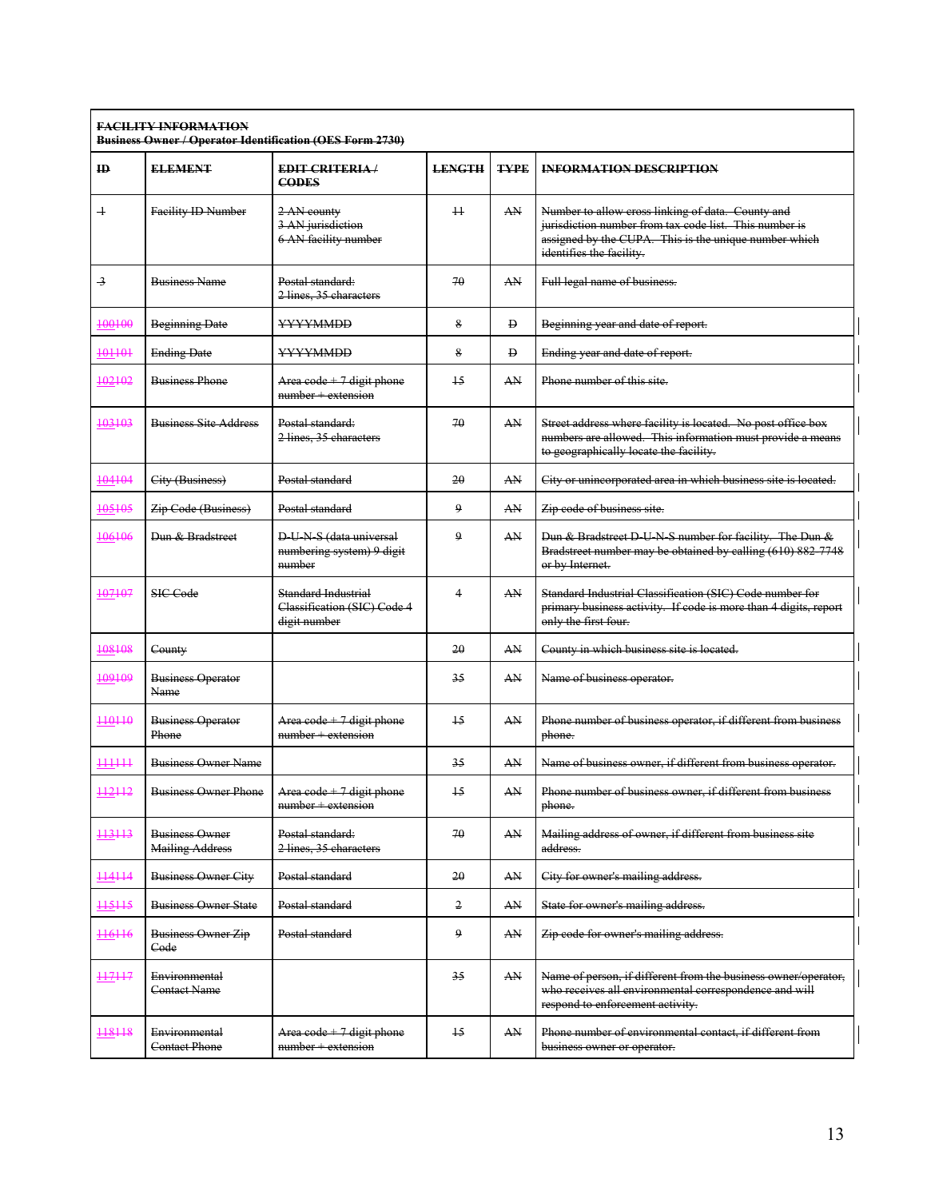| **FACILITY INFORMATION**<br>**Business Owner / Operator Identification (OES Form 2730)** | | | | | |
|---|---|---|---|---|---|
| **ID** | **ELEMENT** | **EDIT CRITERIA / CODES** | **LENGTH** | **TYPE** | **INFORMATION DESCRIPTION** |
| 1 | Facility ID Number | 2 AN county<br>3 AN jurisdiction<br>6 AN facility number | 11 | AN | Number to allow cross linking of data. County and jurisdiction number from tax code list. This number is assigned by the CUPA. This is the unique number which identifies the facility. |
| 3 | Business Name | Postal standard:<br>2 lines, 35 characters | 70 | AN | Full legal name of business. |
| 100100 | Beginning Date | YYYYMMDD | 8 | D | Beginning year and date of report. |
| 101101 | Ending Date | YYYYMMDD | 8 | D | Ending year and date of report. |
| 102102 | Business Phone | Area code + 7 digit phone number + extension | 15 | AN | Phone number of this site. |
| 103103 | Business Site Address | Postal standard:<br>2 lines, 35 characters | 70 | AN | Street address where facility is located. No post office box numbers are allowed. This information must provide a means to geographically locate the facility. |
| 104104 | City (Business) | Postal standard | 20 | AN | City or unincorporated area in which business site is located. |
| 105105 | Zip Code (Business) | Postal standard | 9 | AN | Zip code of business site. |
| 106106 | Dun & Bradstreet | D-U-N-S (data universal numbering system) 9 digit number | 9 | AN | Dun & Bradstreet D-U-N-S number for facility. The Dun & Bradstreet number may be obtained by calling (610) 882-7748 or by Internet. |
| 107107 | SIC Code | Standard Industrial Classification (SIC) Code 4 digit number | 4 | AN | Standard Industrial Classification (SIC) Code number for primary business activity. If code is more than 4 digits, report only the first four. |
| 108108 | County | | 20 | AN | County in which business site is located. |
| 109109 | Business Operator Name | | 35 | AN | Name of business operator. |
| 110110 | Business Operator Phone | Area code + 7 digit phone number + extension | 15 | AN | Phone number of business operator, if different from business phone. |
| 111111 | Business Owner Name | | 35 | AN | Name of business owner, if different from business operator. |
| 112112 | Business Owner Phone | Area code + 7 digit phone number + extension | 15 | AN | Phone number of business owner, if different from business phone. |
| 113113 | Business Owner Mailing Address | Postal standard:<br>2 lines, 35 characters | 70 | AN | Mailing address of owner, if different from business site address. |
| 114114 | Business Owner City | Postal standard | 20 | AN | City for owner's mailing address. |
| 115115 | Business Owner State | Postal standard | 2 | AN | State for owner's mailing address. |
| 116116 | Business Owner Zip Code | Postal standard | 9 | AN | Zip code for owner's mailing address. |
| 117117 | Environmental Contact Name | | 35 | AN | Name of person, if different from the business owner/operator, who receives all environmental correspondence and will respond to enforcement activity. |
| 118118 | Environmental Contact Phone | Area code + 7 digit phone number + extension | 15 | AN | Phone number of environmental contact, if different from business owner or operator. |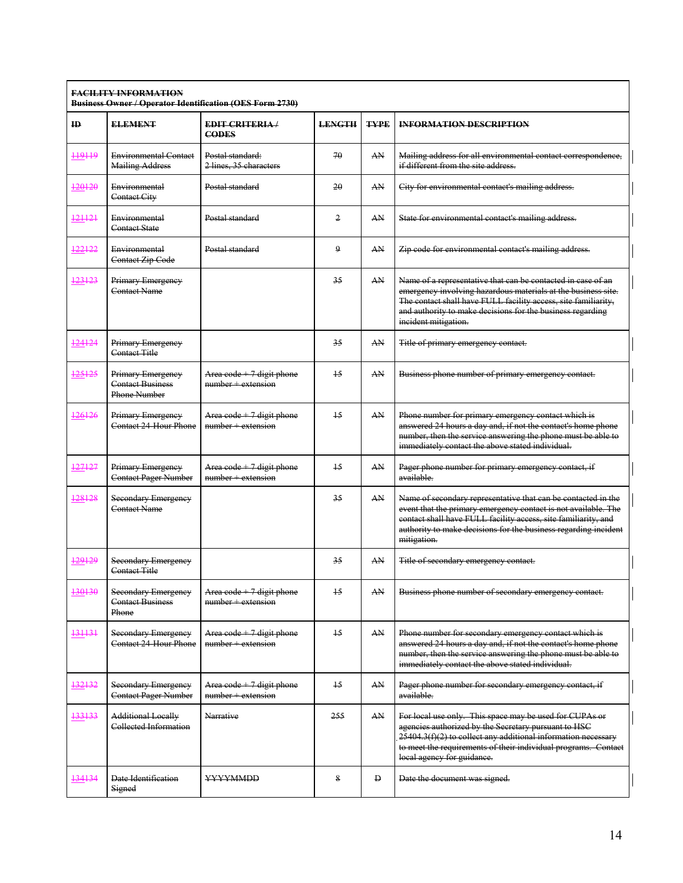| **FACILITY INFORMATION**<br>**Business Owner / Operator Identification (OES Form 2730)** | | | | | |
|---|---|---|---|---|---|
| **ID** | **ELEMENT** | **EDIT CRITERIA / CODES** | **LENGTH** | **TYPE** | **INFORMATION DESCRIPTION** |
| 119119 | Environmental Contact Mailing Address | Postal standard: 2 lines, 35 characters | 70 | AN | Mailing address for all environmental contact correspondence, if different from the site address. |
| 120120 | Environmental Contact City | Postal standard | 20 | AN | City for environmental contact's mailing address. |
| 121121 | Environmental Contact State | Postal standard | 2 | AN | State for environmental contact's mailing address. |
| 122122 | Environmental Contact Zip Code | Postal standard | 9 | AN | Zip code for environmental contact's mailing address. |
| 123123 | Primary Emergency Contact Name | | 35 | AN | Name of a representative that can be contacted in case of an emergency involving hazardous materials at the business site. The contact shall have FULL facility access, site familiarity, and authority to make decisions for the business regarding incident mitigation. |
| 124124 | Primary Emergency Contact Title | | 35 | AN | Title of primary emergency contact. |
| 125125 | Primary Emergency Contact Business Phone Number | Area code + 7 digit phone number + extension | 15 | AN | Business phone number of primary emergency contact. |
| 126126 | Primary Emergency Contact 24-Hour Phone | Area code + 7 digit phone number + extension | 15 | AN | Phone number for primary emergency contact which is answered 24 hours a day and, if not the contact's home phone number, then the service answering the phone must be able to immediately contact the above stated individual. |
| 127127 | Primary Emergency Contact Pager Number | Area code + 7 digit phone number + extension | 15 | AN | Pager phone number for primary emergency contact, if available. |
| 128128 | Secondary Emergency Contact Name | | 35 | AN | Name of secondary representative that can be contacted in the event that the primary emergency contact is not available. The contact shall have FULL facility access, site familiarity, and authority to make decisions for the business regarding incident mitigation. |
| 129129 | Secondary Emergency Contact Title | | 35 | AN | Title of secondary emergency contact. |
| 130130 | Secondary Emergency Contact Business Phone | Area code + 7 digit phone number + extension | 15 | AN | Business phone number of secondary emergency contact. |
| 131131 | Secondary Emergency Contact 24-Hour Phone | Area code + 7 digit phone number + extension | 15 | AN | Phone number for secondary emergency contact which is answered 24 hours a day and, if not the contact's home phone number, then the service answering the phone must be able to immediately contact the above stated individual. |
| 132132 | Secondary Emergency Contact Pager Number | Area code + 7 digit phone number + extension | 15 | AN | Pager phone number for secondary emergency contact, if available. |
| 133133 | Additional Locally Collected Information | Narrative | 255 | AN | For local use only. This space may be used for CUPAs or agencies authorized by the Secretary pursuant to HSC 25404.3(f)(2) to collect any additional information necessary to meet the requirements of their individual programs. Contact local agency for guidance. |
| 134134 | Date Identification Signed | YYYYMMDD | 8 | D | Date the document was signed. |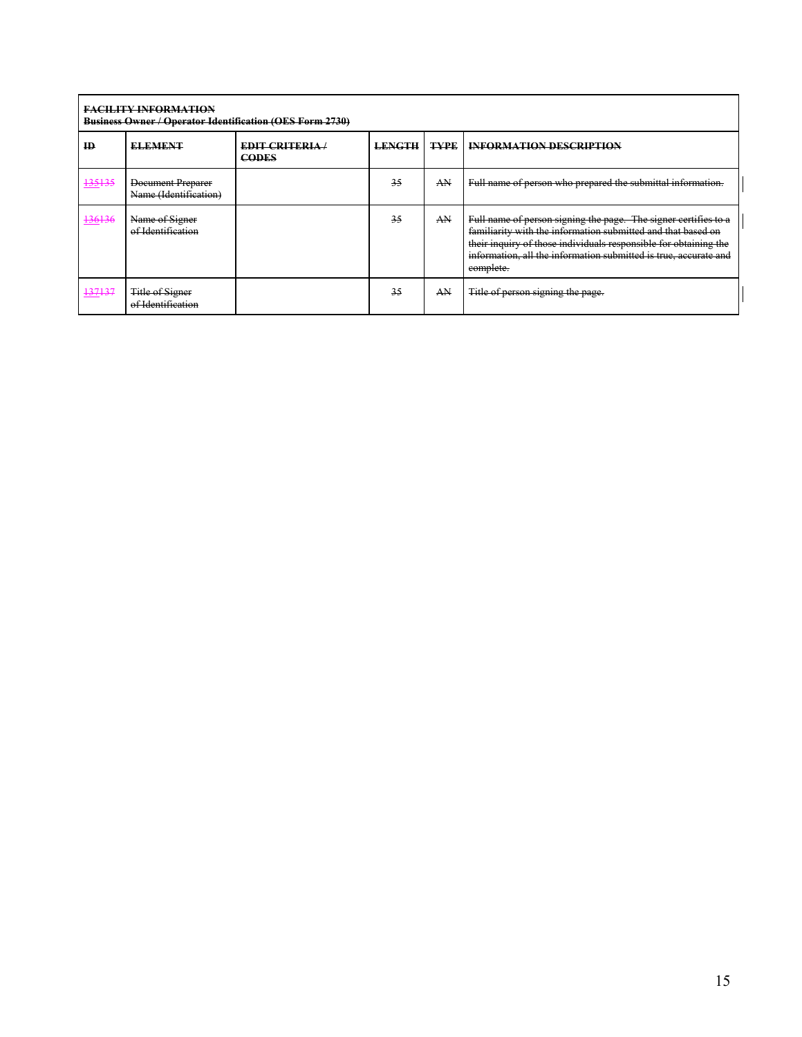| **FACILITY INFORMATION**<br>**Business Owner / Operator Identification (OES Form 2730)** | | | | | |
|---|---|---|---|---|---|
| **ID** | **ELEMENT** | **EDIT CRITERIA / CODES** | **LENGTH** | **TYPE** | **INFORMATION DESCRIPTION** |
| 135135 | Document Preparer Name (Identification) | | 35 | AN | Full name of person who prepared the submittal information. |
| 136136 | Name of Signer of Identification | | 35 | AN | Full name of person signing the page. The signer certifies to a familiarity with the information submitted and that based on their inquiry of those individuals responsible for obtaining the information, all the information submitted is true, accurate and complete. |
| 137137 | Title of Signer of Identification | | 35 | AN | Title of person signing the page. |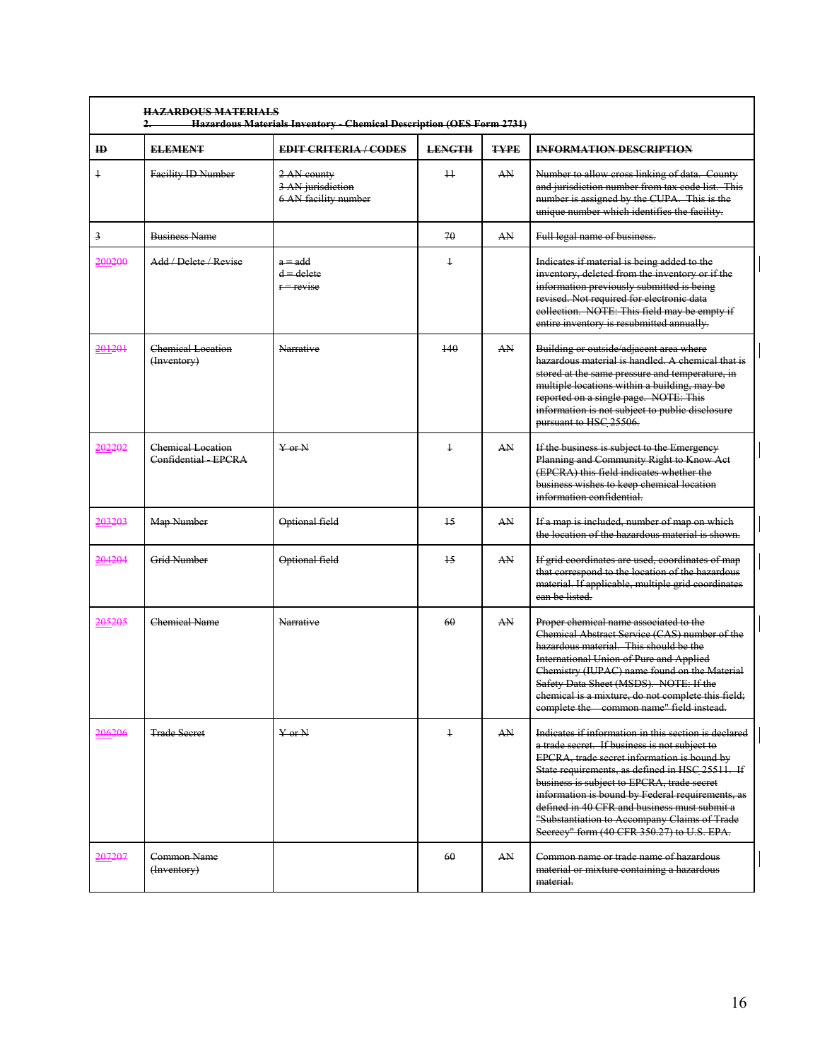~~**HAZARDOUS MATERIALS**~~

~~**2. Hazardous Materials Inventory - Chemical Description (OES Form 2731)**~~

| ~~ID~~ | ~~ELEMENT~~ | ~~EDIT CRITERIA / CODES~~ | ~~LENGTH~~ | ~~TYPE~~ | ~~INFORMATION DESCRIPTION~~ |
|---|---|---|---|---|---|
| ~~1~~ | ~~Facility ID Number~~ | ~~2 AN county~~<br>~~3 AN jurisdiction~~<br>~~6 AN facility number~~ | ~~11~~ | ~~AN~~ | ~~Number to allow cross linking of data. County and jurisdiction number from tax code list. This number is assigned by the CUPA. This is the unique number which identifies the facility.~~ |
| ~~3~~ | ~~Business Name~~ | | ~~70~~ | ~~AN~~ | ~~Full legal name of business.~~ |
| 200~~200~~ | ~~Add / Delete / Revise~~ | ~~a = add~~<br>~~d = delete~~<br>~~r = revise~~ | ~~1~~ | | ~~Indicates if material is being added to the inventory, deleted from the inventory or if the information previously submitted is being revised. Not required for electronic data collection. NOTE: This field may be empty if entire inventory is resubmitted annually.~~ |
| 201~~201~~ | ~~Chemical Location (Inventory)~~ | ~~Narrative~~ | ~~140~~ | ~~AN~~ | ~~Building or outside/adjacent area where hazardous material is handled. A chemical that is stored at the same pressure and temperature, in multiple locations within a building, may be reported on a single page. NOTE: This information is not subject to public disclosure pursuant to HSC 25506.~~ |
| 202~~202~~ | ~~Chemical Location Confidential - EPCRA~~ | ~~Y or N~~ | ~~1~~ | ~~AN~~ | ~~If the business is subject to the Emergency Planning and Community Right to Know Act (EPCRA) this field indicates whether the business wishes to keep chemical location information confidential.~~ |
| 203~~203~~ | ~~Map Number~~ | ~~Optional field~~ | ~~15~~ | ~~AN~~ | ~~If a map is included, number of map on which the location of the hazardous material is shown.~~ |
| 204~~204~~ | ~~Grid Number~~ | ~~Optional field~~ | ~~15~~ | ~~AN~~ | ~~If grid coordinates are used, coordinates of map that correspond to the location of the hazardous material. If applicable, multiple grid coordinates can be listed.~~ |
| 205~~205~~ | ~~Chemical Name~~ | ~~Narrative~~ | ~~60~~ | ~~AN~~ | ~~Proper chemical name associated to the Chemical Abstract Service (CAS) number of the hazardous material. This should be the International Union of Pure and Applied Chemistry (IUPAC) name found on the Material Safety Data Sheet (MSDS). NOTE: If the chemical is a mixture, do not complete this field; complete the "common name" field instead.~~ |
| 206~~206~~ | ~~Trade Secret~~ | ~~Y or N~~ | ~~1~~ | ~~AN~~ | ~~Indicates if information in this section is declared a trade secret. If business is not subject to EPCRA, trade secret information is bound by State requirements, as defined in HSC 25511. If business is subject to EPCRA, trade secret information is bound by Federal requirements, as defined in 40 CFR and business must submit a "Substantiation to Accompany Claims of Trade Secrecy" form (40 CFR 350.27) to U.S. EPA.~~ |
| 207~~207~~ | ~~Common Name (Inventory)~~ | | ~~60~~ | ~~AN~~ | ~~Common name or trade name of hazardous material or mixture containing a hazardous material.~~ |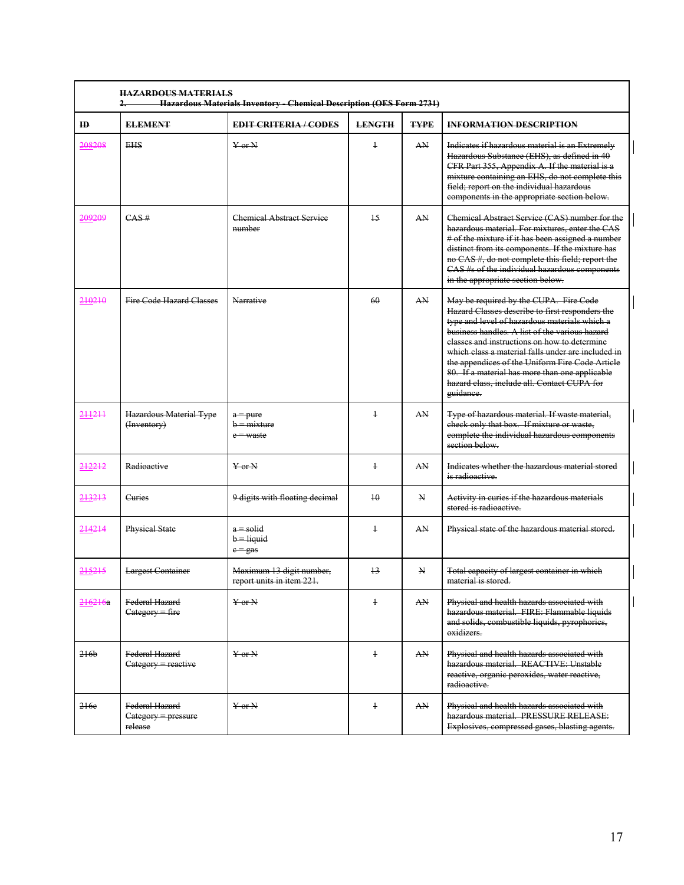**HAZARDOUS MATERIALS**

**2. Hazardous Materials Inventory - Chemical Description (OES Form 2731)**

| ID | ELEMENT | EDIT CRITERIA / CODES | LENGTH | TYPE | INFORMATION DESCRIPTION |
|---|---|---|---|---|---|
| 208208 | EHS | Y or N | 1 | AN | Indicates if hazardous material is an Extremely Hazardous Substance (EHS), as defined in 40 CFR Part 355, Appendix A. If the material is a mixture containing an EHS, do not complete this field; report on the individual hazardous components in the appropriate section below. |
| 209209 | CAS # | Chemical Abstract Service number | 15 | AN | Chemical Abstract Service (CAS) number for the hazardous material. For mixtures, enter the CAS # of the mixture if it has been assigned a number distinct from its components. If the mixture has no CAS #, do not complete this field; report the CAS #s of the individual hazardous components in the appropriate section below. |
| 210210 | Fire Code Hazard Classes | Narrative | 60 | AN | May be required by the CUPA. Fire Code Hazard Classes describe to first responders the type and level of hazardous materials which a business handles. A list of the various hazard classes and instructions on how to determine which class a material falls under are included in the appendices of the Uniform Fire Code Article 80. If a material has more than one applicable hazard class, include all. Contact CUPA for guidance. |
| 211211 | Hazardous Material Type (Inventory) | a = pure<br>b = mixture<br>c = waste | 1 | AN | Type of hazardous material. If waste material, check only that box. If mixture or waste, complete the individual hazardous components section below. |
| 212212 | Radioactive | Y or N | 1 | AN | Indicates whether the hazardous material stored is radioactive. |
| 213213 | Curies | 9 digits with floating decimal | 10 | N | Activity in curies if the hazardous materials stored is radioactive. |
| 214214 | Physical State | a = solid<br>b = liquid<br>c = gas | 1 | AN | Physical state of the hazardous material stored. |
| 215215 | Largest Container | Maximum 13 digit number, report units in item 221. | 13 | N | Total capacity of largest container in which material is stored. |
| 216216a | Federal Hazard Category = fire | Y or N | 1 | AN | Physical and health hazards associated with hazardous material. FIRE: Flammable liquids and solids, combustible liquids, pyrophorics, oxidizers. |
| 216b | Federal Hazard Category = reactive | Y or N | 1 | AN | Physical and health hazards associated with hazardous material. REACTIVE: Unstable reactive, organic peroxides, water reactive, radioactive. |
| 216c | Federal Hazard Category = pressure release | Y or N | 1 | AN | Physical and health hazards associated with hazardous material. PRESSURE RELEASE: Explosives, compressed gases, blasting agents. |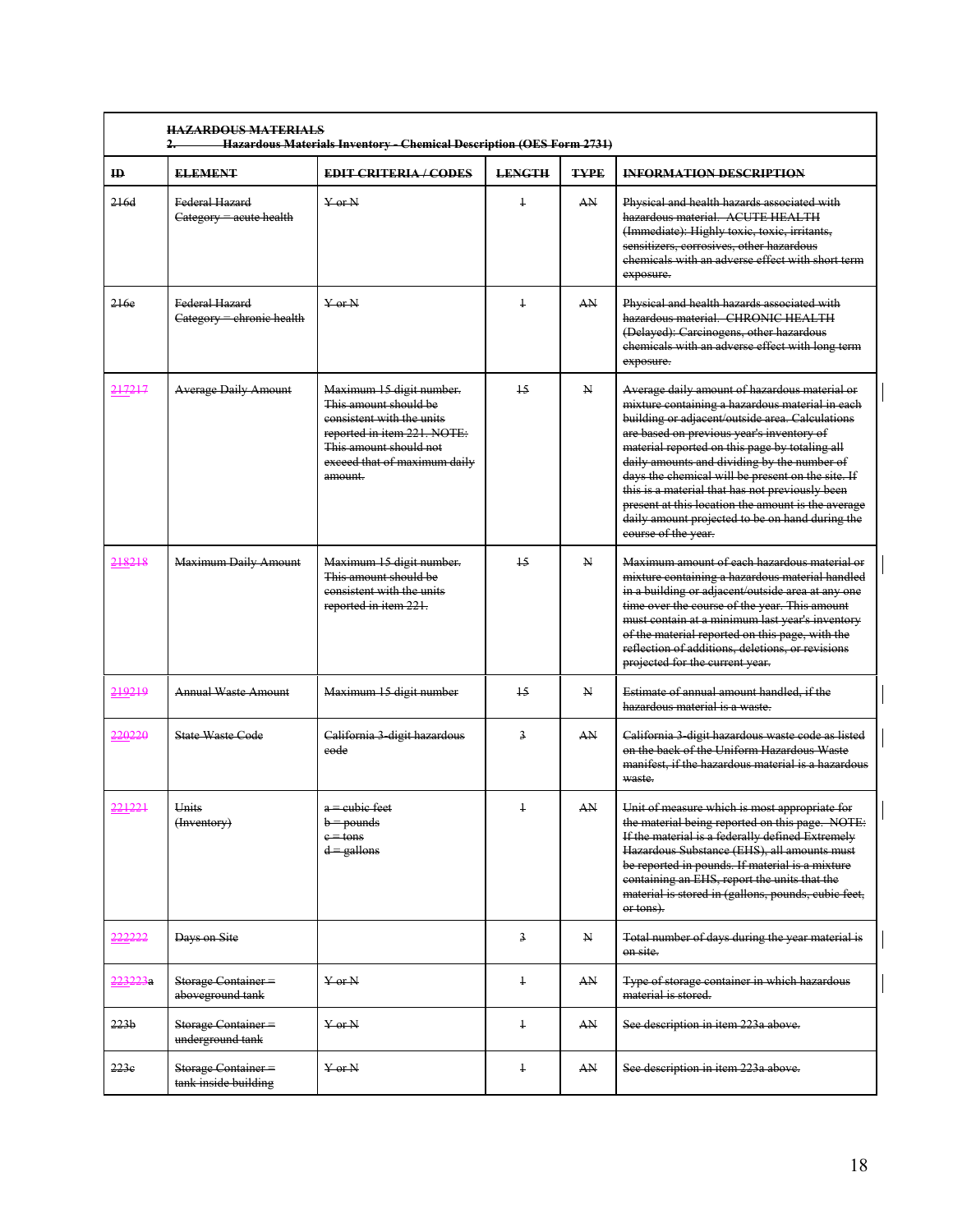**HAZARDOUS MATERIALS**

**2. Hazardous Materials Inventory - Chemical Description (OES Form 2731)**

| ID | ELEMENT | EDIT CRITERIA / CODES | LENGTH | TYPE | INFORMATION DESCRIPTION |
|---|---|---|---|---|---|
| 216d | Federal Hazard Category = acute health | Y or N | 1 | AN | Physical and health hazards associated with hazardous material. ACUTE HEALTH (Immediate): Highly toxic, toxic, irritants, sensitizers, corrosives, other hazardous chemicals with an adverse effect with short term exposure. |
| 216e | Federal Hazard Category = chronic health | Y or N | 1 | AN | Physical and health hazards associated with hazardous material. CHRONIC HEALTH (Delayed): Carcinogens, other hazardous chemicals with an adverse effect with long term exposure. |
| 217217 | Average Daily Amount | Maximum 15 digit number. This amount should be consistent with the units reported in item 221. NOTE: This amount should not exceed that of maximum daily amount. | 15 | N | Average daily amount of hazardous material or mixture containing a hazardous material in each building or adjacent/outside area. Calculations are based on previous year's inventory of material reported on this page by totaling all daily amounts and dividing by the number of days the chemical will be present on the site. If this is a material that has not previously been present at this location the amount is the average daily amount projected to be on hand during the course of the year. |
| 218218 | Maximum Daily Amount | Maximum 15 digit number. This amount should be consistent with the units reported in item 221. | 15 | N | Maximum amount of each hazardous material or mixture containing a hazardous material handled in a building or adjacent/outside area at any one time over the course of the year. This amount must contain at a minimum last year's inventory of the material reported on this page, with the reflection of additions, deletions, or revisions projected for the current year. |
| 219219 | Annual Waste Amount | Maximum 15 digit number | 15 | N | Estimate of annual amount handled, if the hazardous material is a waste. |
| 220220 | State Waste Code | California 3-digit hazardous code | 3 | AN | California 3-digit hazardous waste code as listed on the back of the Uniform Hazardous Waste manifest, if the hazardous material is a hazardous waste. |
| 221221 | Units (Inventory) | a = cubic feet<br>b = pounds<br>c = tons<br>d = gallons | 1 | AN | Unit of measure which is most appropriate for the material being reported on this page. NOTE: If the material is a federally defined Extremely Hazardous Substance (EHS), all amounts must be reported in pounds. If material is a mixture containing an EHS, report the units that the material is stored in (gallons, pounds, cubic feet, or tons). |
| 222222 | Days on Site | | 3 | N | Total number of days during the year material is on site. |
| 223223a | Storage Container = aboveground tank | Y or N | 1 | AN | Type of storage container in which hazardous material is stored. |
| 223b | Storage Container = underground tank | Y or N | 1 | AN | See description in item 223a above. |
| 223c | Storage Container = tank inside building | Y or N | 1 | AN | See description in item 223a above. |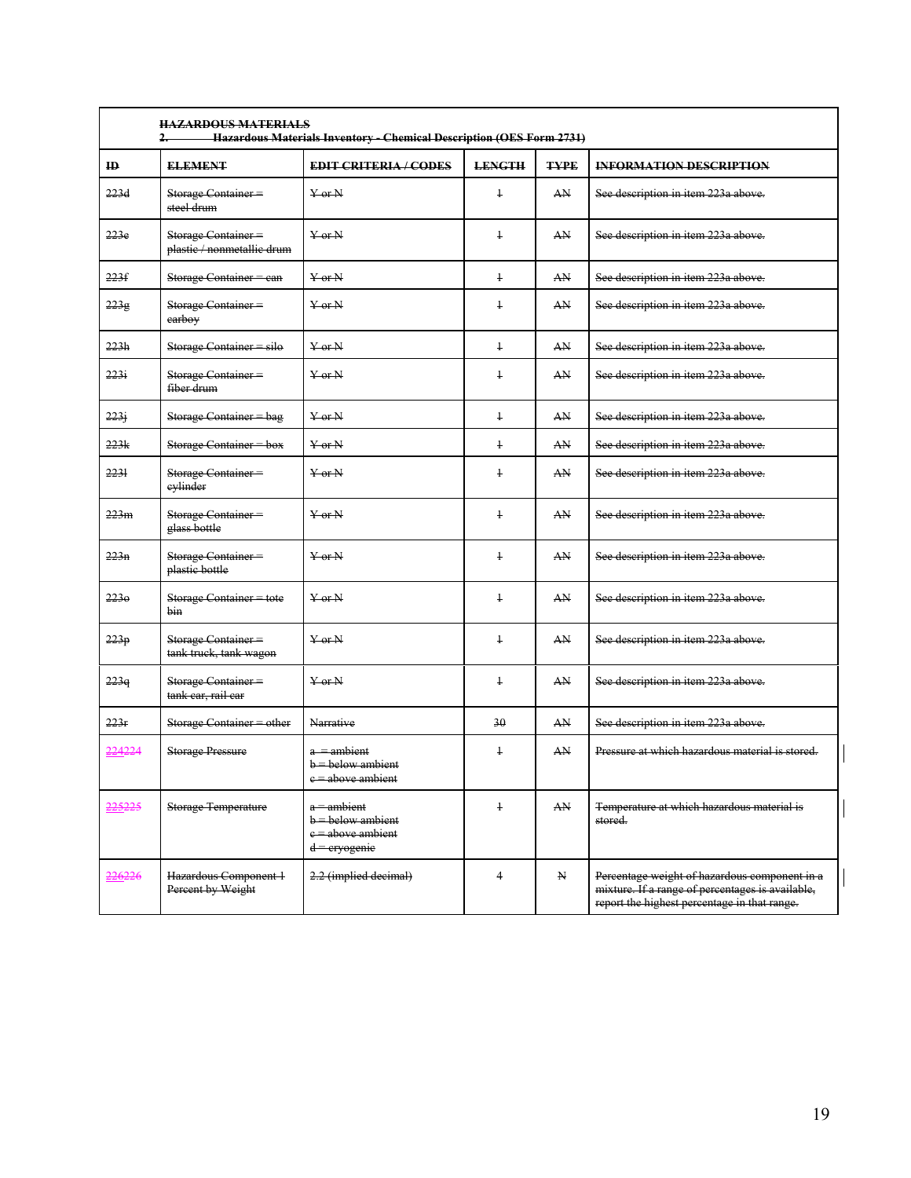**HAZARDOUS MATERIALS**

**2. Hazardous Materials Inventory - Chemical Description (OES Form 2731)**

| ID | ELEMENT | EDIT CRITERIA / CODES | LENGTH | TYPE | INFORMATION DESCRIPTION |
|---|---|---|---|---|---|
| 223d | Storage Container = steel drum | Y or N | 1 | AN | See description in item 223a above. |
| 223e | Storage Container = plastic / nonmetallic drum | Y or N | 1 | AN | See description in item 223a above. |
| 223f | Storage Container = can | Y or N | 1 | AN | See description in item 223a above. |
| 223g | Storage Container = carboy | Y or N | 1 | AN | See description in item 223a above. |
| 223h | Storage Container = silo | Y or N | 1 | AN | See description in item 223a above. |
| 223i | Storage Container = fiber drum | Y or N | 1 | AN | See description in item 223a above. |
| 223j | Storage Container = bag | Y or N | 1 | AN | See description in item 223a above. |
| 223k | Storage Container = box | Y or N | 1 | AN | See description in item 223a above. |
| 223l | Storage Container = cylinder | Y or N | 1 | AN | See description in item 223a above. |
| 223m | Storage Container = glass bottle | Y or N | 1 | AN | See description in item 223a above. |
| 223n | Storage Container = plastic bottle | Y or N | 1 | AN | See description in item 223a above. |
| 223o | Storage Container = tote bin | Y or N | 1 | AN | See description in item 223a above. |
| 223p | Storage Container = tank truck, tank wagon | Y or N | 1 | AN | See description in item 223a above. |
| 223q | Storage Container = tank car, rail car | Y or N | 1 | AN | See description in item 223a above. |
| 223r | Storage Container = other | Narrative | 30 | AN | See description in item 223a above. |
| 224224 | Storage Pressure | a = ambient<br>b = below ambient<br>c = above ambient | 1 | AN | Pressure at which hazardous material is stored. |
| 225225 | Storage Temperature | a = ambient<br>b = below ambient<br>c = above ambient<br>d = cryogenic | 1 | AN | Temperature at which hazardous material is stored. |
| 226226 | Hazardous Component 1 Percent by Weight | 2.2 (implied decimal) | 4 | N | Percentage weight of hazardous component in a mixture. If a range of percentages is available, report the highest percentage in that range. |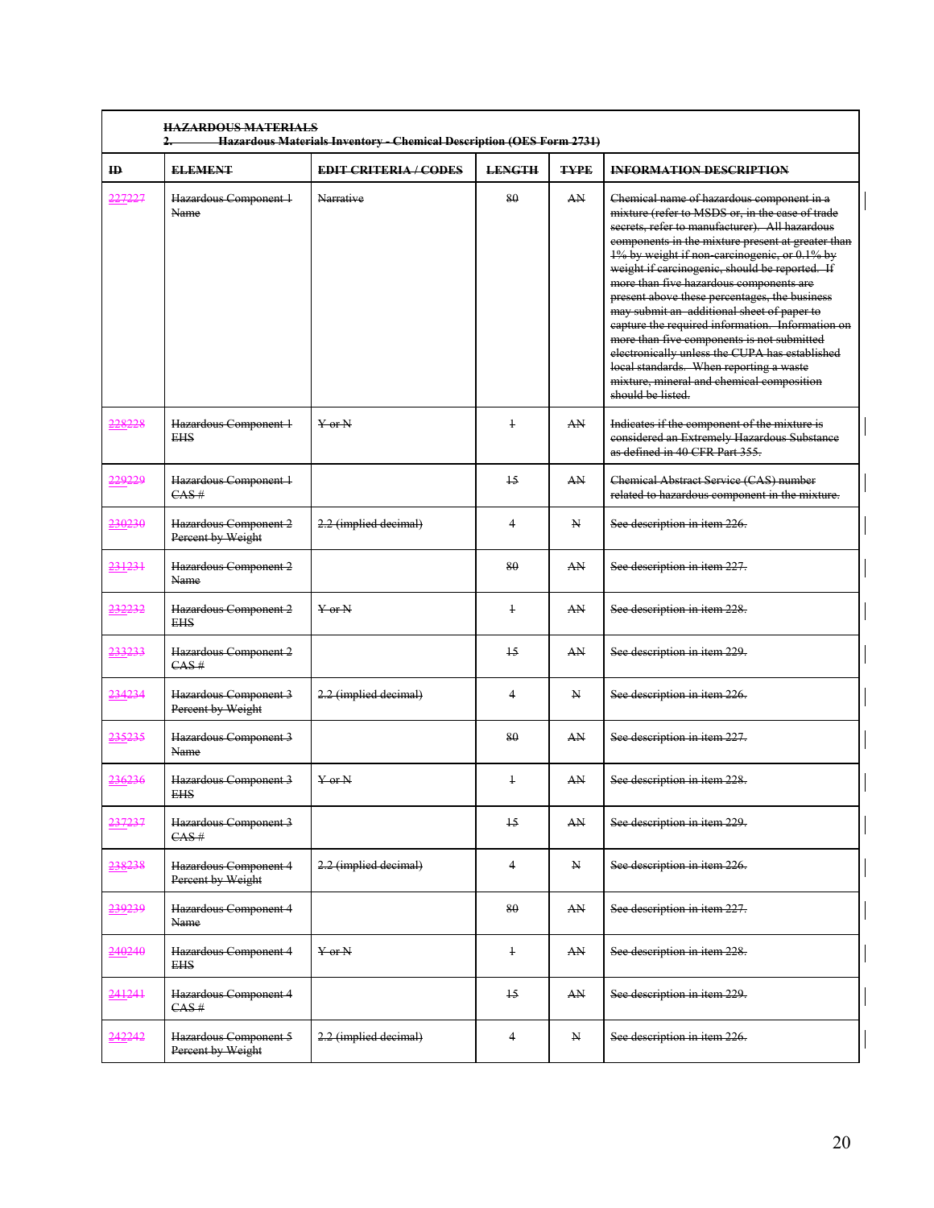**HAZARDOUS MATERIALS**

**2. Hazardous Materials Inventory - Chemical Description (OES Form 2731)**

| ID | ELEMENT | EDIT CRITERIA / CODES | LENGTH | TYPE | INFORMATION DESCRIPTION |
|---|---|---|---|---|---|
| 227227 | Hazardous Component 1 Name | Narrative | 80 | AN | Chemical name of hazardous component in a mixture (refer to MSDS or, in the case of trade secrets, refer to manufacturer). All hazardous components in the mixture present at greater than 1% by weight if non-carcinogenic, or 0.1% by weight if carcinogenic, should be reported. If more than five hazardous components are present above these percentages, the business may submit an additional sheet of paper to capture the required information. Information on more than five components is not submitted electronically unless the CUPA has established local standards. When reporting a waste mixture, mineral and chemical composition should be listed. |
| 228228 | Hazardous Component 1 EHS | Y or N | 1 | AN | Indicates if the component of the mixture is considered an Extremely Hazardous Substance as defined in 40 CFR Part 355. |
| 229229 | Hazardous Component 1 CAS # | | 15 | AN | Chemical Abstract Service (CAS) number related to hazardous component in the mixture. |
| 230230 | Hazardous Component 2 Percent by Weight | 2.2 (implied decimal) | 4 | N | See description in item 226. |
| 231231 | Hazardous Component 2 Name | | 80 | AN | See description in item 227. |
| 232232 | Hazardous Component 2 EHS | Y or N | 1 | AN | See description in item 228. |
| 233233 | Hazardous Component 2 CAS # | | 15 | AN | See description in item 229. |
| 234234 | Hazardous Component 3 Percent by Weight | 2.2 (implied decimal) | 4 | N | See description in item 226. |
| 235235 | Hazardous Component 3 Name | | 80 | AN | See description in item 227. |
| 236236 | Hazardous Component 3 EHS | Y or N | 1 | AN | See description in item 228. |
| 237237 | Hazardous Component 3 CAS # | | 15 | AN | See description in item 229. |
| 238238 | Hazardous Component 4 Percent by Weight | 2.2 (implied decimal) | 4 | N | See description in item 226. |
| 239239 | Hazardous Component 4 Name | | 80 | AN | See description in item 227. |
| 240240 | Hazardous Component 4 EHS | Y or N | 1 | AN | See description in item 228. |
| 241241 | Hazardous Component 4 CAS # | | 15 | AN | See description in item 229. |
| 242242 | Hazardous Component 5 Percent by Weight | 2.2 (implied decimal) | 4 | N | See description in item 226. |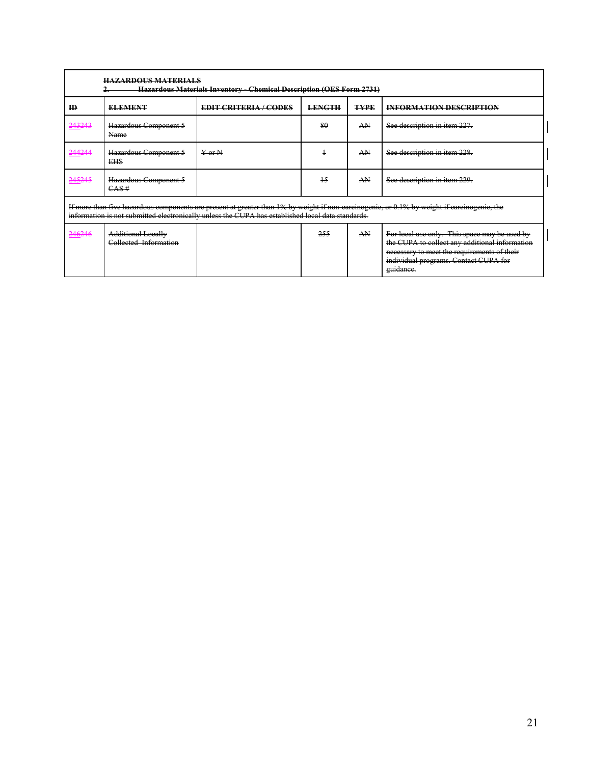**HAZARDOUS MATERIALS**
**2. Hazardous Materials Inventory - Chemical Description (OES Form 2731)**

| ID | ELEMENT | EDIT CRITERIA / CODES | LENGTH | TYPE | INFORMATION DESCRIPTION |
|---|---|---|---|---|---|
| 243243 | Hazardous Component 5 Name | | 80 | AN | See description in item 227. |
| 244244 | Hazardous Component 5 EHS | Y or N | 1 | AN | See description in item 228. |
| 245245 | Hazardous Component 5 CAS # | | 15 | AN | See description in item 229. |
| If more than five hazardous components are present at greater than 1% by weight if non-carcinogenic, or 0.1% by weight if carcinogenic, the information is not submitted electronically unless the CUPA has established local data standards. | | | | | |
| 246246 | Additional Locally Collected Information | | 255 | AN | For local use only. This space may be used by the CUPA to collect any additional information necessary to meet the requirements of their individual programs. Contact CUPA for guidance. |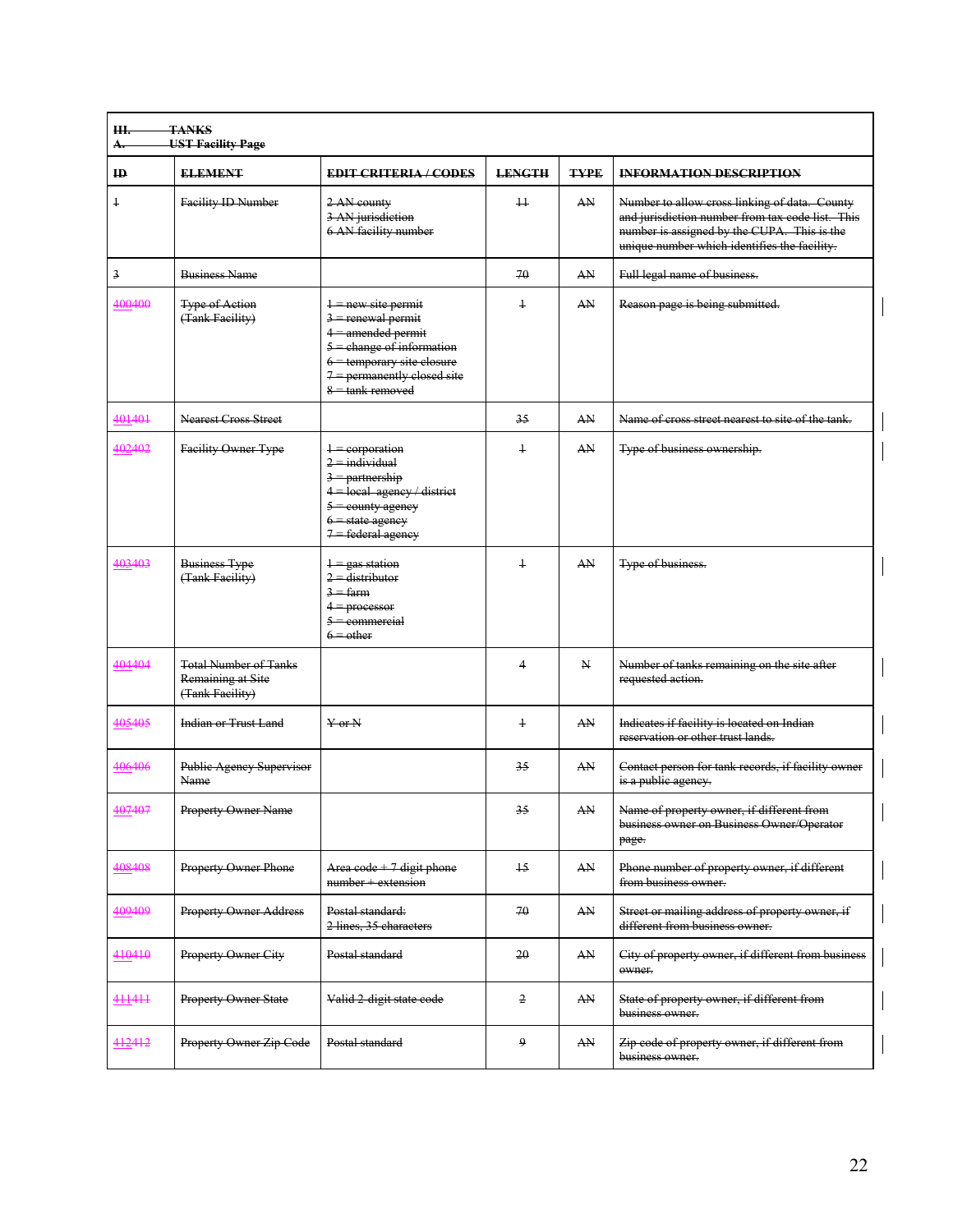| III. TANKS<br>A. UST Facility Page | | | | | |
|---|---|---|---|---|---|
| **ID** | **ELEMENT** | **EDIT CRITERIA / CODES** | **LENGTH** | **TYPE** | **INFORMATION DESCRIPTION** |
| 1 | Facility ID Number | 2 AN county<br>3 AN jurisdiction<br>6 AN facility number | 11 | AN | Number to allow cross linking of data. County and jurisdiction number from tax code list. This number is assigned by the CUPA. This is the unique number which identifies the facility. |
| 3 | Business Name | | 70 | AN | Full legal name of business. |
| 400400 | Type of Action (Tank Facility) | 1 = new site permit<br>3 = renewal permit<br>4 = amended permit<br>5 = change of information<br>6 = temporary site closure<br>7 = permanently closed site<br>8 = tank removed | 1 | AN | Reason page is being submitted. |
| 401401 | Nearest Cross Street | | 35 | AN | Name of cross street nearest to site of the tank. |
| 402402 | Facility Owner Type | 1 = corporation<br>2 = individual<br>3 = partnership<br>4 = local agency / district<br>5 = county agency<br>6 = state agency<br>7 = federal agency | 1 | AN | Type of business ownership. |
| 403403 | Business Type (Tank Facility) | 1 = gas station<br>2 = distributor<br>3 = farm<br>4 = processor<br>5 = commercial<br>6 = other | 1 | AN | Type of business. |
| 404404 | Total Number of Tanks Remaining at Site (Tank Facility) | | 4 | N | Number of tanks remaining on the site after requested action. |
| 405405 | Indian or Trust Land | Y or N | 1 | AN | Indicates if facility is located on Indian reservation or other trust lands. |
| 406406 | Public Agency Supervisor Name | | 35 | AN | Contact person for tank records, if facility owner is a public agency. |
| 407407 | Property Owner Name | | 35 | AN | Name of property owner, if different from business owner on Business Owner/Operator page. |
| 408408 | Property Owner Phone | Area code + 7 digit phone number + extension | 15 | AN | Phone number of property owner, if different from business owner. |
| 409409 | Property Owner Address | Postal standard:<br>2 lines, 35 characters | 70 | AN | Street or mailing address of property owner, if different from business owner. |
| 410410 | Property Owner City | Postal standard | 20 | AN | City of property owner, if different from business owner. |
| 411411 | Property Owner State | Valid 2-digit state code | 2 | AN | State of property owner, if different from business owner. |
| 412412 | Property Owner Zip Code | Postal standard | 9 | AN | Zip code of property owner, if different from business owner. |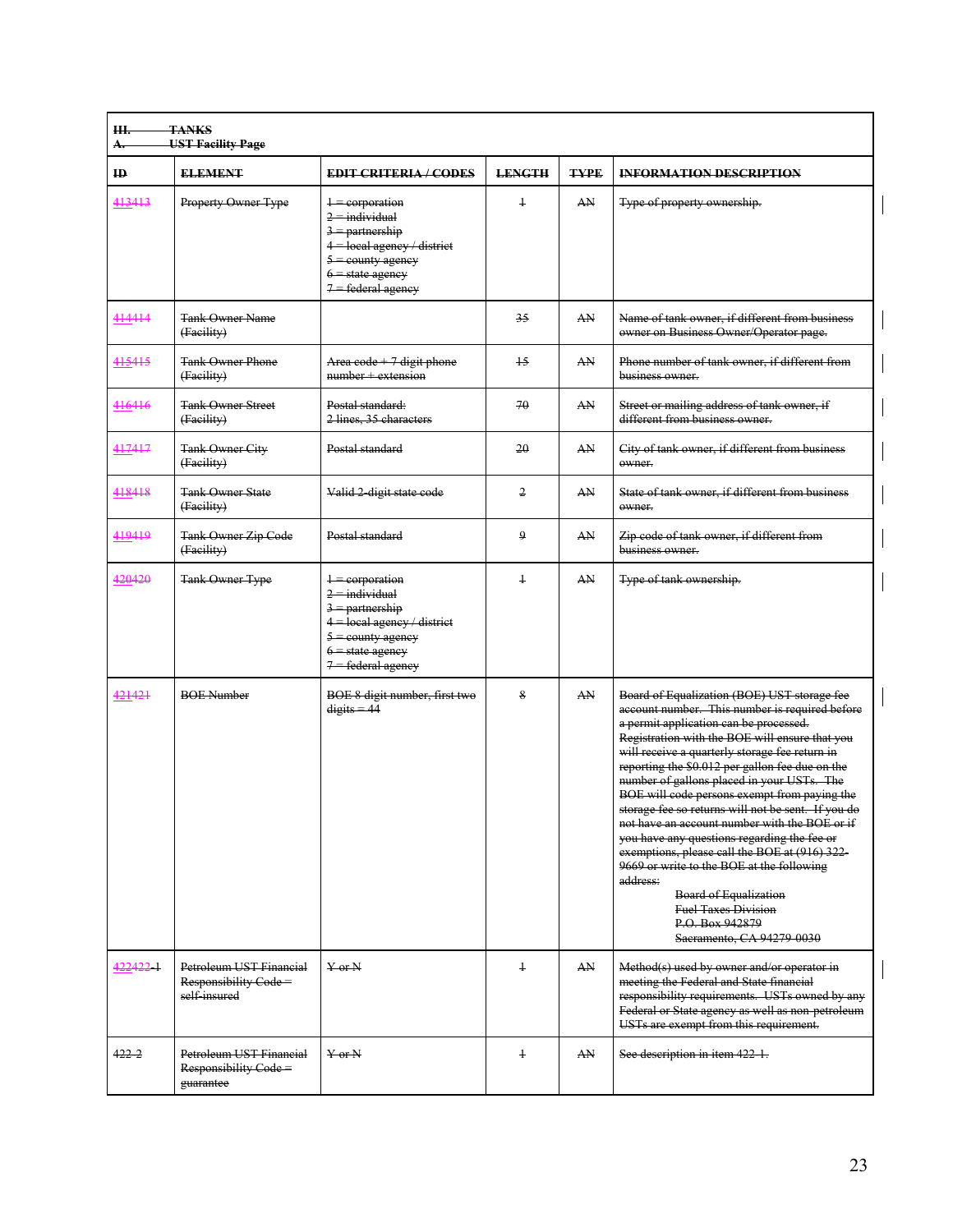| III. TANKS<br>A. UST Facility Page | | | | | |
|---|---|---|---|---|---|
| **ID** | **ELEMENT** | **EDIT CRITERIA / CODES** | **LENGTH** | **TYPE** | **INFORMATION DESCRIPTION** |
| 413413 | Property Owner Type | 1 = corporation<br>2 = individual<br>3 = partnership<br>4 = local agency / district<br>5 = county agency<br>6 = state agency<br>7 = federal agency | 1 | AN | Type of property ownership. |
| 414414 | Tank Owner Name (Facility) | | 35 | AN | Name of tank owner, if different from business owner on Business Owner/Operator page. |
| 415415 | Tank Owner Phone (Facility) | Area code + 7 digit phone number + extension | 15 | AN | Phone number of tank owner, if different from business owner. |
| 416416 | Tank Owner Street (Facility) | Postal standard:<br>2 lines, 35 characters | 70 | AN | Street or mailing address of tank owner, if different from business owner. |
| 417417 | Tank Owner City (Facility) | Postal standard | 20 | AN | City of tank owner, if different from business owner. |
| 418418 | Tank Owner State (Facility) | Valid 2-digit state code | 2 | AN | State of tank owner, if different from business owner. |
| 419419 | Tank Owner Zip Code (Facility) | Postal standard | 9 | AN | Zip code of tank owner, if different from business owner. |
| 420420 | Tank Owner Type | 1 = corporation<br>2 = individual<br>3 = partnership<br>4 = local agency / district<br>5 = county agency<br>6 = state agency<br>7 = federal agency | 1 | AN | Type of tank ownership. |
| 421421 | BOE Number | BOE 8 digit number, first two digits = 44 | 8 | AN | Board of Equalization (BOE) UST storage fee account number. This number is required before a permit application can be processed. Registration with the BOE will ensure that you will receive a quarterly storage fee return in reporting the $0.012 per gallon fee due on the number of gallons placed in your USTs. The BOE will code persons exempt from paying the storage fee so returns will not be sent. If you do not have an account number with the BOE or if you have any questions regarding the fee or exemptions, please call the BOE at (916) 322-9669 or write to the BOE at the following address:<br>Board of Equalization<br>Fuel Taxes Division<br>P.O. Box 942879<br>Sacramento, CA 94279-0030 |
| 422422-1 | Petroleum UST Financial Responsibility Code = self-insured | Y or N | 1 | AN | Method(s) used by owner and/or operator in meeting the Federal and State financial responsibility requirements. USTs owned by any Federal or State agency as well as non-petroleum USTs are exempt from this requirement. |
| 422-2 | Petroleum UST Financial Responsibility Code = guarantee | Y or N | 1 | AN | See description in item 422-1. |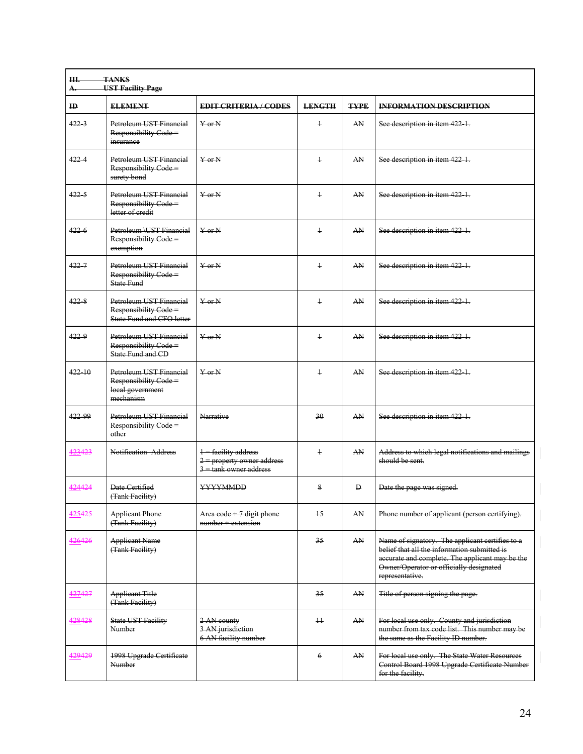| III. TANKS<br>A. UST Facility Page | | | | | |
|---|---|---|---|---|---|
| **ID** | **ELEMENT** | **EDIT CRITERIA / CODES** | **LENGTH** | **TYPE** | **INFORMATION DESCRIPTION** |
| 422-3 | Petroleum UST Financial Responsibility Code = insurance | Y or N | 1 | AN | See description in item 422-1. |
| 422-4 | Petroleum UST Financial Responsibility Code = surety bond | Y or N | 1 | AN | See description in item 422-1. |
| 422-5 | Petroleum UST Financial Responsibility Code = letter of credit | Y or N | 1 | AN | See description in item 422-1. |
| 422-6 | Petroleum \UST Financial Responsibility Code = exemption | Y or N | 1 | AN | See description in item 422-1. |
| 422-7 | Petroleum UST Financial Responsibility Code = State Fund | Y or N | 1 | AN | See description in item 422-1. |
| 422-8 | Petroleum UST Financial Responsibility Code = State Fund and CFO letter | Y or N | 1 | AN | See description in item 422-1. |
| 422-9 | Petroleum UST Financial Responsibility Code = State Fund and CD | Y or N | 1 | AN | See description in item 422-1. |
| 422-10 | Petroleum UST Financial Responsibility Code = local government mechanism | Y or N | 1 | AN | See description in item 422-1. |
| 422-99 | Petroleum UST Financial Responsibility Code = other | Narrative | 30 | AN | See description in item 422-1. |
| 423423 | Notification Address | 1 = facility address<br>2 = property owner address<br>3 = tank owner address | 1 | AN | Address to which legal notifications and mailings should be sent. |
| 424424 | Date Certified (Tank Facility) | YYYYMMDD | 8 | D | Date the page was signed. |
| 425425 | Applicant Phone (Tank Facility) | Area code + 7 digit phone number + extension | 15 | AN | Phone number of applicant (person certifying). |
| 426426 | Applicant Name (Tank Facility) | | 35 | AN | Name of signatory. The applicant certifies to a belief that all the information submitted is accurate and complete. The applicant may be the Owner/Operator or officially designated representative. |
| 427427 | Applicant Title (Tank Facility) | | 35 | AN | Title of person signing the page. |
| 428428 | State UST Facility Number | 2 AN county<br>3 AN jurisdiction<br>6 AN facility number | 11 | AN | For local use only. County and jurisdiction number from tax code list. This number may be the same as the Facility ID number. |
| 429429 | 1998 Upgrade Certificate Number | | 6 | AN | For local use only. The State Water Resources Control Board 1998 Upgrade Certificate Number for the facility. |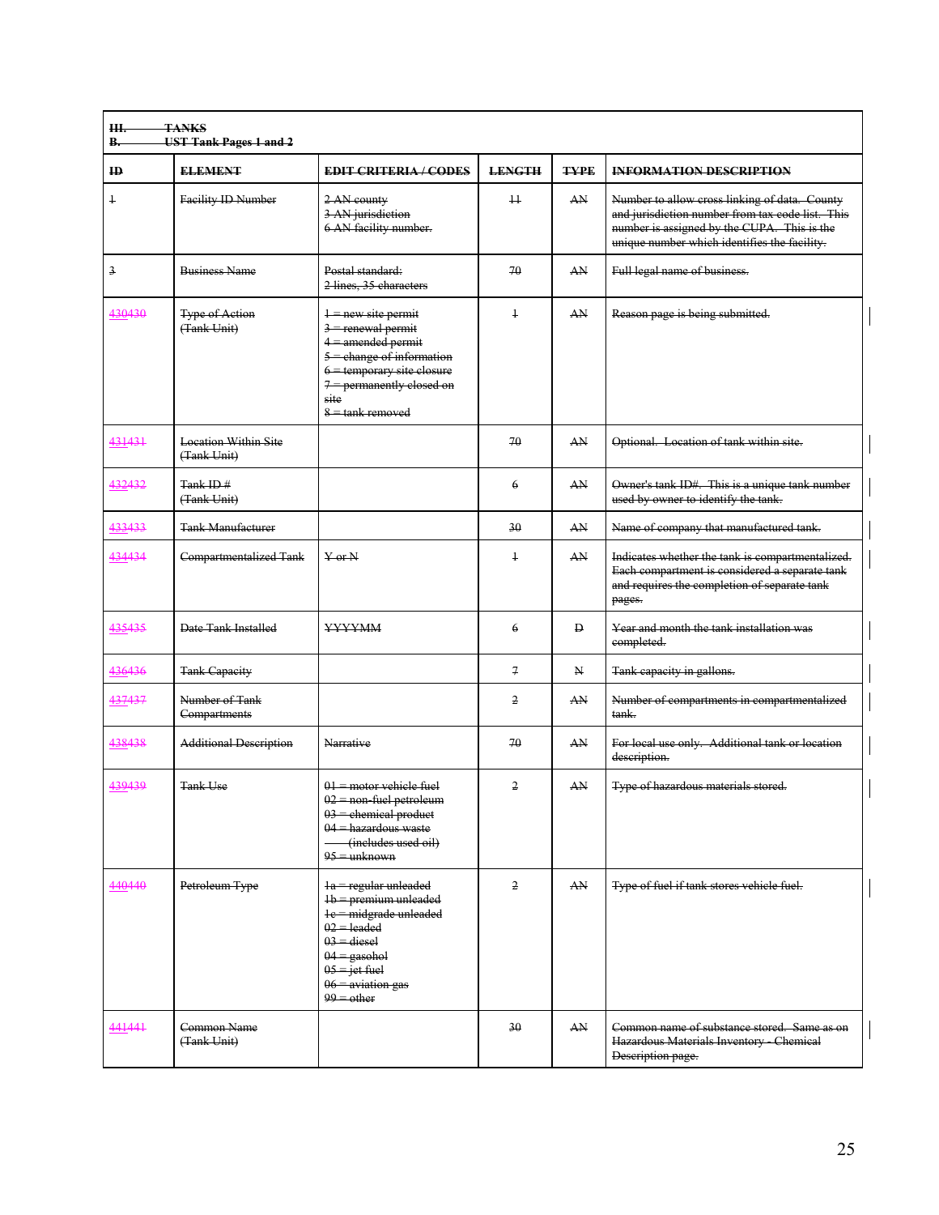| III. TANKS<br>B. UST Tank Pages 1 and 2 | | | | | |
|---|---|---|---|---|---|
| **ID** | **ELEMENT** | **EDIT CRITERIA / CODES** | **LENGTH** | **TYPE** | **INFORMATION DESCRIPTION** |
| 1 | Facility ID Number | 2 AN county<br>3 AN jurisdiction<br>6 AN facility number. | 11 | AN | Number to allow cross linking of data. County and jurisdiction number from tax code list. This number is assigned by the CUPA. This is the unique number which identifies the facility. |
| 3 | Business Name | Postal standard:<br>2 lines, 35 characters | 70 | AN | Full legal name of business. |
| 430430 | Type of Action (Tank Unit) | 1 = new site permit<br>3 = renewal permit<br>4 = amended permit<br>5 = change of information<br>6 = temporary site closure<br>7 = permanently closed on site<br>8 = tank removed | 1 | AN | Reason page is being submitted. |
| 431431 | Location Within Site (Tank Unit) | | 70 | AN | Optional. Location of tank within site. |
| 432432 | Tank ID # (Tank Unit) | | 6 | AN | Owner's tank ID#. This is a unique tank number used by owner to identify the tank. |
| 433433 | Tank Manufacturer | | 30 | AN | Name of company that manufactured tank. |
| 434434 | Compartmentalized Tank | Y or N | 1 | AN | Indicates whether the tank is compartmentalized. Each compartment is considered a separate tank and requires the completion of separate tank pages. |
| 435435 | Date Tank Installed | YYYYMM | 6 | D | Year and month the tank installation was completed. |
| 436436 | Tank Capacity | | 7 | N | Tank capacity in gallons. |
| 437437 | Number of Tank Compartments | | 2 | AN | Number of compartments in compartmentalized tank. |
| 438438 | Additional Description | Narrative | 70 | AN | For local use only. Additional tank or location description. |
| 439439 | Tank Use | 01 = motor vehicle fuel<br>02 = non-fuel petroleum<br>03 = chemical product<br>04 = hazardous waste (includes used oil)<br>95 = unknown | 2 | AN | Type of hazardous materials stored. |
| 440440 | Petroleum Type | 1a = regular unleaded<br>1b = premium unleaded<br>1c = midgrade unleaded<br>02 = leaded<br>03 = diesel<br>04 = gasohol<br>05 = jet fuel<br>06 = aviation gas<br>99 = other | 2 | AN | Type of fuel if tank stores vehicle fuel. |
| 441441 | Common Name (Tank Unit) | | 30 | AN | Common name of substance stored. Same as on Hazardous Materials Inventory - Chemical Description page. |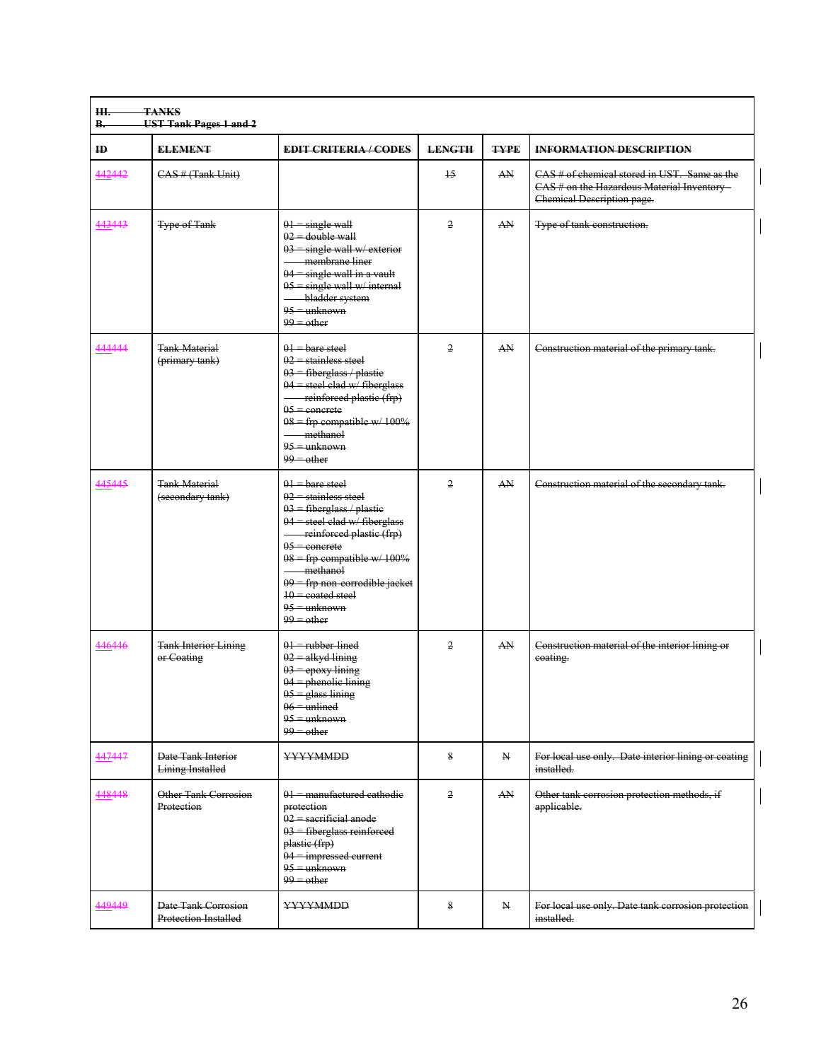| III. TANKS<br>B. UST Tank Pages 1 and 2 | | | | | |
|---|---|---|---|---|---|
| **ID** | **ELEMENT** | **EDIT CRITERIA / CODES** | **LENGTH** | **TYPE** | **INFORMATION DESCRIPTION** |
| 442442 | CAS # (Tank Unit) | | 15 | AN | CAS # of chemical stored in UST. Same as the CAS # on the Hazardous Material Inventory – Chemical Description page. |
| 443443 | Type of Tank | 01 = single wall<br>02 = double wall<br>03 = single wall w/ exterior membrane liner<br>04 = single wall in a vault<br>05 = single wall w/ internal bladder system<br>95 = unknown<br>99 = other | 2 | AN | Type of tank construction. |
| 444444 | Tank Material (primary tank) | 01 = bare steel<br>02 = stainless steel<br>03 = fiberglass / plastic<br>04 = steel clad w/ fiberglass reinforced plastic (frp)<br>05 = concrete<br>08 = frp compatible w/ 100% methanol<br>95 = unknown<br>99 = other | 2 | AN | Construction material of the primary tank. |
| 445445 | Tank Material (secondary tank) | 01 = bare steel<br>02 = stainless steel<br>03 = fiberglass / plastic<br>04 = steel clad w/ fiberglass reinforced plastic (frp)<br>05 = concrete<br>08 = frp compatible w/ 100% methanol<br>09 = frp non-corrodible jacket<br>10 = coated steel<br>95 = unknown<br>99 = other | 2 | AN | Construction material of the secondary tank. |
| 446446 | Tank Interior Lining or Coating | 01 = rubber lined<br>02 = alkyd lining<br>03 = epoxy lining<br>04 = phenolic lining<br>05 = glass lining<br>06 = unlined<br>95 = unknown<br>99 = other | 2 | AN | Construction material of the interior lining or coating. |
| 447447 | Date Tank Interior Lining Installed | YYYYMMDD | 8 | N | For local use only. Date interior lining or coating installed. |
| 448448 | Other Tank Corrosion Protection | 01 = manufactured cathodic protection<br>02 = sacrificial anode<br>03 = fiberglass reinforced plastic (frp)<br>04 = impressed current<br>95 = unknown<br>99 = other | 2 | AN | Other tank corrosion protection methods, if applicable. |
| 449449 | Date Tank Corrosion Protection Installed | YYYYMMDD | 8 | N | For local use only. Date tank corrosion protection installed. |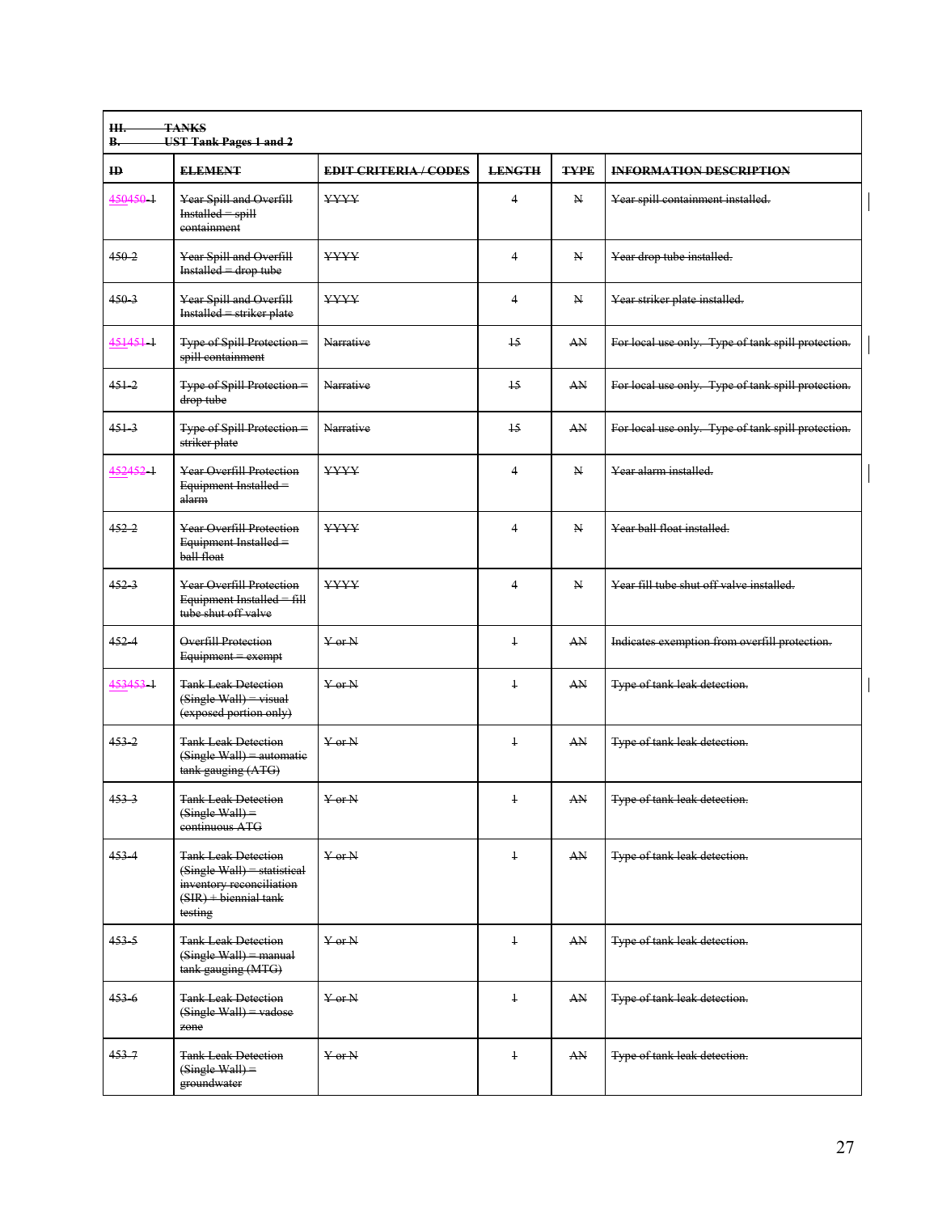| III. TANKS<br>B. UST Tank Pages 1 and 2 | | | | | |
|---|---|---|---|---|---|
| **ID** | **ELEMENT** | **EDIT CRITERIA / CODES** | **LENGTH** | **TYPE** | **INFORMATION DESCRIPTION** |
| 450450-1 | Year Spill and Overfill Installed = spill containment | YYYY | 4 | N | Year spill containment installed. |
| 450-2 | Year Spill and Overfill Installed = drop tube | YYYY | 4 | N | Year drop tube installed. |
| 450-3 | Year Spill and Overfill Installed = striker plate | YYYY | 4 | N | Year striker plate installed. |
| 451451-1 | Type of Spill Protection = spill containment | Narrative | 15 | AN | For local use only. Type of tank spill protection. |
| 451-2 | Type of Spill Protection = drop tube | Narrative | 15 | AN | For local use only. Type of tank spill protection. |
| 451-3 | Type of Spill Protection = striker plate | Narrative | 15 | AN | For local use only. Type of tank spill protection. |
| 452452-1 | Year Overfill Protection Equipment Installed = alarm | YYYY | 4 | N | Year alarm installed. |
| 452-2 | Year Overfill Protection Equipment Installed = ball float | YYYY | 4 | N | Year ball float installed. |
| 452-3 | Year Overfill Protection Equipment Installed = fill tube shut off valve | YYYY | 4 | N | Year fill tube shut off valve installed. |
| 452-4 | Overfill Protection Equipment = exempt | Y or N | 1 | AN | Indicates exemption from overfill protection. |
| 453453-1 | Tank Leak Detection (Single Wall) = visual (exposed portion only) | Y or N | 1 | AN | Type of tank leak detection. |
| 453-2 | Tank Leak Detection (Single Wall) = automatic tank gauging (ATG) | Y or N | 1 | AN | Type of tank leak detection. |
| 453-3 | Tank Leak Detection (Single Wall) = continuous ATG | Y or N | 1 | AN | Type of tank leak detection. |
| 453-4 | Tank Leak Detection (Single Wall) = statistical inventory reconciliation (SIR) + biennial tank testing | Y or N | 1 | AN | Type of tank leak detection. |
| 453-5 | Tank Leak Detection (Single Wall) = manual tank gauging (MTG) | Y or N | 1 | AN | Type of tank leak detection. |
| 453-6 | Tank Leak Detection (Single Wall) = vadose zone | Y or N | 1 | AN | Type of tank leak detection. |
| 453-7 | Tank Leak Detection (Single Wall) = groundwater | Y or N | 1 | AN | Type of tank leak detection. |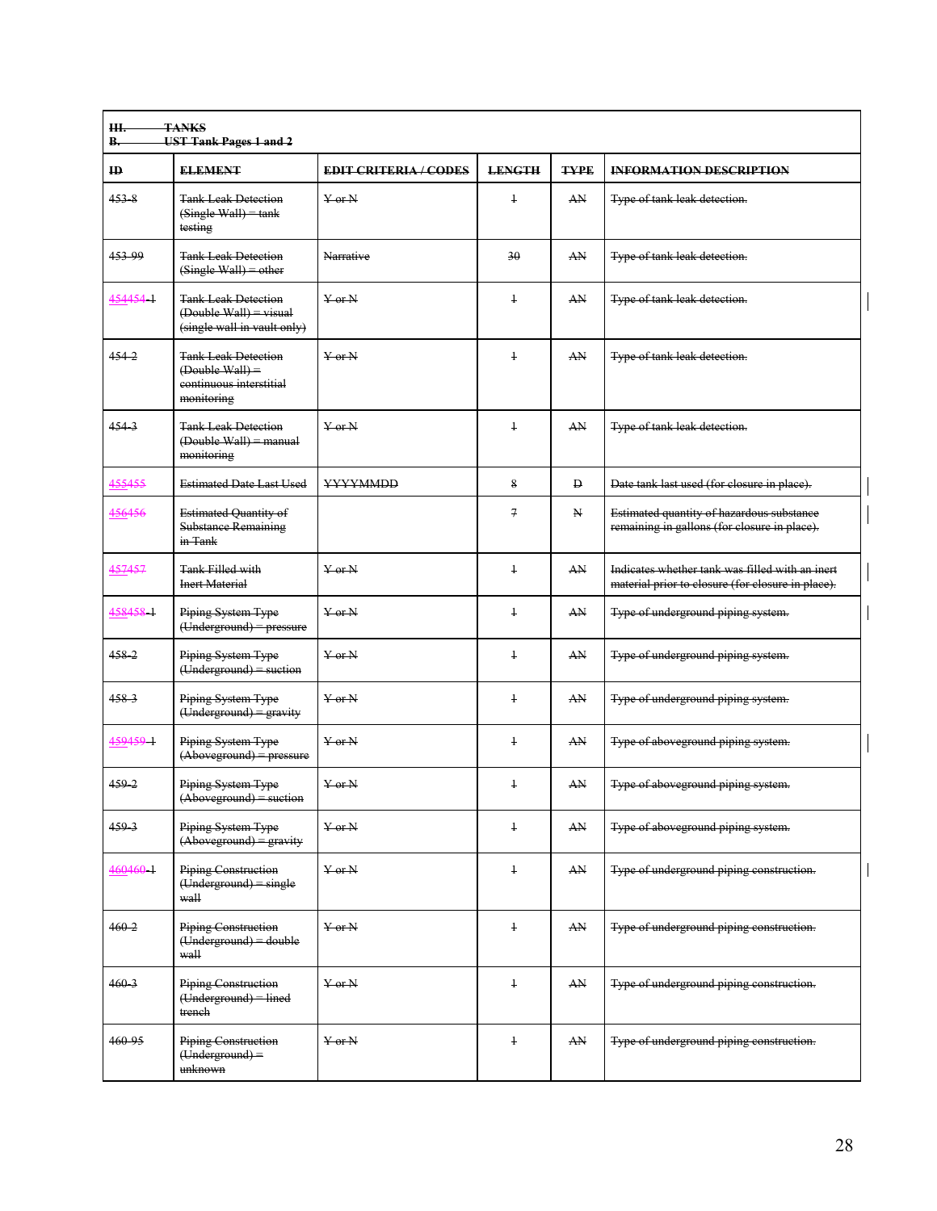| ~~III.~~ | ~~TANKS~~ | | | | |
|---|---|---|---|---|---|
| ~~B.~~ | ~~UST Tank Pages 1 and 2~~ | | | | |
| ~~ID~~ | ~~ELEMENT~~ | ~~EDIT CRITERIA / CODES~~ | ~~LENGTH~~ | ~~TYPE~~ | ~~INFORMATION DESCRIPTION~~ |
| ~~453-8~~ | ~~Tank Leak Detection (Single Wall) = tank testing~~ | ~~Y or N~~ | ~~1~~ | ~~AN~~ | ~~Type of tank leak detection.~~ |
| ~~453-99~~ | ~~Tank Leak Detection (Single Wall) = other~~ | ~~Narrative~~ | ~~30~~ | ~~AN~~ | ~~Type of tank leak detection.~~ |
| 454~~454-1~~ | ~~Tank Leak Detection (Double Wall) = visual (single wall in vault only)~~ | ~~Y or N~~ | ~~1~~ | ~~AN~~ | ~~Type of tank leak detection.~~ |
| ~~454-2~~ | ~~Tank Leak Detection (Double Wall) = continuous interstitial monitoring~~ | ~~Y or N~~ | ~~1~~ | ~~AN~~ | ~~Type of tank leak detection.~~ |
| ~~454-3~~ | ~~Tank Leak Detection (Double Wall) = manual monitoring~~ | ~~Y or N~~ | ~~1~~ | ~~AN~~ | ~~Type of tank leak detection.~~ |
| 455~~455~~ | ~~Estimated Date Last Used~~ | ~~YYYYMMDD~~ | ~~8~~ | ~~D~~ | ~~Date tank last used (for closure in place).~~ |
| 456~~456~~ | ~~Estimated Quantity of Substance Remaining in Tank~~ | | ~~7~~ | ~~N~~ | ~~Estimated quantity of hazardous substance remaining in gallons (for closure in place).~~ |
| 457~~457~~ | ~~Tank Filled with Inert Material~~ | ~~Y or N~~ | ~~1~~ | ~~AN~~ | ~~Indicates whether tank was filled with an inert material prior to closure (for closure in place).~~ |
| 458~~458-1~~ | ~~Piping System Type (Underground) = pressure~~ | ~~Y or N~~ | ~~1~~ | ~~AN~~ | ~~Type of underground piping system.~~ |
| ~~458-2~~ | ~~Piping System Type (Underground) = suction~~ | ~~Y or N~~ | ~~1~~ | ~~AN~~ | ~~Type of underground piping system.~~ |
| ~~458-3~~ | ~~Piping System Type (Underground) = gravity~~ | ~~Y or N~~ | ~~1~~ | ~~AN~~ | ~~Type of underground piping system.~~ |
| 459~~459-1~~ | ~~Piping System Type (Aboveground) = pressure~~ | ~~Y or N~~ | ~~1~~ | ~~AN~~ | ~~Type of aboveground piping system.~~ |
| ~~459-2~~ | ~~Piping System Type (Aboveground) = suction~~ | ~~Y or N~~ | ~~1~~ | ~~AN~~ | ~~Type of aboveground piping system.~~ |
| ~~459-3~~ | ~~Piping System Type (Aboveground) = gravity~~ | ~~Y or N~~ | ~~1~~ | ~~AN~~ | ~~Type of aboveground piping system.~~ |
| 460~~460-1~~ | ~~Piping Construction (Underground) = single wall~~ | ~~Y or N~~ | ~~1~~ | ~~AN~~ | ~~Type of underground piping construction.~~ |
| ~~460-2~~ | ~~Piping Construction (Underground) = double wall~~ | ~~Y or N~~ | ~~1~~ | ~~AN~~ | ~~Type of underground piping construction.~~ |
| ~~460-3~~ | ~~Piping Construction (Underground) = lined trench~~ | ~~Y or N~~ | ~~1~~ | ~~AN~~ | ~~Type of underground piping construction.~~ |
| ~~460-95~~ | ~~Piping Construction (Underground) = unknown~~ | ~~Y or N~~ | ~~1~~ | ~~AN~~ | ~~Type of underground piping construction.~~ |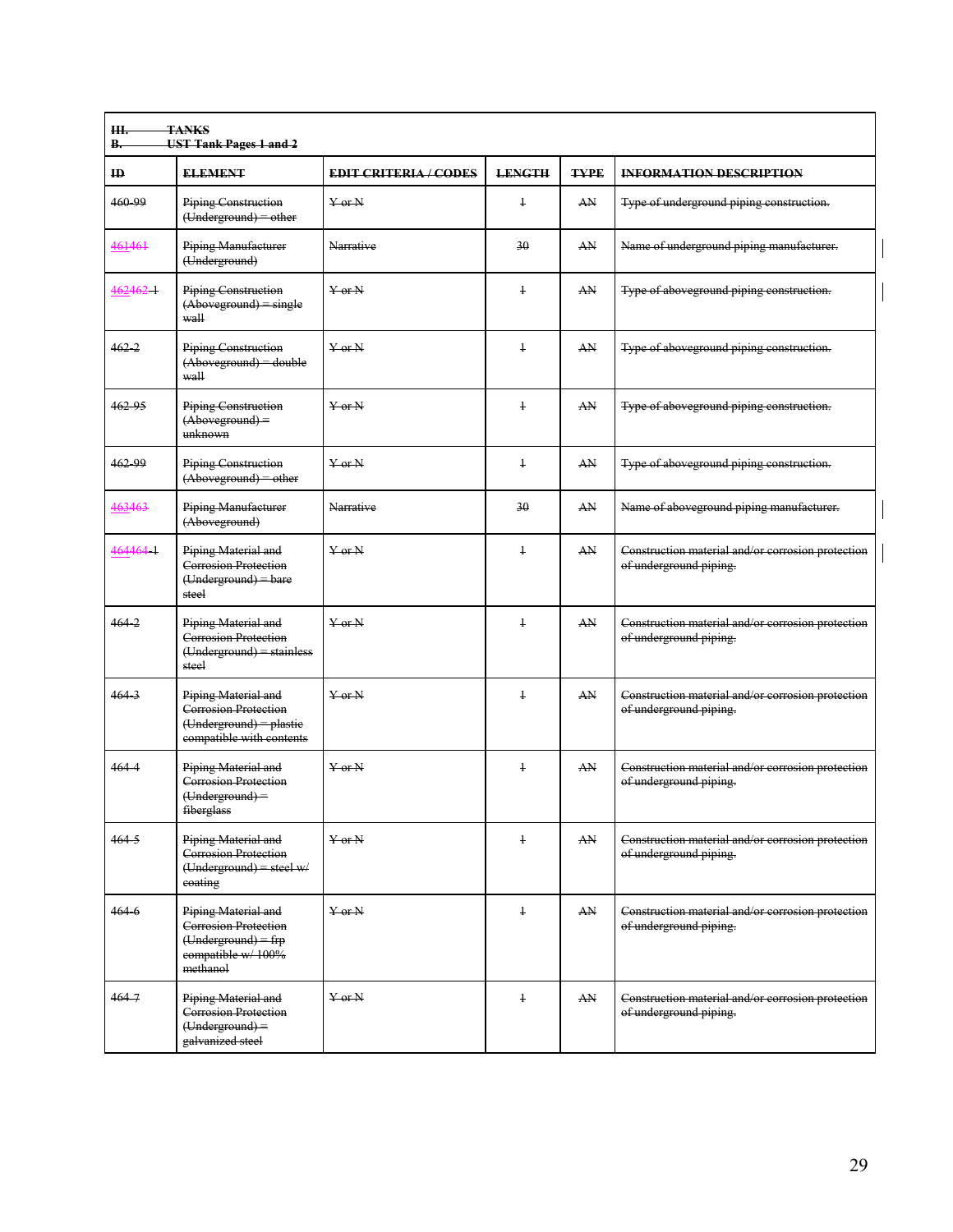| III. TANKS<br>B. UST Tank Pages 1 and 2 | | | | | |
|---|---|---|---|---|---|
| **ID** | **ELEMENT** | **EDIT CRITERIA / CODES** | **LENGTH** | **TYPE** | **INFORMATION DESCRIPTION** |
| 460-99 | Piping Construction (Underground) = other | Y or N | 1 | AN | Type of underground piping construction. |
| 461461 | Piping Manufacturer (Underground) | Narrative | 30 | AN | Name of underground piping manufacturer. |
| 462462-1 | Piping Construction (Aboveground) = single wall | Y or N | 1 | AN | Type of aboveground piping construction. |
| 462-2 | Piping Construction (Aboveground) = double wall | Y or N | 1 | AN | Type of aboveground piping construction. |
| 462-95 | Piping Construction (Aboveground) = unknown | Y or N | 1 | AN | Type of aboveground piping construction. |
| 462-99 | Piping Construction (Aboveground) = other | Y or N | 1 | AN | Type of aboveground piping construction. |
| 463463 | Piping Manufacturer (Aboveground) | Narrative | 30 | AN | Name of aboveground piping manufacturer. |
| 464464-1 | Piping Material and Corrosion Protection (Underground) = bare steel | Y or N | 1 | AN | Construction material and/or corrosion protection of underground piping. |
| 464-2 | Piping Material and Corrosion Protection (Underground) = stainless steel | Y or N | 1 | AN | Construction material and/or corrosion protection of underground piping. |
| 464-3 | Piping Material and Corrosion Protection (Underground) = plastic compatible with contents | Y or N | 1 | AN | Construction material and/or corrosion protection of underground piping. |
| 464-4 | Piping Material and Corrosion Protection (Underground) = fiberglass | Y or N | 1 | AN | Construction material and/or corrosion protection of underground piping. |
| 464-5 | Piping Material and Corrosion Protection (Underground) = steel w/ coating | Y or N | 1 | AN | Construction material and/or corrosion protection of underground piping. |
| 464-6 | Piping Material and Corrosion Protection (Underground) = frp compatible w/ 100% methanol | Y or N | 1 | AN | Construction material and/or corrosion protection of underground piping. |
| 464-7 | Piping Material and Corrosion Protection (Underground) = galvanized steel | Y or N | 1 | AN | Construction material and/or corrosion protection of underground piping. |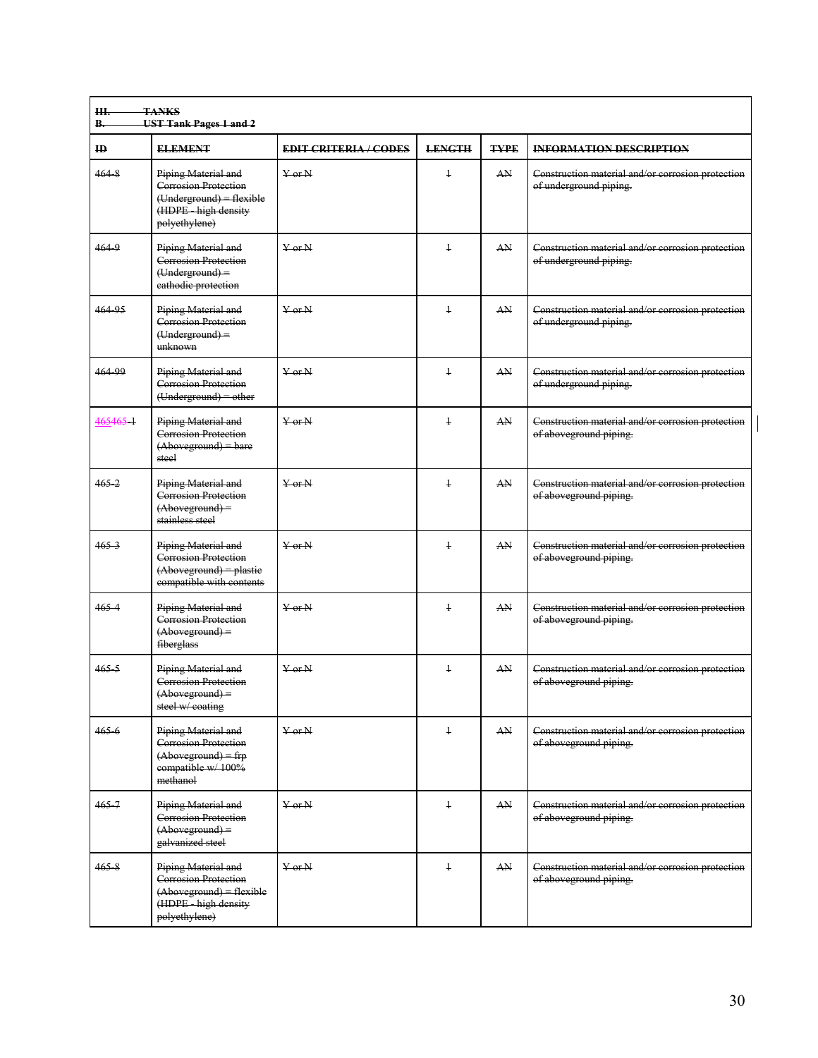| III. TANKS<br>B. UST Tank Pages 1 and 2 | | | | | |
|---|---|---|---|---|---|
| ID | ELEMENT | EDIT CRITERIA / CODES | LENGTH | TYPE | INFORMATION DESCRIPTION |
| 464-8 | Piping Material and Corrosion Protection (Underground) = flexible (HDPE - high density polyethylene) | Y or N | 1 | AN | Construction material and/or corrosion protection of underground piping. |
| 464-9 | Piping Material and Corrosion Protection (Underground) = cathodic protection | Y or N | 1 | AN | Construction material and/or corrosion protection of underground piping. |
| 464-95 | Piping Material and Corrosion Protection (Underground) = unknown | Y or N | 1 | AN | Construction material and/or corrosion protection of underground piping. |
| 464-99 | Piping Material and Corrosion Protection (Underground) = other | Y or N | 1 | AN | Construction material and/or corrosion protection of underground piping. |
| 465465-1 | Piping Material and Corrosion Protection (Aboveground) = bare steel | Y or N | 1 | AN | Construction material and/or corrosion protection of aboveground piping. |
| 465-2 | Piping Material and Corrosion Protection (Aboveground) = stainless steel | Y or N | 1 | AN | Construction material and/or corrosion protection of aboveground piping. |
| 465-3 | Piping Material and Corrosion Protection (Aboveground) = plastic compatible with contents | Y or N | 1 | AN | Construction material and/or corrosion protection of aboveground piping. |
| 465-4 | Piping Material and Corrosion Protection (Aboveground) = fiberglass | Y or N | 1 | AN | Construction material and/or corrosion protection of aboveground piping. |
| 465-5 | Piping Material and Corrosion Protection (Aboveground) = steel w/ coating | Y or N | 1 | AN | Construction material and/or corrosion protection of aboveground piping. |
| 465-6 | Piping Material and Corrosion Protection (Aboveground) = frp compatible w/ 100% methanol | Y or N | 1 | AN | Construction material and/or corrosion protection of aboveground piping. |
| 465-7 | Piping Material and Corrosion Protection (Aboveground) = galvanized steel | Y or N | 1 | AN | Construction material and/or corrosion protection of aboveground piping. |
| 465-8 | Piping Material and Corrosion Protection (Aboveground) = flexible (HDPE - high density polyethylene) | Y or N | 1 | AN | Construction material and/or corrosion protection of aboveground piping. |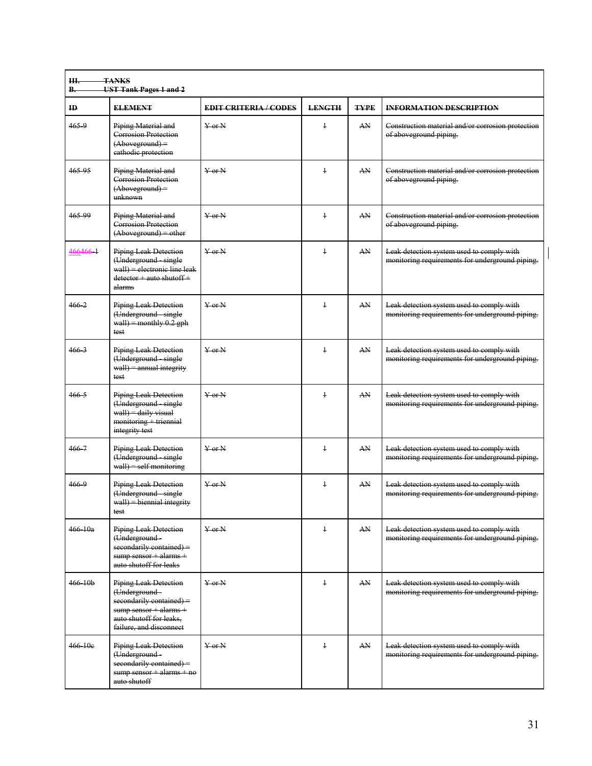| III. TANKS<br>B. UST Tank Pages 1 and 2 | | | | | |
|---|---|---|---|---|---|
| **ID** | **ELEMENT** | **EDIT CRITERIA / CODES** | **LENGTH** | **TYPE** | **INFORMATION DESCRIPTION** |
| 465-9 | Piping Material and Corrosion Protection (Aboveground) = cathodic protection | Y or N | 1 | AN | Construction material and/or corrosion protection of aboveground piping. |
| 465-95 | Piping Material and Corrosion Protection (Aboveground) = unknown | Y or N | 1 | AN | Construction material and/or corrosion protection of aboveground piping. |
| 465-99 | Piping Material and Corrosion Protection (Aboveground) = other | Y or N | 1 | AN | Construction material and/or corrosion protection of aboveground piping. |
| 466466-1 | Piping Leak Detection (Underground - single wall) = electronic line leak detector + auto shutoff + alarms | Y or N | 1 | AN | Leak detection system used to comply with monitoring requirements for underground piping. |
| 466-2 | Piping Leak Detection (Underground - single wall) = monthly 0.2 gph test | Y or N | 1 | AN | Leak detection system used to comply with monitoring requirements for underground piping. |
| 466-3 | Piping Leak Detection (Underground - single wall) = annual integrity test | Y or N | 1 | AN | Leak detection system used to comply with monitoring requirements for underground piping. |
| 466-5 | Piping Leak Detection (Underground - single wall) = daily visual monitoring + triennial integrity test | Y or N | 1 | AN | Leak detection system used to comply with monitoring requirements for underground piping. |
| 466-7 | Piping Leak Detection (Underground - single wall) = self monitoring | Y or N | 1 | AN | Leak detection system used to comply with monitoring requirements for underground piping. |
| 466-9 | Piping Leak Detection (Underground - single wall) = biennial integrity test | Y or N | 1 | AN | Leak detection system used to comply with monitoring requirements for underground piping. |
| 466-10a | Piping Leak Detection (Underground - secondarily contained) = sump sensor + alarms + auto shutoff for leaks | Y or N | 1 | AN | Leak detection system used to comply with monitoring requirements for underground piping. |
| 466-10b | Piping Leak Detection (Underground - secondarily contained) = sump sensor + alarms + auto shutoff for leaks, failure, and disconnect | Y or N | 1 | AN | Leak detection system used to comply with monitoring requirements for underground piping. |
| 466-10c | Piping Leak Detection (Underground - secondarily contained) = sump sensor + alarms + no auto shutoff | Y or N | 1 | AN | Leak detection system used to comply with monitoring requirements for underground piping. |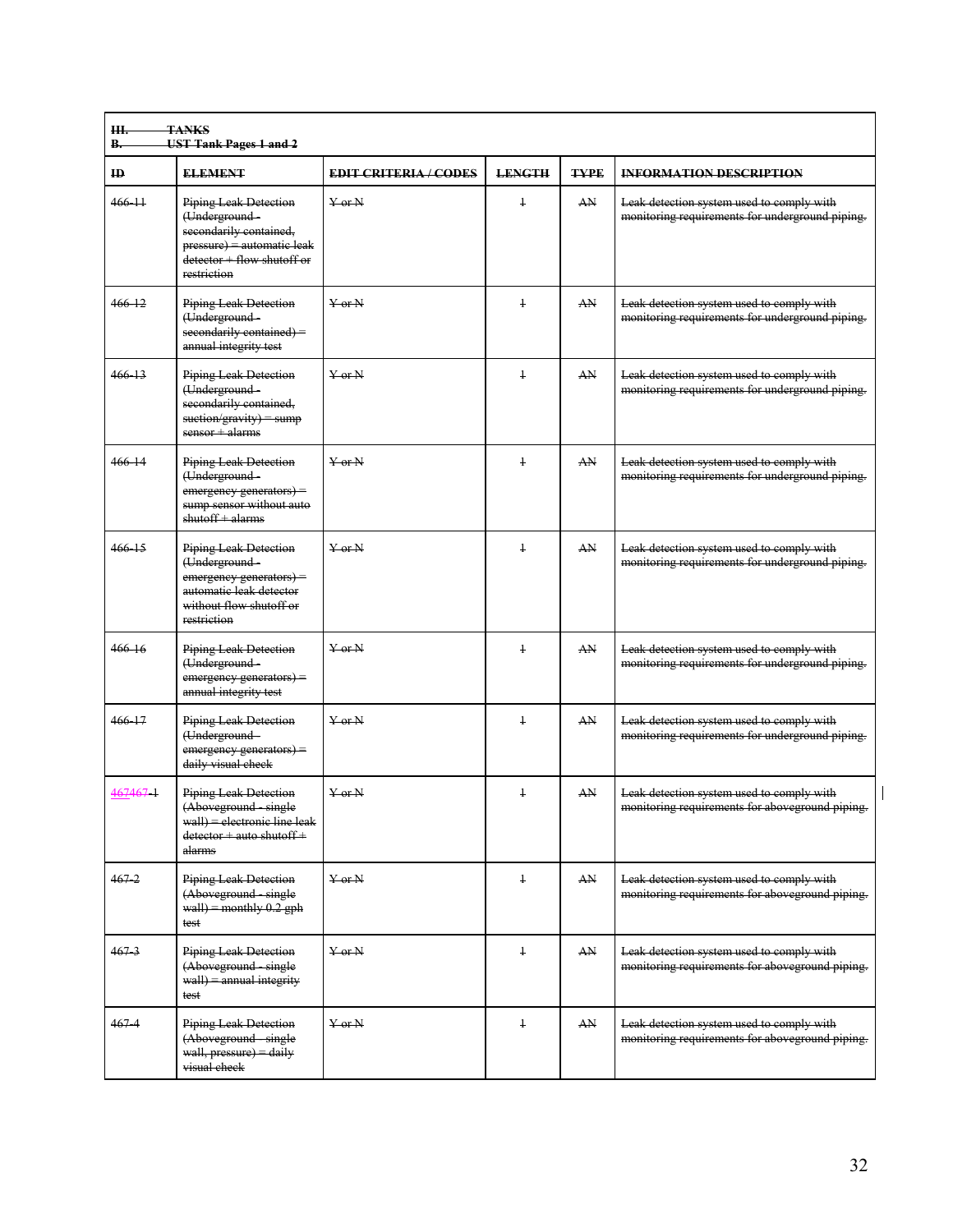| III. TANKS<br>B. UST Tank Pages 1 and 2 | | | | | |
|---|---|---|---|---|---|
| ID | ELEMENT | EDIT CRITERIA / CODES | LENGTH | TYPE | INFORMATION DESCRIPTION |
| 466-11 | Piping Leak Detection (Underground - secondarily contained, pressure) = automatic leak detector + flow shutoff or restriction | Y or N | 1 | AN | Leak detection system used to comply with monitoring requirements for underground piping. |
| 466-12 | Piping Leak Detection (Underground - secondarily contained) = annual integrity test | Y or N | 1 | AN | Leak detection system used to comply with monitoring requirements for underground piping. |
| 466-13 | Piping Leak Detection (Underground - secondarily contained, suction/gravity) = sump sensor + alarms | Y or N | 1 | AN | Leak detection system used to comply with monitoring requirements for underground piping. |
| 466-14 | Piping Leak Detection (Underground - emergency generators) = sump sensor without auto shutoff + alarms | Y or N | 1 | AN | Leak detection system used to comply with monitoring requirements for underground piping. |
| 466-15 | Piping Leak Detection (Underground - emergency generators) = automatic leak detector without flow shutoff or restriction | Y or N | 1 | AN | Leak detection system used to comply with monitoring requirements for underground piping. |
| 466-16 | Piping Leak Detection (Underground - emergency generators) = annual integrity test | Y or N | 1 | AN | Leak detection system used to comply with monitoring requirements for underground piping. |
| 466-17 | Piping Leak Detection (Underground - emergency generators) = daily visual check | Y or N | 1 | AN | Leak detection system used to comply with monitoring requirements for underground piping. |
| 467467-1 | Piping Leak Detection (Aboveground - single wall) = electronic line leak detector + auto shutoff + alarms | Y or N | 1 | AN | Leak detection system used to comply with monitoring requirements for aboveground piping. |
| 467-2 | Piping Leak Detection (Aboveground - single wall) = monthly 0.2 gph test | Y or N | 1 | AN | Leak detection system used to comply with monitoring requirements for aboveground piping. |
| 467-3 | Piping Leak Detection (Aboveground - single wall) = annual integrity test | Y or N | 1 | AN | Leak detection system used to comply with monitoring requirements for aboveground piping. |
| 467-4 | Piping Leak Detection (Aboveground - single wall, pressure) = daily visual check | Y or N | 1 | AN | Leak detection system used to comply with monitoring requirements for aboveground piping. |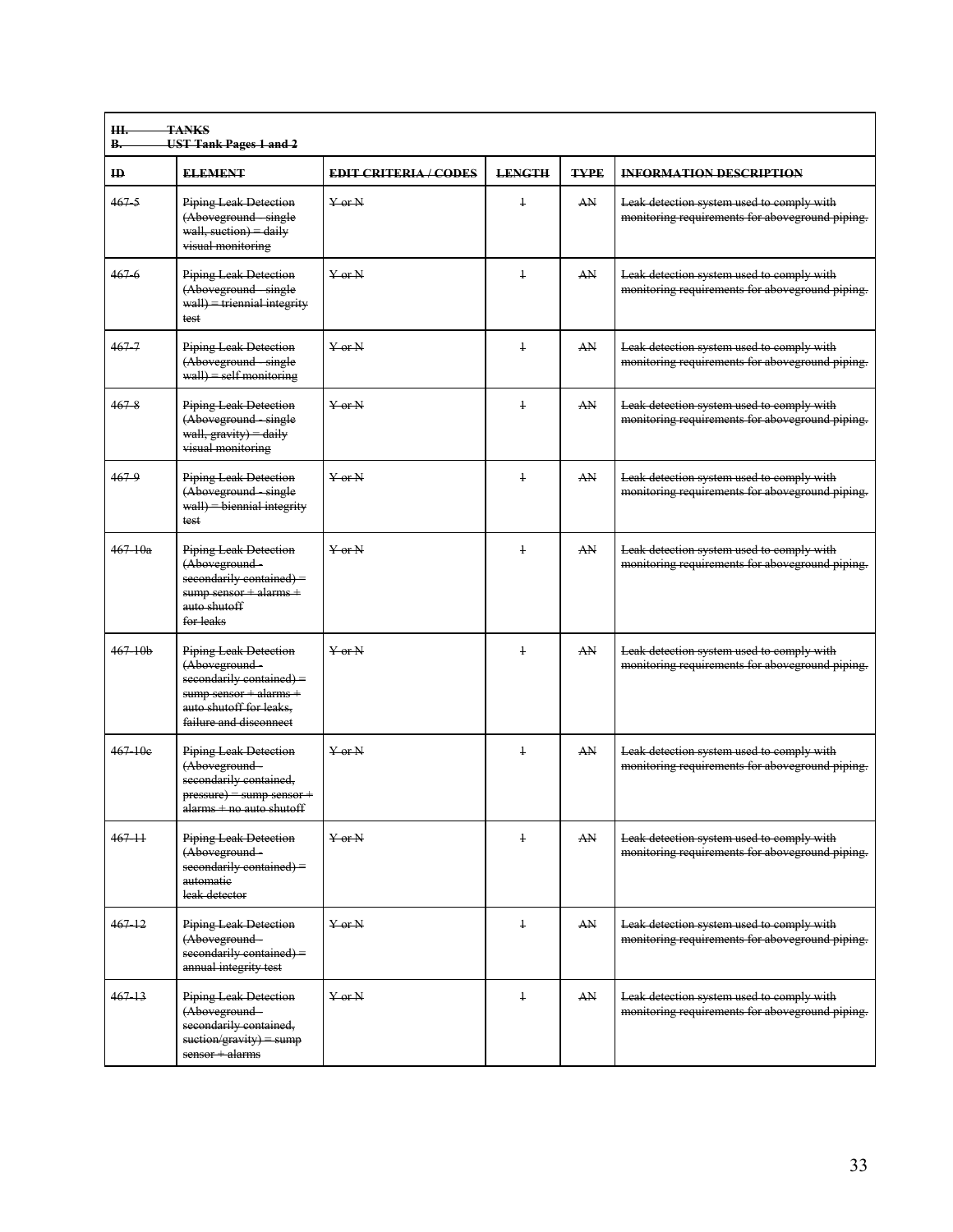| III. TANKS<br>B. UST Tank Pages 1 and 2 | | | | | |
|---|---|---|---|---|---|
| **ID** | **ELEMENT** | **EDIT CRITERIA / CODES** | **LENGTH** | **TYPE** | **INFORMATION DESCRIPTION** |
| 467-5 | Piping Leak Detection (Aboveground - single wall, suction) = daily visual monitoring | Y or N | 1 | AN | Leak detection system used to comply with monitoring requirements for aboveground piping. |
| 467-6 | Piping Leak Detection (Aboveground - single wall) = triennial integrity test | Y or N | 1 | AN | Leak detection system used to comply with monitoring requirements for aboveground piping. |
| 467-7 | Piping Leak Detection (Aboveground - single wall) = self monitoring | Y or N | 1 | AN | Leak detection system used to comply with monitoring requirements for aboveground piping. |
| 467-8 | Piping Leak Detection (Aboveground - single wall, gravity) = daily visual monitoring | Y or N | 1 | AN | Leak detection system used to comply with monitoring requirements for aboveground piping. |
| 467-9 | Piping Leak Detection (Aboveground - single wall) = biennial integrity test | Y or N | 1 | AN | Leak detection system used to comply with monitoring requirements for aboveground piping. |
| 467-10a | Piping Leak Detection (Aboveground - secondarily contained) = sump sensor + alarms + auto shutoff for leaks | Y or N | 1 | AN | Leak detection system used to comply with monitoring requirements for aboveground piping. |
| 467-10b | Piping Leak Detection (Aboveground - secondarily contained) = sump sensor + alarms + auto shutoff for leaks, failure and disconnect | Y or N | 1 | AN | Leak detection system used to comply with monitoring requirements for aboveground piping. |
| 467-10c | Piping Leak Detection (Aboveground - secondarily contained, pressure) = sump sensor + alarms + no auto shutoff | Y or N | 1 | AN | Leak detection system used to comply with monitoring requirements for aboveground piping. |
| 467-11 | Piping Leak Detection (Aboveground - secondarily contained) = automatic leak detector | Y or N | 1 | AN | Leak detection system used to comply with monitoring requirements for aboveground piping. |
| 467-12 | Piping Leak Detection (Aboveground - secondarily contained) = annual integrity test | Y or N | 1 | AN | Leak detection system used to comply with monitoring requirements for aboveground piping. |
| 467-13 | Piping Leak Detection (Aboveground - secondarily contained, suction/gravity) = sump sensor + alarms | Y or N | 1 | AN | Leak detection system used to comply with monitoring requirements for aboveground piping. |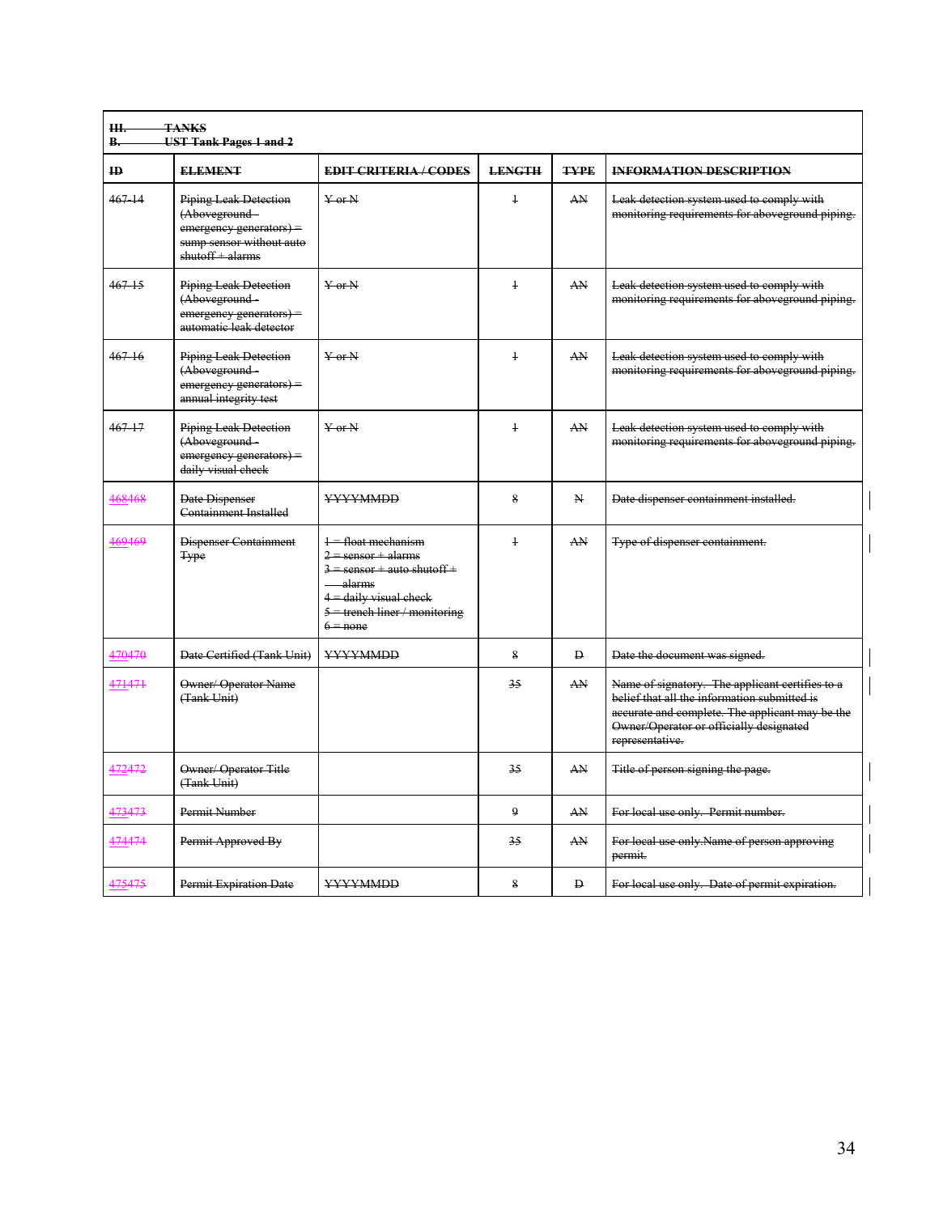| III. TANKS<br>B. UST Tank Pages 1 and 2 | | | | | |
|---|---|---|---|---|---|
| **ID** | **ELEMENT** | **EDIT CRITERIA / CODES** | **LENGTH** | **TYPE** | **INFORMATION DESCRIPTION** |
| 467-14 | Piping Leak Detection (Aboveground - emergency generators) = sump sensor without auto shutoff + alarms | Y or N | 1 | AN | Leak detection system used to comply with monitoring requirements for aboveground piping. |
| 467-15 | Piping Leak Detection (Aboveground - emergency generators) = automatic leak detector | Y or N | 1 | AN | Leak detection system used to comply with monitoring requirements for aboveground piping. |
| 467-16 | Piping Leak Detection (Aboveground - emergency generators) = annual integrity test | Y or N | 1 | AN | Leak detection system used to comply with monitoring requirements for aboveground piping. |
| 467-17 | Piping Leak Detection (Aboveground - emergency generators) = daily visual check | Y or N | 1 | AN | Leak detection system used to comply with monitoring requirements for aboveground piping. |
| 468468 | Date Dispenser Containment Installed | YYYYMMDD | 8 | N | Date dispenser containment installed. |
| 469469 | Dispenser Containment Type | 1 = float mechanism<br>2 = sensor + alarms<br>3 = sensor + auto shutoff + alarms<br>4 = daily visual check<br>5 = trench liner / monitoring<br>6 = none | 1 | AN | Type of dispenser containment. |
| 470470 | Date Certified (Tank Unit) | YYYYMMDD | 8 | D | Date the document was signed. |
| 471471 | Owner/ Operator Name (Tank Unit) | | 35 | AN | Name of signatory. The applicant certifies to a belief that all the information submitted is accurate and complete. The applicant may be the Owner/Operator or officially designated representative. |
| 472472 | Owner/ Operator Title (Tank Unit) | | 35 | AN | Title of person signing the page. |
| 473473 | Permit Number | | 9 | AN | For local use only. Permit number. |
| 474474 | Permit Approved By | | 35 | AN | For local use only.Name of person approving permit. |
| 475475 | Permit Expiration Date | YYYYMMDD | 8 | D | For local use only. Date of permit expiration. |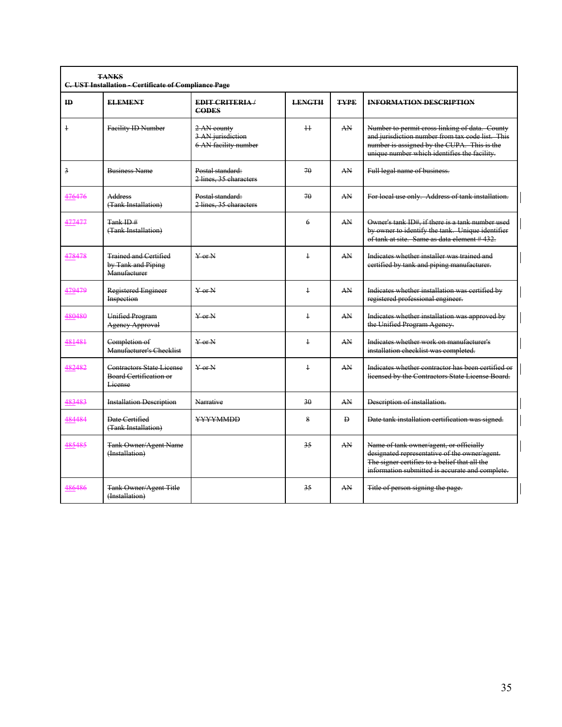**TANKS**
**C. UST Installation - Certificate of Compliance Page**

| ID | ELEMENT | EDIT CRITERIA / CODES | LENGTH | TYPE | INFORMATION DESCRIPTION |
|---|---|---|---|---|---|
| 1 | Facility ID Number | 2 AN county<br>3 AN jurisdiction<br>6 AN facility number | 11 | AN | Number to permit cross linking of data. County and jurisdiction number from tax code list. This number is assigned by the CUPA. This is the unique number which identifies the facility. |
| 3 | Business Name | Postal standard:<br>2 lines, 35 characters | 70 | AN | Full legal name of business. |
| 476476 | Address<br>(Tank Installation) | Postal standard:<br>2 lines, 35 characters | 70 | AN | For local use only. Address of tank installation. |
| 477477 | Tank ID #<br>(Tank Installation) | | 6 | AN | Owner's tank ID#, if there is a tank number used by owner to identify the tank. Unique identifier of tank at site. Same as data element # 432. |
| 478478 | Trained and Certified by Tank and Piping Manufacturer | Y or N | 1 | AN | Indicates whether installer was trained and certified by tank and piping manufacturer. |
| 479479 | Registered Engineer Inspection | Y or N | 1 | AN | Indicates whether installation was certified by registered professional engineer. |
| 480480 | Unified Program Agency Approval | Y or N | 1 | AN | Indicates whether installation was approved by the Unified Program Agency. |
| 481481 | Completion of Manufacturer's Checklist | Y or N | 1 | AN | Indicates whether work on manufacturer's installation checklist was completed. |
| 482482 | Contractors State License Board Certification or License | Y or N | 1 | AN | Indicates whether contractor has been certified or licensed by the Contractors State License Board. |
| 483483 | Installation Description | Narrative | 30 | AN | Description of installation. |
| 484484 | Date Certified<br>(Tank Installation) | YYYYMMDD | 8 | D | Date tank installation certification was signed. |
| 485485 | Tank Owner/Agent Name<br>(Installation) | | 35 | AN | Name of tank owner/agent, or officially designated representative of the owner/agent. The signer certifies to a belief that all the information submitted is accurate and complete. |
| 486486 | Tank Owner/Agent Title<br>(Installation) | | 35 | AN | Title of person signing the page. |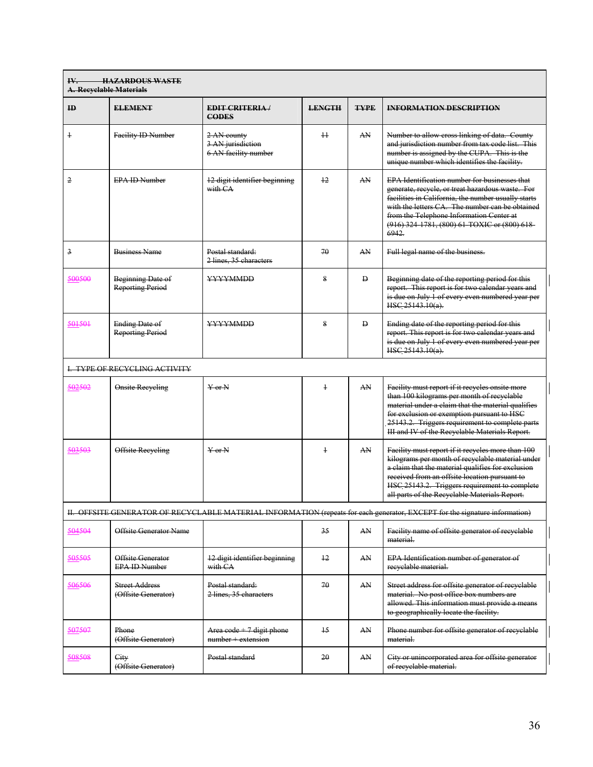| IV. HAZARDOUS WASTE<br>A. Recyclable Materials | | | | | |
|---|---|---|---|---|---|
| **ID** | **ELEMENT** | **EDIT CRITERIA / CODES** | **LENGTH** | **TYPE** | **INFORMATION DESCRIPTION** |
| 1 | Facility ID Number | 2 AN county<br>3 AN jurisdiction<br>6 AN facility number | 11 | AN | Number to allow cross linking of data. County and jurisdiction number from tax code list. This number is assigned by the CUPA. This is the unique number which identifies the facility. |
| 2 | EPA ID Number | 12 digit identifier beginning with CA | 12 | AN | EPA Identification number for businesses that generate, recycle, or treat hazardous waste. For facilities in California, the number usually starts with the letters CA. The number can be obtained from the Telephone Information Center at (916) 324-1781, (800) 61-TOXIC or (800) 618-6942. |
| 3 | Business Name | Postal standard:<br>2 lines, 35 characters | 70 | AN | Full legal name of the business. |
| 500500 | Beginning Date of Reporting Period | YYYYMMDD | 8 | D | Beginning date of the reporting period for this report. This report is for two calendar years and is due on July 1 of every even numbered year per HSC 25143.10(a). |
| 501501 | Ending Date of Reporting Period | YYYYMMDD | 8 | D | Ending date of the reporting period for this report. This report is for two calendar years and is due on July 1 of every even numbered year per HSC 25143.10(a). |
| I. TYPE OF RECYCLING ACTIVITY | | | | | |
| 502502 | Onsite Recycling | Y or N | 1 | AN | Facility must report if it recycles onsite more than 100 kilograms per month of recyclable material under a claim that the material qualifies for exclusion or exemption pursuant to HSC 25143.2. Triggers requirement to complete parts III and IV of the Recyclable Materials Report. |
| 503503 | Offsite Recycling | Y or N | 1 | AN | Facility must report if it recycles more than 100 kilograms per month of recyclable material under a claim that the material qualifies for exclusion received from an offsite location pursuant to HSC 25143.2. Triggers requirement to complete all parts of the Recyclable Materials Report. |
| II. OFFSITE GENERATOR OF RECYCLABLE MATERIAL INFORMATION (repeats for each generator, EXCEPT for the signature information) | | | | | |
| 504504 | Offsite Generator Name | | 35 | AN | Facility name of offsite generator of recyclable material. |
| 505505 | Offsite Generator EPA ID Number | 12 digit identifier beginning with CA | 12 | AN | EPA Identification number of generator of recyclable material. |
| 506506 | Street Address (Offsite Generator) | Postal standard:<br>2 lines, 35 characters | 70 | AN | Street address for offsite generator of recyclable material. No post office box numbers are allowed. This information must provide a means to geographically locate the facility. |
| 507507 | Phone (Offsite Generator) | Area code + 7 digit phone number + extension | 15 | AN | Phone number for offsite generator of recyclable material. |
| 508508 | City (Offsite Generator) | Postal standard | 20 | AN | City or unincorporated area for offsite generator of recyclable material. |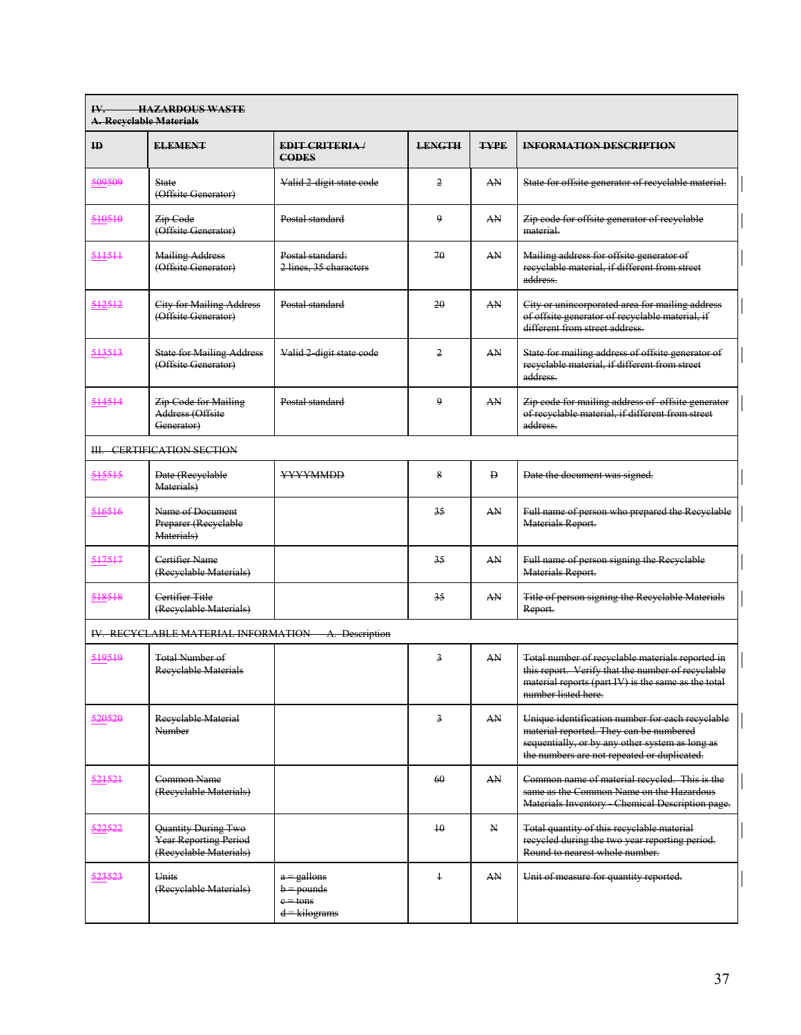| IV. HAZARDOUS WASTE<br>A. Recyclable Materials | | | | | |
|---|---|---|---|---|---|
| **ID** | **ELEMENT** | **EDIT CRITERIA / CODES** | **LENGTH** | **TYPE** | **INFORMATION DESCRIPTION** |
| 509509 | State (Offsite Generator) | Valid 2-digit state code | 2 | AN | State for offsite generator of recyclable material. |
| 510510 | Zip Code (Offsite Generator) | Postal standard | 9 | AN | Zip code for offsite generator of recyclable material. |
| 511511 | Mailing Address (Offsite Generator) | Postal standard: 2 lines, 35 characters | 70 | AN | Mailing address for offsite generator of recyclable material, if different from street address. |
| 512512 | City for Mailing Address (Offsite Generator) | Postal standard | 20 | AN | City or unincorporated area for mailing address of offsite generator of recyclable material, if different from street address. |
| 513513 | State for Mailing Address (Offsite Generator) | Valid 2-digit state code | 2 | AN | State for mailing address of offsite generator of recyclable material, if different from street address. |
| 514514 | Zip Code for Mailing Address (Offsite Generator) | Postal standard | 9 | AN | Zip code for mailing address of offsite generator of recyclable material, if different from street address. |
| III. CERTIFICATION SECTION | | | | | |
| 515515 | Date (Recyclable Materials) | YYYYMMDD | 8 | D | Date the document was signed. |
| 516516 | Name of Document Preparer (Recyclable Materials) | | 35 | AN | Full name of person who prepared the Recyclable Materials Report. |
| 517517 | Certifier Name (Recyclable Materials) | | 35 | AN | Full name of person signing the Recyclable Materials Report. |
| 518518 | Certifier Title (Recyclable Materials) | | 35 | AN | Title of person signing the Recyclable Materials Report. |
| IV. RECYCLABLE MATERIAL INFORMATION A. Description | | | | | |
| 519519 | Total Number of Recyclable Materials | | 3 | AN | Total number of recyclable materials reported in this report. Verify that the number of recyclable material reports (part IV) is the same as the total number listed here. |
| 520520 | Recyclable Material Number | | 3 | AN | Unique identification number for each recyclable material reported. They can be numbered sequentially, or by any other system as long as the numbers are not repeated or duplicated. |
| 521521 | Common Name (Recyclable Materials) | | 60 | AN | Common name of material recycled. This is the same as the Common Name on the Hazardous Materials Inventory - Chemical Description page. |
| 522522 | Quantity During Two Year Reporting Period (Recyclable Materials) | | 10 | N | Total quantity of this recyclable material recycled during the two year reporting period. Round to nearest whole number. |
| 523523 | Units (Recyclable Materials) | a = gallons<br>b = pounds<br>c = tons<br>d = kilograms | 1 | AN | Unit of measure for quantity reported. |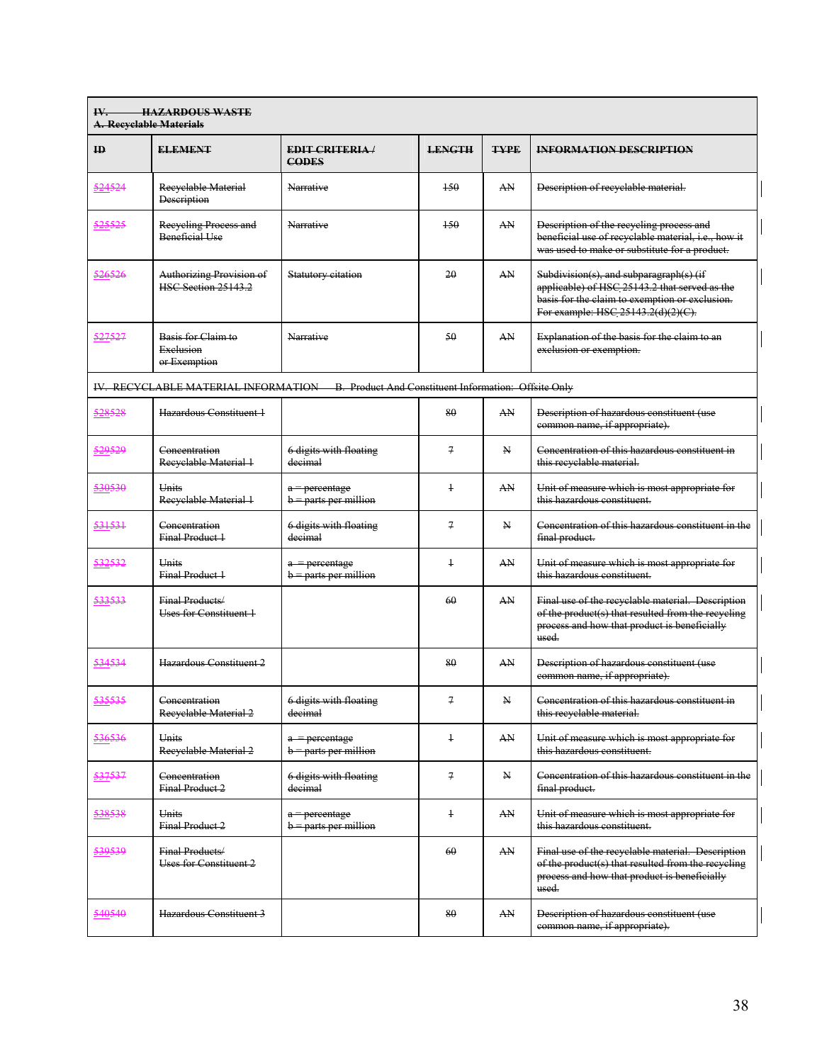| IV. HAZARDOUS WASTE<br>A. Recyclable Materials | | | | | |
|---|---|---|---|---|---|
| **ID** | **ELEMENT** | **EDIT CRITERIA / CODES** | **LENGTH** | **TYPE** | **INFORMATION DESCRIPTION** |
| 524524 | Recyclable Material Description | Narrative | 150 | AN | Description of recyclable material. |
| 525525 | Recycling Process and Beneficial Use | Narrative | 150 | AN | Description of the recycling process and beneficial use of recyclable material, i.e., how it was used to make or substitute for a product. |
| 526526 | Authorizing Provision of HSC Section 25143.2 | Statutory citation | 20 | AN | Subdivision(s), and subparagraph(s) (if applicable) of HSC 25143.2 that served as the basis for the claim to exemption or exclusion. For example: HSC 25143.2(d)(2)(C). |
| 527527 | Basis for Claim to Exclusion or Exemption | Narrative | 50 | AN | Explanation of the basis for the claim to an exclusion or exemption. |
| IV. RECYCLABLE MATERIAL INFORMATION B. Product And Constituent Information: Offsite Only | | | | | |
| 528528 | Hazardous Constituent 1 | | 80 | AN | Description of hazardous constituent (use common name, if appropriate). |
| 529529 | Concentration Recyclable Material 1 | 6 digits with floating decimal | 7 | N | Concentration of this hazardous constituent in this recyclable material. |
| 530530 | Units Recyclable Material 1 | a = percentage<br>b = parts per million | 1 | AN | Unit of measure which is most appropriate for this hazardous constituent. |
| 531531 | Concentration Final Product 1 | 6 digits with floating decimal | 7 | N | Concentration of this hazardous constituent in the final product. |
| 532532 | Units Final Product 1 | a = percentage<br>b = parts per million | 1 | AN | Unit of measure which is most appropriate for this hazardous constituent. |
| 533533 | Final Products/ Uses for Constituent 1 | | 60 | AN | Final use of the recyclable material. Description of the product(s) that resulted from the recycling process and how that product is beneficially used. |
| 534534 | Hazardous Constituent 2 | | 80 | AN | Description of hazardous constituent (use common name, if appropriate). |
| 535535 | Concentration Recyclable Material 2 | 6 digits with floating decimal | 7 | N | Concentration of this hazardous constituent in this recyclable material. |
| 536536 | Units Recyclable Material 2 | a = percentage<br>b = parts per million | 1 | AN | Unit of measure which is most appropriate for this hazardous constituent. |
| 537537 | Concentration Final Product 2 | 6 digits with floating decimal | 7 | N | Concentration of this hazardous constituent in the final product. |
| 538538 | Units Final Product 2 | a = percentage<br>b = parts per million | 1 | AN | Unit of measure which is most appropriate for this hazardous constituent. |
| 539539 | Final Products/ Uses for Constituent 2 | | 60 | AN | Final use of the recyclable material. Description of the product(s) that resulted from the recycling process and how that product is beneficially used. |
| 540540 | Hazardous Constituent 3 | | 80 | AN | Description of hazardous constituent (use common name, if appropriate). |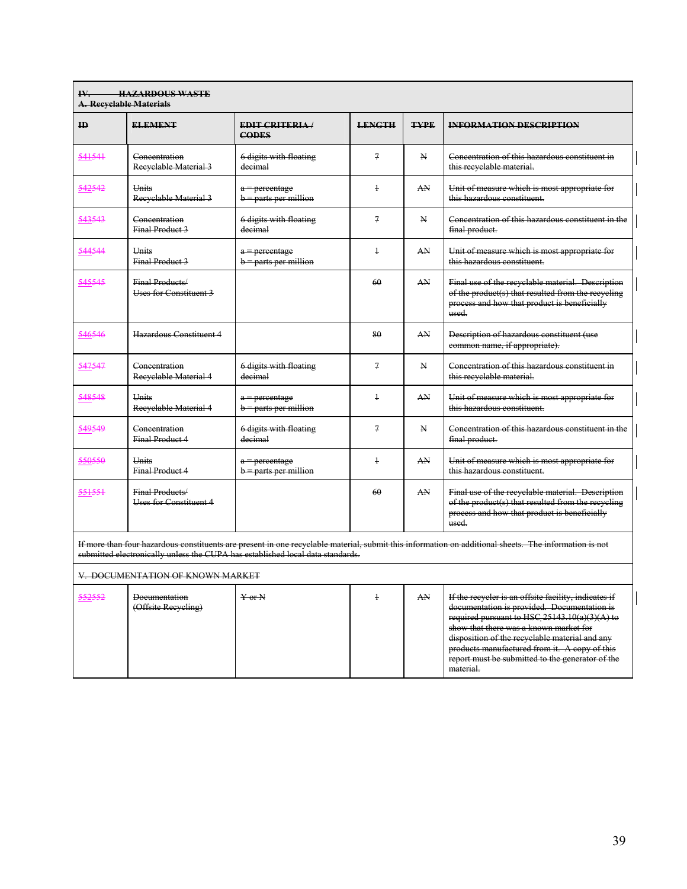| **IV. HAZARDOUS WASTE**<br>**A. Recyclable Materials** | | | | | |
|---|---|---|---|---|---|
| **ID** | **ELEMENT** | **EDIT CRITERIA / CODES** | **LENGTH** | **TYPE** | **INFORMATION DESCRIPTION** |
| 541541 | Concentration Recyclable Material 3 | 6 digits with floating decimal | 7 | N | Concentration of this hazardous constituent in this recyclable material. |
| 542542 | Units Recyclable Material 3 | a = percentage<br>b = parts per million | 1 | AN | Unit of measure which is most appropriate for this hazardous constituent. |
| 543543 | Concentration Final Product 3 | 6 digits with floating decimal | 7 | N | Concentration of this hazardous constituent in the final product. |
| 544544 | Units Final Product 3 | a = percentage<br>b = parts per million | 1 | AN | Unit of measure which is most appropriate for this hazardous constituent. |
| 545545 | Final Products/ Uses for Constituent 3 | | 60 | AN | Final use of the recyclable material. Description of the product(s) that resulted from the recycling process and how that product is beneficially used. |
| 546546 | Hazardous Constituent 4 | | 80 | AN | Description of hazardous constituent (use common name, if appropriate). |
| 547547 | Concentration Recyclable Material 4 | 6 digits with floating decimal | 7 | N | Concentration of this hazardous constituent in this recyclable material. |
| 548548 | Units Recyclable Material 4 | a = percentage<br>b = parts per million | 1 | AN | Unit of measure which is most appropriate for this hazardous constituent. |
| 549549 | Concentration Final Product 4 | 6 digits with floating decimal | 7 | N | Concentration of this hazardous constituent in the final product. |
| 550550 | Units Final Product 4 | a = percentage<br>b = parts per million | 1 | AN | Unit of measure which is most appropriate for this hazardous constituent. |
| 551551 | Final Products/ Uses for Constituent 4 | | 60 | AN | Final use of the recyclable material. Description of the product(s) that resulted from the recycling process and how that product is beneficially used. |
| If more than four hazardous constituents are present in one recyclable material, submit this information on additional sheets. The information is not submitted electronically unless the CUPA has established local data standards. | | | | | |
| V. DOCUMENTATION OF KNOWN MARKET | | | | | |
| 552552 | Documentation (Offsite Recycling) | Y or N | 1 | AN | If the recycler is an offsite facility, indicates if documentation is provided. Documentation is required pursuant to HSC 25143.10(a)(3)(A) to show that there was a known market for disposition of the recyclable material and any products manufactured from it. A copy of this report must be submitted to the generator of the material. |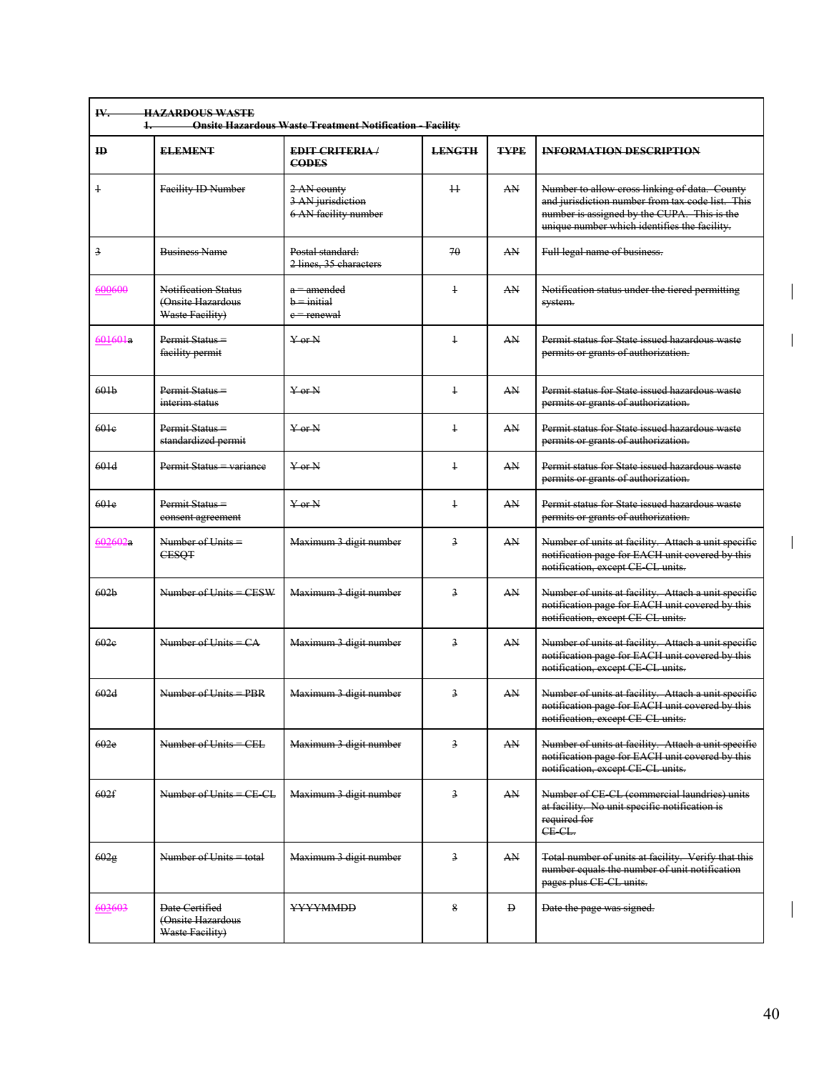| IV. HAZARDOUS WASTE<br>1. Onsite Hazardous Waste Treatment Notification - Facility | | | | | |
|---|---|---|---|---|---|
| **ID** | **ELEMENT** | **EDIT CRITERIA / CODES** | **LENGTH** | **TYPE** | **INFORMATION DESCRIPTION** |
| 1 | Facility ID Number | 2 AN county<br>3 AN jurisdiction<br>6 AN facility number | 11 | AN | Number to allow cross linking of data. County and jurisdiction number from tax code list. This number is assigned by the CUPA. This is the unique number which identifies the facility. |
| 3 | Business Name | Postal standard:<br>2 lines, 35 characters | 70 | AN | Full legal name of business. |
| 600600 | Notification Status (Onsite Hazardous Waste Facility) | a = amended<br>b = initial<br>c = renewal | 1 | AN | Notification status under the tiered permitting system. |
| 601601a | Permit Status = facility permit | Y or N | 1 | AN | Permit status for State issued hazardous waste permits or grants of authorization. |
| 601b | Permit Status = interim status | Y or N | 1 | AN | Permit status for State issued hazardous waste permits or grants of authorization. |
| 601c | Permit Status = standardized permit | Y or N | 1 | AN | Permit status for State issued hazardous waste permits or grants of authorization. |
| 601d | Permit Status = variance | Y or N | 1 | AN | Permit status for State issued hazardous waste permits or grants of authorization. |
| 601e | Permit Status = consent agreement | Y or N | 1 | AN | Permit status for State issued hazardous waste permits or grants of authorization. |
| 602602a | Number of Units = CESQT | Maximum 3 digit number | 3 | AN | Number of units at facility. Attach a unit specific notification page for EACH unit covered by this notification, except CE-CL units. |
| 602b | Number of Units = CESW | Maximum 3 digit number | 3 | AN | Number of units at facility. Attach a unit specific notification page for EACH unit covered by this notification, except CE-CL units. |
| 602c | Number of Units = CA | Maximum 3 digit number | 3 | AN | Number of units at facility. Attach a unit specific notification page for EACH unit covered by this notification, except CE-CL units. |
| 602d | Number of Units = PBR | Maximum 3 digit number | 3 | AN | Number of units at facility. Attach a unit specific notification page for EACH unit covered by this notification, except CE-CL units. |
| 602e | Number of Units = CEL | Maximum 3 digit number | 3 | AN | Number of units at facility. Attach a unit specific notification page for EACH unit covered by this notification, except CE-CL units. |
| 602f | Number of Units = CE-CL | Maximum 3 digit number | 3 | AN | Number of CE-CL (commercial laundries) units at facility. No unit specific notification is required for CE-CL. |
| 602g | Number of Units = total | Maximum 3 digit number | 3 | AN | Total number of units at facility. Verify that this number equals the number of unit notification pages plus CE-CL units. |
| 603603 | Date Certified (Onsite Hazardous Waste Facility) | YYYYMMDD | 8 | D | Date the page was signed. |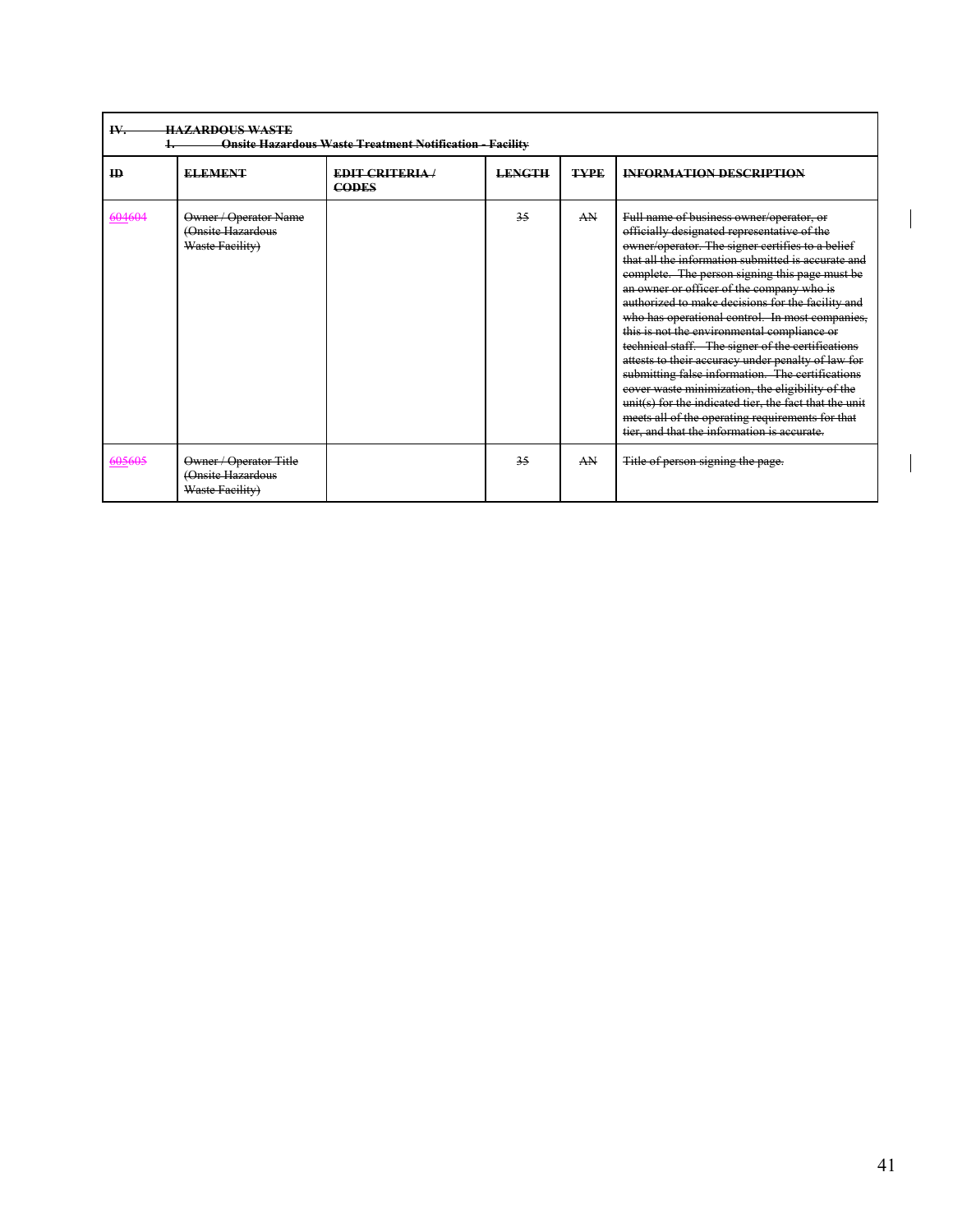| IV. HAZARDOUS WASTE<br>1. Onsite Hazardous Waste Treatment Notification - Facility | | | | | |
|---|---|---|---|---|---|
| **ID** | **ELEMENT** | **EDIT CRITERIA / CODES** | **LENGTH** | **TYPE** | **INFORMATION DESCRIPTION** |
| 604604 | Owner / Operator Name (Onsite Hazardous Waste Facility) | | 35 | AN | Full name of business owner/operator, or officially designated representative of the owner/operator. The signer certifies to a belief that all the information submitted is accurate and complete. The person signing this page must be an owner or officer of the company who is authorized to make decisions for the facility and who has operational control. In most companies, this is not the environmental compliance or technical staff. The signer of the certifications attests to their accuracy under penalty of law for submitting false information. The certifications cover waste minimization, the eligibility of the unit(s) for the indicated tier, the fact that the unit meets all of the operating requirements for that tier, and that the information is accurate. |
| 605605 | Owner / Operator Title (Onsite Hazardous Waste Facility) | | 35 | AN | Title of person signing the page. |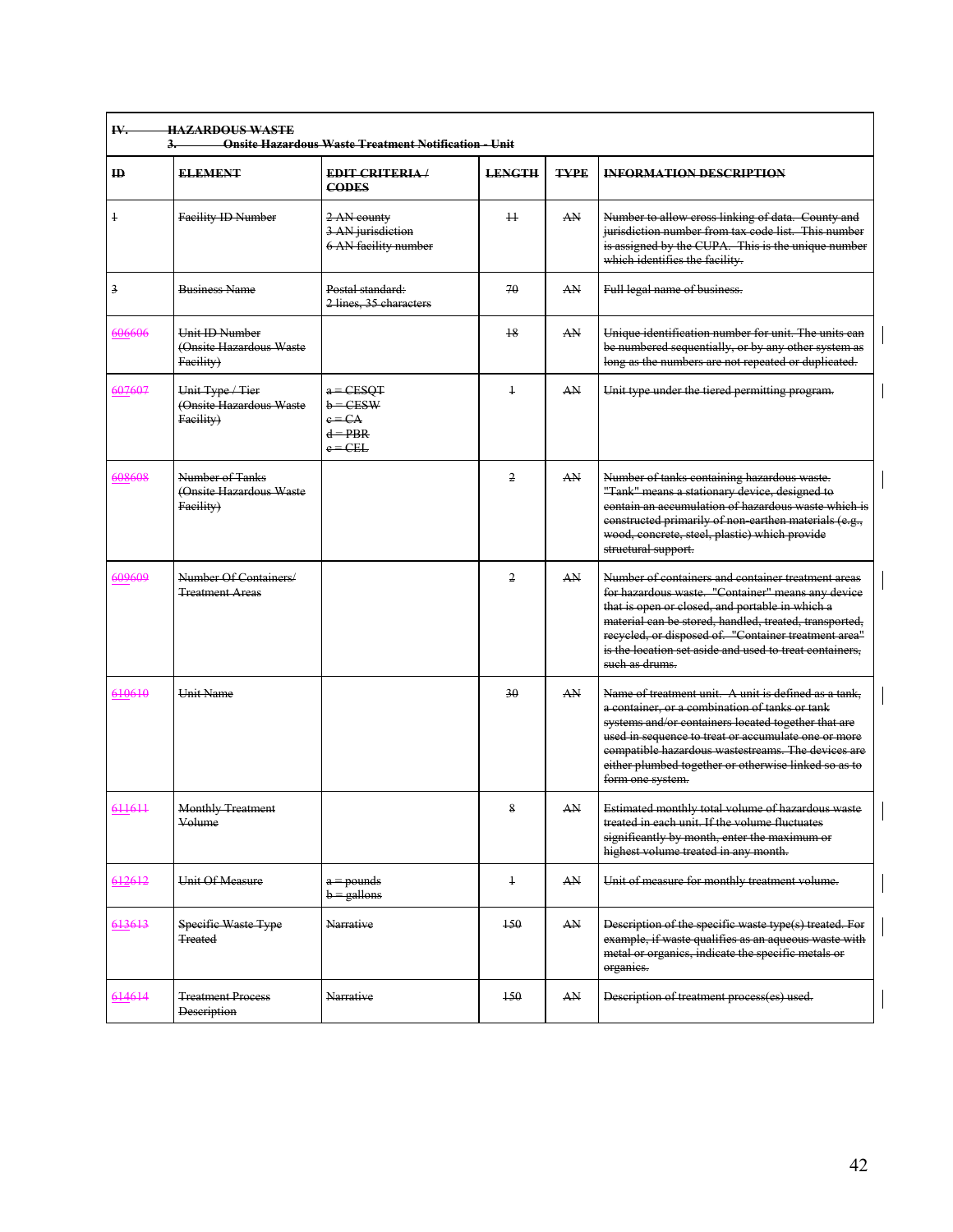| IV. HAZARDOUS WASTE<br>3. Onsite Hazardous Waste Treatment Notification - Unit | | | | | |
|---|---|---|---|---|---|
| **ID** | **ELEMENT** | **EDIT CRITERIA / CODES** | **LENGTH** | **TYPE** | **INFORMATION DESCRIPTION** |
| 1 | Facility ID Number | 2 AN county<br>3 AN jurisdiction<br>6 AN facility number | 11 | AN | Number to allow cross linking of data. County and jurisdiction number from tax code list. This number is assigned by the CUPA. This is the unique number which identifies the facility. |
| 3 | Business Name | Postal standard:<br>2 lines, 35 characters | 70 | AN | Full legal name of business. |
| 606606 | Unit ID Number (Onsite Hazardous Waste Facility) | | 18 | AN | Unique identification number for unit. The units can be numbered sequentially, or by any other system as long as the numbers are not repeated or duplicated. |
| 607607 | Unit Type / Tier (Onsite Hazardous Waste Facility) | a = CESQT<br>b = CESW<br>c = CA<br>d = PBR<br>e = CEL | 1 | AN | Unit type under the tiered permitting program. |
| 608608 | Number of Tanks (Onsite Hazardous Waste Facility) | | 2 | AN | Number of tanks containing hazardous waste. "Tank" means a stationary device, designed to contain an accumulation of hazardous waste which is constructed primarily of non-earthen materials (e.g., wood, concrete, steel, plastic) which provide structural support. |
| 609609 | Number Of Containers/ Treatment Areas | | 2 | AN | Number of containers and container treatment areas for hazardous waste. "Container" means any device that is open or closed, and portable in which a material can be stored, handled, treated, transported, recycled, or disposed of. "Container treatment area" is the location set aside and used to treat containers, such as drums. |
| 610610 | Unit Name | | 30 | AN | Name of treatment unit. A unit is defined as a tank, a container, or a combination of tanks or tank systems and/or containers located together that are used in sequence to treat or accumulate one or more compatible hazardous wastestreams. The devices are either plumbed together or otherwise linked so as to form one system. |
| 611611 | Monthly Treatment Volume | | 8 | AN | Estimated monthly total volume of hazardous waste treated in each unit. If the volume fluctuates significantly by month, enter the maximum or highest volume treated in any month. |
| 612612 | Unit Of Measure | a = pounds<br>b = gallons | 1 | AN | Unit of measure for monthly treatment volume. |
| 613613 | Specific Waste Type Treated | Narrative | 150 | AN | Description of the specific waste type(s) treated. For example, if waste qualifies as an aqueous waste with metal or organics, indicate the specific metals or organics. |
| 614614 | Treatment Process Description | Narrative | 150 | AN | Description of treatment process(es) used. |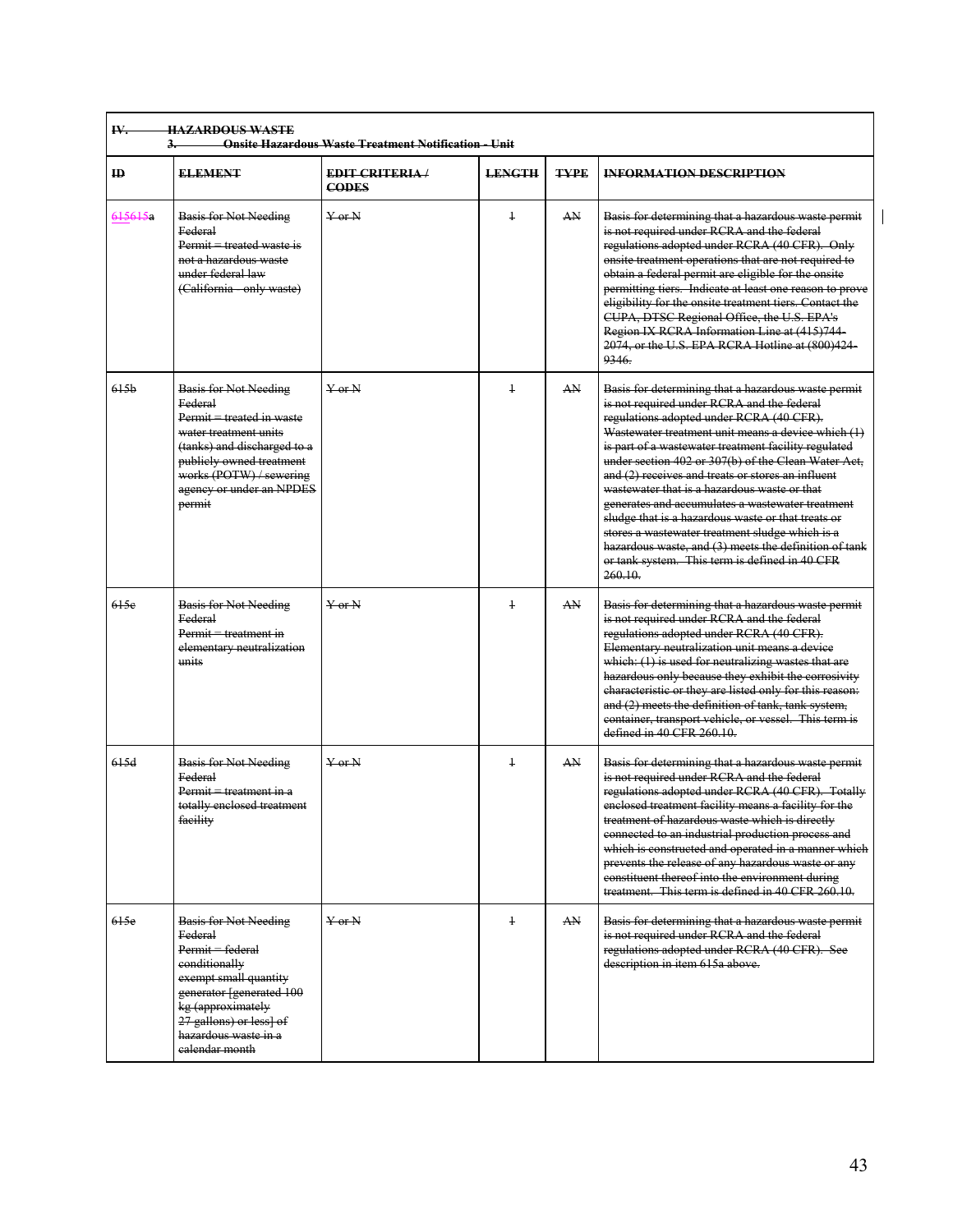| IV. HAZARDOUS WASTE<br>3. Onsite Hazardous Waste Treatment Notification - Unit | | | | | |
|---|---|---|---|---|---|
| **ID** | **ELEMENT** | **EDIT CRITERIA / CODES** | **LENGTH** | **TYPE** | **INFORMATION DESCRIPTION** |
| 615615a | Basis for Not Needing Federal Permit = treated waste is not a hazardous waste under federal law (California - only waste) | Y or N | 1 | AN | Basis for determining that a hazardous waste permit is not required under RCRA and the federal regulations adopted under RCRA (40 CFR). Only onsite treatment operations that are not required to obtain a federal permit are eligible for the onsite permitting tiers. Indicate at least one reason to prove eligibility for the onsite treatment tiers. Contact the CUPA, DTSC Regional Office, the U.S. EPA's Region IX RCRA Information Line at (415)744-2074, or the U.S. EPA RCRA Hotline at (800)424-9346. |
| 615b | Basis for Not Needing Federal Permit = treated in waste water treatment units (tanks) and discharged to a publicly owned treatment works (POTW) / sewering agency or under an NPDES permit | Y or N | 1 | AN | Basis for determining that a hazardous waste permit is not required under RCRA and the federal regulations adopted under RCRA (40 CFR). Wastewater treatment unit means a device which (1) is part of a wastewater treatment facility regulated under section 402 or 307(b) of the Clean Water Act, and (2) receives and treats or stores an influent wastewater that is a hazardous waste or that generates and accumulates a wastewater treatment sludge that is a hazardous waste or that treats or stores a wastewater treatment sludge which is a hazardous waste, and (3) meets the definition of tank or tank system. This term is defined in 40 CFR 260.10. |
| 615c | Basis for Not Needing Federal Permit = treatment in elementary neutralization units | Y or N | 1 | AN | Basis for determining that a hazardous waste permit is not required under RCRA and the federal regulations adopted under RCRA (40 CFR). Elementary neutralization unit means a device which: (1) is used for neutralizing wastes that are hazardous only because they exhibit the corrosivity characteristic or they are listed only for this reason: and (2) meets the definition of tank, tank system, container, transport vehicle, or vessel. This term is defined in 40 CFR 260.10. |
| 615d | Basis for Not Needing Federal Permit = treatment in a totally enclosed treatment facility | Y or N | 1 | AN | Basis for determining that a hazardous waste permit is not required under RCRA and the federal regulations adopted under RCRA (40 CFR). Totally enclosed treatment facility means a facility for the treatment of hazardous waste which is directly connected to an industrial production process and which is constructed and operated in a manner which prevents the release of any hazardous waste or any constituent thereof into the environment during treatment. This term is defined in 40 CFR 260.10. |
| 615e | Basis for Not Needing Federal Permit = federal conditionally exempt small quantity generator [generated 100 kg (approximately 27 gallons) or less] of hazardous waste in a calendar month | Y or N | 1 | AN | Basis for determining that a hazardous waste permit is not required under RCRA and the federal regulations adopted under RCRA (40 CFR). See description in item 615a above. |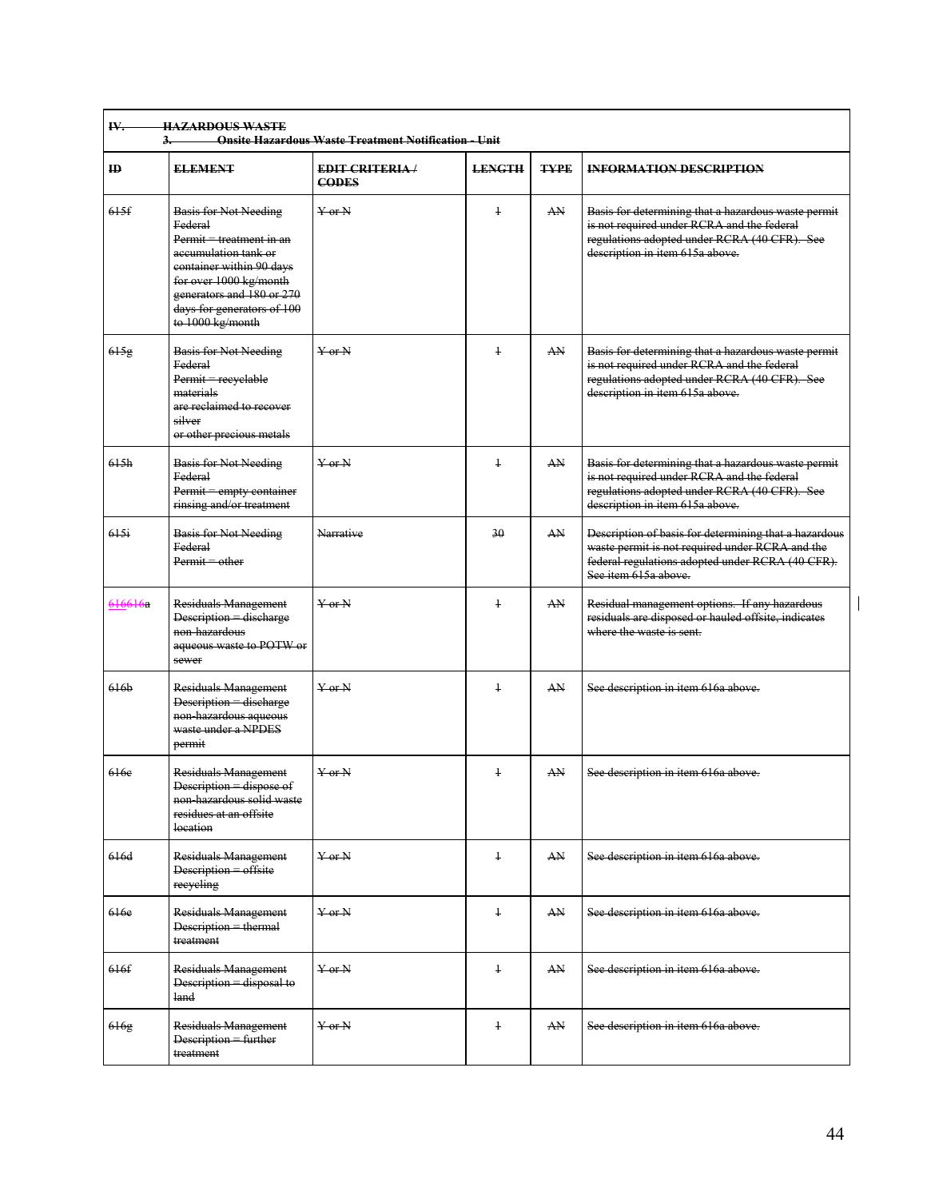| IV. HAZARDOUS WASTE<br>3. Onsite Hazardous Waste Treatment Notification - Unit | | | | | |
|---|---|---|---|---|---|
| **ID** | **ELEMENT** | **EDIT CRITERIA / CODES** | **LENGTH** | **TYPE** | **INFORMATION DESCRIPTION** |
| 615f | Basis for Not Needing Federal Permit = treatment in an accumulation tank or container within 90 days for over 1000 kg/month generators and 180 or 270 days for generators of 100 to 1000 kg/month | Y or N | 1 | AN | Basis for determining that a hazardous waste permit is not required under RCRA and the federal regulations adopted under RCRA (40 CFR). See description in item 615a above. |
| 615g | Basis for Not Needing Federal Permit = recyclable materials are reclaimed to recover silver or other precious metals | Y or N | 1 | AN | Basis for determining that a hazardous waste permit is not required under RCRA and the federal regulations adopted under RCRA (40 CFR). See description in item 615a above. |
| 615h | Basis for Not Needing Federal Permit = empty container rinsing and/or treatment | Y or N | 1 | AN | Basis for determining that a hazardous waste permit is not required under RCRA and the federal regulations adopted under RCRA (40 CFR). See description in item 615a above. |
| 615i | Basis for Not Needing Federal Permit = other | Narrative | 30 | AN | Description of basis for determining that a hazardous waste permit is not required under RCRA and the federal regulations adopted under RCRA (40 CFR). See item 615a above. |
| 616616a | Residuals Management Description = discharge non-hazardous aqueous waste to POTW or sewer | Y or N | 1 | AN | Residual management options. If any hazardous residuals are disposed or hauled offsite, indicates where the waste is sent. |
| 616b | Residuals Management Description = discharge non-hazardous aqueous waste under a NPDES permit | Y or N | 1 | AN | See description in item 616a above. |
| 616c | Residuals Management Description = dispose of non-hazardous solid waste residues at an offsite location | Y or N | 1 | AN | See description in item 616a above. |
| 616d | Residuals Management Description = offsite recycling | Y or N | 1 | AN | See description in item 616a above. |
| 616e | Residuals Management Description = thermal treatment | Y or N | 1 | AN | See description in item 616a above. |
| 616f | Residuals Management Description = disposal to land | Y or N | 1 | AN | See description in item 616a above. |
| 616g | Residuals Management Description = further treatment | Y or N | 1 | AN | See description in item 616a above. |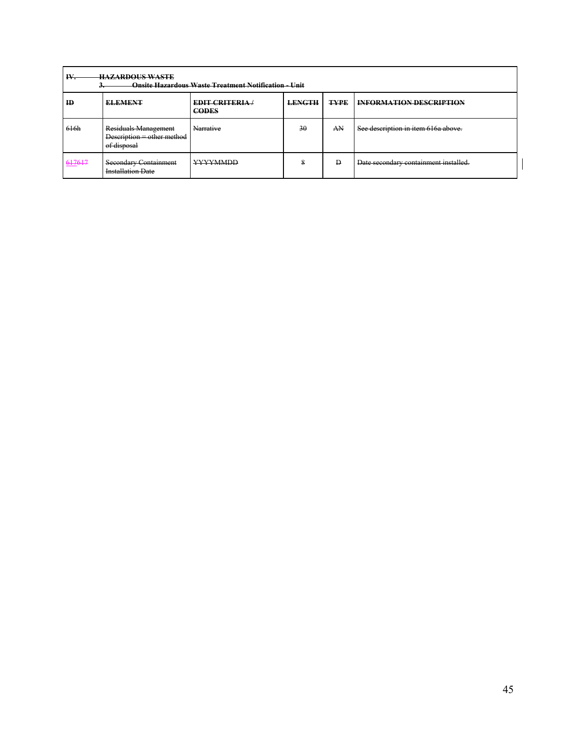| IV. HAZARDOUS WASTE<br>3. Onsite Hazardous Waste Treatment Notification - Unit | | | | | |
|---|---|---|---|---|---|
| **ID** | **ELEMENT** | **EDIT CRITERIA / CODES** | **LENGTH** | **TYPE** | **INFORMATION DESCRIPTION** |
| 616h | Residuals Management Description = other method of disposal | Narrative | 30 | AN | See description in item 616a above. |
| 617617 | Secondary Containment Installation Date | YYYYMMDD | 8 | D | Date secondary containment installed. |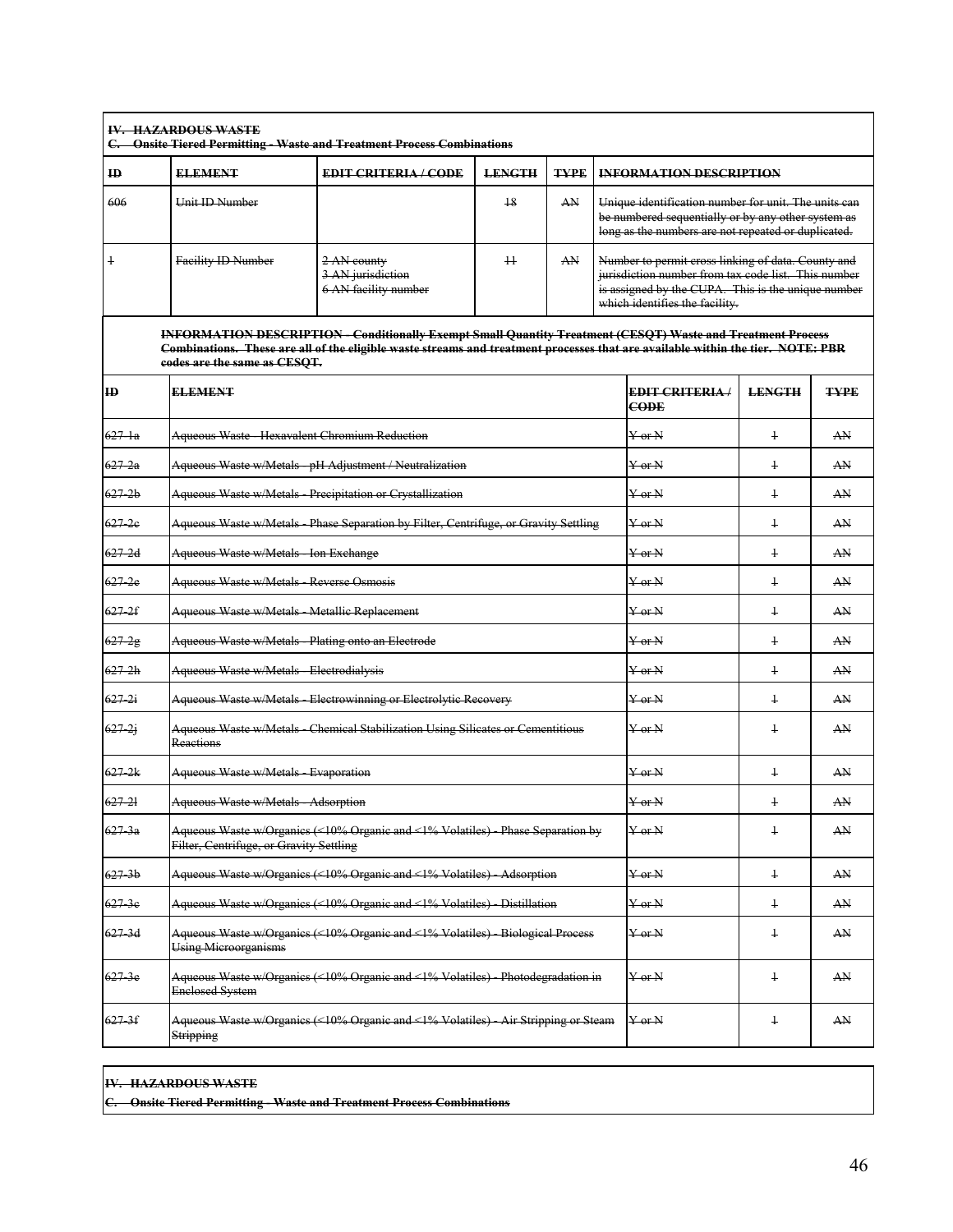| **IV. HAZARDOUS WASTE** <br> **C. Onsite Tiered Permitting - Waste and Treatment Process Combinations** | | | | | |
|---|---|---|---|---|---|
| **ID** | **ELEMENT** | **EDIT CRITERIA / CODE** | **LENGTH** | **TYPE** | **INFORMATION DESCRIPTION** |
| 606 | Unit ID Number | | 18 | AN | Unique identification number for unit. The units can be numbered sequentially or by any other system as long as the numbers are not repeated or duplicated. |
| 1 | Facility ID Number | 2 AN county<br>3 AN jurisdiction<br>6 AN facility number | 11 | AN | Number to permit cross linking of data. County and jurisdiction number from tax code list. This number is assigned by the CUPA. This is the unique number which identifies the facility. |

**INFORMATION DESCRIPTION - Conditionally Exempt Small Quantity Treatment (CESQT) Waste and Treatment Process Combinations. These are all of the eligible waste streams and treatment processes that are available within the tier. NOTE: PBR codes are the same as CESQT.**

| ID | ELEMENT | EDIT CRITERIA / CODE | LENGTH | TYPE |
|---|---|---|---|---|
| 627-1a | Aqueous Waste - Hexavalent Chromium Reduction | Y or N | 1 | AN |
| 627-2a | Aqueous Waste w/Metals - pH Adjustment / Neutralization | Y or N | 1 | AN |
| 627-2b | Aqueous Waste w/Metals - Precipitation or Crystallization | Y or N | 1 | AN |
| 627-2c | Aqueous Waste w/Metals - Phase Separation by Filter, Centrifuge, or Gravity Settling | Y or N | 1 | AN |
| 627-2d | Aqueous Waste w/Metals - Ion Exchange | Y or N | 1 | AN |
| 627-2e | Aqueous Waste w/Metals - Reverse Osmosis | Y or N | 1 | AN |
| 627-2f | Aqueous Waste w/Metals - Metallic Replacement | Y or N | 1 | AN |
| 627-2g | Aqueous Waste w/Metals - Plating onto an Electrode | Y or N | 1 | AN |
| 627-2h | Aqueous Waste w/Metals - Electrodialysis | Y or N | 1 | AN |
| 627-2i | Aqueous Waste w/Metals - Electrowinning or Electrolytic Recovery | Y or N | 1 | AN |
| 627-2j | Aqueous Waste w/Metals - Chemical Stabilization Using Silicates or Cementitious Reactions | Y or N | 1 | AN |
| 627-2k | Aqueous Waste w/Metals - Evaporation | Y or N | 1 | AN |
| 627-2l | Aqueous Waste w/Metals - Adsorption | Y or N | 1 | AN |
| 627-3a | Aqueous Waste w/Organics (<10% Organic and <1% Volatiles) - Phase Separation by Filter, Centrifuge, or Gravity Settling | Y or N | 1 | AN |
| 627-3b | Aqueous Waste w/Organics (<10% Organic and <1% Volatiles) - Adsorption | Y or N | 1 | AN |
| 627-3c | Aqueous Waste w/Organics (<10% Organic and <1% Volatiles) - Distillation | Y or N | 1 | AN |
| 627-3d | Aqueous Waste w/Organics (<10% Organic and <1% Volatiles) - Biological Process Using Microorganisms | Y or N | 1 | AN |
| 627-3e | Aqueous Waste w/Organics (<10% Organic and <1% Volatiles) - Photodegradation in Enclosed System | Y or N | 1 | AN |
| 627-3f | Aqueous Waste w/Organics (<10% Organic and <1% Volatiles) - Air Stripping or Steam Stripping | Y or N | 1 | AN |

**IV. HAZARDOUS WASTE**

**C. Onsite Tiered Permitting - Waste and Treatment Process Combinations**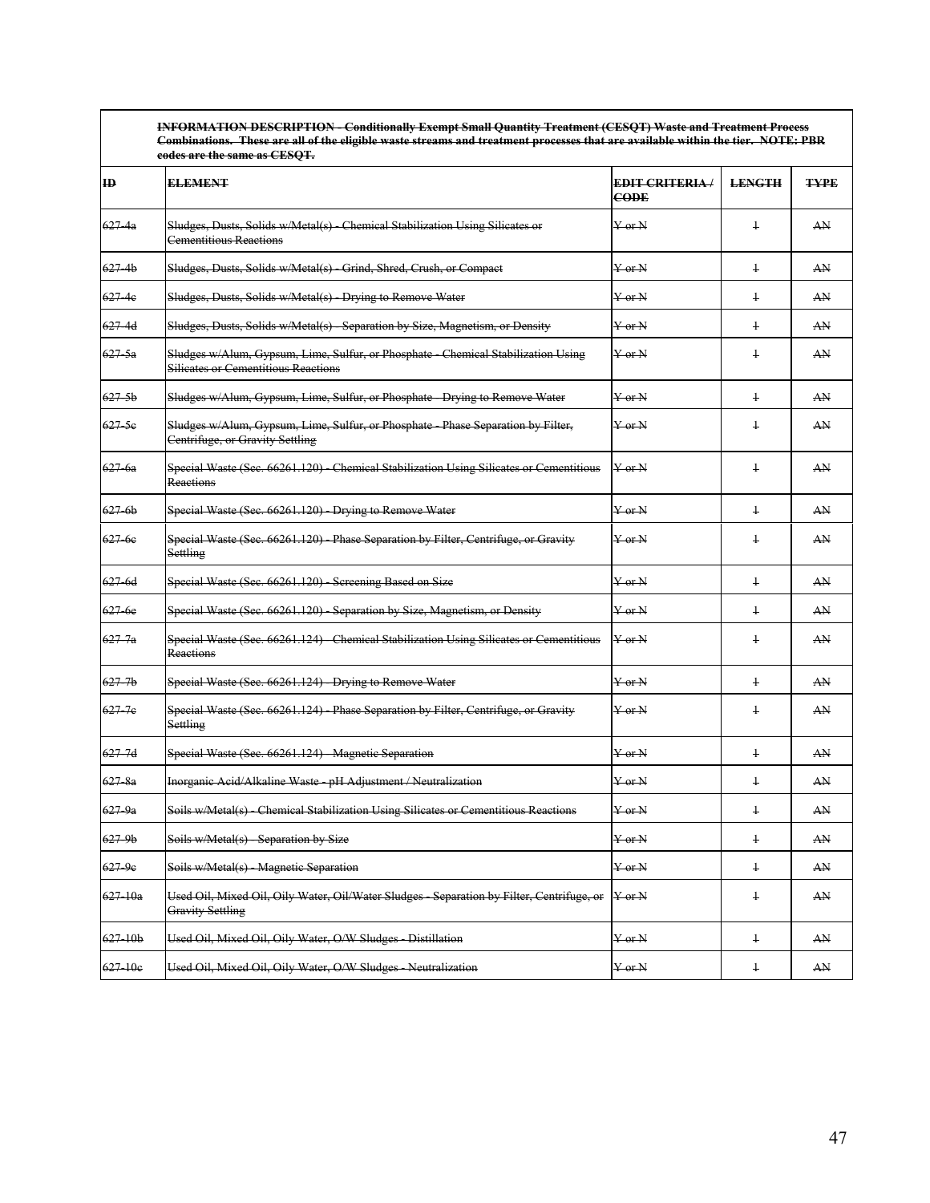| ~~INFORMATION DESCRIPTION - Conditionally Exempt Small Quantity Treatment (CESQT) Waste and Treatment Process Combinations. These are all of the eligible waste streams and treatment processes that are available within the tier. NOTE: PBR codes are the same as CESQT.~~ | | | | |
|---|---|---|---|---|
| ~~**ID**~~ | ~~**ELEMENT**~~ | ~~**EDIT CRITERIA / CODE**~~ | ~~**LENGTH**~~ | ~~**TYPE**~~ |
| ~~627-4a~~ | ~~Sludges, Dusts, Solids w/Metal(s) - Chemical Stabilization Using Silicates or Cementitious Reactions~~ | ~~Y or N~~ | ~~1~~ | ~~AN~~ |
| ~~627-4b~~ | ~~Sludges, Dusts, Solids w/Metal(s) - Grind, Shred, Crush, or Compact~~ | ~~Y or N~~ | ~~1~~ | ~~AN~~ |
| ~~627-4c~~ | ~~Sludges, Dusts, Solids w/Metal(s) - Drying to Remove Water~~ | ~~Y or N~~ | ~~1~~ | ~~AN~~ |
| ~~627-4d~~ | ~~Sludges, Dusts, Solids w/Metal(s) - Separation by Size, Magnetism, or Density~~ | ~~Y or N~~ | ~~1~~ | ~~AN~~ |
| ~~627-5a~~ | ~~Sludges w/Alum, Gypsum, Lime, Sulfur, or Phosphate - Chemical Stabilization Using Silicates or Cementitious Reactions~~ | ~~Y or N~~ | ~~1~~ | ~~AN~~ |
| ~~627-5b~~ | ~~Sludges w/Alum, Gypsum, Lime, Sulfur, or Phosphate - Drying to Remove Water~~ | ~~Y or N~~ | ~~1~~ | ~~AN~~ |
| ~~627-5c~~ | ~~Sludges w/Alum, Gypsum, Lime, Sulfur, or Phosphate - Phase Separation by Filter, Centrifuge, or Gravity Settling~~ | ~~Y or N~~ | ~~1~~ | ~~AN~~ |
| ~~627-6a~~ | ~~Special Waste (Sec. 66261.120) - Chemical Stabilization Using Silicates or Cementitious Reactions~~ | ~~Y or N~~ | ~~1~~ | ~~AN~~ |
| ~~627-6b~~ | ~~Special Waste (Sec. 66261.120) - Drying to Remove Water~~ | ~~Y or N~~ | ~~1~~ | ~~AN~~ |
| ~~627-6c~~ | ~~Special Waste (Sec. 66261.120) - Phase Separation by Filter, Centrifuge, or Gravity Settling~~ | ~~Y or N~~ | ~~1~~ | ~~AN~~ |
| ~~627-6d~~ | ~~Special Waste (Sec. 66261.120) - Screening Based on Size~~ | ~~Y or N~~ | ~~1~~ | ~~AN~~ |
| ~~627-6e~~ | ~~Special Waste (Sec. 66261.120) - Separation by Size, Magnetism, or Density~~ | ~~Y or N~~ | ~~1~~ | ~~AN~~ |
| ~~627-7a~~ | ~~Special Waste (Sec. 66261.124) - Chemical Stabilization Using Silicates or Cementitious Reactions~~ | ~~Y or N~~ | ~~1~~ | ~~AN~~ |
| ~~627-7b~~ | ~~Special Waste (Sec. 66261.124) - Drying to Remove Water~~ | ~~Y or N~~ | ~~1~~ | ~~AN~~ |
| ~~627-7c~~ | ~~Special Waste (Sec. 66261.124) - Phase Separation by Filter, Centrifuge, or Gravity Settling~~ | ~~Y or N~~ | ~~1~~ | ~~AN~~ |
| ~~627-7d~~ | ~~Special Waste (Sec. 66261.124) - Magnetic Separation~~ | ~~Y or N~~ | ~~1~~ | ~~AN~~ |
| ~~627-8a~~ | ~~Inorganic Acid/Alkaline Waste - pH Adjustment / Neutralization~~ | ~~Y or N~~ | ~~1~~ | ~~AN~~ |
| ~~627-9a~~ | ~~Soils w/Metal(s) - Chemical Stabilization Using Silicates or Cementitious Reactions~~ | ~~Y or N~~ | ~~1~~ | ~~AN~~ |
| ~~627-9b~~ | ~~Soils w/Metal(s) - Separation by Size~~ | ~~Y or N~~ | ~~1~~ | ~~AN~~ |
| ~~627-9c~~ | ~~Soils w/Metal(s) - Magnetic Separation~~ | ~~Y or N~~ | ~~1~~ | ~~AN~~ |
| ~~627-10a~~ | ~~Used Oil, Mixed Oil, Oily Water, Oil/Water Sludges - Separation by Filter, Centrifuge, or Gravity Settling~~ | ~~Y or N~~ | ~~1~~ | ~~AN~~ |
| ~~627-10b~~ | ~~Used Oil, Mixed Oil, Oily Water, O/W Sludges - Distillation~~ | ~~Y or N~~ | ~~1~~ | ~~AN~~ |
| ~~627-10c~~ | ~~Used Oil, Mixed Oil, Oily Water, O/W Sludges - Neutralization~~ | ~~Y or N~~ | ~~1~~ | ~~AN~~ |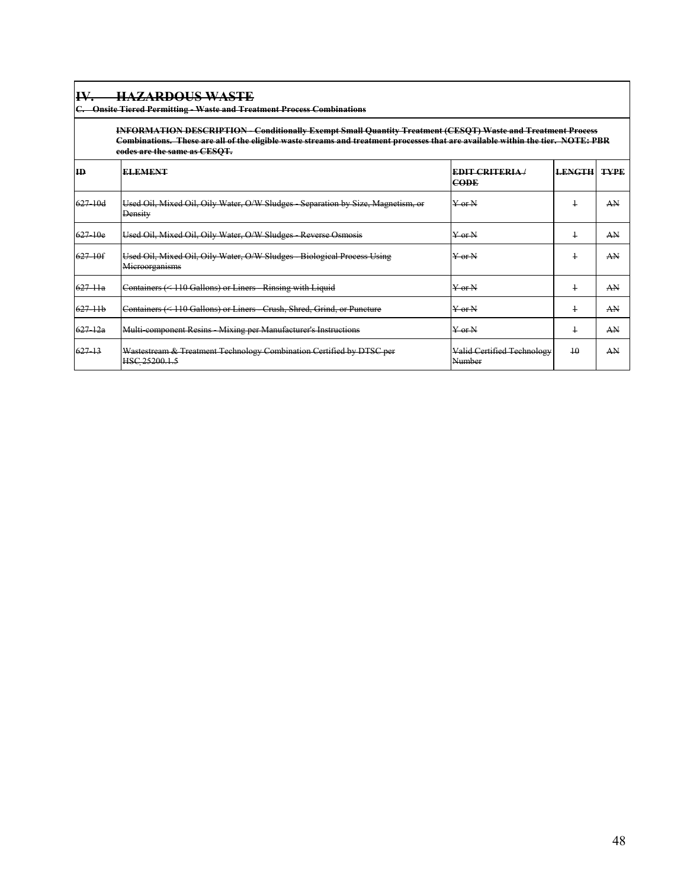## ~~IV. HAZARDOUS WASTE~~

**~~C. Onsite Tiered Permitting - Waste and Treatment Process Combinations~~**

**~~INFORMATION DESCRIPTION - Conditionally Exempt Small Quantity Treatment (CESQT) Waste and Treatment Process Combinations. These are all of the eligible waste streams and treatment processes that are available within the tier. NOTE: PBR codes are the same as CESQT.~~**

| ~~ID~~ | ~~ELEMENT~~ | ~~EDIT CRITERIA / CODE~~ | ~~LENGTH~~ | ~~TYPE~~ |
|---|---|---|---|---|
| ~~627-10d~~ | ~~Used Oil, Mixed Oil, Oily Water, O/W Sludges - Separation by Size, Magnetism, or Density~~ | ~~Y or N~~ | ~~1~~ | ~~AN~~ |
| ~~627-10e~~ | ~~Used Oil, Mixed Oil, Oily Water, O/W Sludges - Reverse Osmosis~~ | ~~Y or N~~ | ~~1~~ | ~~AN~~ |
| ~~627-10f~~ | ~~Used Oil, Mixed Oil, Oily Water, O/W Sludges - Biological Process Using Microorganisms~~ | ~~Y or N~~ | ~~1~~ | ~~AN~~ |
| ~~627-11a~~ | ~~Containers (< 110 Gallons) or Liners - Rinsing with Liquid~~ | ~~Y or N~~ | ~~1~~ | ~~AN~~ |
| ~~627-11b~~ | ~~Containers (< 110 Gallons) or Liners - Crush, Shred, Grind, or Puncture~~ | ~~Y or N~~ | ~~1~~ | ~~AN~~ |
| ~~627-12a~~ | ~~Multi-component Resins - Mixing per Manufacturer's Instructions~~ | ~~Y or N~~ | ~~1~~ | ~~AN~~ |
| ~~627-13~~ | ~~Wastestream & Treatment Technology Combination Certified by DTSC per HSC 25200.1.5~~ | ~~Valid Certified Technology Number~~ | ~~10~~ | ~~AN~~ |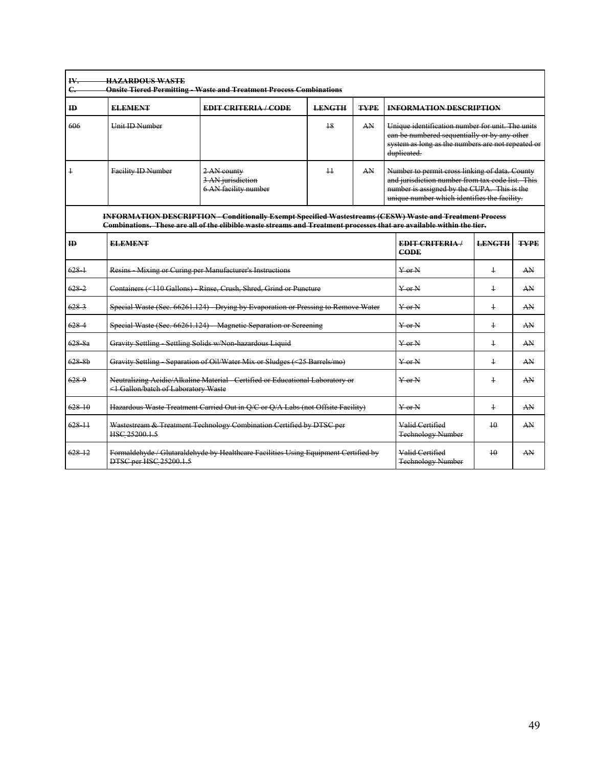~~IV. HAZARDOUS WASTE~~
~~C. Onsite Tiered Permitting - Waste and Treatment Process Combinations~~

| ~~ID~~ | ~~ELEMENT~~ | ~~EDIT CRITERIA / CODE~~ | ~~LENGTH~~ | ~~TYPE~~ | ~~INFORMATION DESCRIPTION~~ |
|---|---|---|---|---|---|
| ~~606~~ | ~~Unit ID Number~~ | | ~~18~~ | ~~AN~~ | ~~Unique identification number for unit. The units can be numbered sequentially or by any other system as long as the numbers are not repeated or duplicated.~~ |
| ~~1~~ | ~~Facility ID Number~~ | ~~2 AN county~~<br>~~3 AN jurisdiction~~<br>~~6 AN facility number~~ | ~~11~~ | ~~AN~~ | ~~Number to permit cross linking of data. County and jurisdiction number from tax code list. This number is assigned by the CUPA. This is the unique number which identifies the facility.~~ |

~~**INFORMATION DESCRIPTION - Conditionally Exempt Specified Wastestreams (CESW) Waste and Treatment Process Combinations. These are all of the elibible waste streams and Treatment processes that are available within the tier.**~~

| ~~ID~~ | ~~ELEMENT~~ | ~~EDIT CRITERIA / CODE~~ | ~~LENGTH~~ | ~~TYPE~~ |
|---|---|---|---|---|
| ~~628-1~~ | ~~Resins - Mixing or Curing per Manufacturer's Instructions~~ | ~~Y or N~~ | ~~1~~ | ~~AN~~ |
| ~~628-2~~ | ~~Containers (<110 Gallons) - Rinse, Crush, Shred, Grind or Puncture~~ | ~~Y or N~~ | ~~1~~ | ~~AN~~ |
| ~~628-3~~ | ~~Special Waste (Sec. 66261.124) - Drying by Evaporation or Pressing to Remove Water~~ | ~~Y or N~~ | ~~1~~ | ~~AN~~ |
| ~~628-4~~ | ~~Special Waste (Sec. 66261.124) - Magnetic Separation or Screening~~ | ~~Y or N~~ | ~~1~~ | ~~AN~~ |
| ~~628-8a~~ | ~~Gravity Settling - Settling Solids w/Non-hazardous Liquid~~ | ~~Y or N~~ | ~~1~~ | ~~AN~~ |
| ~~628-8b~~ | ~~Gravity Settling - Separation of Oil/Water Mix or Sludges (<25 Barrels/mo)~~ | ~~Y or N~~ | ~~1~~ | ~~AN~~ |
| ~~628-9~~ | ~~Neutralizing Acidic/Alkaline Material - Certified or Educational Laboratory or <1 Gallon/batch of Laboratory Waste~~ | ~~Y or N~~ | ~~1~~ | ~~AN~~ |
| ~~628-10~~ | ~~Hazardous Waste Treatment Carried Out in Q/C or Q/A Labs (not Offsite Facility)~~ | ~~Y or N~~ | ~~1~~ | ~~AN~~ |
| ~~628-11~~ | ~~Wastestream & Treatment Technology Combination Certified by DTSC per HSC 25200.1.5~~ | ~~Valid Certified Technology Number~~ | ~~10~~ | ~~AN~~ |
| ~~628-12~~ | ~~Formaldehyde / Glutaraldehyde by Healthcare Facilities Using Equipment Certified by DTSC per HSC 25200.1.5~~ | ~~Valid Certified Technology Number~~ | ~~10~~ | ~~AN~~ |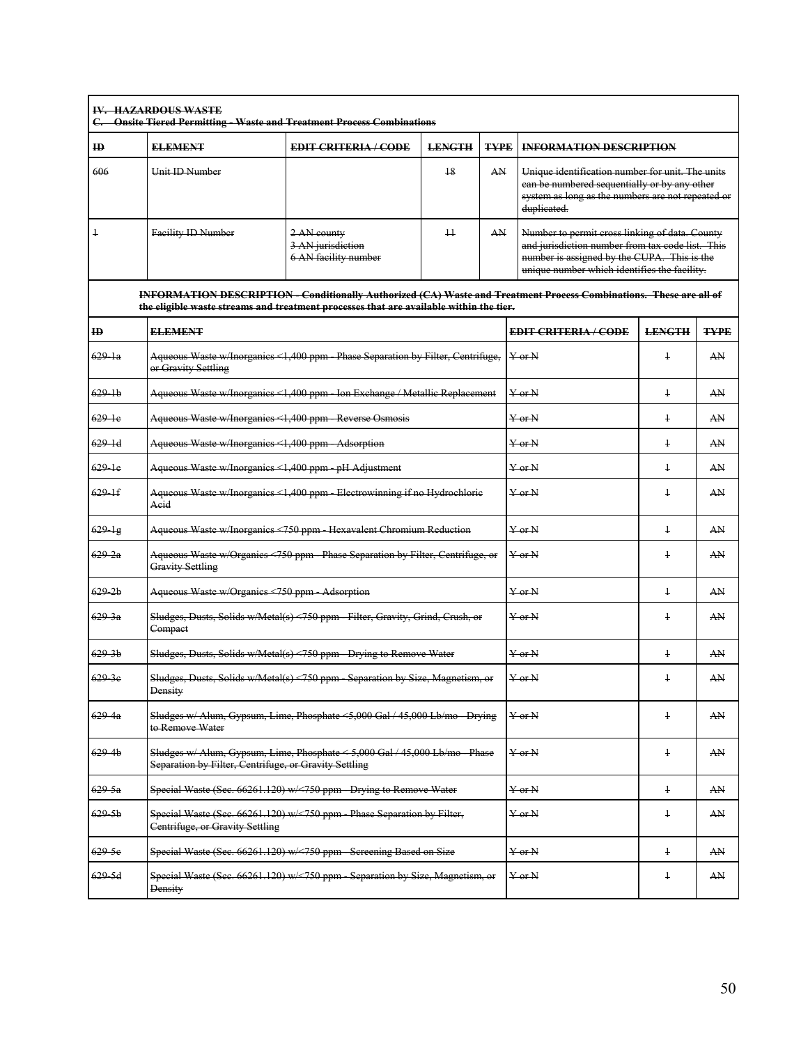## ~~IV. HAZARDOUS WASTE~~

### ~~C. Onsite Tiered Permitting - Waste and Treatment Process Combinations~~

| ~~ID~~ | ~~ELEMENT~~ | ~~EDIT CRITERIA / CODE~~ | ~~LENGTH~~ | ~~TYPE~~ | ~~INFORMATION DESCRIPTION~~ |
|---|---|---|---|---|---|
| ~~606~~ | ~~Unit ID Number~~ | | ~~18~~ | ~~AN~~ | ~~Unique identification number for unit. The units can be numbered sequentially or by any other system as long as the numbers are not repeated or duplicated.~~ |
| ~~1~~ | ~~Facility ID Number~~ | ~~2 AN county~~<br>~~3 AN jurisdiction~~<br>~~6 AN facility number~~ | ~~11~~ | ~~AN~~ | ~~Number to permit cross linking of data. County and jurisdiction number from tax code list. This number is assigned by the CUPA. This is the unique number which identifies the facility.~~ |

**~~INFORMATION DESCRIPTION - Conditionally Authorized (CA) Waste and Treatment Process Combinations. These are all of the eligible waste streams and treatment processes that are available within the tier.~~**

| ~~ID~~ | ~~ELEMENT~~ | ~~EDIT CRITERIA / CODE~~ | ~~LENGTH~~ | ~~TYPE~~ |
|---|---|---|---|---|
| ~~629-1a~~ | ~~Aqueous Waste w/Inorganics <1,400 ppm - Phase Separation by Filter, Centrifuge, or Gravity Settling~~ | ~~Y or N~~ | ~~1~~ | ~~AN~~ |
| ~~629-1b~~ | ~~Aqueous Waste w/Inorganics <1,400 ppm - Ion Exchange / Metallic Replacement~~ | ~~Y or N~~ | ~~1~~ | ~~AN~~ |
| ~~629-1c~~ | ~~Aqueous Waste w/Inorganics <1,400 ppm - Reverse Osmosis~~ | ~~Y or N~~ | ~~1~~ | ~~AN~~ |
| ~~629-1d~~ | ~~Aqueous Waste w/Inorganics <1,400 ppm - Adsorption~~ | ~~Y or N~~ | ~~1~~ | ~~AN~~ |
| ~~629-1e~~ | ~~Aqueous Waste w/Inorganics <1,400 ppm - pH Adjustment~~ | ~~Y or N~~ | ~~1~~ | ~~AN~~ |
| ~~629-1f~~ | ~~Aqueous Waste w/Inorganics <1,400 ppm - Electrowinning if no Hydrochloric Acid~~ | ~~Y or N~~ | ~~1~~ | ~~AN~~ |
| ~~629-1g~~ | ~~Aqueous Waste w/Inorganics <750 ppm - Hexavalent Chromium Reduction~~ | ~~Y or N~~ | ~~1~~ | ~~AN~~ |
| ~~629-2a~~ | ~~Aqueous Waste w/Organics <750 ppm - Phase Separation by Filter, Centrifuge, or Gravity Settling~~ | ~~Y or N~~ | ~~1~~ | ~~AN~~ |
| ~~629-2b~~ | ~~Aqueous Waste w/Organics <750 ppm - Adsorption~~ | ~~Y or N~~ | ~~1~~ | ~~AN~~ |
| ~~629-3a~~ | ~~Sludges, Dusts, Solids w/Metal(s) <750 ppm - Filter, Gravity, Grind, Crush, or Compact~~ | ~~Y or N~~ | ~~1~~ | ~~AN~~ |
| ~~629-3b~~ | ~~Sludges, Dusts, Solids w/Metal(s) <750 ppm - Drying to Remove Water~~ | ~~Y or N~~ | ~~1~~ | ~~AN~~ |
| ~~629-3c~~ | ~~Sludges, Dusts, Solids w/Metal(s) <750 ppm - Separation by Size, Magnetism, or Density~~ | ~~Y or N~~ | ~~1~~ | ~~AN~~ |
| ~~629-4a~~ | ~~Sludges w/ Alum, Gypsum, Lime, Phosphate <5,000 Gal / 45,000 Lb/mo - Drying to Remove Water~~ | ~~Y or N~~ | ~~1~~ | ~~AN~~ |
| ~~629-4b~~ | ~~Sludges w/ Alum, Gypsum, Lime, Phosphate < 5,000 Gal / 45,000 Lb/mo - Phase Separation by Filter, Centrifuge, or Gravity Settling~~ | ~~Y or N~~ | ~~1~~ | ~~AN~~ |
| ~~629-5a~~ | ~~Special Waste (Sec. 66261.120) w/<750 ppm - Drying to Remove Water~~ | ~~Y or N~~ | ~~1~~ | ~~AN~~ |
| ~~629-5b~~ | ~~Special Waste (Sec. 66261.120) w/<750 ppm - Phase Separation by Filter, Centrifuge, or Gravity Settling~~ | ~~Y or N~~ | ~~1~~ | ~~AN~~ |
| ~~629-5c~~ | ~~Special Waste (Sec. 66261.120) w/<750 ppm - Screening Based on Size~~ | ~~Y or N~~ | ~~1~~ | ~~AN~~ |
| ~~629-5d~~ | ~~Special Waste (Sec. 66261.120) w/<750 ppm - Separation by Size, Magnetism, or Density~~ | ~~Y or N~~ | ~~1~~ | ~~AN~~ |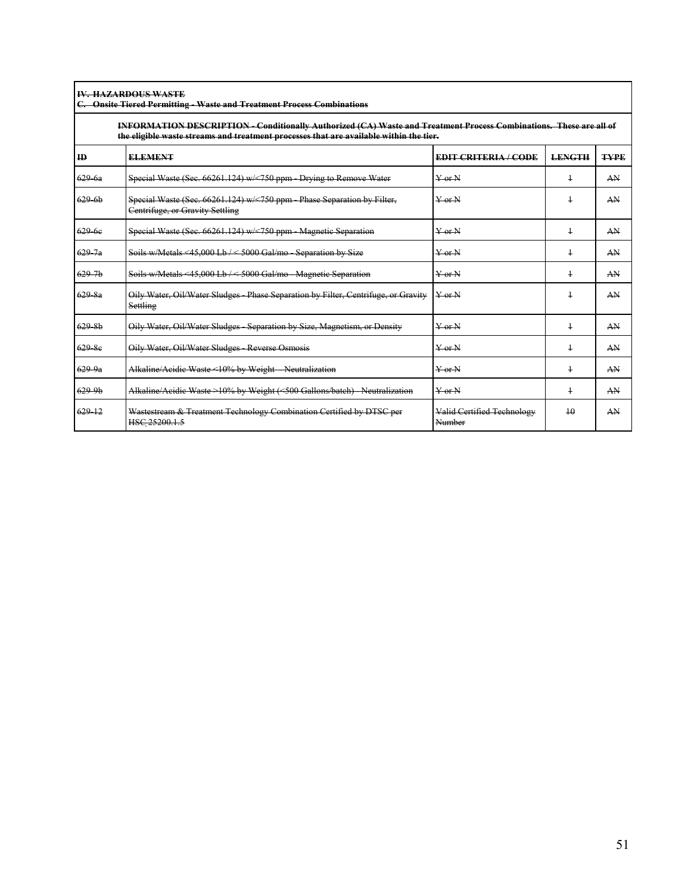~~**IV. HAZARDOUS WASTE**~~
~~**C. Onsite Tiered Permitting - Waste and Treatment Process Combinations**~~

~~**INFORMATION DESCRIPTION - Conditionally Authorized (CA) Waste and Treatment Process Combinations. These are all of the eligible waste streams and treatment processes that are available within the tier.**~~

| ~~**ID**~~ | ~~**ELEMENT**~~ | ~~**EDIT CRITERIA / CODE**~~ | ~~**LENGTH**~~ | ~~**TYPE**~~ |
|---|---|---|---|---|
| ~~629-6a~~ | ~~Special Waste (Sec. 66261.124) w/<750 ppm - Drying to Remove Water~~ | ~~Y or N~~ | ~~1~~ | ~~AN~~ |
| ~~629-6b~~ | ~~Special Waste (Sec. 66261.124) w/<750 ppm - Phase Separation by Filter, Centrifuge, or Gravity Settling~~ | ~~Y or N~~ | ~~1~~ | ~~AN~~ |
| ~~629-6c~~ | ~~Special Waste (Sec. 66261.124) w/<750 ppm - Magnetic Separation~~ | ~~Y or N~~ | ~~1~~ | ~~AN~~ |
| ~~629-7a~~ | ~~Soils w/Metals <45,000 Lb / < 5000 Gal/mo - Separation by Size~~ | ~~Y or N~~ | ~~1~~ | ~~AN~~ |
| ~~629-7b~~ | ~~Soils w/Metals <45,000 Lb / < 5000 Gal/mo - Magnetic Separation~~ | ~~Y or N~~ | ~~1~~ | ~~AN~~ |
| ~~629-8a~~ | ~~Oily Water, Oil/Water Sludges - Phase Separation by Filter, Centrifuge, or Gravity Settling~~ | ~~Y or N~~ | ~~1~~ | ~~AN~~ |
| ~~629-8b~~ | ~~Oily Water, Oil/Water Sludges - Separation by Size, Magnetism, or Density~~ | ~~Y or N~~ | ~~1~~ | ~~AN~~ |
| ~~629-8c~~ | ~~Oily Water, Oil/Water Sludges - Reverse Osmosis~~ | ~~Y or N~~ | ~~1~~ | ~~AN~~ |
| ~~629-9a~~ | ~~Alkaline/Acidic Waste <10% by Weight - Neutralization~~ | ~~Y or N~~ | ~~1~~ | ~~AN~~ |
| ~~629-9b~~ | ~~Alkaline/Acidic Waste >10% by Weight (<500 Gallons/batch) - Neutralization~~ | ~~Y or N~~ | ~~1~~ | ~~AN~~ |
| ~~629-12~~ | ~~Wastestream & Treatment Technology Combination Certified by DTSC per HSC 25200.1.5~~ | ~~Valid Certified Technology Number~~ | ~~10~~ | ~~AN~~ |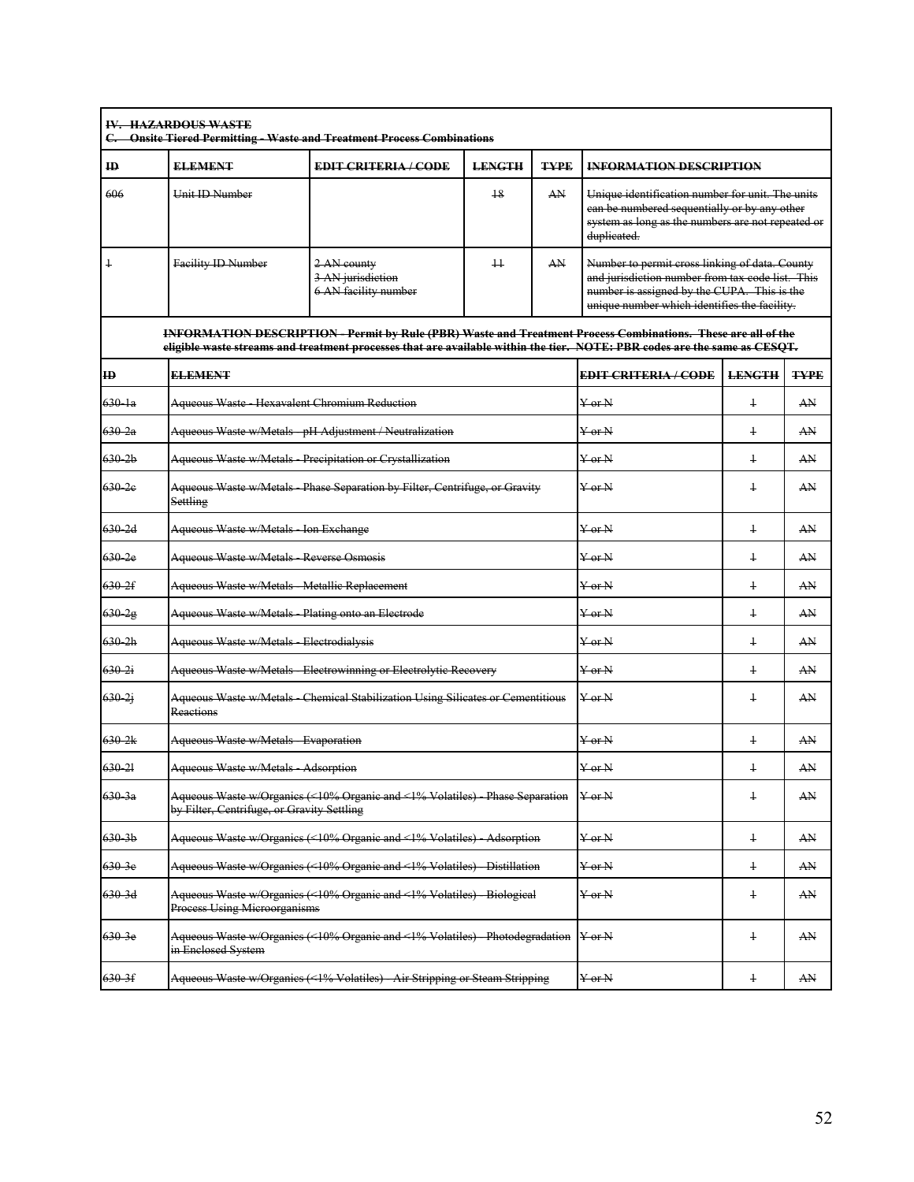~~**IV. HAZARDOUS WASTE**~~
~~**C. Onsite Tiered Permitting - Waste and Treatment Process Combinations**~~

| ~~ID~~ | ~~ELEMENT~~ | ~~EDIT CRITERIA / CODE~~ | ~~LENGTH~~ | ~~TYPE~~ | ~~INFORMATION DESCRIPTION~~ |
|---|---|---|---|---|---|
| ~~606~~ | ~~Unit ID Number~~ | | ~~18~~ | ~~AN~~ | ~~Unique identification number for unit. The units can be numbered sequentially or by any other system as long as the numbers are not repeated or duplicated.~~ |
| ~~1~~ | ~~Facility ID Number~~ | ~~2 AN county~~<br>~~3 AN jurisdiction~~<br>~~6 AN facility number~~ | ~~11~~ | ~~AN~~ | ~~Number to permit cross linking of data. County and jurisdiction number from tax code list. This number is assigned by the CUPA. This is the unique number which identifies the facility.~~ |

~~**INFORMATION DESCRIPTION - Permit by Rule (PBR) Waste and Treatment Process Combinations. These are all of the eligible waste streams and treatment processes that are available within the tier. NOTE: PBR codes are the same as CESQT.**~~

| ~~ID~~ | ~~ELEMENT~~ | ~~EDIT CRITERIA / CODE~~ | ~~LENGTH~~ | ~~TYPE~~ |
|---|---|---|---|---|
| ~~630-1a~~ | ~~Aqueous Waste - Hexavalent Chromium Reduction~~ | ~~Y or N~~ | ~~1~~ | ~~AN~~ |
| ~~630-2a~~ | ~~Aqueous Waste w/Metals - pH Adjustment / Neutralization~~ | ~~Y or N~~ | ~~1~~ | ~~AN~~ |
| ~~630-2b~~ | ~~Aqueous Waste w/Metals - Precipitation or Crystallization~~ | ~~Y or N~~ | ~~1~~ | ~~AN~~ |
| ~~630-2c~~ | ~~Aqueous Waste w/Metals - Phase Separation by Filter, Centrifuge, or Gravity Settling~~ | ~~Y or N~~ | ~~1~~ | ~~AN~~ |
| ~~630-2d~~ | ~~Aqueous Waste w/Metals - Ion Exchange~~ | ~~Y or N~~ | ~~1~~ | ~~AN~~ |
| ~~630-2e~~ | ~~Aqueous Waste w/Metals - Reverse Osmosis~~ | ~~Y or N~~ | ~~1~~ | ~~AN~~ |
| ~~630-2f~~ | ~~Aqueous Waste w/Metals - Metallic Replacement~~ | ~~Y or N~~ | ~~1~~ | ~~AN~~ |
| ~~630-2g~~ | ~~Aqueous Waste w/Metals - Plating onto an Electrode~~ | ~~Y or N~~ | ~~1~~ | ~~AN~~ |
| ~~630-2h~~ | ~~Aqueous Waste w/Metals - Electrodialysis~~ | ~~Y or N~~ | ~~1~~ | ~~AN~~ |
| ~~630-2i~~ | ~~Aqueous Waste w/Metals - Electrowinning or Electrolytic Recovery~~ | ~~Y or N~~ | ~~1~~ | ~~AN~~ |
| ~~630-2j~~ | ~~Aqueous Waste w/Metals - Chemical Stabilization Using Silicates or Cementitious Reactions~~ | ~~Y or N~~ | ~~1~~ | ~~AN~~ |
| ~~630-2k~~ | ~~Aqueous Waste w/Metals - Evaporation~~ | ~~Y or N~~ | ~~1~~ | ~~AN~~ |
| ~~630-2l~~ | ~~Aqueous Waste w/Metals - Adsorption~~ | ~~Y or N~~ | ~~1~~ | ~~AN~~ |
| ~~630-3a~~ | ~~Aqueous Waste w/Organics (<10% Organic and <1% Volatiles) - Phase Separation by Filter, Centrifuge, or Gravity Settling~~ | ~~Y or N~~ | ~~1~~ | ~~AN~~ |
| ~~630-3b~~ | ~~Aqueous Waste w/Organics (<10% Organic and <1% Volatiles) - Adsorption~~ | ~~Y or N~~ | ~~1~~ | ~~AN~~ |
| ~~630-3c~~ | ~~Aqueous Waste w/Organics (<10% Organic and <1% Volatiles) - Distillation~~ | ~~Y or N~~ | ~~1~~ | ~~AN~~ |
| ~~630-3d~~ | ~~Aqueous Waste w/Organics (<10% Organic and <1% Volatiles) - Biological Process Using Microorganisms~~ | ~~Y or N~~ | ~~1~~ | ~~AN~~ |
| ~~630-3e~~ | ~~Aqueous Waste w/Organics (<10% Organic and <1% Volatiles) - Photodegradation in Enclosed System~~ | ~~Y or N~~ | ~~1~~ | ~~AN~~ |
| ~~630-3f~~ | ~~Aqueous Waste w/Organics (<1% Volatiles) - Air Stripping or Steam Stripping~~ | ~~Y or N~~ | ~~1~~ | ~~AN~~ |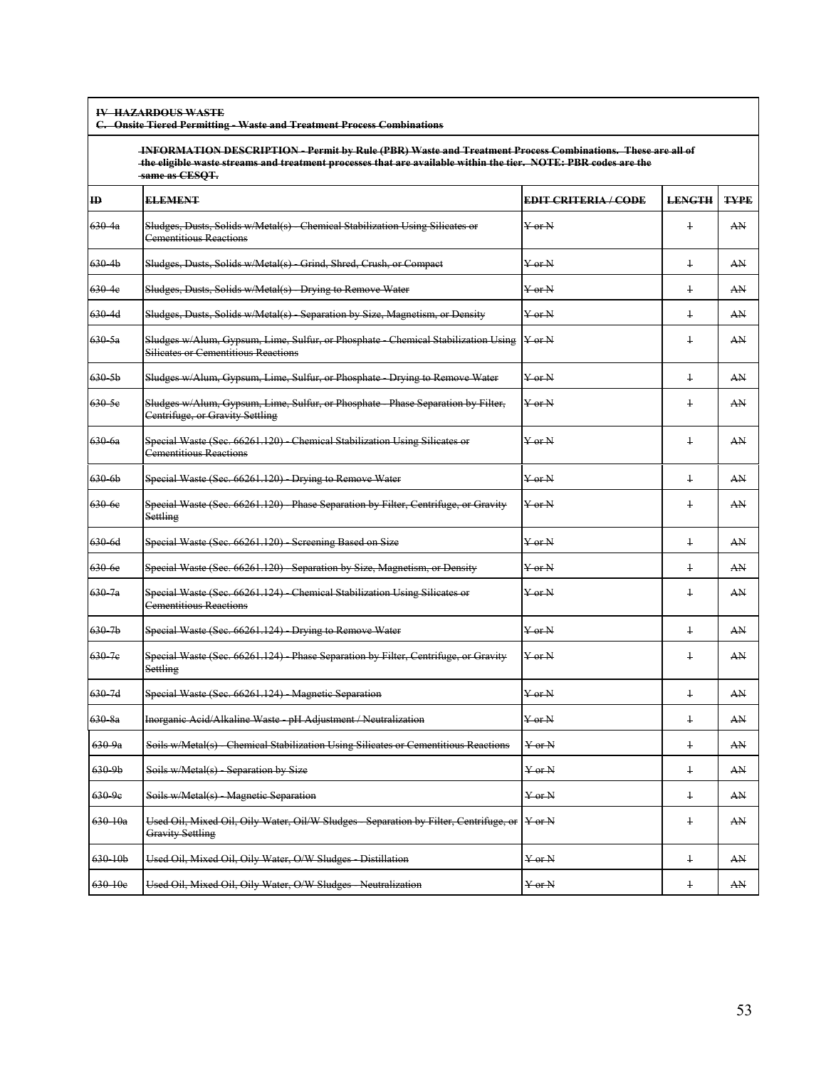~~IV HAZARDOUS WASTE~~
~~C. Onsite Tiered Permitting - Waste and Treatment Process Combinations~~

~~INFORMATION DESCRIPTION - Permit by Rule (PBR) Waste and Treatment Process Combinations. These are all of the eligible waste streams and treatment processes that are available within the tier. NOTE: PBR codes are the same as CESQT.~~

| ~~ID~~ | ~~ELEMENT~~ | ~~EDIT CRITERIA / CODE~~ | ~~LENGTH~~ | ~~TYPE~~ |
|---|---|---|---|---|
| ~~630-4a~~ | ~~Sludges, Dusts, Solids w/Metal(s) - Chemical Stabilization Using Silicates or Cementitious Reactions~~ | ~~Y or N~~ | ~~1~~ | ~~AN~~ |
| ~~630-4b~~ | ~~Sludges, Dusts, Solids w/Metal(s) - Grind, Shred, Crush, or Compact~~ | ~~Y or N~~ | ~~1~~ | ~~AN~~ |
| ~~630-4c~~ | ~~Sludges, Dusts, Solids w/Metal(s) - Drying to Remove Water~~ | ~~Y or N~~ | ~~1~~ | ~~AN~~ |
| ~~630-4d~~ | ~~Sludges, Dusts, Solids w/Metal(s) - Separation by Size, Magnetism, or Density~~ | ~~Y or N~~ | ~~1~~ | ~~AN~~ |
| ~~630-5a~~ | ~~Sludges w/Alum, Gypsum, Lime, Sulfur, or Phosphate - Chemical Stabilization Using Silicates or Cementitious Reactions~~ | ~~Y or N~~ | ~~1~~ | ~~AN~~ |
| ~~630-5b~~ | ~~Sludges w/Alum, Gypsum, Lime, Sulfur, or Phosphate - Drying to Remove Water~~ | ~~Y or N~~ | ~~1~~ | ~~AN~~ |
| ~~630-5c~~ | ~~Sludges w/Alum, Gypsum, Lime, Sulfur, or Phosphate - Phase Separation by Filter, Centrifuge, or Gravity Settling~~ | ~~Y or N~~ | ~~1~~ | ~~AN~~ |
| ~~630-6a~~ | ~~Special Waste (Sec. 66261.120) - Chemical Stabilization Using Silicates or Cementitious Reactions~~ | ~~Y or N~~ | ~~1~~ | ~~AN~~ |
| ~~630-6b~~ | ~~Special Waste (Sec. 66261.120) - Drying to Remove Water~~ | ~~Y or N~~ | ~~1~~ | ~~AN~~ |
| ~~630-6c~~ | ~~Special Waste (Sec. 66261.120) - Phase Separation by Filter, Centrifuge, or Gravity Settling~~ | ~~Y or N~~ | ~~1~~ | ~~AN~~ |
| ~~630-6d~~ | ~~Special Waste (Sec. 66261.120) - Screening Based on Size~~ | ~~Y or N~~ | ~~1~~ | ~~AN~~ |
| ~~630-6e~~ | ~~Special Waste (Sec. 66261.120) - Separation by Size, Magnetism, or Density~~ | ~~Y or N~~ | ~~1~~ | ~~AN~~ |
| ~~630-7a~~ | ~~Special Waste (Sec. 66261.124) - Chemical Stabilization Using Silicates or Cementitious Reactions~~ | ~~Y or N~~ | ~~1~~ | ~~AN~~ |
| ~~630-7b~~ | ~~Special Waste (Sec. 66261.124) - Drying to Remove Water~~ | ~~Y or N~~ | ~~1~~ | ~~AN~~ |
| ~~630-7c~~ | ~~Special Waste (Sec. 66261.124) - Phase Separation by Filter, Centrifuge, or Gravity Settling~~ | ~~Y or N~~ | ~~1~~ | ~~AN~~ |
| ~~630-7d~~ | ~~Special Waste (Sec. 66261.124) - Magnetic Separation~~ | ~~Y or N~~ | ~~1~~ | ~~AN~~ |
| ~~630-8a~~ | ~~Inorganic Acid/Alkaline Waste - pH Adjustment / Neutralization~~ | ~~Y or N~~ | ~~1~~ | ~~AN~~ |
| ~~630-9a~~ | ~~Soils w/Metal(s) - Chemical Stabilization Using Silicates or Cementitious Reactions~~ | ~~Y or N~~ | ~~1~~ | ~~AN~~ |
| ~~630-9b~~ | ~~Soils w/Metal(s) - Separation by Size~~ | ~~Y or N~~ | ~~1~~ | ~~AN~~ |
| ~~630-9c~~ | ~~Soils w/Metal(s) - Magnetic Separation~~ | ~~Y or N~~ | ~~1~~ | ~~AN~~ |
| ~~630-10a~~ | ~~Used Oil, Mixed Oil, Oily Water, Oil/W Sludges - Separation by Filter, Centrifuge, or Gravity Settling~~ | ~~Y or N~~ | ~~1~~ | ~~AN~~ |
| ~~630-10b~~ | ~~Used Oil, Mixed Oil, Oily Water, O/W Sludges - Distillation~~ | ~~Y or N~~ | ~~1~~ | ~~AN~~ |
| ~~630-10c~~ | ~~Used Oil, Mixed Oil, Oily Water, O/W Sludges - Neutralization~~ | ~~Y or N~~ | ~~1~~ | ~~AN~~ |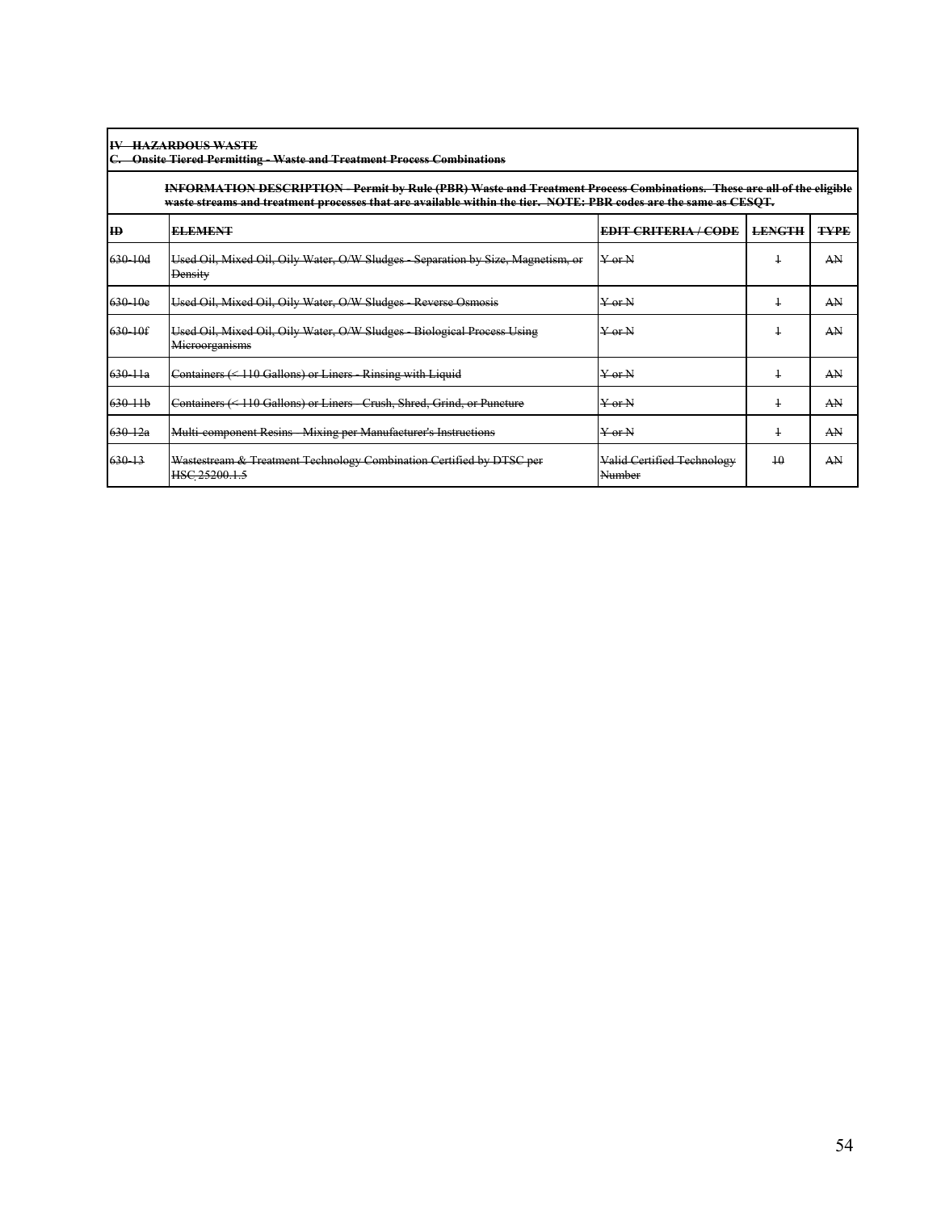~~IV HAZARDOUS WASTE~~
~~C. Onsite Tiered Permitting - Waste and Treatment Process Combinations~~

~~INFORMATION DESCRIPTION - Permit by Rule (PBR) Waste and Treatment Process Combinations. These are all of the eligible waste streams and treatment processes that are available within the tier. NOTE: PBR codes are the same as CESQT.~~

| ~~ID~~ | ~~ELEMENT~~ | ~~EDIT CRITERIA / CODE~~ | ~~LENGTH~~ | ~~TYPE~~ |
|---|---|---|---|---|
| ~~630-10d~~ | ~~Used Oil, Mixed Oil, Oily Water, O/W Sludges - Separation by Size, Magnetism, or Density~~ | ~~Y or N~~ | ~~1~~ | ~~AN~~ |
| ~~630-10e~~ | ~~Used Oil, Mixed Oil, Oily Water, O/W Sludges - Reverse Osmosis~~ | ~~Y or N~~ | ~~1~~ | ~~AN~~ |
| ~~630-10f~~ | ~~Used Oil, Mixed Oil, Oily Water, O/W Sludges - Biological Process Using Microorganisms~~ | ~~Y or N~~ | ~~1~~ | ~~AN~~ |
| ~~630-11a~~ | ~~Containers (< 110 Gallons) or Liners - Rinsing with Liquid~~ | ~~Y or N~~ | ~~1~~ | ~~AN~~ |
| ~~630-11b~~ | ~~Containers (< 110 Gallons) or Liners - Crush, Shred, Grind, or Puncture~~ | ~~Y or N~~ | ~~1~~ | ~~AN~~ |
| ~~630-12a~~ | ~~Multi-component Resins - Mixing per Manufacturer's Instructions~~ | ~~Y or N~~ | ~~1~~ | ~~AN~~ |
| ~~630-13~~ | ~~Wastestream & Treatment Technology Combination Certified by DTSC per HSC 25200.1.5~~ | ~~Valid Certified Technology Number~~ | ~~10~~ | ~~AN~~ |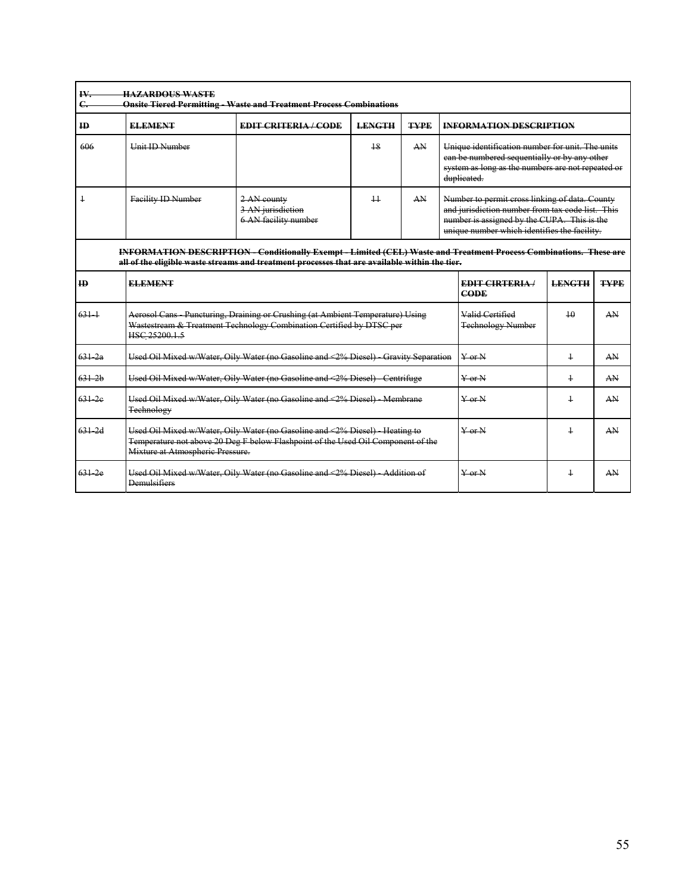~~IV. HAZARDOUS WASTE~~
~~C. Onsite Tiered Permitting - Waste and Treatment Process Combinations~~

| ~~ID~~ | ~~ELEMENT~~ | ~~EDIT CRITERIA / CODE~~ | ~~LENGTH~~ | ~~TYPE~~ | ~~INFORMATION DESCRIPTION~~ |
|---|---|---|---|---|---|
| ~~606~~ | ~~Unit ID Number~~ | | ~~18~~ | ~~AN~~ | ~~Unique identification number for unit. The units can be numbered sequentially or by any other system as long as the numbers are not repeated or duplicated.~~ |
| ~~1~~ | ~~Facility ID Number~~ | ~~2 AN county~~<br>~~3 AN jurisdiction~~<br>~~6 AN facility number~~ | ~~11~~ | ~~AN~~ | ~~Number to permit cross linking of data. County and jurisdiction number from tax code list. This number is assigned by the CUPA. This is the unique number which identifies the facility.~~ |

**~~INFORMATION DESCRIPTION - Conditionally Exempt - Limited (CEL) Waste and Treatment Process Combinations. These are all of the eligible waste streams and treatment processes that are available within the tier.~~**

| ~~ID~~ | ~~ELEMENT~~ | ~~EDIT CIRTERIA / CODE~~ | ~~LENGTH~~ | ~~TYPE~~ |
|---|---|---|---|---|
| ~~631-1~~ | ~~Aerosol Cans - Puncturing, Draining or Crushing (at Ambient Temperature) Using Wastestream & Treatment Technology Combination Certified by DTSC per HSC 25200.1.5~~ | ~~Valid Certified Technology Number~~ | ~~10~~ | ~~AN~~ |
| ~~631-2a~~ | ~~Used Oil Mixed w/Water, Oily Water (no Gasoline and <2% Diesel) - Gravity Separation~~ | ~~Y or N~~ | ~~1~~ | ~~AN~~ |
| ~~631-2b~~ | ~~Used Oil Mixed w/Water, Oily Water (no Gasoline and <2% Diesel) - Centrifuge~~ | ~~Y or N~~ | ~~1~~ | ~~AN~~ |
| ~~631-2c~~ | ~~Used Oil Mixed w/Water, Oily Water (no Gasoline and <2% Diesel) - Membrane Technology~~ | ~~Y or N~~ | ~~1~~ | ~~AN~~ |
| ~~631-2d~~ | ~~Used Oil Mixed w/Water, Oily Water (no Gasoline and <2% Diesel) - Heating to Temperature not above 20 Deg F below Flashpoint of the Used Oil Component of the Mixture at Atmospheric Pressure.~~ | ~~Y or N~~ | ~~1~~ | ~~AN~~ |
| ~~631-2e~~ | ~~Used Oil Mixed w/Water, Oily Water (no Gasoline and <2% Diesel) - Addition of Demulsifiers~~ | ~~Y or N~~ | ~~1~~ | ~~AN~~ |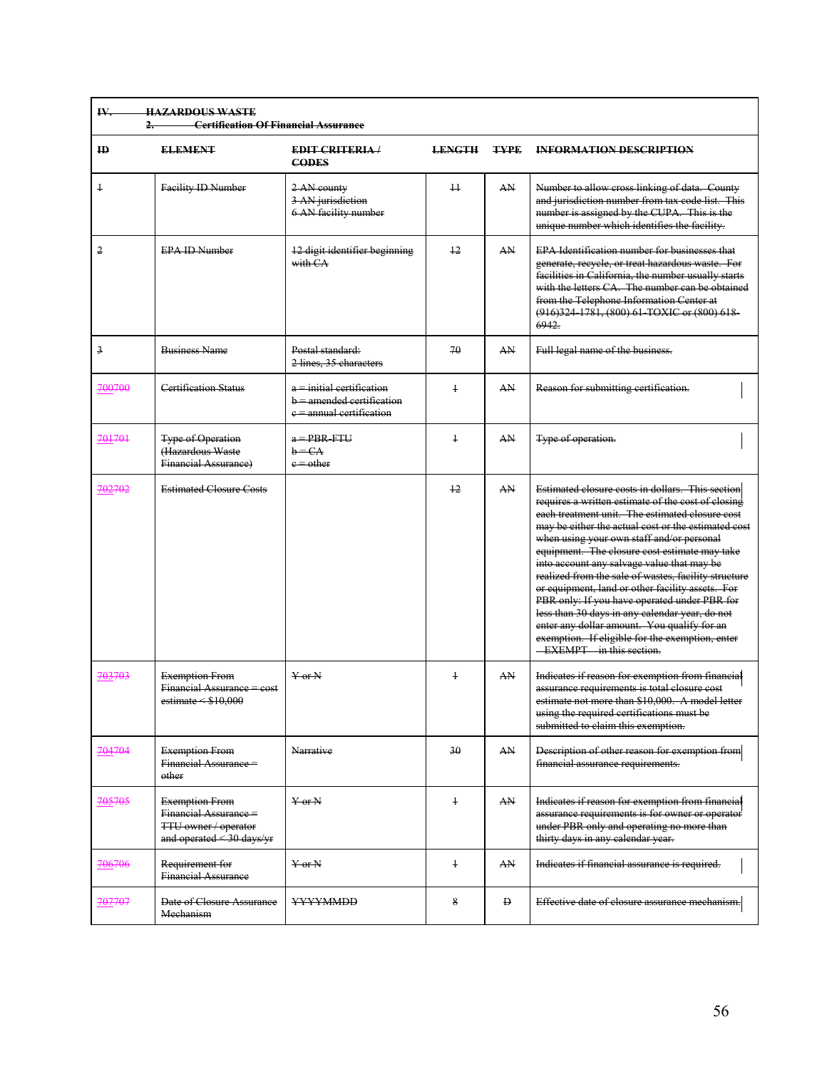| IV. HAZARDOUS WASTE 2. Certification Of Financial Assurance | | | | | |
|---|---|---|---|---|---|
| **ID** | **ELEMENT** | **EDIT CRITERIA / CODES** | **LENGTH** | **TYPE** | **INFORMATION DESCRIPTION** |
| 1 | Facility ID Number | 2 AN county<br>3 AN jurisdiction<br>6 AN facility number | 11 | AN | Number to allow cross linking of data. County and jurisdiction number from tax code list. This number is assigned by the CUPA. This is the unique number which identifies the facility. |
| 2 | EPA ID Number | 12 digit identifier beginning with CA | 12 | AN | EPA Identification number for businesses that generate, recycle, or treat hazardous waste. For facilities in California, the number usually starts with the letters CA. The number can be obtained from the Telephone Information Center at (916)324-1781, (800) 61-TOXIC or (800) 618-6942. |
| 3 | Business Name | Postal standard:<br>2 lines, 35 characters | 70 | AN | Full legal name of the business. |
| 700700 | Certification Status | a = initial certification<br>b = amended certification<br>c = annual certification | 1 | AN | Reason for submitting certification. |
| 701701 | Type of Operation (Hazardous Waste Financial Assurance) | a = PBR-FTU<br>b = CA<br>c = other | 1 | AN | Type of operation. |
| 702702 | Estimated Closure Costs | | 12 | AN | Estimated closure costs in dollars. This section requires a written estimate of the cost of closing each treatment unit. The estimated closure cost may be either the actual cost or the estimated cost when using your own staff and/or personal equipment. The closure cost estimate may take into account any salvage value that may be realized from the sale of wastes, facility structure or equipment, land or other facility assets. For PBR only: If you have operated under PBR for less than 30 days in any calendar year, do not enter any dollar amount. You qualify for an exemption. If eligible for the exemption, enter "EXEMPT" in this section. |
| 703703 | Exemption From Financial Assurance = cost estimate < $10,000 | Y or N | 1 | AN | Indicates if reason for exemption from financial assurance requirements is total closure cost estimate not more than $10,000. A model letter using the required certifications must be submitted to claim this exemption. |
| 704704 | Exemption From Financial Assurance = other | Narrative | 30 | AN | Description of other reason for exemption from financial assurance requirements. |
| 705705 | Exemption From Financial Assurance = TTU owner / operator and operated < 30 days/yr | Y or N | 1 | AN | Indicates if reason for exemption from financial assurance requirements is for owner or operator under PBR only and operating no more than thirty days in any calendar year. |
| 706706 | Requirement for Financial Assurance | Y or N | 1 | AN | Indicates if financial assurance is required. |
| 707707 | Date of Closure Assurance Mechanism | YYYYMMDD | 8 | D | Effective date of closure assurance mechanism. |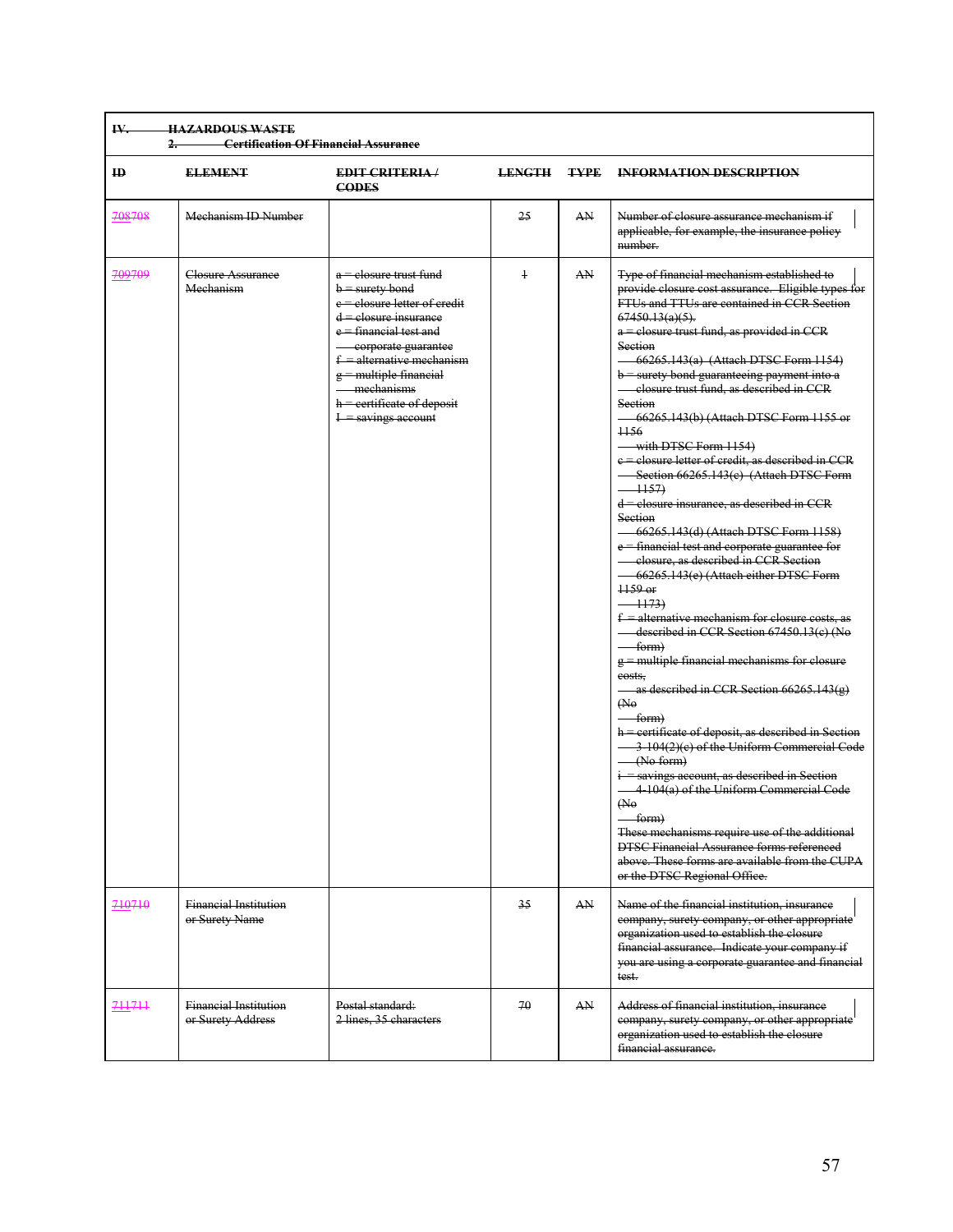| IV. HAZARDOUS WASTE<br>2. Certification Of Financial Assurance | | | | | |
|---|---|---|---|---|---|
| **ID** | **ELEMENT** | **EDIT CRITERIA / CODES** | **LENGTH** | **TYPE** | **INFORMATION DESCRIPTION** |
| 708708 | Mechanism ID Number | | 25 | AN | Number of closure assurance mechanism if applicable, for example, the insurance policy number. |
| 709709 | Closure Assurance Mechanism | a = closure trust fund<br>b = surety bond<br>c = closure letter of credit<br>d = closure insurance<br>e = financial test and corporate guarantee<br>f = alternative mechanism<br>g = multiple financial mechanisms<br>h = certificate of deposit<br>I = savings account | 1 | AN | Type of financial mechanism established to provide closure cost assurance. Eligible types for FTUs and TTUs are contained in CCR Section 67450.13(a)(5).<br>a = closure trust fund, as provided in CCR Section 66265.143(a) (Attach DTSC Form 1154)<br>b = surety bond guaranteeing payment into a closure trust fund, as described in CCR Section 66265.143(b) (Attach DTSC Form 1155 or 1156 with DTSC Form 1154)<br>c = closure letter of credit, as described in CCR Section 66265.143(c) (Attach DTSC Form 1157)<br>d = closure insurance, as described in CCR Section 66265.143(d) (Attach DTSC Form 1158)<br>e = financial test and corporate guarantee for closure, as described in CCR Section 66265.143(e) (Attach either DTSC Form 1159 or 1173)<br>f = alternative mechanism for closure costs, as described in CCR Section 67450.13(c) (No form)<br>g = multiple financial mechanisms for closure costs, as described in CCR Section 66265.143(g) (No form)<br>h = certificate of deposit, as described in Section 3-104(2)(c) of the Uniform Commercial Code (No form)<br>i = savings account, as described in Section 4-104(a) of the Uniform Commercial Code (No form)<br>These mechanisms require use of the additional DTSC Financial Assurance forms referenced above. These forms are available from the CUPA or the DTSC Regional Office. |
| 710710 | Financial Institution or Surety Name | | 35 | AN | Name of the financial institution, insurance company, surety company, or other appropriate organization used to establish the closure financial assurance. Indicate your company if you are using a corporate guarantee and financial test. |
| 711711 | Financial Institution or Surety Address | Postal standard: 2 lines, 35 characters | 70 | AN | Address of financial institution, insurance company, surety company, or other appropriate organization used to establish the closure financial assurance. |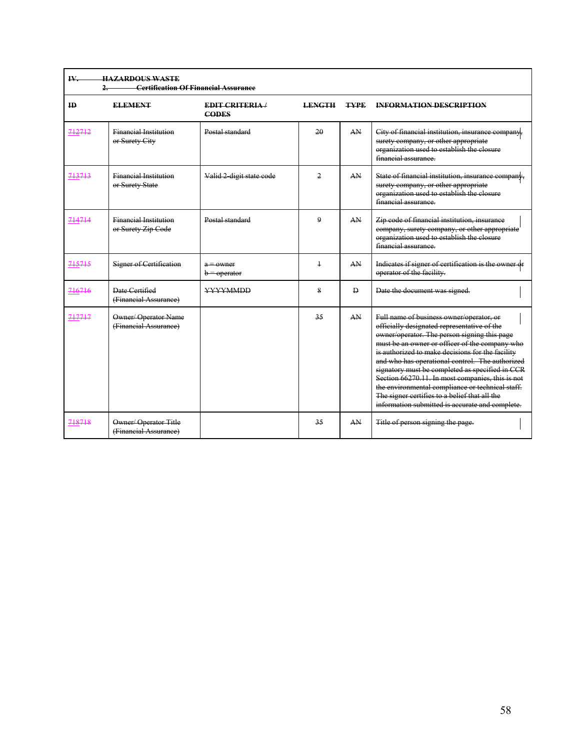| IV. HAZARDOUS WASTE<br>2. Certification Of Financial Assurance | | | | | |
|---|---|---|---|---|---|
| **ID** | **ELEMENT** | **EDIT CRITERIA / CODES** | **LENGTH** | **TYPE** | **INFORMATION DESCRIPTION** |
| 712712 | Financial Institution or Surety City | Postal standard | 20 | AN | City of financial institution, insurance company, surety company, or other appropriate organization used to establish the closure financial assurance. |
| 713713 | Financial Institution or Surety State | Valid 2-digit state code | 2 | AN | State of financial institution, insurance company, surety company, or other appropriate organization used to establish the closure financial assurance. |
| 714714 | Financial Institution or Surety Zip Code | Postal standard | 9 | AN | Zip code of financial institution, insurance company, surety company, or other appropriate organization used to establish the closure financial assurance. |
| 715715 | Signer of Certification | a = owner<br>b = operator | 1 | AN | Indicates if signer of certification is the owner or operator of the facility. |
| 716716 | Date Certified (Financial Assurance) | YYYYMMDD | 8 | D | Date the document was signed. |
| 717717 | Owner/ Operator Name (Financial Assurance) | | 35 | AN | Full name of business owner/operator, or officially designated representative of the owner/operator. The person signing this page must be an owner or officer of the company who is authorized to make decisions for the facility and who has operational control. The authorized signatory must be completed as specified in CCR Section 66270.11. In most companies, this is not the environmental compliance or technical staff. The signer certifies to a belief that all the information submitted is accurate and complete. |
| 718718 | Owner/ Operator Title (Financial Assurance) | | 35 | AN | Title of person signing the page. |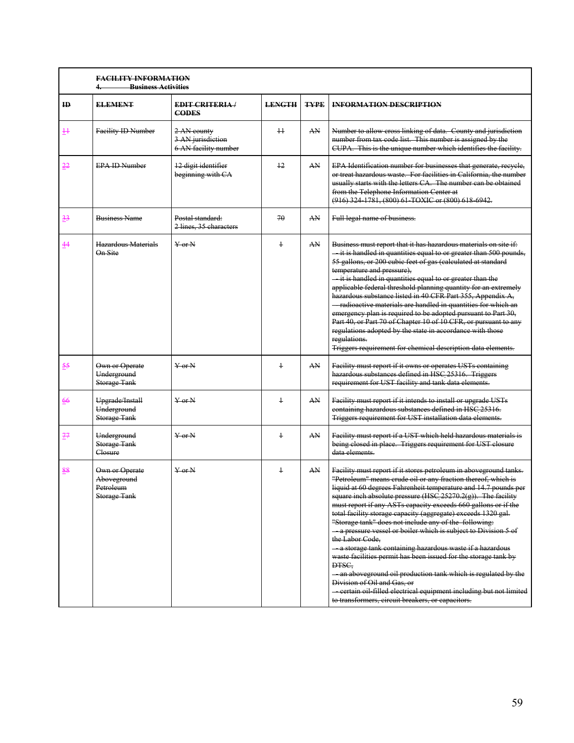**FACILITY INFORMATION**
**4. Business Activities**

| ID | ELEMENT | EDIT CRITERIA / CODES | LENGTH | TYPE | INFORMATION DESCRIPTION |
|---|---|---|---|---|---|
| 11 | Facility ID Number | 2 AN county<br>3 AN jurisdiction<br>6 AN facility number | 11 | AN | Number to allow cross linking of data. County and jurisdiction number from tax code list. This number is assigned by the CUPA. This is the unique number which identifies the facility. |
| 22 | EPA ID Number | 12 digit identifier beginning with CA | 12 | AN | EPA Identification number for businesses that generate, recycle, or treat hazardous waste. For facilities in California, the number usually starts with the letters CA. The number can be obtained from the Telephone Information Center at (916) 324-1781, (800) 61-TOXIC or (800) 618-6942. |
| 33 | Business Name | Postal standard:<br>2 lines, 35 characters | 70 | AN | Full legal name of business. |
| 44 | Hazardous Materials On Site | Y or N | 1 | AN | Business must report that it has hazardous materials on site if:<br>- it is handled in quantities equal to or greater than 500 pounds, 55 gallons, or 200 cubic feet of gas (calculated at standard temperature and pressure),<br>- it is handled in quantities equal to or greater than the applicable federal threshold planning quantity for an extremely hazardous substance listed in 40 CFR Part 355, Appendix A,<br>- radioactive materials are handled in quantities for which an emergency plan is required to be adopted pursuant to Part 30, Part 40, or Part 70 of Chapter 10 of 10 CFR, or pursuant to any regulations adopted by the state in accordance with those regulations.<br>Triggers requirement for chemical description data elements. |
| 55 | Own or Operate Underground Storage Tank | Y or N | 1 | AN | Facility must report if it owns or operates USTs containing hazardous substances defined in HSC 25316. Triggers requirement for UST facility and tank data elements. |
| 66 | Upgrade/Install Underground Storage Tank | Y or N | 1 | AN | Facility must report if it intends to install or upgrade USTs containing hazardous substances defined in HSC 25316. Triggers requirement for UST installation data elements. |
| 77 | Underground Storage Tank Closure | Y or N | 1 | AN | Facility must report if a UST which held hazardous materials is being closed in place. Triggers requirement for UST closure data elements. |
| 88 | Own or Operate Aboveground Petroleum Storage Tank | Y or N | 1 | AN | Facility must report if it stores petroleum in aboveground tanks. "Petroleum" means crude oil or any fraction thereof, which is liquid at 60 degrees Fahrenheit temperature and 14.7 pounds per square inch absolute pressure (HSC 25270.2(g)). The facility must report if any ASTs capacity exceeds 660 gallons or if the total facility storage capacity (aggregate) exceeds 1320 gal.<br>"Storage tank" does not include any of the following:<br>- a pressure vessel or boiler which is subject to Division 5 of the Labor Code,<br>- a storage tank containing hazardous waste if a hazardous waste facilities permit has been issued for the storage tank by DTSC,<br>- an aboveground oil production tank which is regulated by the Division of Oil and Gas, or<br>- certain oil-filled electrical equipment including but not limited to transformers, circuit breakers, or capacitors. |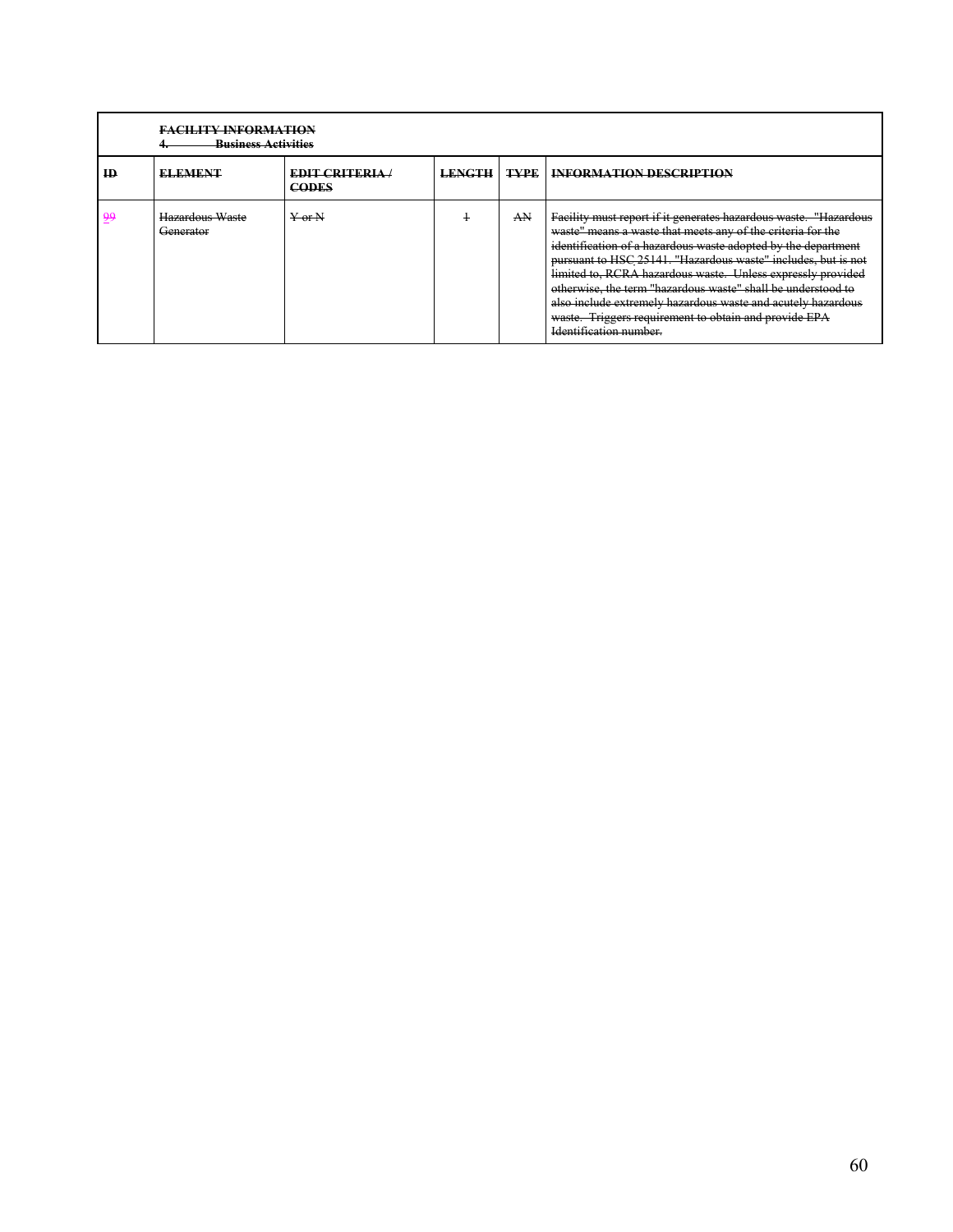| | FACILITY INFORMATION<br>4. Business Activities | | | | |
|---|---|---|---|---|---|
| **ID** | **ELEMENT** | **EDIT CRITERIA / CODES** | **LENGTH** | **TYPE** | **INFORMATION DESCRIPTION** |
| 99 | Hazardous Waste Generator | Y or N | 1 | AN | Facility must report if it generates hazardous waste. "Hazardous waste" means a waste that meets any of the criteria for the identification of a hazardous waste adopted by the department pursuant to HSC 25141. "Hazardous waste" includes, but is not limited to, RCRA hazardous waste. Unless expressly provided otherwise, the term "hazardous waste" shall be understood to also include extremely hazardous waste and acutely hazardous waste. Triggers requirement to obtain and provide EPA Identification number. |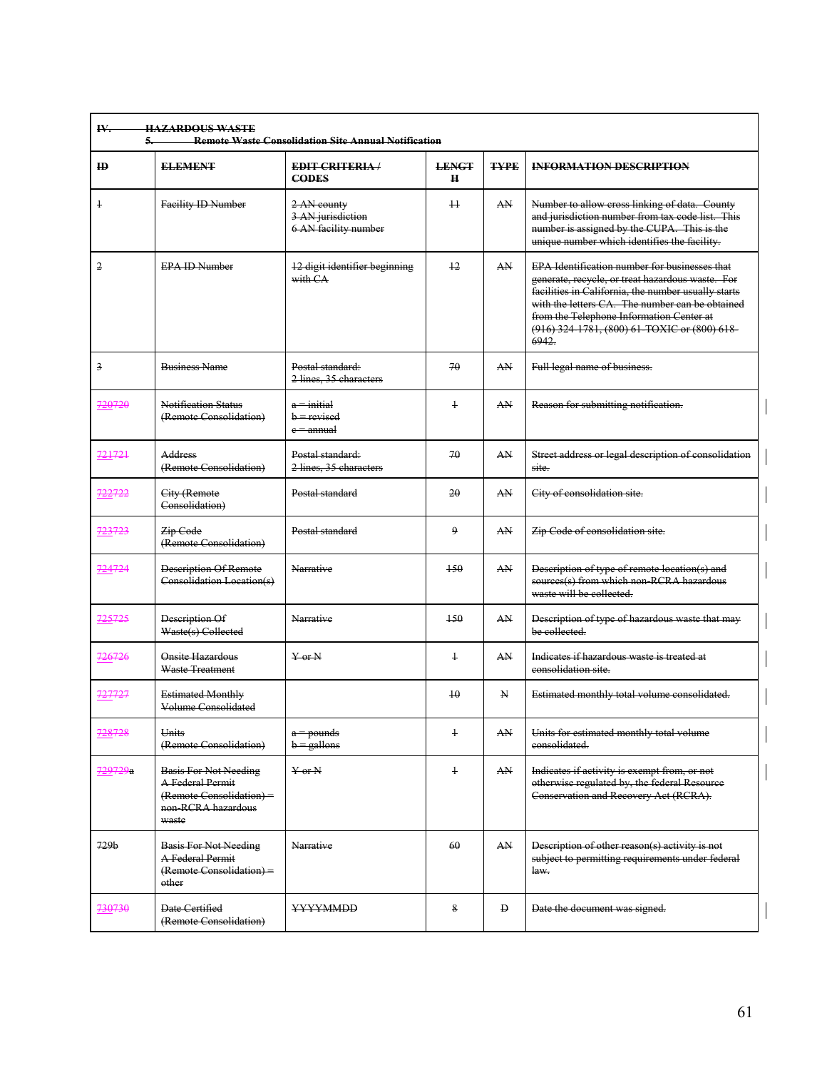| IV. HAZARDOUS WASTE<br>5. Remote Waste Consolidation Site Annual Notification | | | | | |
|---|---|---|---|---|---|
| **ID** | **ELEMENT** | **EDIT CRITERIA / CODES** | **LENGTH** | **TYPE** | **INFORMATION DESCRIPTION** |
| 1 | Facility ID Number | 2 AN county<br>3 AN jurisdiction<br>6 AN facility number | 11 | AN | Number to allow cross linking of data. County and jurisdiction number from tax code list. This number is assigned by the CUPA. This is the unique number which identifies the facility. |
| 2 | EPA ID Number | 12 digit identifier beginning with CA | 12 | AN | EPA Identification number for businesses that generate, recycle, or treat hazardous waste. For facilities in California, the number usually starts with the letters CA. The number can be obtained from the Telephone Information Center at (916) 324-1781, (800) 61-TOXIC or (800) 618-6942. |
| 3 | Business Name | Postal standard:<br>2 lines, 35 characters | 70 | AN | Full legal name of business. |
| 720720 | Notification Status (Remote Consolidation) | a = initial<br>b = revised<br>c = annual | 1 | AN | Reason for submitting notification. |
| 721721 | Address (Remote Consolidation) | Postal standard:<br>2 lines, 35 characters | 70 | AN | Street address or legal description of consolidation site. |
| 722722 | City (Remote Consolidation) | Postal standard | 20 | AN | City of consolidation site. |
| 723723 | Zip Code (Remote Consolidation) | Postal standard | 9 | AN | Zip Code of consolidation site. |
| 724724 | Description Of Remote Consolidation Location(s) | Narrative | 150 | AN | Description of type of remote location(s) and sources(s) from which non-RCRA hazardous waste will be collected. |
| 725725 | Description Of Waste(s) Collected | Narrative | 150 | AN | Description of type of hazardous waste that may be collected. |
| 726726 | Onsite Hazardous Waste Treatment | Y or N | 1 | AN | Indicates if hazardous waste is treated at consolidation site. |
| 727727 | Estimated Monthly Volume Consolidated | | 10 | N | Estimated monthly total volume consolidated. |
| 728728 | Units (Remote Consolidation) | a = pounds<br>b = gallons | 1 | AN | Units for estimated monthly total volume consolidated. |
| 729729a | Basis For Not Needing A Federal Permit (Remote Consolidation) = non-RCRA hazardous waste | Y or N | 1 | AN | Indicates if activity is exempt from, or not otherwise regulated by, the federal Resource Conservation and Recovery Act (RCRA). |
| 729b | Basis For Not Needing A Federal Permit (Remote Consolidation) = other | Narrative | 60 | AN | Description of other reason(s) activity is not subject to permitting requirements under federal law. |
| 730730 | Date Certified (Remote Consolidation) | YYYYMMDD | 8 | D | Date the document was signed. |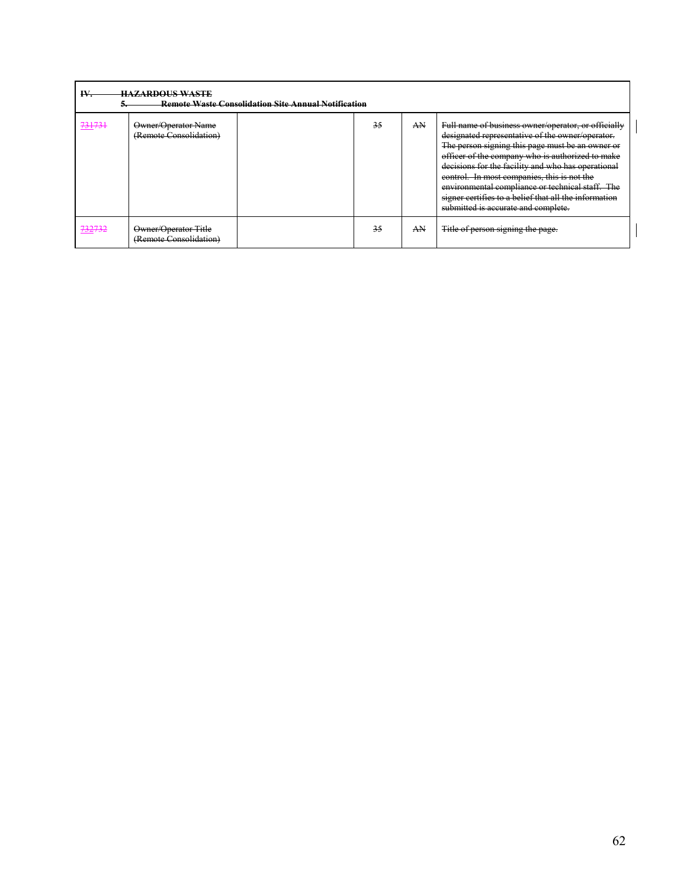| IV. HAZARDOUS WASTE<br>5. Remote Waste Consolidation Site Annual Notification | | | | | |
|---|---|---|---|---|---|
| 731731 | Owner/Operator Name (Remote Consolidation) | | 35 | AN | Full name of business owner/operator, or officially designated representative of the owner/operator. The person signing this page must be an owner or officer of the company who is authorized to make decisions for the facility and who has operational control. In most companies, this is not the environmental compliance or technical staff. The signer certifies to a belief that all the information submitted is accurate and complete. |
| 732732 | Owner/Operator Title (Remote Consolidation) | | 35 | AN | Title of person signing the page. |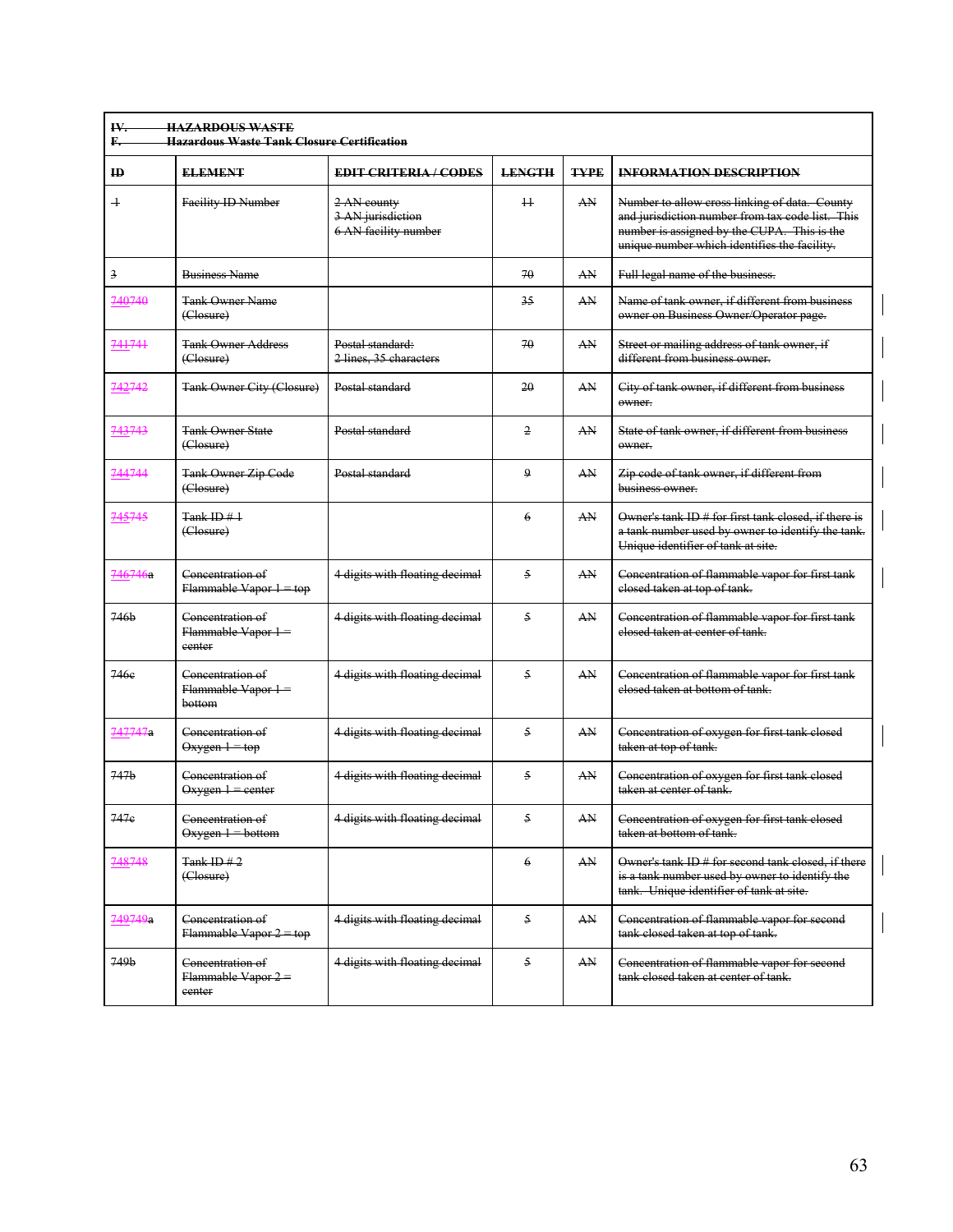| IV. HAZARDOUS WASTE<br>F. Hazardous Waste Tank Closure Certification | | | | | |
|---|---|---|---|---|---|
| **ID** | **ELEMENT** | **EDIT CRITERIA / CODES** | **LENGTH** | **TYPE** | **INFORMATION DESCRIPTION** |
| 1 | Facility ID Number | 2 AN county<br>3 AN jurisdiction<br>6 AN facility number | 11 | AN | Number to allow cross linking of data. County and jurisdiction number from tax code list. This number is assigned by the CUPA. This is the unique number which identifies the facility. |
| 3 | Business Name | | 70 | AN | Full legal name of the business. |
| 740740 | Tank Owner Name (Closure) | | 35 | AN | Name of tank owner, if different from business owner on Business Owner/Operator page. |
| 741741 | Tank Owner Address (Closure) | Postal standard:<br>2 lines, 35 characters | 70 | AN | Street or mailing address of tank owner, if different from business owner. |
| 742742 | Tank Owner City (Closure) | Postal standard | 20 | AN | City of tank owner, if different from business owner. |
| 743743 | Tank Owner State (Closure) | Postal standard | 2 | AN | State of tank owner, if different from business owner. |
| 744744 | Tank Owner Zip Code (Closure) | Postal standard | 9 | AN | Zip code of tank owner, if different from business owner. |
| 745745 | Tank ID # 1 (Closure) | | 6 | AN | Owner's tank ID # for first tank closed, if there is a tank number used by owner to identify the tank. Unique identifier of tank at site. |
| 746746a | Concentration of Flammable Vapor 1 = top | 4 digits with floating decimal | 5 | AN | Concentration of flammable vapor for first tank closed taken at top of tank. |
| 746b | Concentration of Flammable Vapor 1 = center | 4 digits with floating decimal | 5 | AN | Concentration of flammable vapor for first tank closed taken at center of tank. |
| 746c | Concentration of Flammable Vapor 1 = bottom | 4 digits with floating decimal | 5 | AN | Concentration of flammable vapor for first tank closed taken at bottom of tank. |
| 747747a | Concentration of Oxygen 1 = top | 4 digits with floating decimal | 5 | AN | Concentration of oxygen for first tank closed taken at top of tank. |
| 747b | Concentration of Oxygen 1 = center | 4 digits with floating decimal | 5 | AN | Concentration of oxygen for first tank closed taken at center of tank. |
| 747c | Concentration of Oxygen 1 = bottom | 4 digits with floating decimal | 5 | AN | Concentration of oxygen for first tank closed taken at bottom of tank. |
| 748748 | Tank ID # 2 (Closure) | | 6 | AN | Owner's tank ID # for second tank closed, if there is a tank number used by owner to identify the tank. Unique identifier of tank at site. |
| 749749a | Concentration of Flammable Vapor 2 = top | 4 digits with floating decimal | 5 | AN | Concentration of flammable vapor for second tank closed taken at top of tank. |
| 749b | Concentration of Flammable Vapor 2 = center | 4 digits with floating decimal | 5 | AN | Concentration of flammable vapor for second tank closed taken at center of tank. |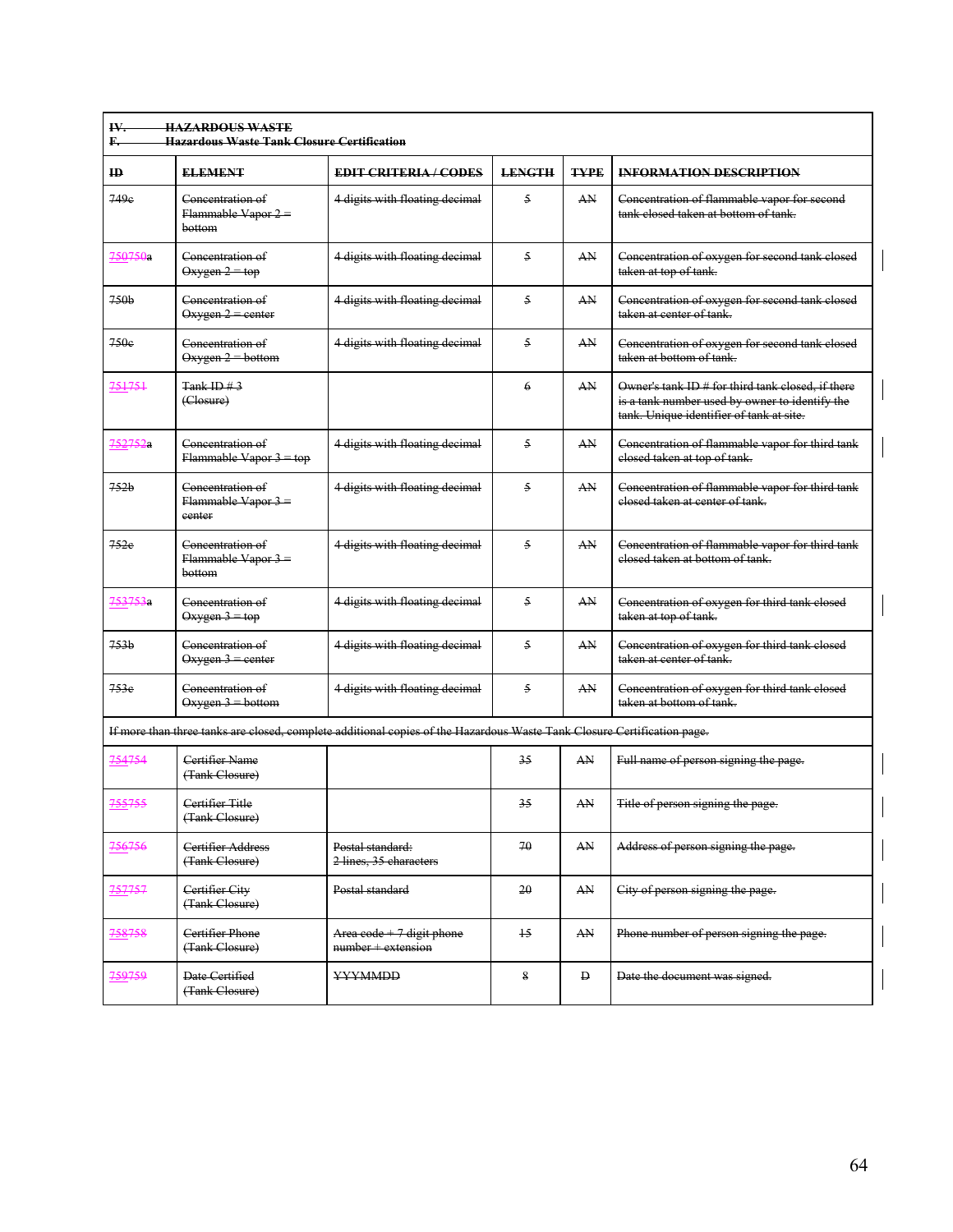| IV. HAZARDOUS WASTE<br>F. Hazardous Waste Tank Closure Certification | | | | | |
|---|---|---|---|---|---|
| **ID** | **ELEMENT** | **EDIT CRITERIA / CODES** | **LENGTH** | **TYPE** | **INFORMATION DESCRIPTION** |
| 749c | Concentration of Flammable Vapor 2 = bottom | 4 digits with floating decimal | 5 | AN | Concentration of flammable vapor for second tank closed taken at bottom of tank. |
| 750750a | Concentration of Oxygen 2 = top | 4 digits with floating decimal | 5 | AN | Concentration of oxygen for second tank closed taken at top of tank. |
| 750b | Concentration of Oxygen 2 = center | 4 digits with floating decimal | 5 | AN | Concentration of oxygen for second tank closed taken at center of tank. |
| 750c | Concentration of Oxygen 2 = bottom | 4 digits with floating decimal | 5 | AN | Concentration of oxygen for second tank closed taken at bottom of tank. |
| 751751 | Tank ID # 3 (Closure) | | 6 | AN | Owner's tank ID # for third tank closed, if there is a tank number used by owner to identify the tank. Unique identifier of tank at site. |
| 752752a | Concentration of Flammable Vapor 3 = top | 4 digits with floating decimal | 5 | AN | Concentration of flammable vapor for third tank closed taken at top of tank. |
| 752b | Concentration of Flammable Vapor 3 = center | 4 digits with floating decimal | 5 | AN | Concentration of flammable vapor for third tank closed taken at center of tank. |
| 752c | Concentration of Flammable Vapor 3 = bottom | 4 digits with floating decimal | 5 | AN | Concentration of flammable vapor for third tank closed taken at bottom of tank. |
| 753753a | Concentration of Oxygen 3 = top | 4 digits with floating decimal | 5 | AN | Concentration of oxygen for third tank closed taken at top of tank. |
| 753b | Concentration of Oxygen 3 = center | 4 digits with floating decimal | 5 | AN | Concentration of oxygen for third tank closed taken at center of tank. |
| 753c | Concentration of Oxygen 3 = bottom | 4 digits with floating decimal | 5 | AN | Concentration of oxygen for third tank closed taken at bottom of tank. |
| If more than three tanks are closed, complete additional copies of the Hazardous Waste Tank Closure Certification page. | | | | | |
| 754754 | Certifier Name (Tank Closure) | | 35 | AN | Full name of person signing the page. |
| 755755 | Certifier Title (Tank Closure) | | 35 | AN | Title of person signing the page. |
| 756756 | Certifier Address (Tank Closure) | Postal standard: 2 lines, 35 characters | 70 | AN | Address of person signing the page. |
| 757757 | Certifier City (Tank Closure) | Postal standard | 20 | AN | City of person signing the page. |
| 758758 | Certifier Phone (Tank Closure) | Area code + 7 digit phone number + extension | 15 | AN | Phone number of person signing the page. |
| 759759 | Date Certified (Tank Closure) | YYYYMMDD | 8 | D | Date the document was signed. |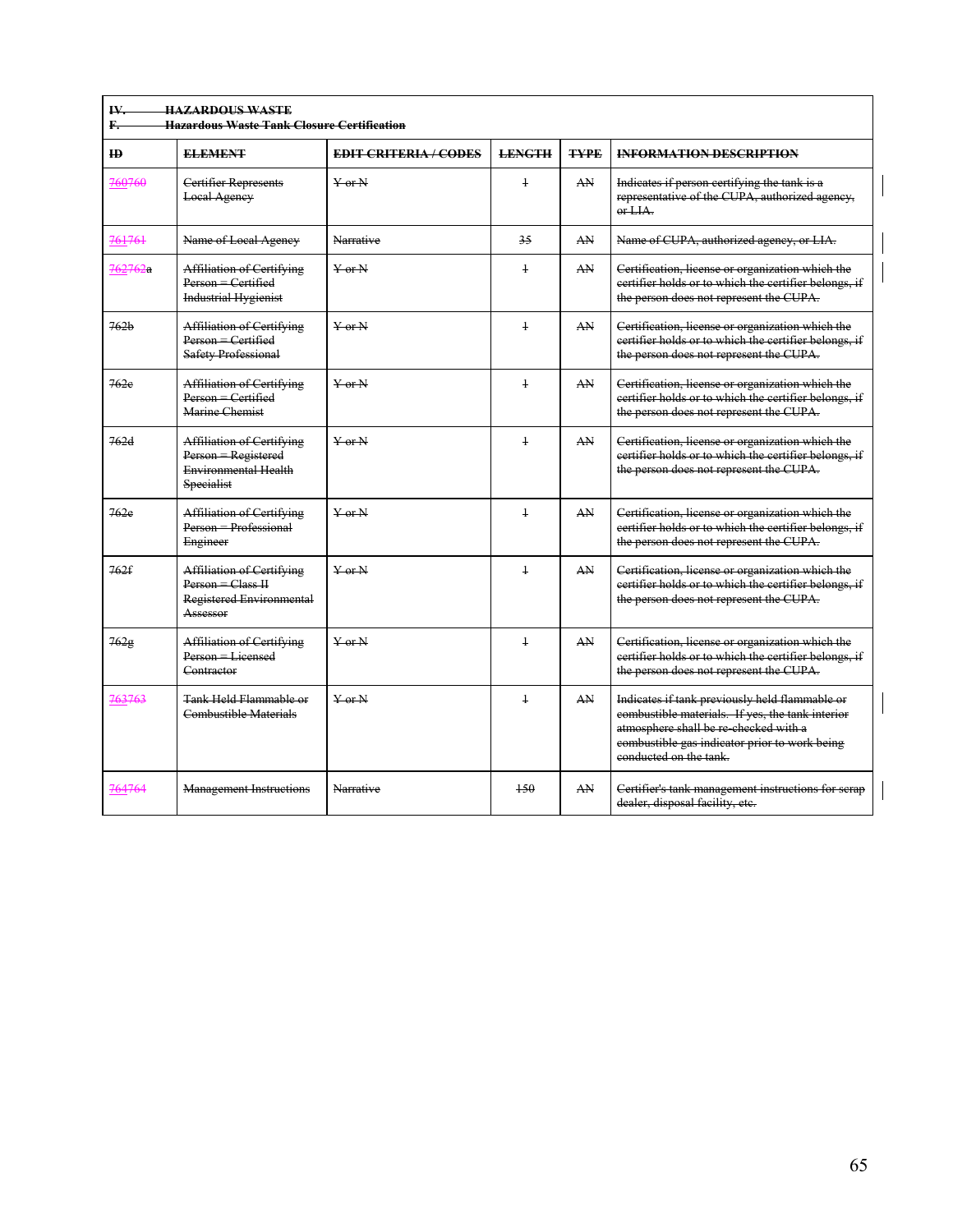| IV. HAZARDOUS WASTE<br>F. Hazardous Waste Tank Closure Certification | | | | | |
|---|---|---|---|---|---|
| **ID** | **ELEMENT** | **EDIT CRITERIA / CODES** | **LENGTH** | **TYPE** | **INFORMATION DESCRIPTION** |
| 760760 | Certifier Represents Local Agency | Y or N | 1 | AN | Indicates if person certifying the tank is a representative of the CUPA, authorized agency, or LIA. |
| 761761 | Name of Local Agency | Narrative | 35 | AN | Name of CUPA, authorized agency, or LIA. |
| 762762a | Affiliation of Certifying Person = Certified Industrial Hygienist | Y or N | 1 | AN | Certification, license or organization which the certifier holds or to which the certifier belongs, if the person does not represent the CUPA. |
| 762b | Affiliation of Certifying Person = Certified Safety Professional | Y or N | 1 | AN | Certification, license or organization which the certifier holds or to which the certifier belongs, if the person does not represent the CUPA. |
| 762c | Affiliation of Certifying Person = Certified Marine Chemist | Y or N | 1 | AN | Certification, license or organization which the certifier holds or to which the certifier belongs, if the person does not represent the CUPA. |
| 762d | Affiliation of Certifying Person = Registered Environmental Health Specialist | Y or N | 1 | AN | Certification, license or organization which the certifier holds or to which the certifier belongs, if the person does not represent the CUPA. |
| 762e | Affiliation of Certifying Person = Professional Engineer | Y or N | 1 | AN | Certification, license or organization which the certifier holds or to which the certifier belongs, if the person does not represent the CUPA. |
| 762f | Affiliation of Certifying Person = Class II Registered Environmental Assessor | Y or N | 1 | AN | Certification, license or organization which the certifier holds or to which the certifier belongs, if the person does not represent the CUPA. |
| 762g | Affiliation of Certifying Person = Licensed Contractor | Y or N | 1 | AN | Certification, license or organization which the certifier holds or to which the certifier belongs, if the person does not represent the CUPA. |
| 763763 | Tank Held Flammable or Combustible Materials | Y or N | 1 | AN | Indicates if tank previously held flammable or combustible materials. If yes, the tank interior atmosphere shall be re-checked with a combustible gas indicator prior to work being conducted on the tank. |
| 764764 | Management Instructions | Narrative | 150 | AN | Certifier's tank management instructions for scrap dealer, disposal facility, etc. |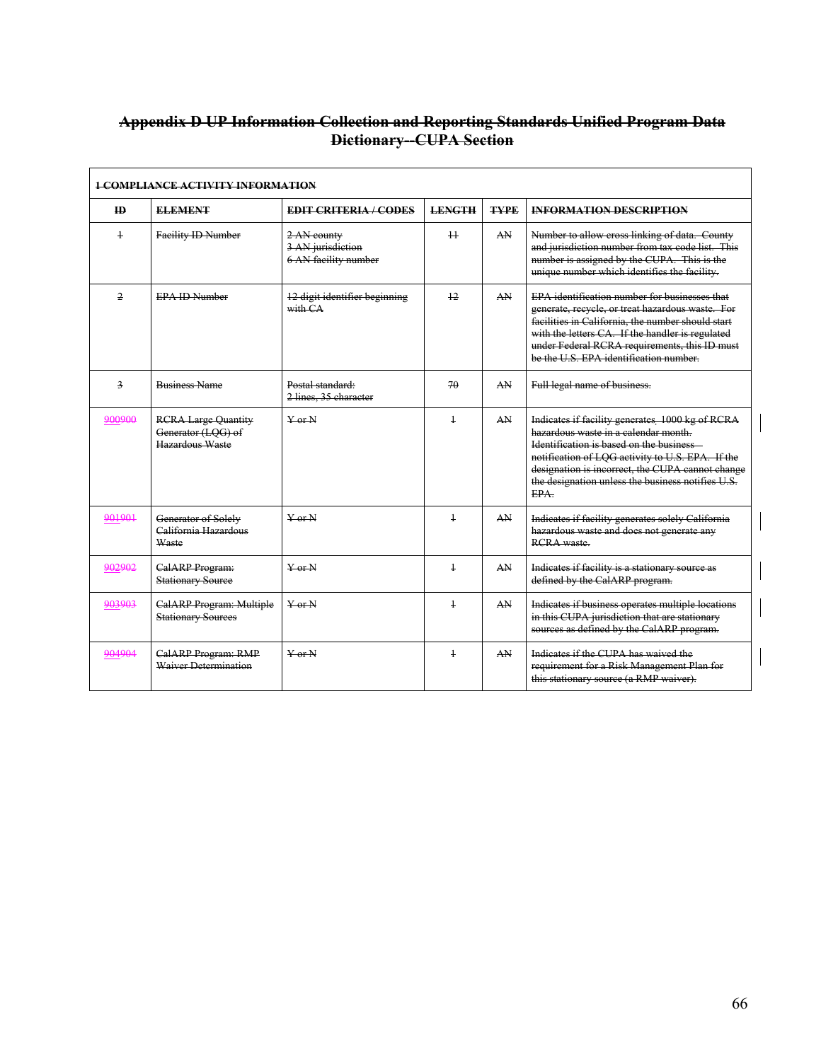# ~~Appendix D UP Information Collection and Reporting Standards Unified Program Data Dictionary--CUPA Section~~

| ~~1 COMPLIANCE ACTIVITY INFORMATION~~ | | | | | |
|---|---|---|---|---|---|
| ~~ID~~ | ~~ELEMENT~~ | ~~EDIT CRITERIA / CODES~~ | ~~LENGTH~~ | ~~TYPE~~ | ~~INFORMATION DESCRIPTION~~ |
| ~~1~~ | ~~Facility ID Number~~ | ~~2 AN county~~<br>~~3 AN jurisdiction~~<br>~~6 AN facility number~~ | ~~11~~ | ~~AN~~ | ~~Number to allow cross linking of data. County and jurisdiction number from tax code list. This number is assigned by the CUPA. This is the unique number which identifies the facility.~~ |
| ~~2~~ | ~~EPA ID Number~~ | ~~12 digit identifier beginning with CA~~ | ~~12~~ | ~~AN~~ | ~~EPA identification number for businesses that generate, recycle, or treat hazardous waste. For facilities in California, the number should start with the letters CA. If the handler is regulated under Federal RCRA requirements, this ID must be the U.S. EPA identification number.~~ |
| ~~3~~ | ~~Business Name~~ | ~~Postal standard:~~<br>~~2 lines, 35 character~~ | ~~70~~ | ~~AN~~ | ~~Full legal name of business.~~ |
| 900~~900~~ | ~~RCRA Large Quantity Generator (LQG) of Hazardous Waste~~ | ~~Y or N~~ | ~~1~~ | ~~AN~~ | ~~Indicates if facility generates, 1000 kg of RCRA hazardous waste in a calendar month. Identification is based on the business notification of LQG activity to U.S. EPA. If the designation is incorrect, the CUPA cannot change the designation unless the business notifies U.S. EPA.~~ |
| 901~~901~~ | ~~Generator of Solely California Hazardous Waste~~ | ~~Y or N~~ | ~~1~~ | ~~AN~~ | ~~Indicates if facility generates solely California hazardous waste and does not generate any RCRA waste.~~ |
| 902~~902~~ | ~~CalARP Program: Stationary Source~~ | ~~Y or N~~ | ~~1~~ | ~~AN~~ | ~~Indicates if facility is a stationary source as defined by the CalARP program.~~ |
| 903~~903~~ | ~~CalARP Program: Multiple Stationary Sources~~ | ~~Y or N~~ | ~~1~~ | ~~AN~~ | ~~Indicates if business operates multiple locations in this CUPA jurisdiction that are stationary sources as defined by the CalARP program.~~ |
| 904~~904~~ | ~~CalARP Program: RMP Waiver Determination~~ | ~~Y or N~~ | ~~1~~ | ~~AN~~ | ~~Indicates if the CUPA has waived the requirement for a Risk Management Plan for this stationary source (a RMP waiver).~~ |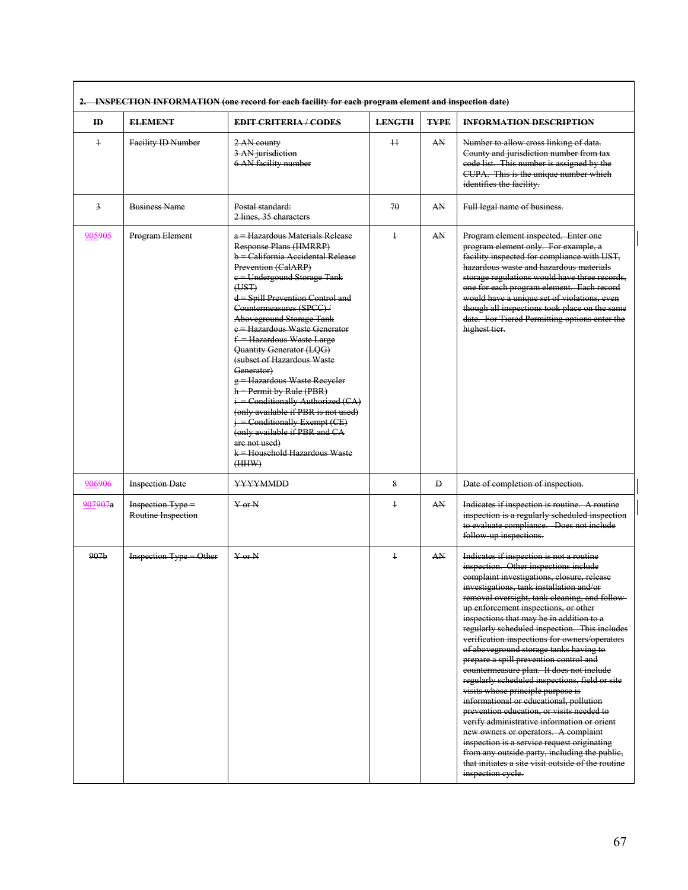## 2. INSPECTION INFORMATION (one record for each facility for each program element and inspection date)

| ID | ELEMENT | EDIT CRITERIA / CODES | LENGTH | TYPE | INFORMATION DESCRIPTION |
|---|---|---|---|---|---|
| 1 | Facility ID Number | 2 AN county<br>3 AN jurisdiction<br>6 AN facility number | 11 | AN | Number to allow cross linking of data. County and jurisdiction number from tax code list. This number is assigned by the CUPA. This is the unique number which identifies the facility. |
| 3 | Business Name | Postal standard:<br>2 lines, 35 characters | 70 | AN | Full legal name of business. |
| 905905 | Program Element | a = Hazardous Materials Release Response Plans (HMRRP)<br>b = California Accidental Release Prevention (CalARP)<br>c = Undergound Storage Tank (UST)<br>d = Spill Prevention Control and Countermeasures (SPCC) / Aboveground Storage Tank<br>e = Hazardous Waste Generator<br>f = Hazardous Waste Large Quantity Generator (LQG) (subset of Hazardous Waste Generator)<br>g = Hazardous Waste Recycler<br>h = Permit by Rule (PBR)<br>i = Conditionally Authorized (CA) (only available if PBR is not used)<br>j = Conditionally Exempt (CE) (only available if PBR and CA are not used)<br>k = Household Hazardous Waste (HHW) | 1 | AN | Program element inspected. Enter one program element only. For example, a facility inspected for compliance with UST, hazardous waste and hazardous materials storage regulations would have three records, one for each program element. Each record would have a unique set of violations, even though all inspections took place on the same date. For Tiered Permitting options enter the highest tier. |
| 906906 | Inspection Date | YYYYMMDD | 8 | D | Date of completion of inspection. |
| 907907a | Inspection Type = Routine Inspection | Y or N | 1 | AN | Indicates if inspection is routine. A routine inspection is a regularly scheduled inspection to evaluate compliance. Does not include follow-up inspections. |
| 907b | Inspection Type = Other | Y or N | 1 | AN | Indicates if inspection is not a routine inspection. Other inspections include complaint investigations, closure, release investigations, tank installation and/or removal oversight, tank cleaning, and follow-up enforcement inspections, or other inspections that may be in addition to a regularly scheduled inspection. This includes verification inspections for owners/operators of aboveground storage tanks having to prepare a spill prevention control and countermeasure plan. It does not include regularly scheduled inspections, field or site visits whose principle purpose is informational or educational, pollution prevention education, or visits needed to verify administrative information or orient new owners or operators. A complaint inspection is a service request originating from any outside party, including the public, that initiates a site visit outside of the routine inspection cycle. |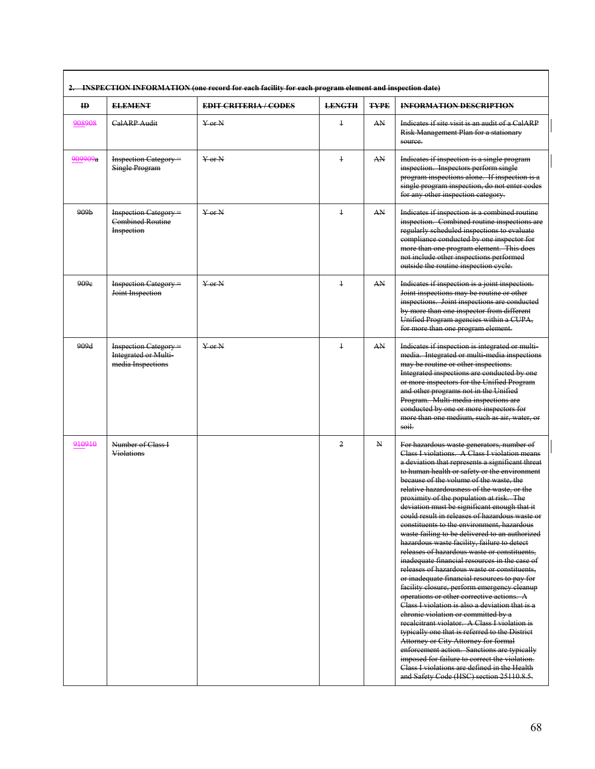| 2. INSPECTION INFORMATION (one record for each facility for each program element and inspection date) | | | | | |
|---|---|---|---|---|---|
| ID | ELEMENT | EDIT CRITERIA / CODES | LENGTH | TYPE | INFORMATION DESCRIPTION |
| 908908 | CalARP Audit | Y or N | 1 | AN | Indicates if site visit is an audit of a CalARP Risk Management Plan for a stationary source. |
| 909909a | Inspection Category = Single Program | Y or N | 1 | AN | Indicates if inspection is a single program inspection. Inspectors perform single program inspections alone. If inspection is a single program inspection, do not enter codes for any other inspection category. |
| 909b | Inspection Category = Combined Routine Inspection | Y or N | 1 | AN | Indicates if inspection is a combined routine inspection. Combined routine inspections are regularly scheduled inspections to evaluate compliance conducted by one inspector for more than one program element. This does not include other inspections performed outside the routine inspection cycle. |
| 909c | Inspection Category = Joint Inspection | Y or N | 1 | AN | Indicates if inspection is a joint inspection. Joint inspections may be routine or other inspections. Joint inspections are conducted by more than one inspector from different Unified Program agencies within a CUPA, for more than one program element. |
| 909d | Inspection Category = Integrated or Multi-media Inspections | Y or N | 1 | AN | Indicates if inspection is integrated or multi-media. Integrated or multi-media inspections may be routine or other inspections. Integrated inspections are conducted by one or more inspectors for the Unified Program and other programs not in the Unified Program. Multi-media inspections are conducted by one or more inspectors for more than one medium, such as air, water, or soil. |
| 910910 | Number of Class I Violations | | 2 | N | For hazardous waste generators, number of Class I violations. A Class I violation means a deviation that represents a significant threat to human health or safety or the environment because of the volume of the waste, the relative hazardousness of the waste, or the proximity of the population at risk. The deviation must be significant enough that it could result in releases of hazardous waste or constituents to the environment, hazardous waste failing to be delivered to an authorized hazardous waste facility, failure to detect releases of hazardous waste or constituents, inadequate financial resources in the case of releases of hazardous waste or constituents, or inadequate financial resources to pay for facility closure, perform emergency cleanup operations or other corrective actions. A Class I violation is also a deviation that is a chronic violation or committed by a recalcitrant violator. A Class I violation is typically one that is referred to the District Attorney or City Attorney for formal enforcement action. Sanctions are typically imposed for failure to correct the violation. Class I violations are defined in the Health and Safety Code (HSC) section 25110.8.5. |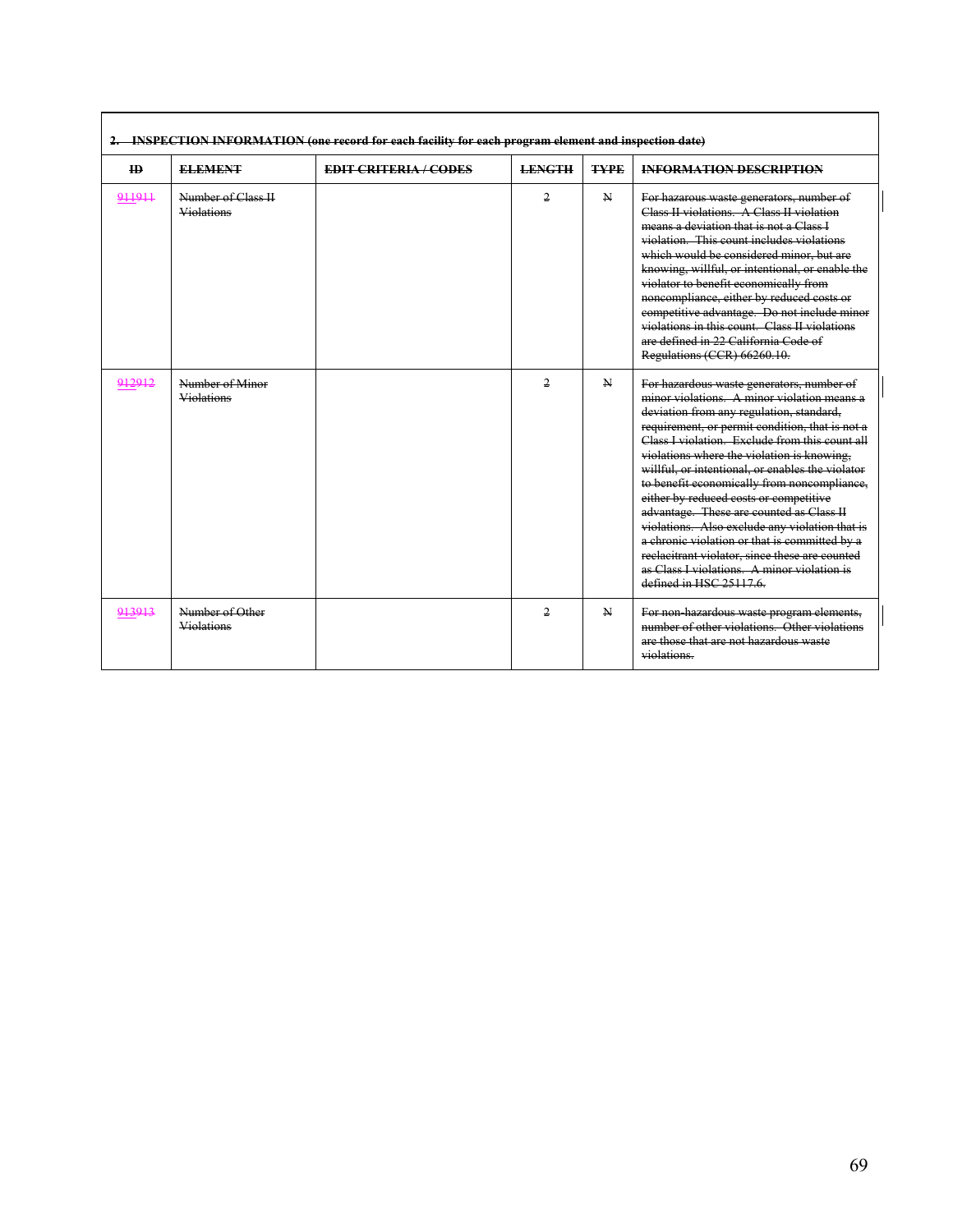**2. INSPECTION INFORMATION (one record for each facility for each program element and inspection date)**

| ID | ELEMENT | EDIT CRITERIA / CODES | LENGTH | TYPE | INFORMATION DESCRIPTION |
|---|---|---|---|---|---|
| 911911 | Number of Class II Violations | | 2 | N | For hazarous waste generators, number of Class II violations. A Class II violation means a deviation that is not a Class I violation. This count includes violations which would be considered minor, but are knowing, willful, or intentional, or enable the violator to benefit economically from noncompliance, either by reduced costs or competitive advantage. Do not include minor violations in this count. Class II violations are defined in 22 California Code of Regulations (CCR) 66260.10. |
| 912912 | Number of Minor Violations | | 2 | N | For hazardous waste generators, number of minor violations. A minor violation means a deviation from any regulation, standard, requirement, or permit condition, that is not a Class I violation. Exclude from this count all violations where the violation is knowing, willful, or intentional, or enables the violator to benefit economically from noncompliance, either by reduced costs or competitive advantage. These are counted as Class II violations. Also exclude any violation that is a chronic violation or that is committed by a reclacitrant violator, since these are counted as Class I violations. A minor violation is defined in HSC 25117.6. |
| 913913 | Number of Other Violations | | 2 | N | For non-hazardous waste program elements, number of other violations. Other violations are those that are not hazardous waste violations. |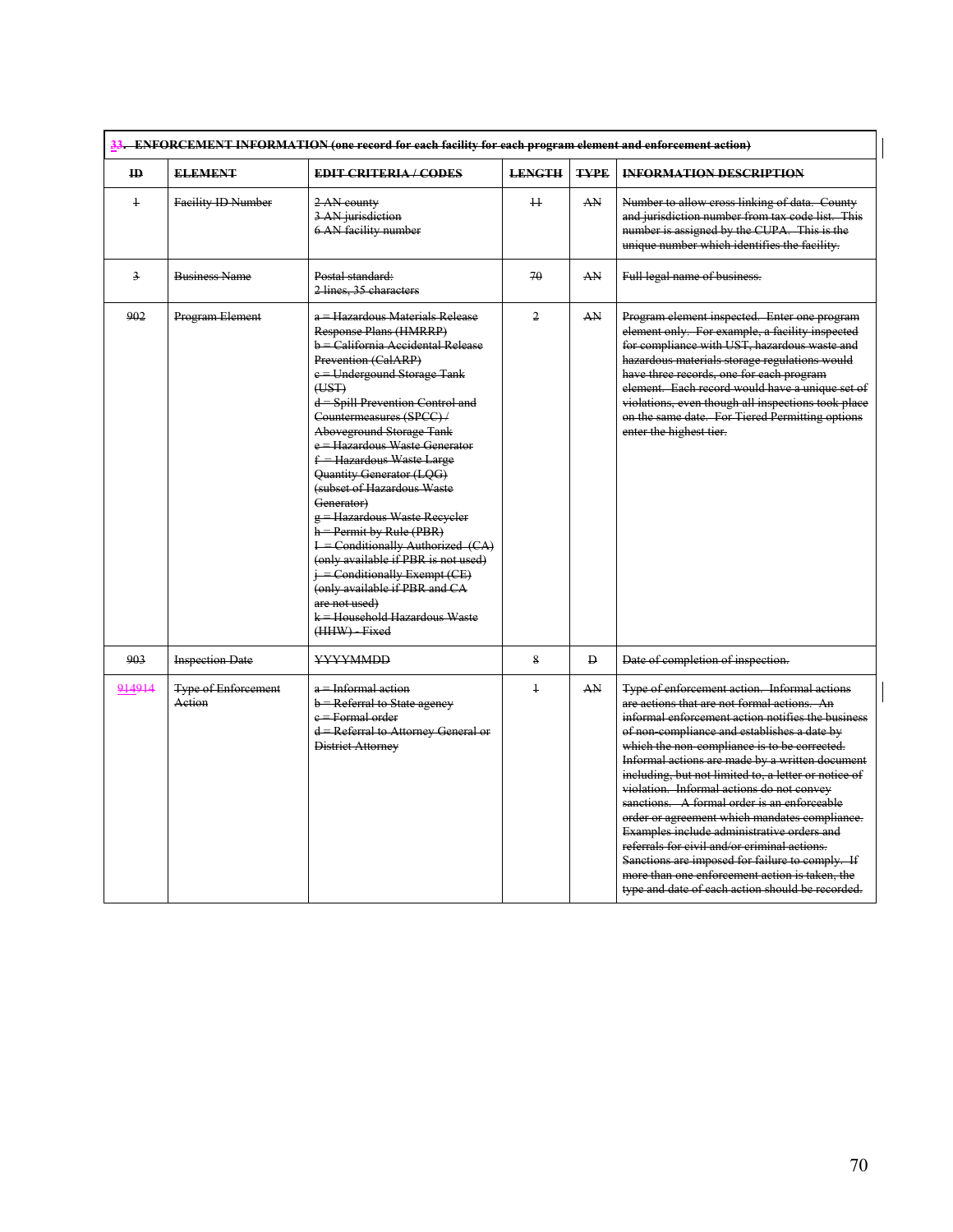| 33. ENFORCEMENT INFORMATION (one record for each facility for each program element and enforcement action) | | | | | |
|---|---|---|---|---|---|
| **ID** | **ELEMENT** | **EDIT CRITERIA / CODES** | **LENGTH** | **TYPE** | **INFORMATION DESCRIPTION** |
| 1 | Facility ID Number | 2 AN county<br>3 AN jurisdiction<br>6 AN facility number | 11 | AN | Number to allow cross linking of data. County and jurisdiction number from tax code list. This number is assigned by the CUPA. This is the unique number which identifies the facility. |
| 3 | Business Name | Postal standard:<br>2 lines, 35 characters | 70 | AN | Full legal name of business. |
| 902 | Program Element | a = Hazardous Materials Release Response Plans (HMRRP)<br>b = California Accidental Release Prevention (CalARP)<br>c = Undergound Storage Tank (UST)<br>d = Spill Prevention Control and Countermeasures (SPCC) / Aboveground Storage Tank<br>e = Hazardous Waste Generator<br>f = Hazardous Waste Large Quantity Generator (LQG) (subset of Hazardous Waste Generator)<br>g = Hazardous Waste Recycler<br>h = Permit by Rule (PBR)<br>I = Conditionally Authorized (CA) (only available if PBR is not used)<br>j = Conditionally Exempt (CE) (only available if PBR and CA are not used)<br>k = Household Hazardous Waste (HHW) - Fixed | 2 | AN | Program element inspected. Enter one program element only. For example, a facility inspected for compliance with UST, hazardous waste and hazardous materials storage regulations would have three records, one for each program element. Each record would have a unique set of violations, even though all inspections took place on the same date. For Tiered Permitting options enter the highest tier. |
| 903 | Inspection Date | YYYYMMDD | 8 | D | Date of completion of inspection. |
| 914914 | Type of Enforcement Action | a = Informal action<br>b = Referral to State agency<br>c = Formal order<br>d = Referral to Attorney General or District Attorney | 1 | AN | Type of enforcement action. Informal actions are actions that are not formal actions. An informal enforcement action notifies the business of non-compliance and establishes a date by which the non-compliance is to be corrected. Informal actions are made by a written document including, but not limited to, a letter or notice of violation. Informal actions do not convey sanctions. A formal order is an enforceable order or agreement which mandates compliance. Examples include administrative orders and referrals for civil and/or criminal actions. Sanctions are imposed for failure to comply. If more than one enforcement action is taken, the type and date of each action should be recorded. |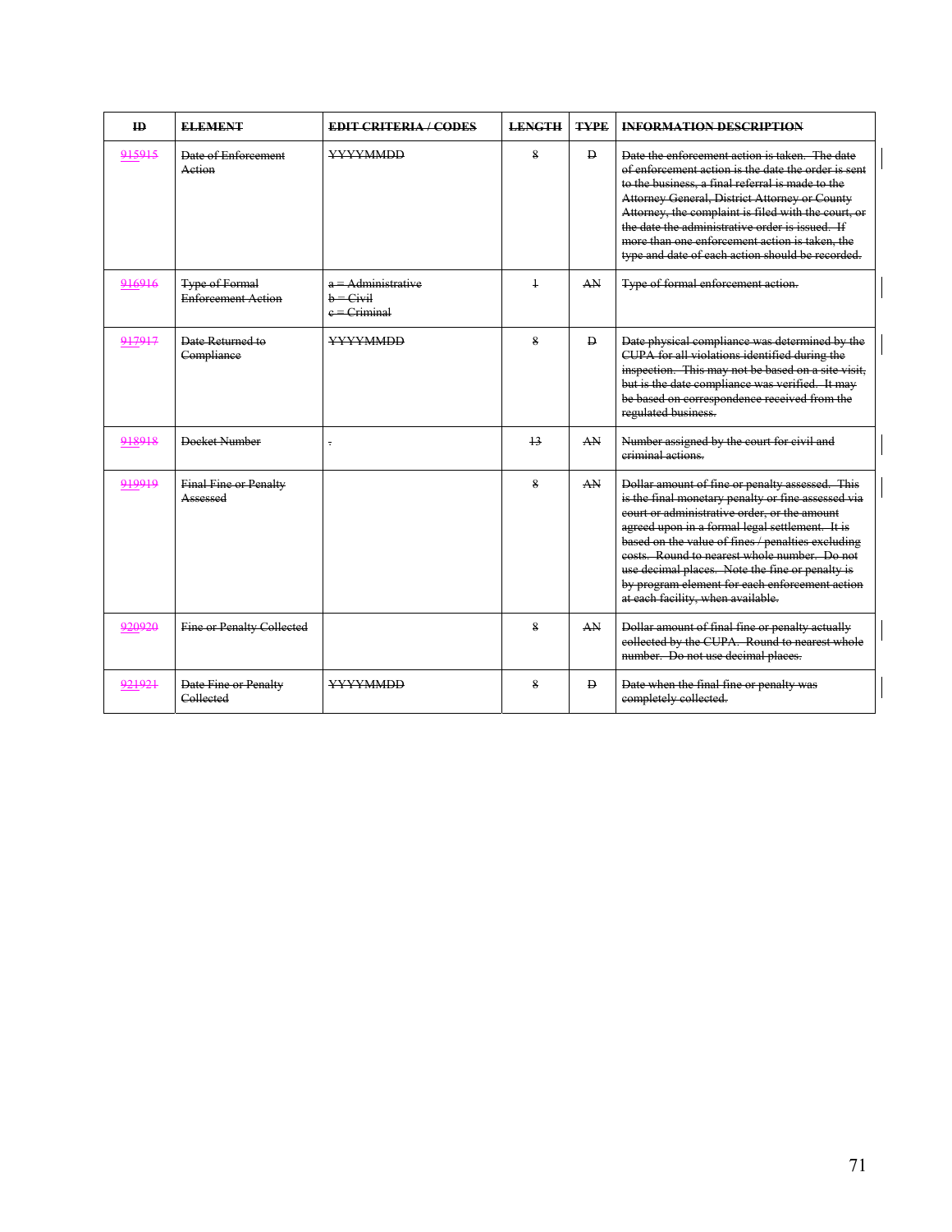| ID | ELEMENT | EDIT CRITERIA / CODES | LENGTH | TYPE | INFORMATION DESCRIPTION |
|---|---|---|---|---|---|
| 915915 | Date of Enforcement Action | YYYYMMDD | 8 | D | Date the enforcement action is taken. The date of enforcement action is the date the order is sent to the business, a final referral is made to the Attorney General, District Attorney or County Attorney, the complaint is filed with the court, or the date the administrative order is issued. If more than one enforcement action is taken, the type and date of each action should be recorded. |
| 916916 | Type of Formal Enforcement Action | a = Administrative<br>b = Civil<br>c = Criminal | 1 | AN | Type of formal enforcement action. |
| 917917 | Date Returned to Compliance | YYYYMMDD | 8 | D | Date physical compliance was determined by the CUPA for all violations identified during the inspection. This may not be based on a site visit, but is the date compliance was verified. It may be based on correspondence received from the regulated business. |
| 918918 | Docket Number | - | 13 | AN | Number assigned by the court for civil and criminal actions. |
| 919919 | Final Fine or Penalty Assessed | | 8 | AN | Dollar amount of fine or penalty assessed. This is the final monetary penalty or fine assessed via court or administrative order, or the amount agreed upon in a formal legal settlement. It is based on the value of fines / penalties excluding costs. Round to nearest whole number. Do not use decimal places. Note the fine or penalty is by program element for each enforcement action at each facility, when available. |
| 920920 | Fine or Penalty Collected | | 8 | AN | Dollar amount of final fine or penalty actually collected by the CUPA. Round to nearest whole number. Do not use decimal places. |
| 921921 | Date Fine or Penalty Collected | YYYYMMDD | 8 | D | Date when the final fine or penalty was completely collected. |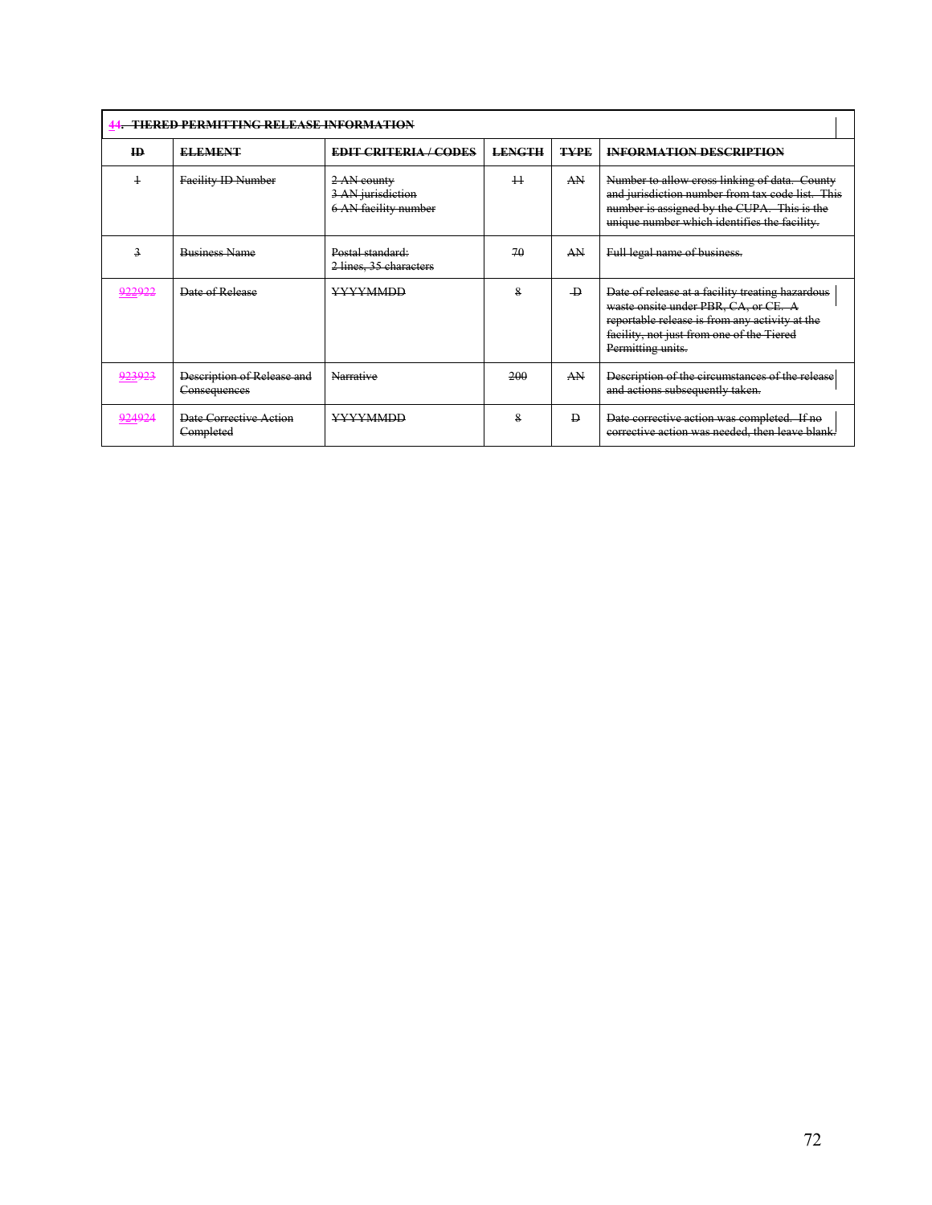**44. TIERED PERMITTING RELEASE INFORMATION**

| ID | ELEMENT | EDIT CRITERIA / CODES | LENGTH | TYPE | INFORMATION DESCRIPTION |
|---|---|---|---|---|---|
| 1 | Facility ID Number | 2 AN county<br>3 AN jurisdiction<br>6 AN facility number | 11 | AN | Number to allow cross linking of data. County and jurisdiction number from tax code list. This number is assigned by the CUPA. This is the unique number which identifies the facility. |
| 3 | Business Name | Postal standard:<br>2 lines, 35 characters | 70 | AN | Full legal name of business. |
| 922922 | Date of Release | YYYYMMDD | 8 | D | Date of release at a facility treating hazardous waste onsite under PBR, CA, or CE. A reportable release is from any activity at the facility, not just from one of the Tiered Permitting units. |
| 923923 | Description of Release and Consequences | Narrative | 200 | AN | Description of the circumstances of the release and actions subsequently taken. |
| 924924 | Date Corrective Action Completed | YYYYMMDD | 8 | D | Date corrective action was completed. If no corrective action was needed, then leave blank. |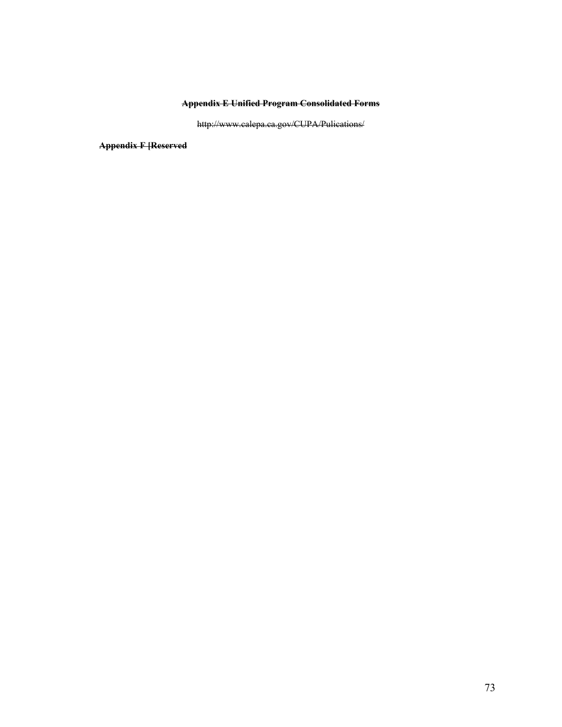**~~Appendix E Unified Program Consolidated Forms~~**

~~http://www.calepa.ca.gov/CUPA/Pulications/~~

**~~Appendix F [Reserved~~**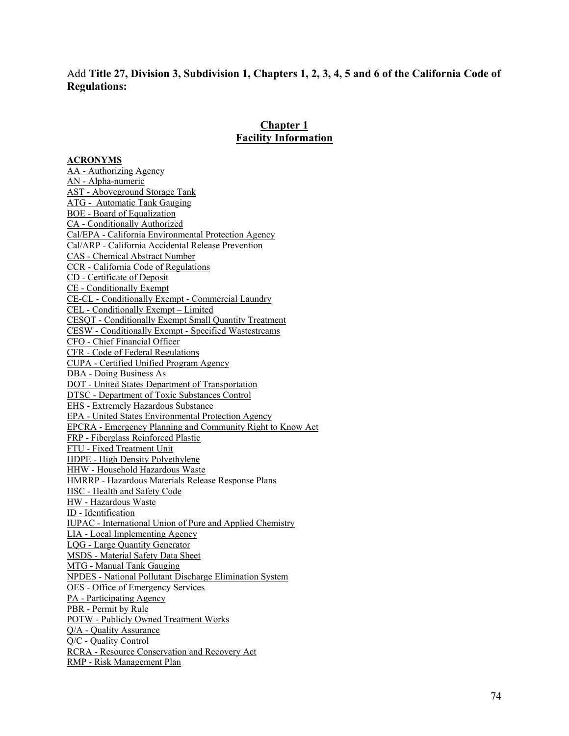Add **Title 27, Division 3, Subdivision 1, Chapters 1, 2, 3, 4, 5 and 6 of the California Code of Regulations:**

## Chapter 1
## Facility Information

**ACRONYMS**

AA - Authorizing Agency
AN - Alpha-numeric
AST - Aboveground Storage Tank
ATG - Automatic Tank Gauging
BOE - Board of Equalization
CA - Conditionally Authorized
Cal/EPA - California Environmental Protection Agency
Cal/ARP - California Accidental Release Prevention
CAS - Chemical Abstract Number
CCR - California Code of Regulations
CD - Certificate of Deposit
CE - Conditionally Exempt
CE-CL - Conditionally Exempt - Commercial Laundry
CEL - Conditionally Exempt – Limited
CESQT - Conditionally Exempt Small Quantity Treatment
CESW - Conditionally Exempt - Specified Wastestreams
CFO - Chief Financial Officer
CFR - Code of Federal Regulations
CUPA - Certified Unified Program Agency
DBA - Doing Business As
DOT - United States Department of Transportation
DTSC - Department of Toxic Substances Control
EHS - Extremely Hazardous Substance
EPA - United States Environmental Protection Agency
EPCRA - Emergency Planning and Community Right to Know Act
FRP - Fiberglass Reinforced Plastic
FTU - Fixed Treatment Unit
HDPE - High Density Polyethylene
HHW - Household Hazardous Waste
HMRRP - Hazardous Materials Release Response Plans
HSC - Health and Safety Code
HW - Hazardous Waste
ID - Identification
IUPAC - International Union of Pure and Applied Chemistry
LIA - Local Implementing Agency
LQG - Large Quantity Generator
MSDS - Material Safety Data Sheet
MTG - Manual Tank Gauging
NPDES - National Pollutant Discharge Elimination System
OES - Office of Emergency Services
PA - Participating Agency
PBR - Permit by Rule
POTW - Publicly Owned Treatment Works
Q/A - Quality Assurance
Q/C - Quality Control
RCRA - Resource Conservation and Recovery Act
RMP - Risk Management Plan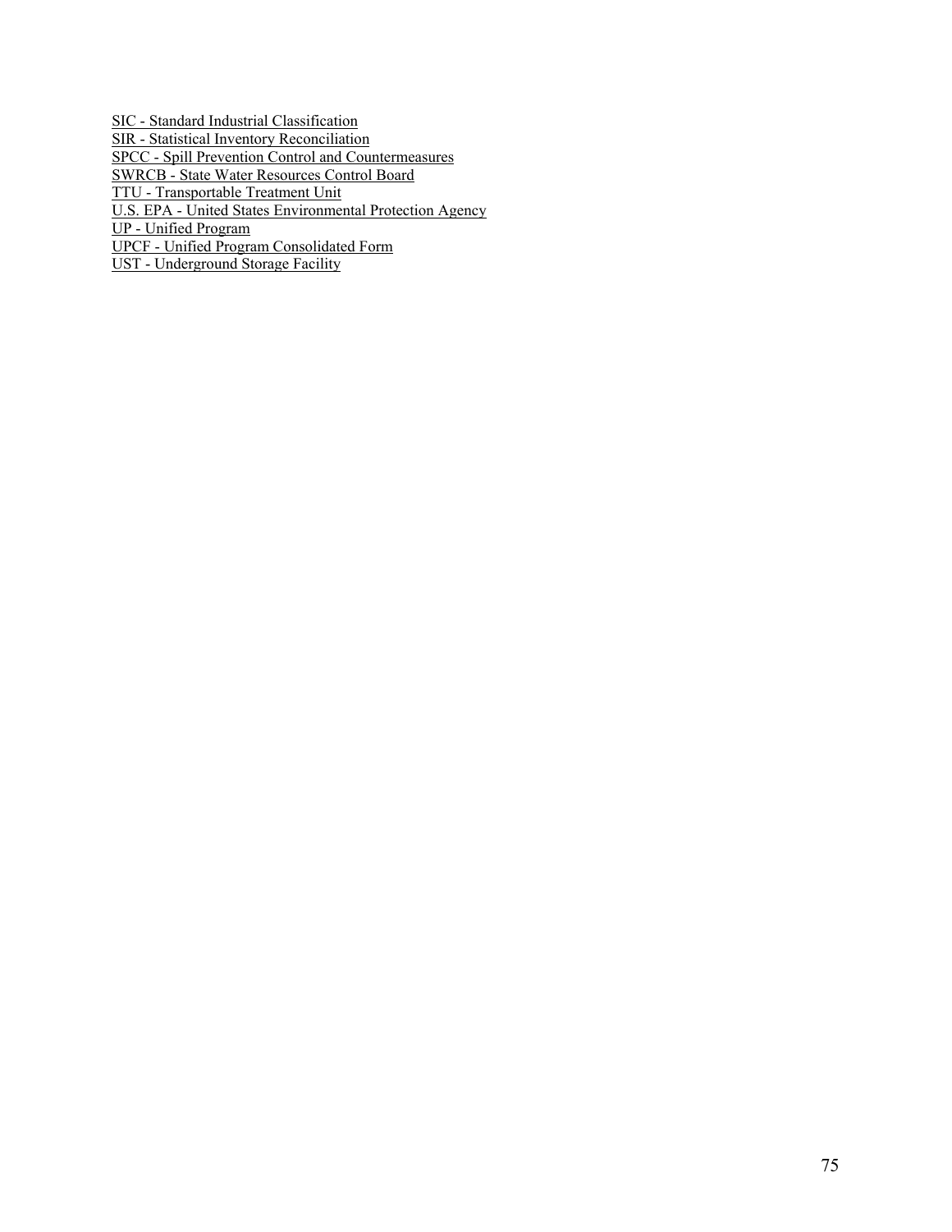SIC - Standard Industrial Classification
SIR - Statistical Inventory Reconciliation
SPCC - Spill Prevention Control and Countermeasures
SWRCB - State Water Resources Control Board
TTU - Transportable Treatment Unit
U.S. EPA - United States Environmental Protection Agency
UP - Unified Program
UPCF - Unified Program Consolidated Form
UST - Underground Storage Facility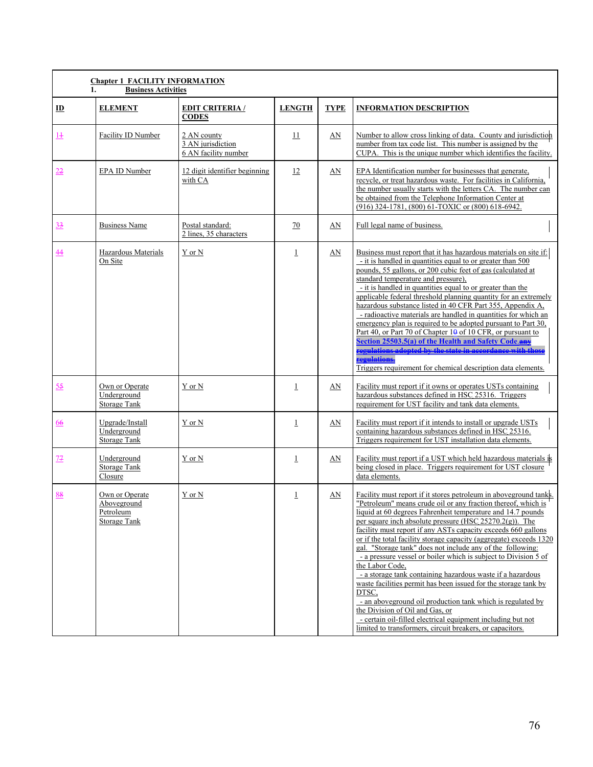**Chapter 1 FACILITY INFORMATION**

**1. Business Activities**

| ID | ELEMENT | EDIT CRITERIA / CODES | LENGTH | TYPE | INFORMATION DESCRIPTION |
|---|---|---|---|---|---|
| 1~~1~~ | Facility ID Number | 2 AN county<br>3 AN jurisdiction<br>6 AN facility number | 11 | AN | Number to allow cross linking of data. County and jurisdiction number from tax code list. This number is assigned by the CUPA. This is the unique number which identifies the facility. |
| 2~~2~~ | EPA ID Number | 12 digit identifier beginning with CA | 12 | AN | EPA Identification number for businesses that generate, recycle, or treat hazardous waste. For facilities in California, the number usually starts with the letters CA. The number can be obtained from the Telephone Information Center at (916) 324-1781, (800) 61-TOXIC or (800) 618-6942. |
| 3~~3~~ | Business Name | Postal standard:<br>2 lines, 35 characters | 70 | AN | Full legal name of business. |
| 4~~4~~ | Hazardous Materials On Site | Y or N | 1 | AN | Business must report that it has hazardous materials on site if:<br>- it is handled in quantities equal to or greater than 500 pounds, 55 gallons, or 200 cubic feet of gas (calculated at standard temperature and pressure),<br>- it is handled in quantities equal to or greater than the applicable federal threshold planning quantity for an extremely hazardous substance listed in 40 CFR Part 355, Appendix A,<br>- radioactive materials are handled in quantities for which an emergency plan is required to be adopted pursuant to Part 30, Part 40, or Part 70 of Chapter 1~~0~~ of 10 CFR, or pursuant to **Section 25503.5(a) of the Health and Safety Code** ~~any regulations adopted by the state in accordance with those regulations.~~<br>Triggers requirement for chemical description data elements. |
| 5~~5~~ | Own or Operate Underground Storage Tank | Y or N | 1 | AN | Facility must report if it owns or operates USTs containing hazardous substances defined in HSC 25316. Triggers requirement for UST facility and tank data elements. |
| 6~~6~~ | Upgrade/Install Underground Storage Tank | Y or N | 1 | AN | Facility must report if it intends to install or upgrade USTs containing hazardous substances defined in HSC 25316. Triggers requirement for UST installation data elements. |
| 7~~7~~ | Underground Storage Tank Closure | Y or N | 1 | AN | Facility must report if a UST which held hazardous materials is being closed in place. Triggers requirement for UST closure data elements. |
| 8~~8~~ | Own or Operate Aboveground Petroleum Storage Tank | Y or N | 1 | AN | Facility must report if it stores petroleum in aboveground tanks. "Petroleum" means crude oil or any fraction thereof, which is liquid at 60 degrees Fahrenheit temperature and 14.7 pounds per square inch absolute pressure (HSC 25270.2(g)). The facility must report if any ASTs capacity exceeds 660 gallons or if the total facility storage capacity (aggregate) exceeds 1320 gal. "Storage tank" does not include any of the following:<br>- a pressure vessel or boiler which is subject to Division 5 of the Labor Code,<br>- a storage tank containing hazardous waste if a hazardous waste facilities permit has been issued for the storage tank by DTSC,<br>- an aboveground oil production tank which is regulated by the Division of Oil and Gas, or<br>- certain oil-filled electrical equipment including but not limited to transformers, circuit breakers, or capacitors. |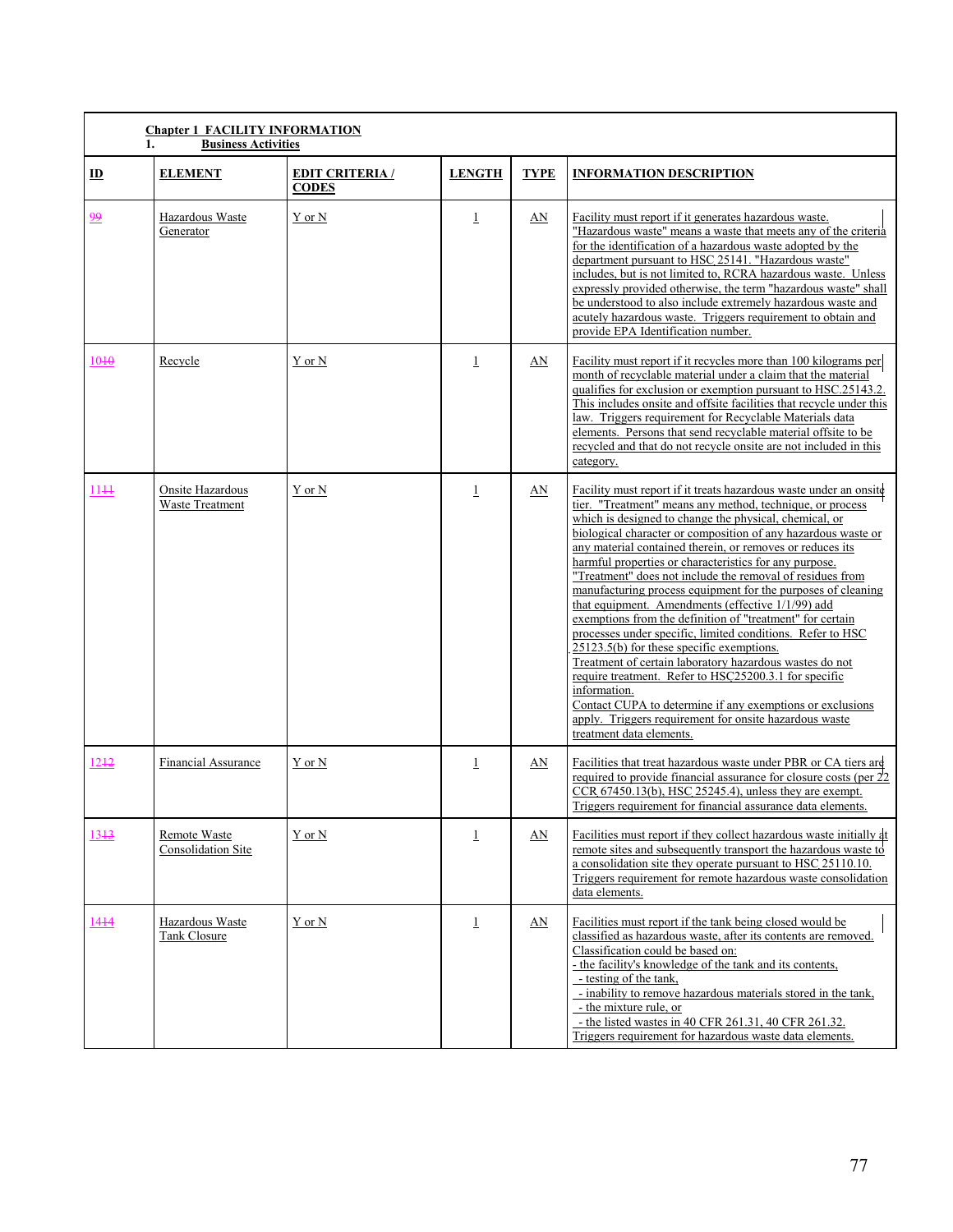**Chapter 1 FACILITY INFORMATION**

**1. Business Activities**

| ID | ELEMENT | EDIT CRITERIA / CODES | LENGTH | TYPE | INFORMATION DESCRIPTION |
|---|---|---|---|---|---|
| 99 | Hazardous Waste Generator | Y or N | 1 | AN | Facility must report if it generates hazardous waste. "Hazardous waste" means a waste that meets any of the criteria for the identification of a hazardous waste adopted by the department pursuant to HSC 25141. "Hazardous waste" includes, but is not limited to, RCRA hazardous waste. Unless expressly provided otherwise, the term "hazardous waste" shall be understood to also include extremely hazardous waste and acutely hazardous waste. Triggers requirement to obtain and provide EPA Identification number. |
| 1010 | Recycle | Y or N | 1 | AN | Facility must report if it recycles more than 100 kilograms per month of recyclable material under a claim that the material qualifies for exclusion or exemption pursuant to HSC.25143.2. This includes onsite and offsite facilities that recycle under this law. Triggers requirement for Recyclable Materials data elements. Persons that send recyclable material offsite to be recycled and that do not recycle onsite are not included in this category. |
| 1111 | Onsite Hazardous Waste Treatment | Y or N | 1 | AN | Facility must report if it treats hazardous waste under an onsite tier. "Treatment" means any method, technique, or process which is designed to change the physical, chemical, or biological character or composition of any hazardous waste or any material contained therein, or removes or reduces its harmful properties or characteristics for any purpose. "Treatment" does not include the removal of residues from manufacturing process equipment for the purposes of cleaning that equipment. Amendments (effective 1/1/99) add exemptions from the definition of "treatment" for certain processes under specific, limited conditions. Refer to HSC 25123.5(b) for these specific exemptions. Treatment of certain laboratory hazardous wastes do not require treatment. Refer to HSC25200.3.1 for specific information. Contact CUPA to determine if any exemptions or exclusions apply. Triggers requirement for onsite hazardous waste treatment data elements. |
| 1212 | Financial Assurance | Y or N | 1 | AN | Facilities that treat hazardous waste under PBR or CA tiers are required to provide financial assurance for closure costs (per 22 CCR 67450.13(b), HSC 25245.4), unless they are exempt. Triggers requirement for financial assurance data elements. |
| 1313 | Remote Waste Consolidation Site | Y or N | 1 | AN | Facilities must report if they collect hazardous waste initially at remote sites and subsequently transport the hazardous waste to a consolidation site they operate pursuant to HSC 25110.10. Triggers requirement for remote hazardous waste consolidation data elements. |
| 1414 | Hazardous Waste Tank Closure | Y or N | 1 | AN | Facilities must report if the tank being closed would be classified as hazardous waste, after its contents are removed. Classification could be based on:<br>- the facility's knowledge of the tank and its contents,<br>- testing of the tank,<br>- inability to remove hazardous materials stored in the tank,<br>- the mixture rule, or<br>- the listed wastes in 40 CFR 261.31, 40 CFR 261.32.<br>Triggers requirement for hazardous waste data elements. |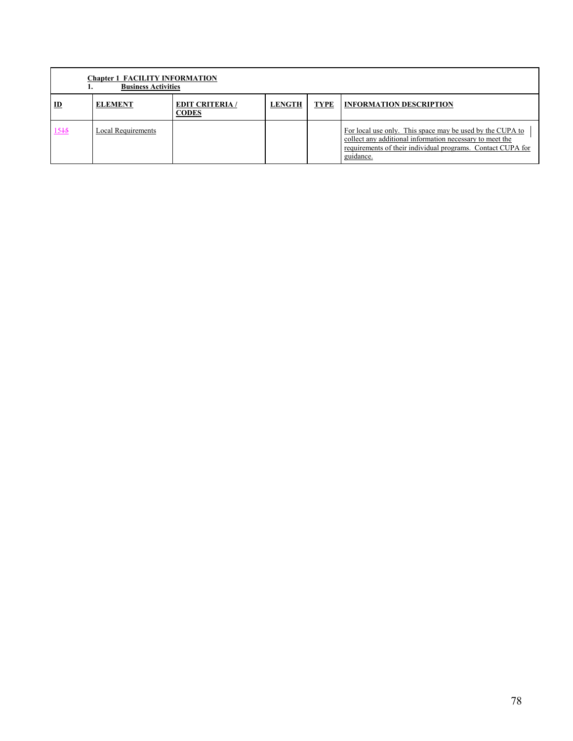| **Chapter 1 FACILITY INFORMATION**<br>**1. Business Activities** | | | | | |
|---|---|---|---|---|---|
| **ID** | **ELEMENT** | **EDIT CRITERIA / CODES** | **LENGTH** | **TYPE** | **INFORMATION DESCRIPTION** |
| 15~~15~~ | Local Requirements | | | | For local use only. This space may be used by the CUPA to collect any additional information necessary to meet the requirements of their individual programs. Contact CUPA for guidance. |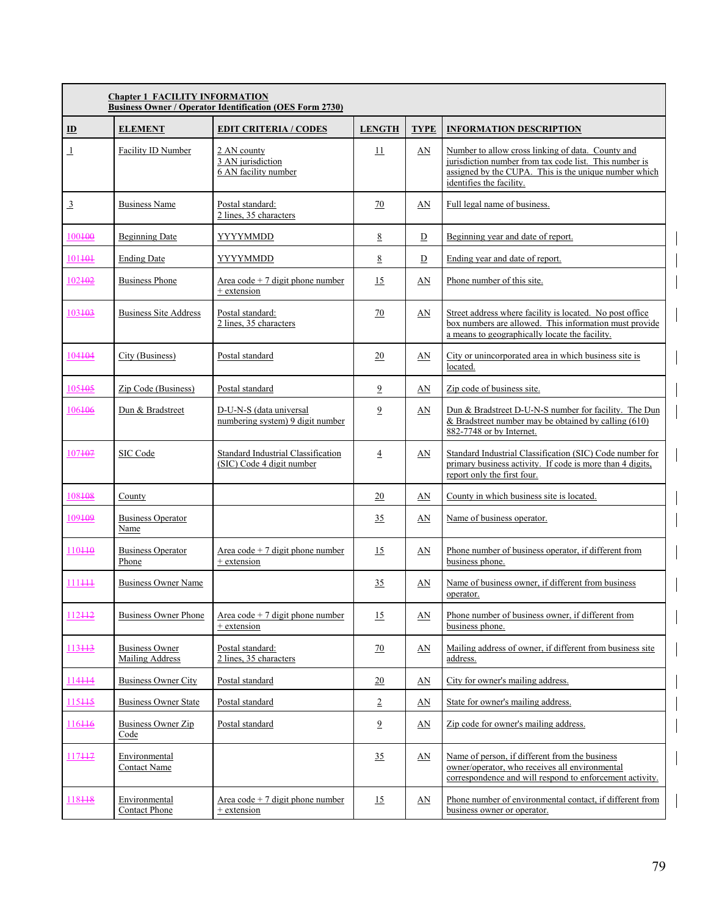**Chapter 1 FACILITY INFORMATION**
**Business Owner / Operator Identification (OES Form 2730)**

| ID | ELEMENT | EDIT CRITERIA / CODES | LENGTH | TYPE | INFORMATION DESCRIPTION |
|---|---|---|---|---|---|
| 1 | Facility ID Number | 2 AN county<br>3 AN jurisdiction<br>6 AN facility number | 11 | AN | Number to allow cross linking of data. County and jurisdiction number from tax code list. This number is assigned by the CUPA. This is the unique number which identifies the facility. |
| 3 | Business Name | Postal standard:<br>2 lines, 35 characters | 70 | AN | Full legal name of business. |
| 100100 | Beginning Date | YYYYMMDD | 8 | D | Beginning year and date of report. |
| 101101 | Ending Date | YYYYMMDD | 8 | D | Ending year and date of report. |
| 102102 | Business Phone | Area code + 7 digit phone number + extension | 15 | AN | Phone number of this site. |
| 103103 | Business Site Address | Postal standard:<br>2 lines, 35 characters | 70 | AN | Street address where facility is located. No post office box numbers are allowed. This information must provide a means to geographically locate the facility. |
| 104104 | City (Business) | Postal standard | 20 | AN | City or unincorporated area in which business site is located. |
| 105105 | Zip Code (Business) | Postal standard | 9 | AN | Zip code of business site. |
| 106106 | Dun & Bradstreet | D-U-N-S (data universal numbering system) 9 digit number | 9 | AN | Dun & Bradstreet D-U-N-S number for facility. The Dun & Bradstreet number may be obtained by calling (610) 882-7748 or by Internet. |
| 107107 | SIC Code | Standard Industrial Classification (SIC) Code 4 digit number | 4 | AN | Standard Industrial Classification (SIC) Code number for primary business activity. If code is more than 4 digits, report only the first four. |
| 108108 | County | | 20 | AN | County in which business site is located. |
| 109109 | Business Operator Name | | 35 | AN | Name of business operator. |
| 110110 | Business Operator Phone | Area code + 7 digit phone number + extension | 15 | AN | Phone number of business operator, if different from business phone. |
| 111111 | Business Owner Name | | 35 | AN | Name of business owner, if different from business operator. |
| 112112 | Business Owner Phone | Area code + 7 digit phone number + extension | 15 | AN | Phone number of business owner, if different from business phone. |
| 113113 | Business Owner Mailing Address | Postal standard:<br>2 lines, 35 characters | 70 | AN | Mailing address of owner, if different from business site address. |
| 114114 | Business Owner City | Postal standard | 20 | AN | City for owner's mailing address. |
| 115115 | Business Owner State | Postal standard | 2 | AN | State for owner's mailing address. |
| 116116 | Business Owner Zip Code | Postal standard | 9 | AN | Zip code for owner's mailing address. |
| 117117 | Environmental Contact Name | | 35 | AN | Name of person, if different from the business owner/operator, who receives all environmental correspondence and will respond to enforcement activity. |
| 118118 | Environmental Contact Phone | Area code + 7 digit phone number + extension | 15 | AN | Phone number of environmental contact, if different from business owner or operator. |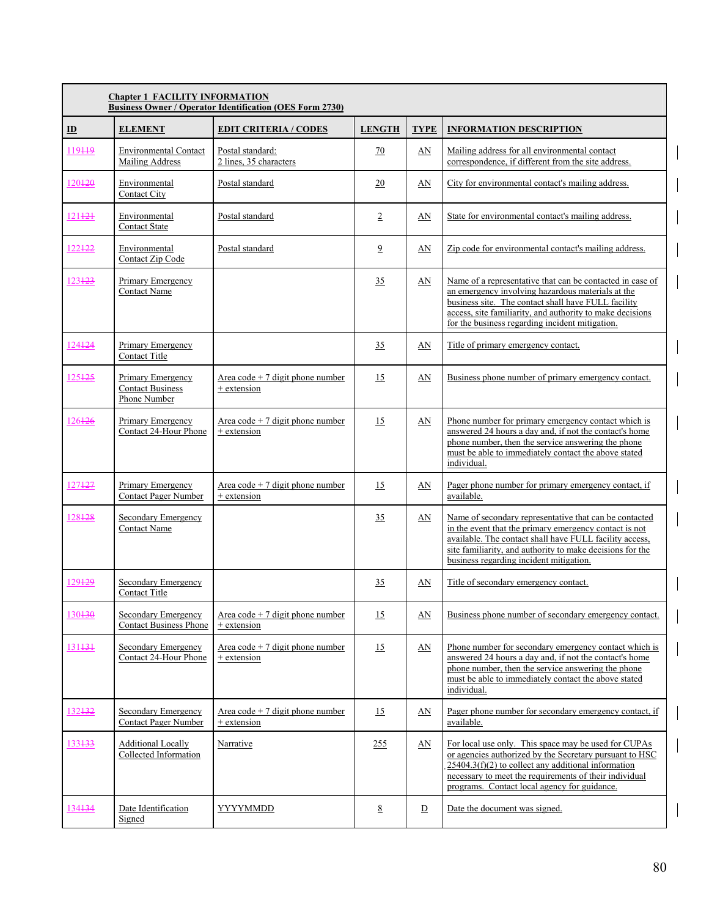| ID | ELEMENT | EDIT CRITERIA / CODES | LENGTH | TYPE | INFORMATION DESCRIPTION |
|---|---|---|---|---|---|
| **Chapter 1 FACILITY INFORMATION** **Business Owner / Operator Identification (OES Form 2730)** | | | | | |
| 119~~119~~ | Environmental Contact Mailing Address | Postal standard: 2 lines, 35 characters | 70 | AN | Mailing address for all environmental contact correspondence, if different from the site address. |
| 120~~120~~ | Environmental Contact City | Postal standard | 20 | AN | City for environmental contact's mailing address. |
| 121~~121~~ | Environmental Contact State | Postal standard | 2 | AN | State for environmental contact's mailing address. |
| 122~~122~~ | Environmental Contact Zip Code | Postal standard | 9 | AN | Zip code for environmental contact's mailing address. |
| 123~~123~~ | Primary Emergency Contact Name | | 35 | AN | Name of a representative that can be contacted in case of an emergency involving hazardous materials at the business site. The contact shall have FULL facility access, site familiarity, and authority to make decisions for the business regarding incident mitigation. |
| 124~~124~~ | Primary Emergency Contact Title | | 35 | AN | Title of primary emergency contact. |
| 125~~125~~ | Primary Emergency Contact Business Phone Number | Area code + 7 digit phone number + extension | 15 | AN | Business phone number of primary emergency contact. |
| 126~~126~~ | Primary Emergency Contact 24-Hour Phone | Area code + 7 digit phone number + extension | 15 | AN | Phone number for primary emergency contact which is answered 24 hours a day and, if not the contact's home phone number, then the service answering the phone must be able to immediately contact the above stated individual. |
| 127~~127~~ | Primary Emergency Contact Pager Number | Area code + 7 digit phone number + extension | 15 | AN | Pager phone number for primary emergency contact, if available. |
| 128~~128~~ | Secondary Emergency Contact Name | | 35 | AN | Name of secondary representative that can be contacted in the event that the primary emergency contact is not available. The contact shall have FULL facility access, site familiarity, and authority to make decisions for the business regarding incident mitigation. |
| 129~~129~~ | Secondary Emergency Contact Title | | 35 | AN | Title of secondary emergency contact. |
| 130~~130~~ | Secondary Emergency Contact Business Phone | Area code + 7 digit phone number + extension | 15 | AN | Business phone number of secondary emergency contact. |
| 131~~131~~ | Secondary Emergency Contact 24-Hour Phone | Area code + 7 digit phone number + extension | 15 | AN | Phone number for secondary emergency contact which is answered 24 hours a day and, if not the contact's home phone number, then the service answering the phone must be able to immediately contact the above stated individual. |
| 132~~132~~ | Secondary Emergency Contact Pager Number | Area code + 7 digit phone number + extension | 15 | AN | Pager phone number for secondary emergency contact, if available. |
| 133~~133~~ | Additional Locally Collected Information | Narrative | 255 | AN | For local use only. This space may be used for CUPAs or agencies authorized by the Secretary pursuant to HSC 25404.3(f)(2) to collect any additional information necessary to meet the requirements of their individual programs. Contact local agency for guidance. |
| 134~~134~~ | Date Identification Signed | YYYYMMDD | 8 | D | Date the document was signed. |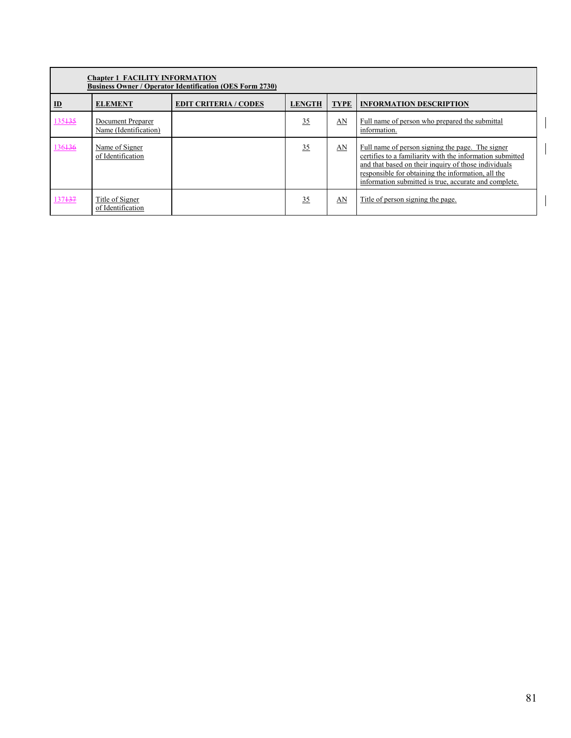| **Chapter 1 FACILITY INFORMATION**<br>**Business Owner / Operator Identification (OES Form 2730)** | | | | | |
|---|---|---|---|---|---|
| **ID** | **ELEMENT** | **EDIT CRITERIA / CODES** | **LENGTH** | **TYPE** | **INFORMATION DESCRIPTION** |
| 135~~135~~ | Document Preparer Name (Identification) | | 35 | AN | Full name of person who prepared the submittal information. |
| 136~~136~~ | Name of Signer of Identification | | 35 | AN | Full name of person signing the page. The signer certifies to a familiarity with the information submitted and that based on their inquiry of those individuals responsible for obtaining the information, all the information submitted is true, accurate and complete. |
| 137~~137~~ | Title of Signer of Identification | | 35 | AN | Title of person signing the page. |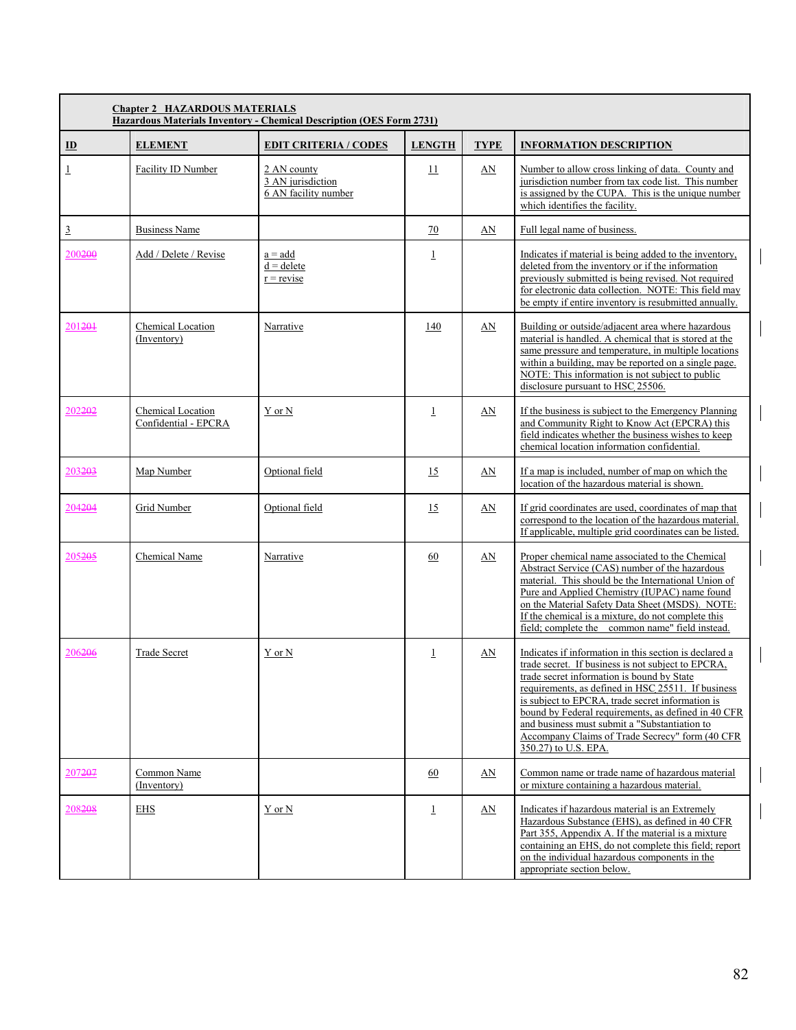| **Chapter 2 HAZARDOUS MATERIALS** **Hazardous Materials Inventory - Chemical Description (OES Form 2731)** | | | | | |
|---|---|---|---|---|---|
| **ID** | **ELEMENT** | **EDIT CRITERIA / CODES** | **LENGTH** | **TYPE** | **INFORMATION DESCRIPTION** |
| 1 | Facility ID Number | 2 AN county<br>3 AN jurisdiction<br>6 AN facility number | 11 | AN | Number to allow cross linking of data. County and jurisdiction number from tax code list. This number is assigned by the CUPA. This is the unique number which identifies the facility. |
| 3 | Business Name | | 70 | AN | Full legal name of business. |
| 200200 | Add / Delete / Revise | a = add<br>d = delete<br>r = revise | 1 | | Indicates if material is being added to the inventory, deleted from the inventory or if the information previously submitted is being revised. Not required for electronic data collection. NOTE: This field may be empty if entire inventory is resubmitted annually. |
| 201201 | Chemical Location (Inventory) | Narrative | 140 | AN | Building or outside/adjacent area where hazardous material is handled. A chemical that is stored at the same pressure and temperature, in multiple locations within a building, may be reported on a single page. NOTE: This information is not subject to public disclosure pursuant to HSC 25506. |
| 202202 | Chemical Location Confidential - EPCRA | Y or N | 1 | AN | If the business is subject to the Emergency Planning and Community Right to Know Act (EPCRA) this field indicates whether the business wishes to keep chemical location information confidential. |
| 203203 | Map Number | Optional field | 15 | AN | If a map is included, number of map on which the location of the hazardous material is shown. |
| 204204 | Grid Number | Optional field | 15 | AN | If grid coordinates are used, coordinates of map that correspond to the location of the hazardous material. If applicable, multiple grid coordinates can be listed. |
| 205205 | Chemical Name | Narrative | 60 | AN | Proper chemical name associated to the Chemical Abstract Service (CAS) number of the hazardous material. This should be the International Union of Pure and Applied Chemistry (IUPAC) name found on the Material Safety Data Sheet (MSDS). NOTE: If the chemical is a mixture, do not complete this field; complete the common name" field instead. |
| 206206 | Trade Secret | Y or N | 1 | AN | Indicates if information in this section is declared a trade secret. If business is not subject to EPCRA, trade secret information is bound by State requirements, as defined in HSC 25511. If business is subject to EPCRA, trade secret information is bound by Federal requirements, as defined in 40 CFR and business must submit a "Substantiation to Accompany Claims of Trade Secrecy" form (40 CFR 350.27) to U.S. EPA. |
| 207207 | Common Name (Inventory) | | 60 | AN | Common name or trade name of hazardous material or mixture containing a hazardous material. |
| 208208 | EHS | Y or N | 1 | AN | Indicates if hazardous material is an Extremely Hazardous Substance (EHS), as defined in 40 CFR Part 355, Appendix A. If the material is a mixture containing an EHS, do not complete this field; report on the individual hazardous components in the appropriate section below. |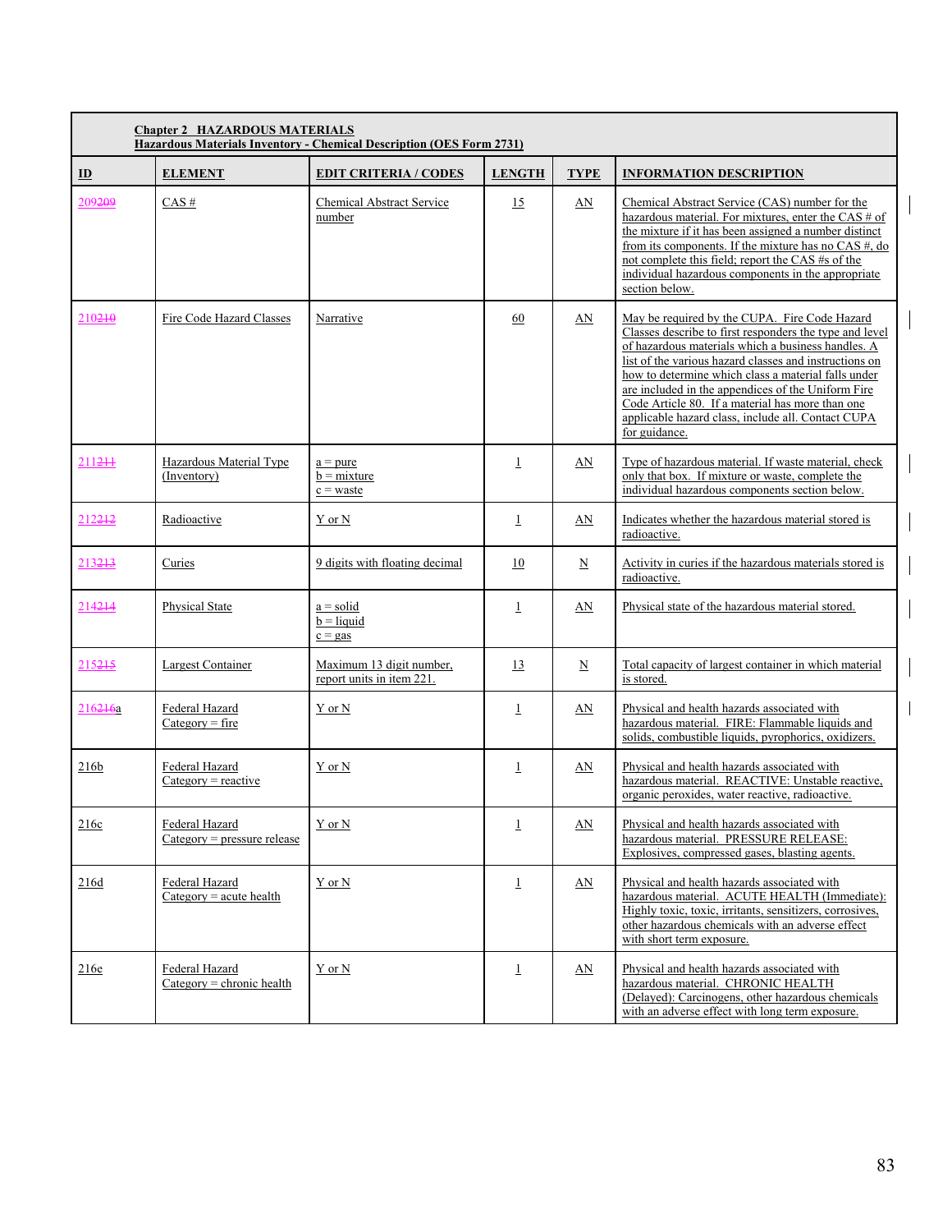| **Chapter 2 HAZARDOUS MATERIALS**<br>**Hazardous Materials Inventory - Chemical Description (OES Form 2731)** | | | | | |
|---|---|---|---|---|---|
| **ID** | **ELEMENT** | **EDIT CRITERIA / CODES** | **LENGTH** | **TYPE** | **INFORMATION DESCRIPTION** |
| 209~~209~~ | CAS # | Chemical Abstract Service number | 15 | AN | Chemical Abstract Service (CAS) number for the hazardous material. For mixtures, enter the CAS # of the mixture if it has been assigned a number distinct from its components. If the mixture has no CAS #, do not complete this field; report the CAS #s of the individual hazardous components in the appropriate section below. |
| 210~~210~~ | Fire Code Hazard Classes | Narrative | 60 | AN | May be required by the CUPA. Fire Code Hazard Classes describe to first responders the type and level of hazardous materials which a business handles. A list of the various hazard classes and instructions on how to determine which class a material falls under are included in the appendices of the Uniform Fire Code Article 80. If a material has more than one applicable hazard class, include all. Contact CUPA for guidance. |
| 211~~211~~ | Hazardous Material Type (Inventory) | a = pure<br>b = mixture<br>c = waste | 1 | AN | Type of hazardous material. If waste material, check only that box. If mixture or waste, complete the individual hazardous components section below. |
| 212~~212~~ | Radioactive | Y or N | 1 | AN | Indicates whether the hazardous material stored is radioactive. |
| 213~~213~~ | Curies | 9 digits with floating decimal | 10 | N | Activity in curies if the hazardous materials stored is radioactive. |
| 214~~214~~ | Physical State | a = solid<br>b = liquid<br>c = gas | 1 | AN | Physical state of the hazardous material stored. |
| 215~~215~~ | Largest Container | Maximum 13 digit number, report units in item 221. | 13 | N | Total capacity of largest container in which material is stored. |
| 216~~216~~a | Federal Hazard Category = fire | Y or N | 1 | AN | Physical and health hazards associated with hazardous material. FIRE: Flammable liquids and solids, combustible liquids, pyrophorics, oxidizers. |
| 216b | Federal Hazard Category = reactive | Y or N | 1 | AN | Physical and health hazards associated with hazardous material. REACTIVE: Unstable reactive, organic peroxides, water reactive, radioactive. |
| 216c | Federal Hazard Category = pressure release | Y or N | 1 | AN | Physical and health hazards associated with hazardous material. PRESSURE RELEASE: Explosives, compressed gases, blasting agents. |
| 216d | Federal Hazard Category = acute health | Y or N | 1 | AN | Physical and health hazards associated with hazardous material. ACUTE HEALTH (Immediate): Highly toxic, toxic, irritants, sensitizers, corrosives, other hazardous chemicals with an adverse effect with short term exposure. |
| 216e | Federal Hazard Category = chronic health | Y or N | 1 | AN | Physical and health hazards associated with hazardous material. CHRONIC HEALTH (Delayed): Carcinogens, other hazardous chemicals with an adverse effect with long term exposure. |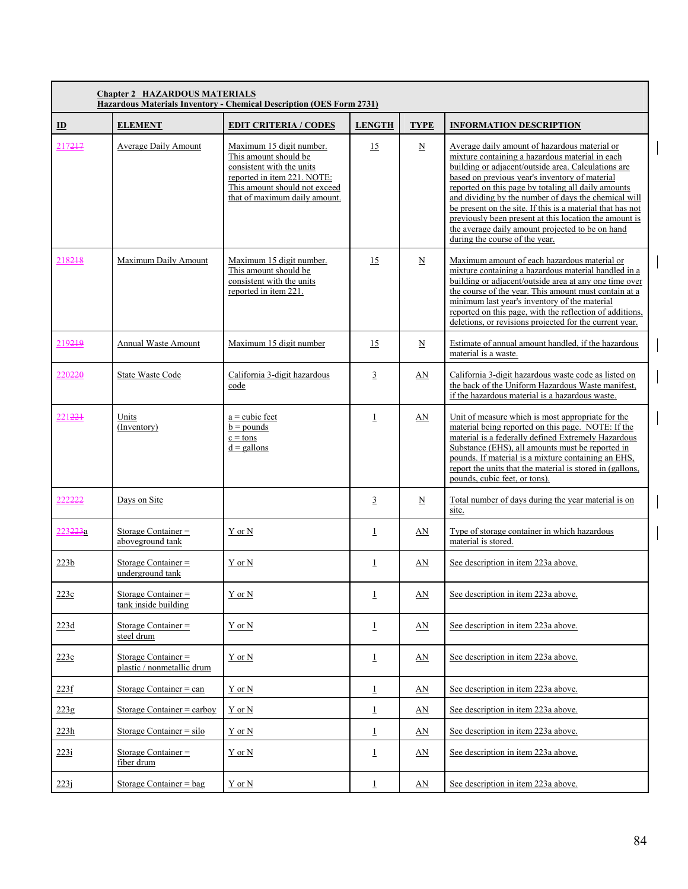**Chapter 2 HAZARDOUS MATERIALS**
**Hazardous Materials Inventory - Chemical Description (OES Form 2731)**

| ID | ELEMENT | EDIT CRITERIA / CODES | LENGTH | TYPE | INFORMATION DESCRIPTION |
|---|---|---|---|---|---|
| 217 | Average Daily Amount | Maximum 15 digit number. This amount should be consistent with the units reported in item 221. NOTE: This amount should not exceed that of maximum daily amount. | 15 | N | Average daily amount of hazardous material or mixture containing a hazardous material in each building or adjacent/outside area. Calculations are based on previous year's inventory of material reported on this page by totaling all daily amounts and dividing by the number of days the chemical will be present on the site. If this is a material that has not previously been present at this location the amount is the average daily amount projected to be on hand during the course of the year. |
| 218 | Maximum Daily Amount | Maximum 15 digit number. This amount should be consistent with the units reported in item 221. | 15 | N | Maximum amount of each hazardous material or mixture containing a hazardous material handled in a building or adjacent/outside area at any one time over the course of the year. This amount must contain at a minimum last year's inventory of the material reported on this page, with the reflection of additions, deletions, or revisions projected for the current year. |
| 219 | Annual Waste Amount | Maximum 15 digit number | 15 | N | Estimate of annual amount handled, if the hazardous material is a waste. |
| 220 | State Waste Code | California 3-digit hazardous code | 3 | AN | California 3-digit hazardous waste code as listed on the back of the Uniform Hazardous Waste manifest, if the hazardous material is a hazardous waste. |
| 221 | Units (Inventory) | a = cubic feet<br>b = pounds<br>c = tons<br>d = gallons | 1 | AN | Unit of measure which is most appropriate for the material being reported on this page. NOTE: If the material is a federally defined Extremely Hazardous Substance (EHS), all amounts must be reported in pounds. If material is a mixture containing an EHS, report the units that the material is stored in (gallons, pounds, cubic feet, or tons). |
| 222 | Days on Site | | 3 | N | Total number of days during the year material is on site. |
| 223a | Storage Container = aboveground tank | Y or N | 1 | AN | Type of storage container in which hazardous material is stored. |
| 223b | Storage Container = underground tank | Y or N | 1 | AN | See description in item 223a above. |
| 223c | Storage Container = tank inside building | Y or N | 1 | AN | See description in item 223a above. |
| 223d | Storage Container = steel drum | Y or N | 1 | AN | See description in item 223a above. |
| 223e | Storage Container = plastic / nonmetallic drum | Y or N | 1 | AN | See description in item 223a above. |
| 223f | Storage Container = can | Y or N | 1 | AN | See description in item 223a above. |
| 223g | Storage Container = carboy | Y or N | 1 | AN | See description in item 223a above. |
| 223h | Storage Container = silo | Y or N | 1 | AN | See description in item 223a above. |
| 223i | Storage Container = fiber drum | Y or N | 1 | AN | See description in item 223a above. |
| 223j | Storage Container = bag | Y or N | 1 | AN | See description in item 223a above. |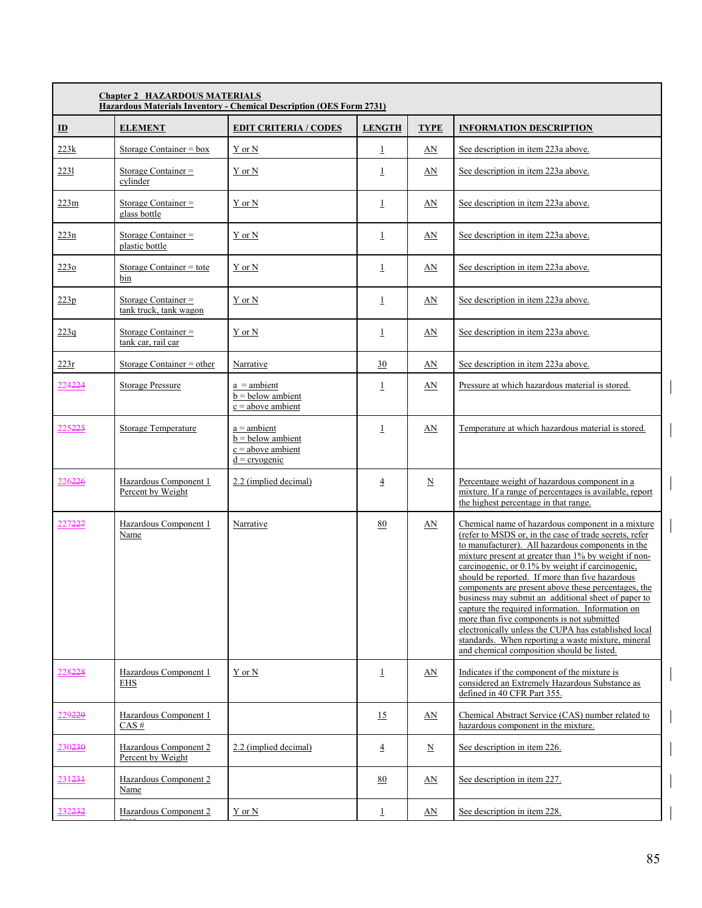**Chapter 2 HAZARDOUS MATERIALS**
**Hazardous Materials Inventory - Chemical Description (OES Form 2731)**

| ID | ELEMENT | EDIT CRITERIA / CODES | LENGTH | TYPE | INFORMATION DESCRIPTION |
|---|---|---|---|---|---|
| 223k | Storage Container = box | Y or N | 1 | AN | See description in item 223a above. |
| 223l | Storage Container = cylinder | Y or N | 1 | AN | See description in item 223a above. |
| 223m | Storage Container = glass bottle | Y or N | 1 | AN | See description in item 223a above. |
| 223n | Storage Container = plastic bottle | Y or N | 1 | AN | See description in item 223a above. |
| 223o | Storage Container = tote bin | Y or N | 1 | AN | See description in item 223a above. |
| 223p | Storage Container = tank truck, tank wagon | Y or N | 1 | AN | See description in item 223a above. |
| 223q | Storage Container = tank car, rail car | Y or N | 1 | AN | See description in item 223a above. |
| 223r | Storage Container = other | Narrative | 30 | AN | See description in item 223a above. |
| 224~~224~~ | Storage Pressure | a = ambient<br>b = below ambient<br>c = above ambient | 1 | AN | Pressure at which hazardous material is stored. |
| 225~~225~~ | Storage Temperature | a = ambient<br>b = below ambient<br>c = above ambient<br>d = cryogenic | 1 | AN | Temperature at which hazardous material is stored. |
| 226~~226~~ | Hazardous Component 1 Percent by Weight | 2.2 (implied decimal) | 4 | N | Percentage weight of hazardous component in a mixture. If a range of percentages is available, report the highest percentage in that range. |
| 227~~227~~ | Hazardous Component 1 Name | Narrative | 80 | AN | Chemical name of hazardous component in a mixture (refer to MSDS or, in the case of trade secrets, refer to manufacturer). All hazardous components in the mixture present at greater than 1% by weight if non-carcinogenic, or 0.1% by weight if carcinogenic, should be reported. If more than five hazardous components are present above these percentages, the business may submit an additional sheet of paper to capture the required information. Information on more than five components is not submitted electronically unless the CUPA has established local standards. When reporting a waste mixture, mineral and chemical composition should be listed. |
| 228~~228~~ | Hazardous Component 1 EHS | Y or N | 1 | AN | Indicates if the component of the mixture is considered an Extremely Hazardous Substance as defined in 40 CFR Part 355. |
| 229~~229~~ | Hazardous Component 1 CAS # | | 15 | AN | Chemical Abstract Service (CAS) number related to hazardous component in the mixture. |
| 230~~230~~ | Hazardous Component 2 Percent by Weight | 2.2 (implied decimal) | 4 | N | See description in item 226. |
| 231~~231~~ | Hazardous Component 2 Name | | 80 | AN | See description in item 227. |
| 232~~232~~ | Hazardous Component 2 EHS | Y or N | 1 | AN | See description in item 228. |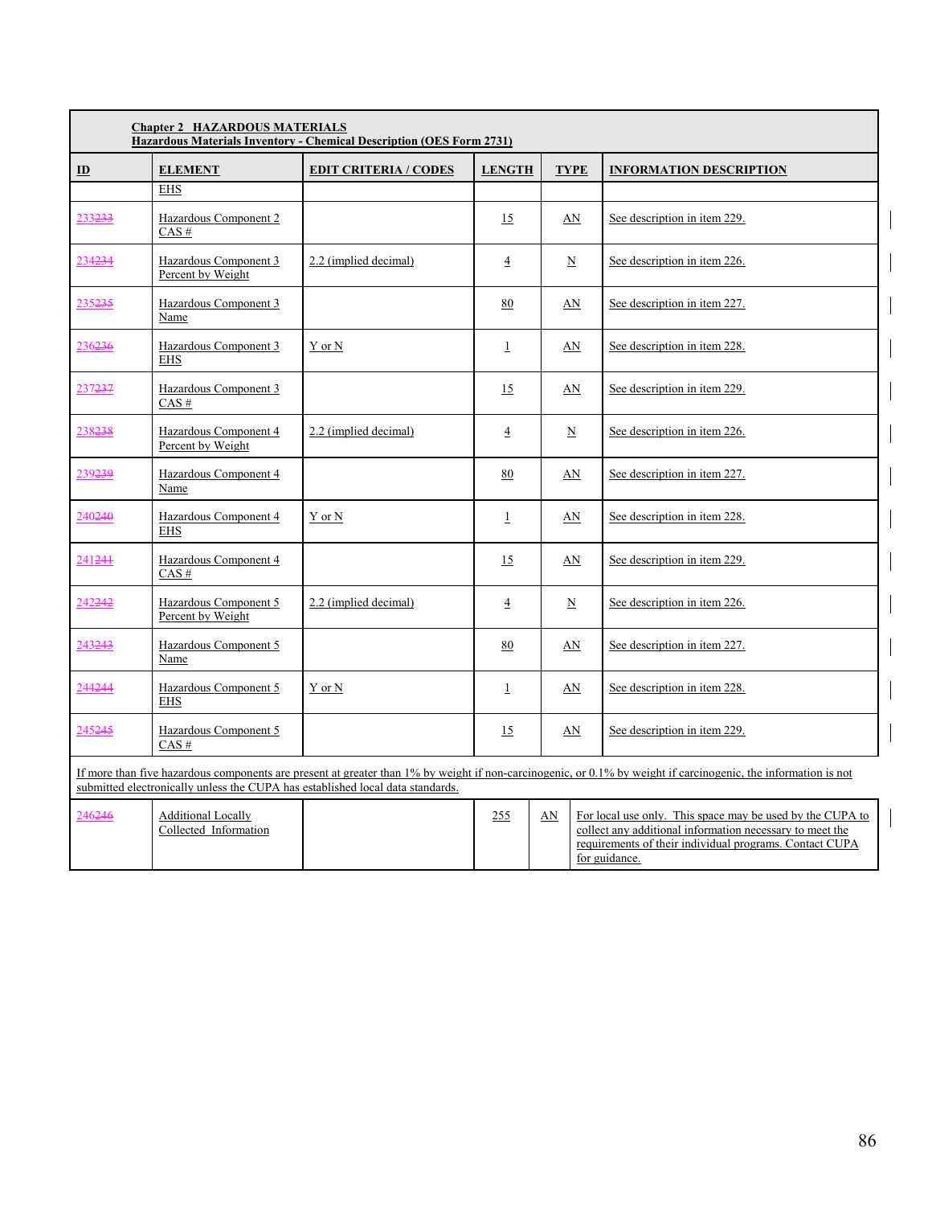**Chapter 2 HAZARDOUS MATERIALS**
**Hazardous Materials Inventory - Chemical Description (OES Form 2731)**

| ID | ELEMENT | EDIT CRITERIA / CODES | LENGTH | TYPE | INFORMATION DESCRIPTION |
|---|---|---|---|---|---|
| | EHS | | | | |
| 233 | Hazardous Component 2 CAS # | | 15 | AN | See description in item 229. |
| 234 | Hazardous Component 3 Percent by Weight | 2.2 (implied decimal) | 4 | N | See description in item 226. |
| 235 | Hazardous Component 3 Name | | 80 | AN | See description in item 227. |
| 236 | Hazardous Component 3 EHS | Y or N | 1 | AN | See description in item 228. |
| 237 | Hazardous Component 3 CAS # | | 15 | AN | See description in item 229. |
| 238 | Hazardous Component 4 Percent by Weight | 2.2 (implied decimal) | 4 | N | See description in item 226. |
| 239 | Hazardous Component 4 Name | | 80 | AN | See description in item 227. |
| 240 | Hazardous Component 4 EHS | Y or N | 1 | AN | See description in item 228. |
| 241 | Hazardous Component 4 CAS # | | 15 | AN | See description in item 229. |
| 242 | Hazardous Component 5 Percent by Weight | 2.2 (implied decimal) | 4 | N | See description in item 226. |
| 243 | Hazardous Component 5 Name | | 80 | AN | See description in item 227. |
| 244 | Hazardous Component 5 EHS | Y or N | 1 | AN | See description in item 228. |
| 245 | Hazardous Component 5 CAS # | | 15 | AN | See description in item 229. |
| If more than five hazardous components are present at greater than 1% by weight if non-carcinogenic, or 0.1% by weight if carcinogenic, the information is not submitted electronically unless the CUPA has established local data standards. | | | | | |
| 246 | Additional Locally Collected Information | | 255 | AN | For local use only. This space may be used by the CUPA to collect any additional information necessary to meet the requirements of their individual programs. Contact CUPA for guidance. |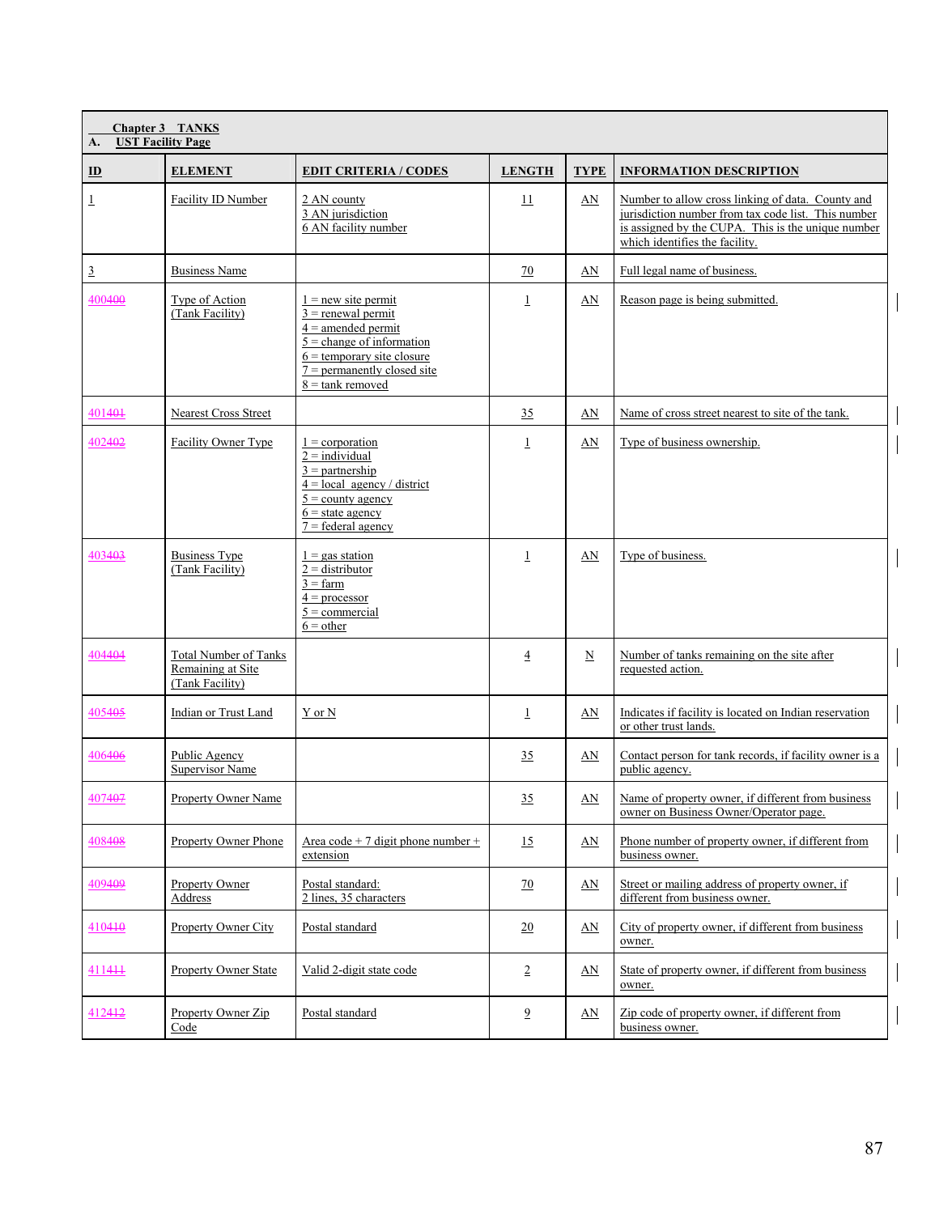**Chapter 3 TANKS**

**A. UST Facility Page**

| ID | ELEMENT | EDIT CRITERIA / CODES | LENGTH | TYPE | INFORMATION DESCRIPTION |
|---|---|---|---|---|---|
| 1 | Facility ID Number | 2 AN county<br>3 AN jurisdiction<br>6 AN facility number | 11 | AN | Number to allow cross linking of data. County and jurisdiction number from tax code list. This number is assigned by the CUPA. This is the unique number which identifies the facility. |
| 3 | Business Name | | 70 | AN | Full legal name of business. |
| 400400 | Type of Action (Tank Facility) | 1 = new site permit<br>3 = renewal permit<br>4 = amended permit<br>5 = change of information<br>6 = temporary site closure<br>7 = permanently closed site<br>8 = tank removed | 1 | AN | Reason page is being submitted. |
| 401401 | Nearest Cross Street | | 35 | AN | Name of cross street nearest to site of the tank. |
| 402402 | Facility Owner Type | 1 = corporation<br>2 = individual<br>3 = partnership<br>4 = local agency / district<br>5 = county agency<br>6 = state agency<br>7 = federal agency | 1 | AN | Type of business ownership. |
| 403403 | Business Type (Tank Facility) | 1 = gas station<br>2 = distributor<br>3 = farm<br>4 = processor<br>5 = commercial<br>6 = other | 1 | AN | Type of business. |
| 404404 | Total Number of Tanks Remaining at Site (Tank Facility) | | 4 | N | Number of tanks remaining on the site after requested action. |
| 405405 | Indian or Trust Land | Y or N | 1 | AN | Indicates if facility is located on Indian reservation or other trust lands. |
| 406406 | Public Agency Supervisor Name | | 35 | AN | Contact person for tank records, if facility owner is a public agency. |
| 407407 | Property Owner Name | | 35 | AN | Name of property owner, if different from business owner on Business Owner/Operator page. |
| 408408 | Property Owner Phone | Area code + 7 digit phone number + extension | 15 | AN | Phone number of property owner, if different from business owner. |
| 409409 | Property Owner Address | Postal standard:<br>2 lines, 35 characters | 70 | AN | Street or mailing address of property owner, if different from business owner. |
| 410410 | Property Owner City | Postal standard | 20 | AN | City of property owner, if different from business owner. |
| 411411 | Property Owner State | Valid 2-digit state code | 2 | AN | State of property owner, if different from business owner. |
| 412412 | Property Owner Zip Code | Postal standard | 9 | AN | Zip code of property owner, if different from business owner. |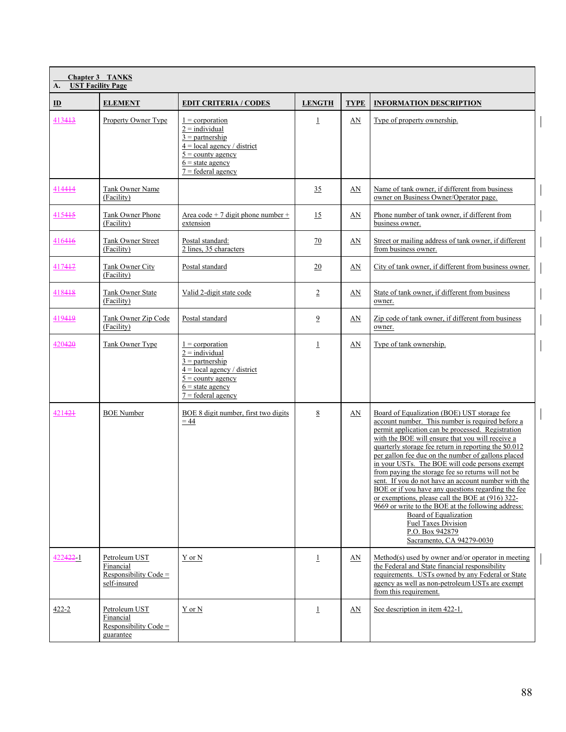**Chapter 3 TANKS**

**A. UST Facility Page**

| ID | ELEMENT | EDIT CRITERIA / CODES | LENGTH | TYPE | INFORMATION DESCRIPTION |
|---|---|---|---|---|---|
| 413413 | Property Owner Type | 1 = corporation<br>2 = individual<br>3 = partnership<br>4 = local agency / district<br>5 = county agency<br>6 = state agency<br>7 = federal agency | 1 | AN | Type of property ownership. |
| 414414 | Tank Owner Name (Facility) | | 35 | AN | Name of tank owner, if different from business owner on Business Owner/Operator page. |
| 415415 | Tank Owner Phone (Facility) | Area code + 7 digit phone number + extension | 15 | AN | Phone number of tank owner, if different from business owner. |
| 416416 | Tank Owner Street (Facility) | Postal standard:<br>2 lines, 35 characters | 70 | AN | Street or mailing address of tank owner, if different from business owner. |
| 417417 | Tank Owner City (Facility) | Postal standard | 20 | AN | City of tank owner, if different from business owner. |
| 418418 | Tank Owner State (Facility) | Valid 2-digit state code | 2 | AN | State of tank owner, if different from business owner. |
| 419419 | Tank Owner Zip Code (Facility) | Postal standard | 9 | AN | Zip code of tank owner, if different from business owner. |
| 420420 | Tank Owner Type | 1 = corporation<br>2 = individual<br>3 = partnership<br>4 = local agency / district<br>5 = county agency<br>6 = state agency<br>7 = federal agency | 1 | AN | Type of tank ownership. |
| 421421 | BOE Number | BOE 8 digit number, first two digits = 44 | 8 | AN | Board of Equalization (BOE) UST storage fee account number. This number is required before a permit application can be processed. Registration with the BOE will ensure that you will receive a quarterly storage fee return in reporting the $0.012 per gallon fee due on the number of gallons placed in your USTs. The BOE will code persons exempt from paying the storage fee so returns will not be sent. If you do not have an account number with the BOE or if you have any questions regarding the fee or exemptions, please call the BOE at (916) 322-9669 or write to the BOE at the following address:<br>Board of Equalization<br>Fuel Taxes Division<br>P.O. Box 942879<br>Sacramento, CA 94279-0030 |
| 422422-1 | Petroleum UST Financial Responsibility Code = self-insured | Y or N | 1 | AN | Method(s) used by owner and/or operator in meeting the Federal and State financial responsibility requirements. USTs owned by any Federal or State agency as well as non-petroleum USTs are exempt from this requirement. |
| 422-2 | Petroleum UST Financial Responsibility Code = guarantee | Y or N | 1 | AN | See description in item 422-1. |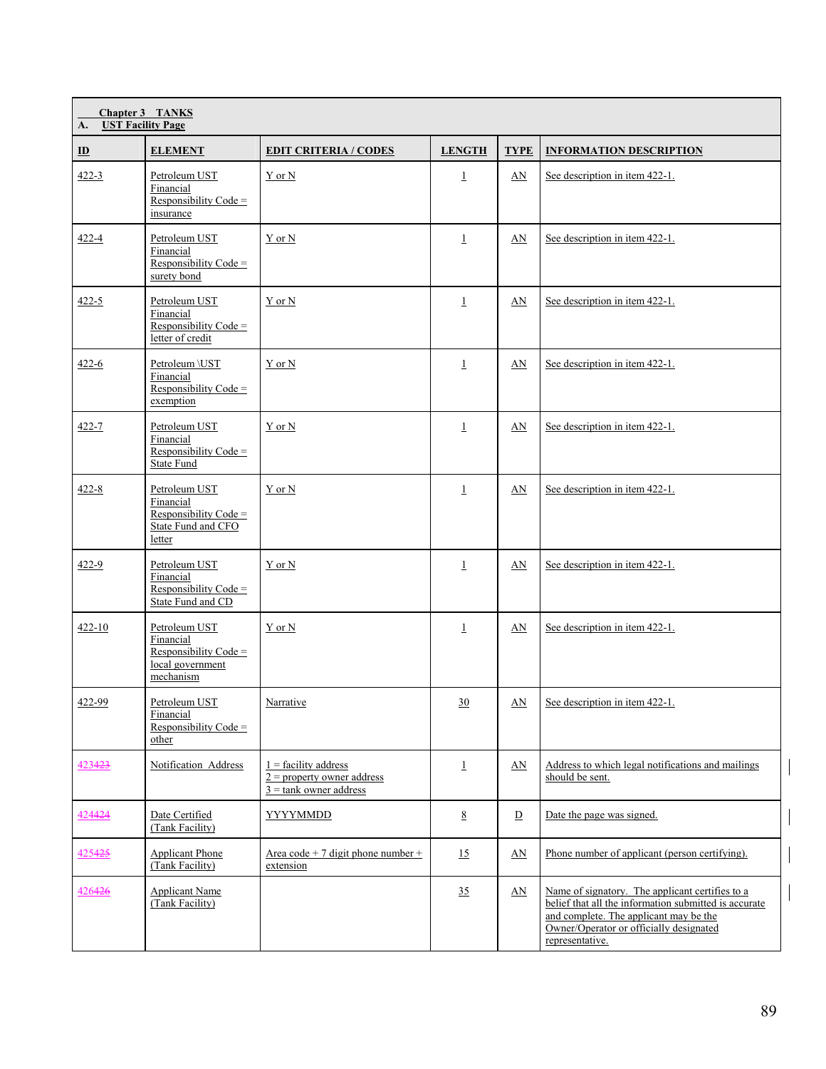**Chapter 3 TANKS**

**A. UST Facility Page**

| ID | ELEMENT | EDIT CRITERIA / CODES | LENGTH | TYPE | INFORMATION DESCRIPTION |
|---|---|---|---|---|---|
| 422-3 | Petroleum UST Financial Responsibility Code = insurance | Y or N | 1 | AN | See description in item 422-1. |
| 422-4 | Petroleum UST Financial Responsibility Code = surety bond | Y or N | 1 | AN | See description in item 422-1. |
| 422-5 | Petroleum UST Financial Responsibility Code = letter of credit | Y or N | 1 | AN | See description in item 422-1. |
| 422-6 | Petroleum \UST Financial Responsibility Code = exemption | Y or N | 1 | AN | See description in item 422-1. |
| 422-7 | Petroleum UST Financial Responsibility Code = State Fund | Y or N | 1 | AN | See description in item 422-1. |
| 422-8 | Petroleum UST Financial Responsibility Code = State Fund and CFO letter | Y or N | 1 | AN | See description in item 422-1. |
| 422-9 | Petroleum UST Financial Responsibility Code = State Fund and CD | Y or N | 1 | AN | See description in item 422-1. |
| 422-10 | Petroleum UST Financial Responsibility Code = local government mechanism | Y or N | 1 | AN | See description in item 422-1. |
| 422-99 | Petroleum UST Financial Responsibility Code = other | Narrative | 30 | AN | See description in item 422-1. |
| 423423 | Notification Address | 1 = facility address<br>2 = property owner address<br>3 = tank owner address | 1 | AN | Address to which legal notifications and mailings should be sent. |
| 424424 | Date Certified (Tank Facility) | YYYYMMDD | 8 | D | Date the page was signed. |
| 425425 | Applicant Phone (Tank Facility) | Area code + 7 digit phone number + extension | 15 | AN | Phone number of applicant (person certifying). |
| 426426 | Applicant Name (Tank Facility) | | 35 | AN | Name of signatory. The applicant certifies to a belief that all the information submitted is accurate and complete. The applicant may be the Owner/Operator or officially designated representative. |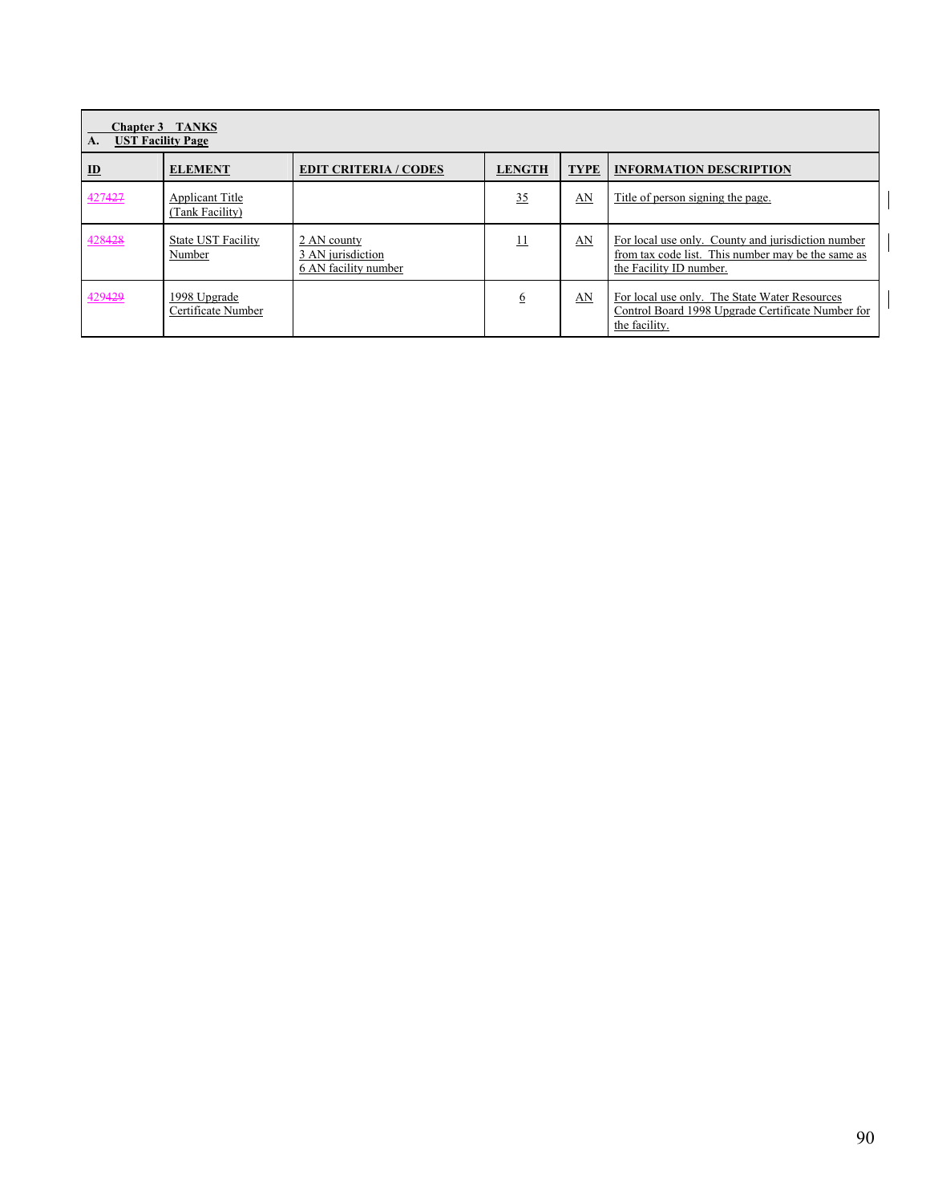| Chapter 3 TANKS<br>A. UST Facility Page | | | | | |
|---|---|---|---|---|---|
| **ID** | **ELEMENT** | **EDIT CRITERIA / CODES** | **LENGTH** | **TYPE** | **INFORMATION DESCRIPTION** |
| 427 | Applicant Title (Tank Facility) | | 35 | AN | Title of person signing the page. |
| 428 | State UST Facility Number | 2 AN county<br>3 AN jurisdiction<br>6 AN facility number | 11 | AN | For local use only. County and jurisdiction number from tax code list. This number may be the same as the Facility ID number. |
| 429 | 1998 Upgrade Certificate Number | | 6 | AN | For local use only. The State Water Resources Control Board 1998 Upgrade Certificate Number for the facility. |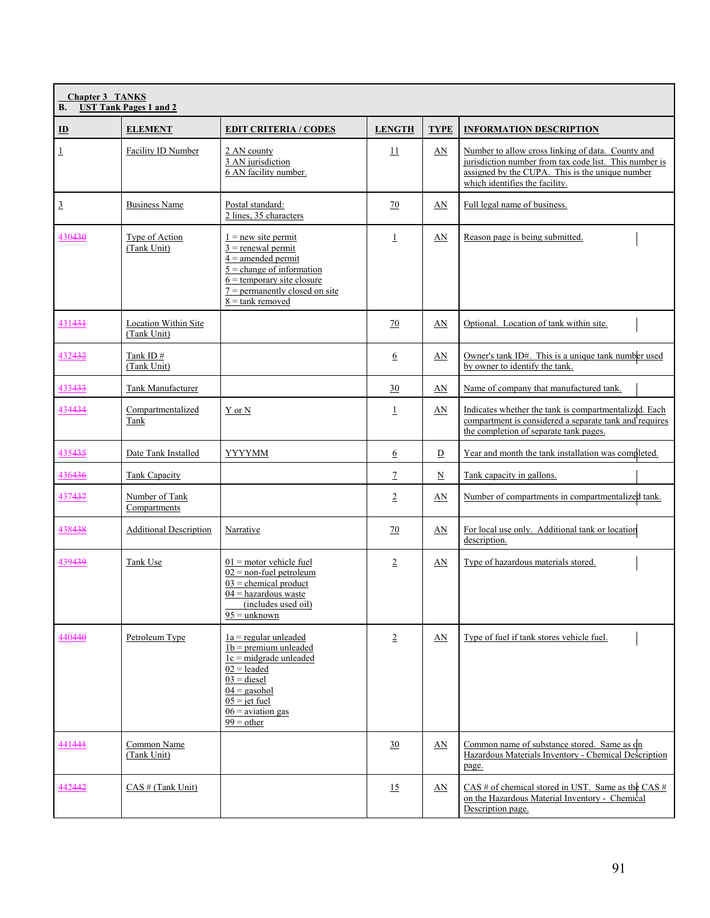**Chapter 3 TANKS**
**B. UST Tank Pages 1 and 2**

| ID | ELEMENT | EDIT CRITERIA / CODES | LENGTH | TYPE | INFORMATION DESCRIPTION |
|---|---|---|---|---|---|
| 1 | Facility ID Number | 2 AN county<br>3 AN jurisdiction<br>6 AN facility number. | 11 | AN | Number to allow cross linking of data. County and jurisdiction number from tax code list. This number is assigned by the CUPA. This is the unique number which identifies the facility. |
| 3 | Business Name | Postal standard:<br>2 lines, 35 characters | 70 | AN | Full legal name of business. |
| 430430 | Type of Action (Tank Unit) | 1 = new site permit<br>3 = renewal permit<br>4 = amended permit<br>5 = change of information<br>6 = temporary site closure<br>7 = permanently closed on site<br>8 = tank removed | 1 | AN | Reason page is being submitted. |
| 431431 | Location Within Site (Tank Unit) | | 70 | AN | Optional. Location of tank within site. |
| 432432 | Tank ID # (Tank Unit) | | 6 | AN | Owner's tank ID#. This is a unique tank number used by owner to identify the tank. |
| 433433 | Tank Manufacturer | | 30 | AN | Name of company that manufactured tank. |
| 434434 | Compartmentalized Tank | Y or N | 1 | AN | Indicates whether the tank is compartmentalized. Each compartment is considered a separate tank and requires the completion of separate tank pages. |
| 435435 | Date Tank Installed | YYYYMM | 6 | D | Year and month the tank installation was completed. |
| 436436 | Tank Capacity | | 7 | N | Tank capacity in gallons. |
| 437437 | Number of Tank Compartments | | 2 | AN | Number of compartments in compartmentalized tank. |
| 438438 | Additional Description | Narrative | 70 | AN | For local use only. Additional tank or location description. |
| 439439 | Tank Use | 01 = motor vehicle fuel<br>02 = non-fuel petroleum<br>03 = chemical product<br>04 = hazardous waste (includes used oil)<br>95 = unknown | 2 | AN | Type of hazardous materials stored. |
| 440440 | Petroleum Type | 1a = regular unleaded<br>1b = premium unleaded<br>1c = midgrade unleaded<br>02 = leaded<br>03 = diesel<br>04 = gasohol<br>05 = jet fuel<br>06 = aviation gas<br>99 = other | 2 | AN | Type of fuel if tank stores vehicle fuel. |
| 441441 | Common Name (Tank Unit) | | 30 | AN | Common name of substance stored. Same as on Hazardous Materials Inventory - Chemical Description page. |
| 442442 | CAS # (Tank Unit) | | 15 | AN | CAS # of chemical stored in UST. Same as the CAS # on the Hazardous Material Inventory - Chemical Description page. |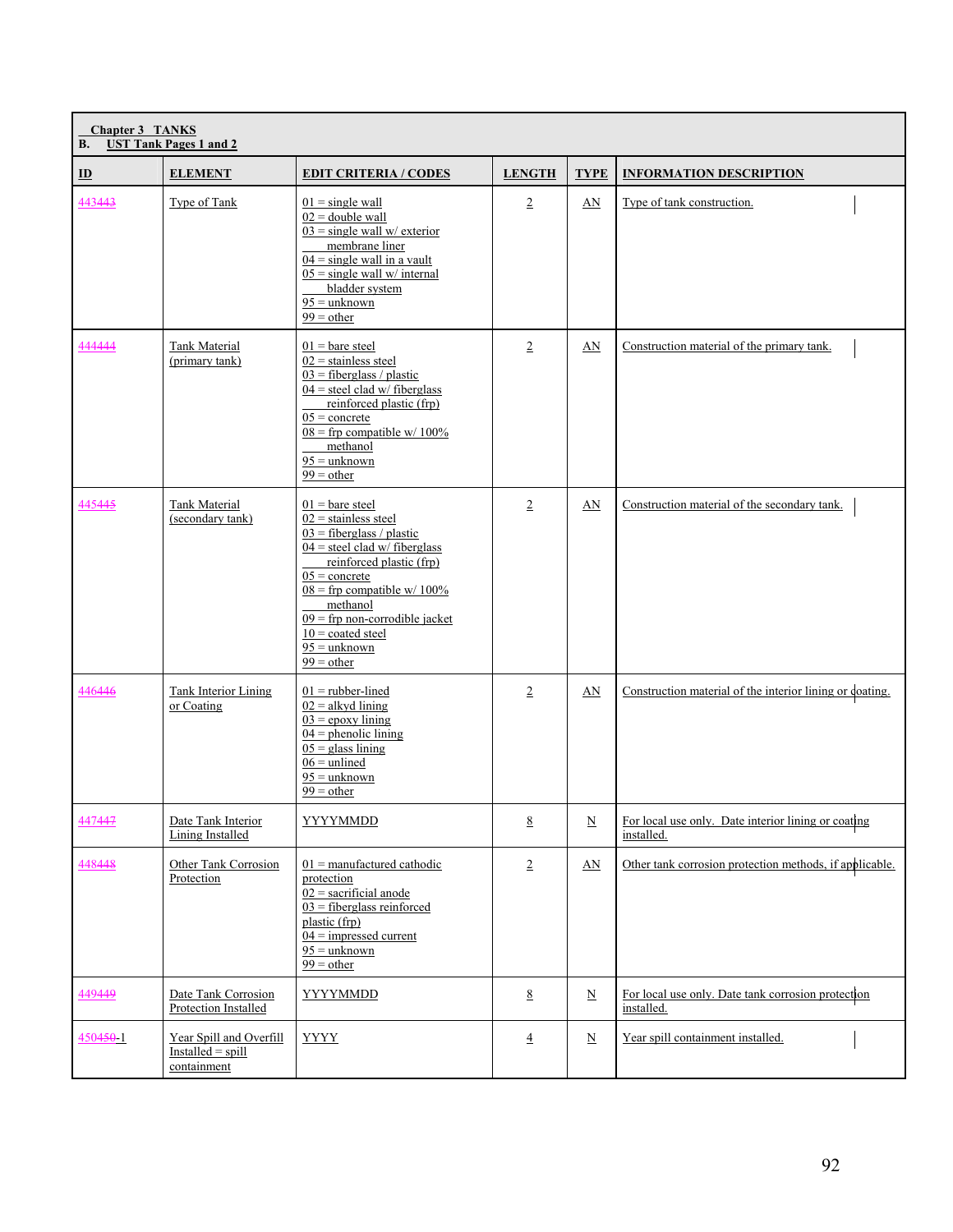**Chapter 3 TANKS**
**B. UST Tank Pages 1 and 2**

| ID | ELEMENT | EDIT CRITERIA / CODES | LENGTH | TYPE | INFORMATION DESCRIPTION |
|---|---|---|---|---|---|
| 443443 | Type of Tank | 01 = single wall<br>02 = double wall<br>03 = single wall w/ exterior membrane liner<br>04 = single wall in a vault<br>05 = single wall w/ internal bladder system<br>95 = unknown<br>99 = other | 2 | AN | Type of tank construction. |
| 444444 | Tank Material (primary tank) | 01 = bare steel<br>02 = stainless steel<br>03 = fiberglass / plastic<br>04 = steel clad w/ fiberglass reinforced plastic (frp)<br>05 = concrete<br>08 = frp compatible w/ 100% methanol<br>95 = unknown<br>99 = other | 2 | AN | Construction material of the primary tank. |
| 445445 | Tank Material (secondary tank) | 01 = bare steel<br>02 = stainless steel<br>03 = fiberglass / plastic<br>04 = steel clad w/ fiberglass reinforced plastic (frp)<br>05 = concrete<br>08 = frp compatible w/ 100% methanol<br>09 = frp non-corrodible jacket<br>10 = coated steel<br>95 = unknown<br>99 = other | 2 | AN | Construction material of the secondary tank. |
| 446446 | Tank Interior Lining or Coating | 01 = rubber-lined<br>02 = alkyd lining<br>03 = epoxy lining<br>04 = phenolic lining<br>05 = glass lining<br>06 = unlined<br>95 = unknown<br>99 = other | 2 | AN | Construction material of the interior lining or coating. |
| 447447 | Date Tank Interior Lining Installed | YYYYMMDD | 8 | N | For local use only. Date interior lining or coating installed. |
| 448448 | Other Tank Corrosion Protection | 01 = manufactured cathodic protection<br>02 = sacrificial anode<br>03 = fiberglass reinforced plastic (frp)<br>04 = impressed current<br>95 = unknown<br>99 = other | 2 | AN | Other tank corrosion protection methods, if applicable. |
| 449449 | Date Tank Corrosion Protection Installed | YYYYMMDD | 8 | N | For local use only. Date tank corrosion protection installed. |
| 450450-1 | Year Spill and Overfill Installed = spill containment | YYYY | 4 | N | Year spill containment installed. |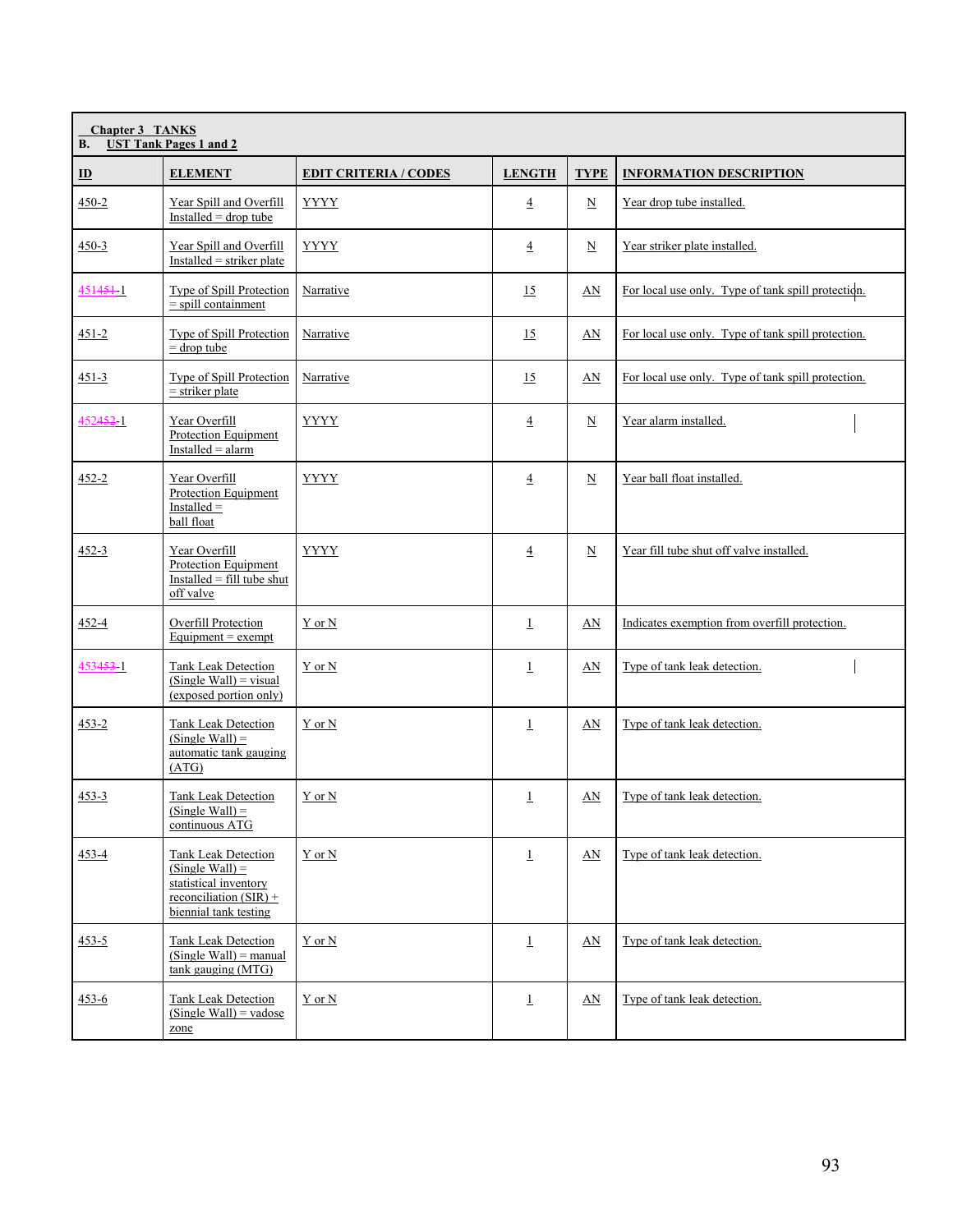| **Chapter 3 TANKS**<br>**B. UST Tank Pages 1 and 2** | | | | | |
|---|---|---|---|---|---|
| **ID** | **ELEMENT** | **EDIT CRITERIA / CODES** | **LENGTH** | **TYPE** | **INFORMATION DESCRIPTION** |
| 450-2 | Year Spill and Overfill Installed = drop tube | YYYY | 4 | N | Year drop tube installed. |
| 450-3 | Year Spill and Overfill Installed = striker plate | YYYY | 4 | N | Year striker plate installed. |
| 451~~451~~-1 | Type of Spill Protection = spill containment | Narrative | 15 | AN | For local use only. Type of tank spill protection. |
| 451-2 | Type of Spill Protection = drop tube | Narrative | 15 | AN | For local use only. Type of tank spill protection. |
| 451-3 | Type of Spill Protection = striker plate | Narrative | 15 | AN | For local use only. Type of tank spill protection. |
| 452~~452~~-1 | Year Overfill Protection Equipment Installed = alarm | YYYY | 4 | N | Year alarm installed. |
| 452-2 | Year Overfill Protection Equipment Installed = ball float | YYYY | 4 | N | Year ball float installed. |
| 452-3 | Year Overfill Protection Equipment Installed = fill tube shut off valve | YYYY | 4 | N | Year fill tube shut off valve installed. |
| 452-4 | Overfill Protection Equipment = exempt | Y or N | 1 | AN | Indicates exemption from overfill protection. |
| 453~~453~~-1 | Tank Leak Detection (Single Wall) = visual (exposed portion only) | Y or N | 1 | AN | Type of tank leak detection. |
| 453-2 | Tank Leak Detection (Single Wall) = automatic tank gauging (ATG) | Y or N | 1 | AN | Type of tank leak detection. |
| 453-3 | Tank Leak Detection (Single Wall) = continuous ATG | Y or N | 1 | AN | Type of tank leak detection. |
| 453-4 | Tank Leak Detection (Single Wall) = statistical inventory reconciliation (SIR) + biennial tank testing | Y or N | 1 | AN | Type of tank leak detection. |
| 453-5 | Tank Leak Detection (Single Wall) = manual tank gauging (MTG) | Y or N | 1 | AN | Type of tank leak detection. |
| 453-6 | Tank Leak Detection (Single Wall) = vadose zone | Y or N | 1 | AN | Type of tank leak detection. |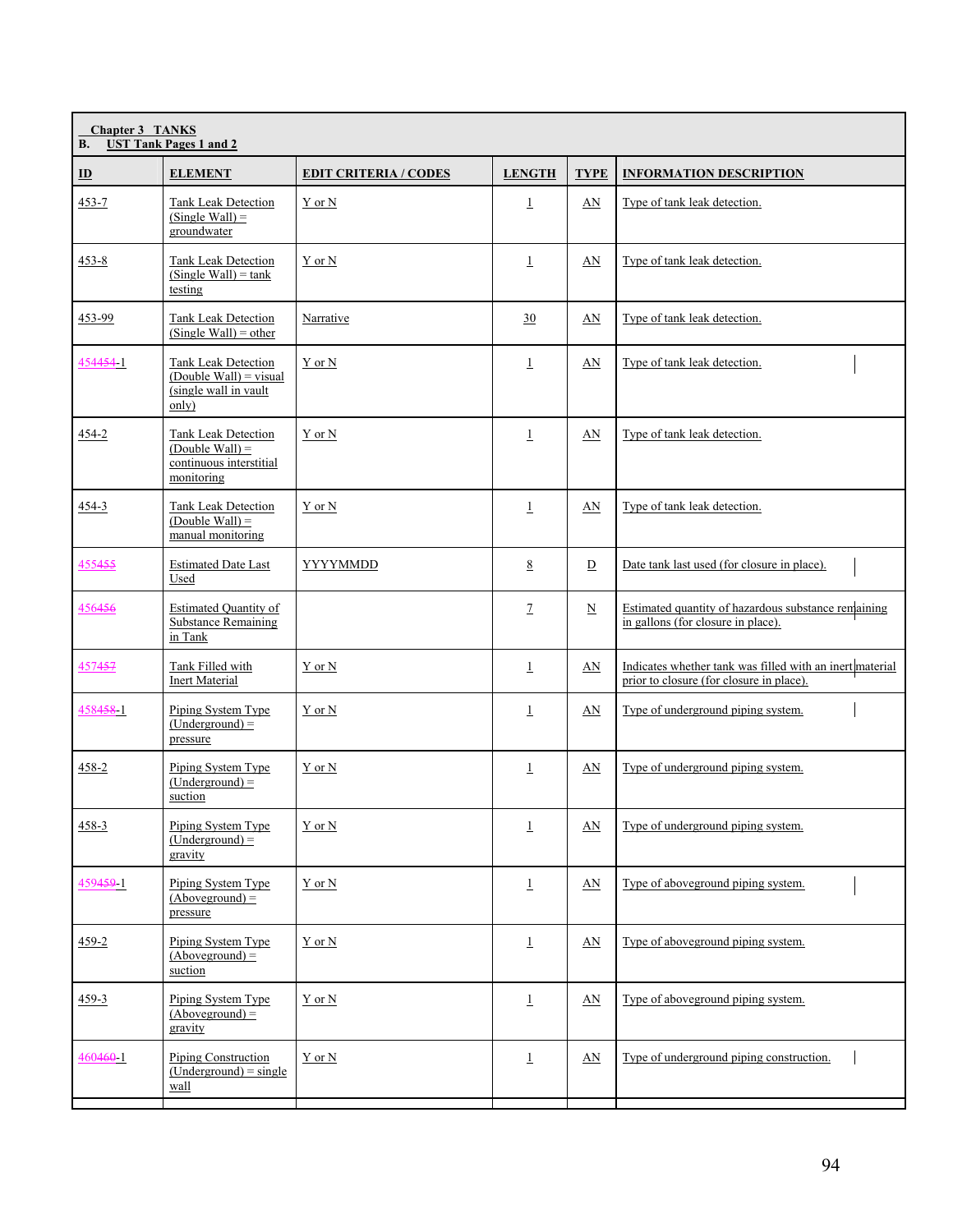**Chapter 3 TANKS**
**B. UST Tank Pages 1 and 2**

| ID | ELEMENT | EDIT CRITERIA / CODES | LENGTH | TYPE | INFORMATION DESCRIPTION |
|---|---|---|---|---|---|
| 453-7 | Tank Leak Detection (Single Wall) = groundwater | Y or N | 1 | AN | Type of tank leak detection. |
| 453-8 | Tank Leak Detection (Single Wall) = tank testing | Y or N | 1 | AN | Type of tank leak detection. |
| 453-99 | Tank Leak Detection (Single Wall) = other | Narrative | 30 | AN | Type of tank leak detection. |
| 454454-1 | Tank Leak Detection (Double Wall) = visual (single wall in vault only) | Y or N | 1 | AN | Type of tank leak detection. |
| 454-2 | Tank Leak Detection (Double Wall) = continuous interstitial monitoring | Y or N | 1 | AN | Type of tank leak detection. |
| 454-3 | Tank Leak Detection (Double Wall) = manual monitoring | Y or N | 1 | AN | Type of tank leak detection. |
| 455455 | Estimated Date Last Used | YYYYMMDD | 8 | D | Date tank last used (for closure in place). |
| 456456 | Estimated Quantity of Substance Remaining in Tank | | 7 | N | Estimated quantity of hazardous substance remaining in gallons (for closure in place). |
| 457457 | Tank Filled with Inert Material | Y or N | 1 | AN | Indicates whether tank was filled with an inert material prior to closure (for closure in place). |
| 458458-1 | Piping System Type (Underground) = pressure | Y or N | 1 | AN | Type of underground piping system. |
| 458-2 | Piping System Type (Underground) = suction | Y or N | 1 | AN | Type of underground piping system. |
| 458-3 | Piping System Type (Underground) = gravity | Y or N | 1 | AN | Type of underground piping system. |
| 459459-1 | Piping System Type (Aboveground) = pressure | Y or N | 1 | AN | Type of aboveground piping system. |
| 459-2 | Piping System Type (Aboveground) = suction | Y or N | 1 | AN | Type of aboveground piping system. |
| 459-3 | Piping System Type (Aboveground) = gravity | Y or N | 1 | AN | Type of aboveground piping system. |
| 460460-1 | Piping Construction (Underground) = single wall | Y or N | 1 | AN | Type of underground piping construction. |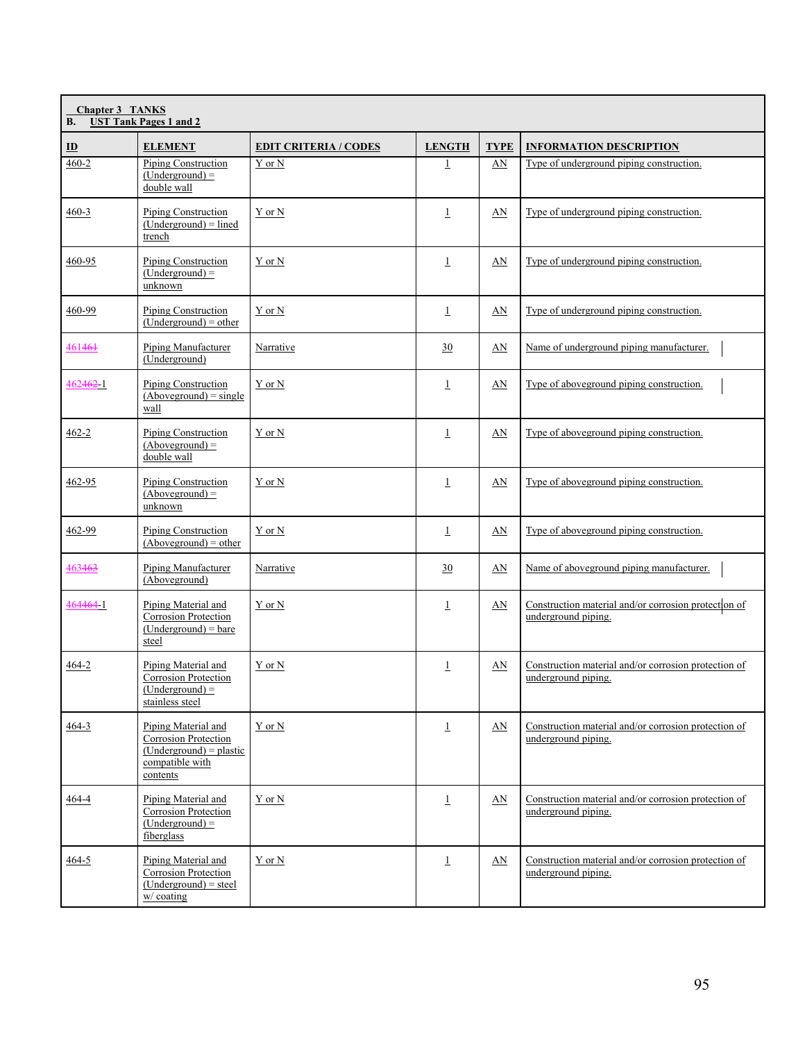| Chapter 3 TANKS<br>B. UST Tank Pages 1 and 2 | | | | | |
|---|---|---|---|---|---|
| **ID** | **ELEMENT** | **EDIT CRITERIA / CODES** | **LENGTH** | **TYPE** | **INFORMATION DESCRIPTION** |
| 460-2 | Piping Construction (Underground) = double wall | Y or N | 1 | AN | Type of underground piping construction. |
| 460-3 | Piping Construction (Underground) = lined trench | Y or N | 1 | AN | Type of underground piping construction. |
| 460-95 | Piping Construction (Underground) = unknown | Y or N | 1 | AN | Type of underground piping construction. |
| 460-99 | Piping Construction (Underground) = other | Y or N | 1 | AN | Type of underground piping construction. |
| 461~~461~~ | Piping Manufacturer (Underground) | Narrative | 30 | AN | Name of underground piping manufacturer. |
| 462~~462~~-1 | Piping Construction (Aboveground) = single wall | Y or N | 1 | AN | Type of aboveground piping construction. |
| 462-2 | Piping Construction (Aboveground) = double wall | Y or N | 1 | AN | Type of aboveground piping construction. |
| 462-95 | Piping Construction (Aboveground) = unknown | Y or N | 1 | AN | Type of aboveground piping construction. |
| 462-99 | Piping Construction (Aboveground) = other | Y or N | 1 | AN | Type of aboveground piping construction. |
| 463~~463~~ | Piping Manufacturer (Aboveground) | Narrative | 30 | AN | Name of aboveground piping manufacturer. |
| 464~~464~~-1 | Piping Material and Corrosion Protection (Underground) = bare steel | Y or N | 1 | AN | Construction material and/or corrosion protection of underground piping. |
| 464-2 | Piping Material and Corrosion Protection (Underground) = stainless steel | Y or N | 1 | AN | Construction material and/or corrosion protection of underground piping. |
| 464-3 | Piping Material and Corrosion Protection (Underground) = plastic compatible with contents | Y or N | 1 | AN | Construction material and/or corrosion protection of underground piping. |
| 464-4 | Piping Material and Corrosion Protection (Underground) = fiberglass | Y or N | 1 | AN | Construction material and/or corrosion protection of underground piping. |
| 464-5 | Piping Material and Corrosion Protection (Underground) = steel w/ coating | Y or N | 1 | AN | Construction material and/or corrosion protection of underground piping. |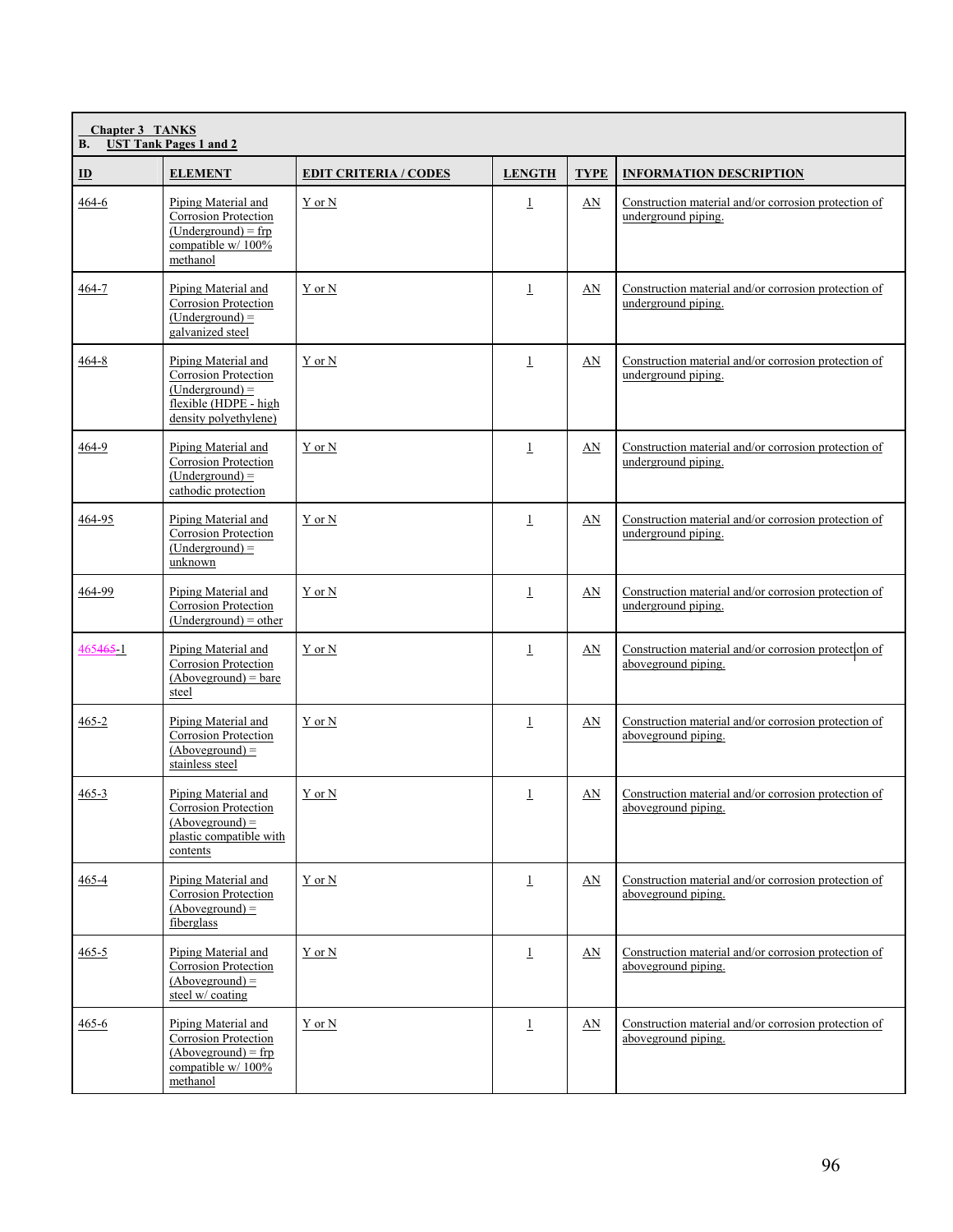| **Chapter 3 TANKS**<br>**B. UST Tank Pages 1 and 2** | | | | | |
|---|---|---|---|---|---|
| **ID** | **ELEMENT** | **EDIT CRITERIA / CODES** | **LENGTH** | **TYPE** | **INFORMATION DESCRIPTION** |
| 464-6 | Piping Material and Corrosion Protection (Underground) = frp compatible w/ 100% methanol | Y or N | 1 | AN | Construction material and/or corrosion protection of underground piping. |
| 464-7 | Piping Material and Corrosion Protection (Underground) = galvanized steel | Y or N | 1 | AN | Construction material and/or corrosion protection of underground piping. |
| 464-8 | Piping Material and Corrosion Protection (Underground) = flexible (HDPE - high density polyethylene) | Y or N | 1 | AN | Construction material and/or corrosion protection of underground piping. |
| 464-9 | Piping Material and Corrosion Protection (Underground) = cathodic protection | Y or N | 1 | AN | Construction material and/or corrosion protection of underground piping. |
| 464-95 | Piping Material and Corrosion Protection (Underground) = unknown | Y or N | 1 | AN | Construction material and/or corrosion protection of underground piping. |
| 464-99 | Piping Material and Corrosion Protection (Underground) = other | Y or N | 1 | AN | Construction material and/or corrosion protection of underground piping. |
| 465~~465~~-1 | Piping Material and Corrosion Protection (Aboveground) = bare steel | Y or N | 1 | AN | Construction material and/or corrosion protection of aboveground piping. |
| 465-2 | Piping Material and Corrosion Protection (Aboveground) = stainless steel | Y or N | 1 | AN | Construction material and/or corrosion protection of aboveground piping. |
| 465-3 | Piping Material and Corrosion Protection (Aboveground) = plastic compatible with contents | Y or N | 1 | AN | Construction material and/or corrosion protection of aboveground piping. |
| 465-4 | Piping Material and Corrosion Protection (Aboveground) = fiberglass | Y or N | 1 | AN | Construction material and/or corrosion protection of aboveground piping. |
| 465-5 | Piping Material and Corrosion Protection (Aboveground) = steel w/ coating | Y or N | 1 | AN | Construction material and/or corrosion protection of aboveground piping. |
| 465-6 | Piping Material and Corrosion Protection (Aboveground) = frp compatible w/ 100% methanol | Y or N | 1 | AN | Construction material and/or corrosion protection of aboveground piping. |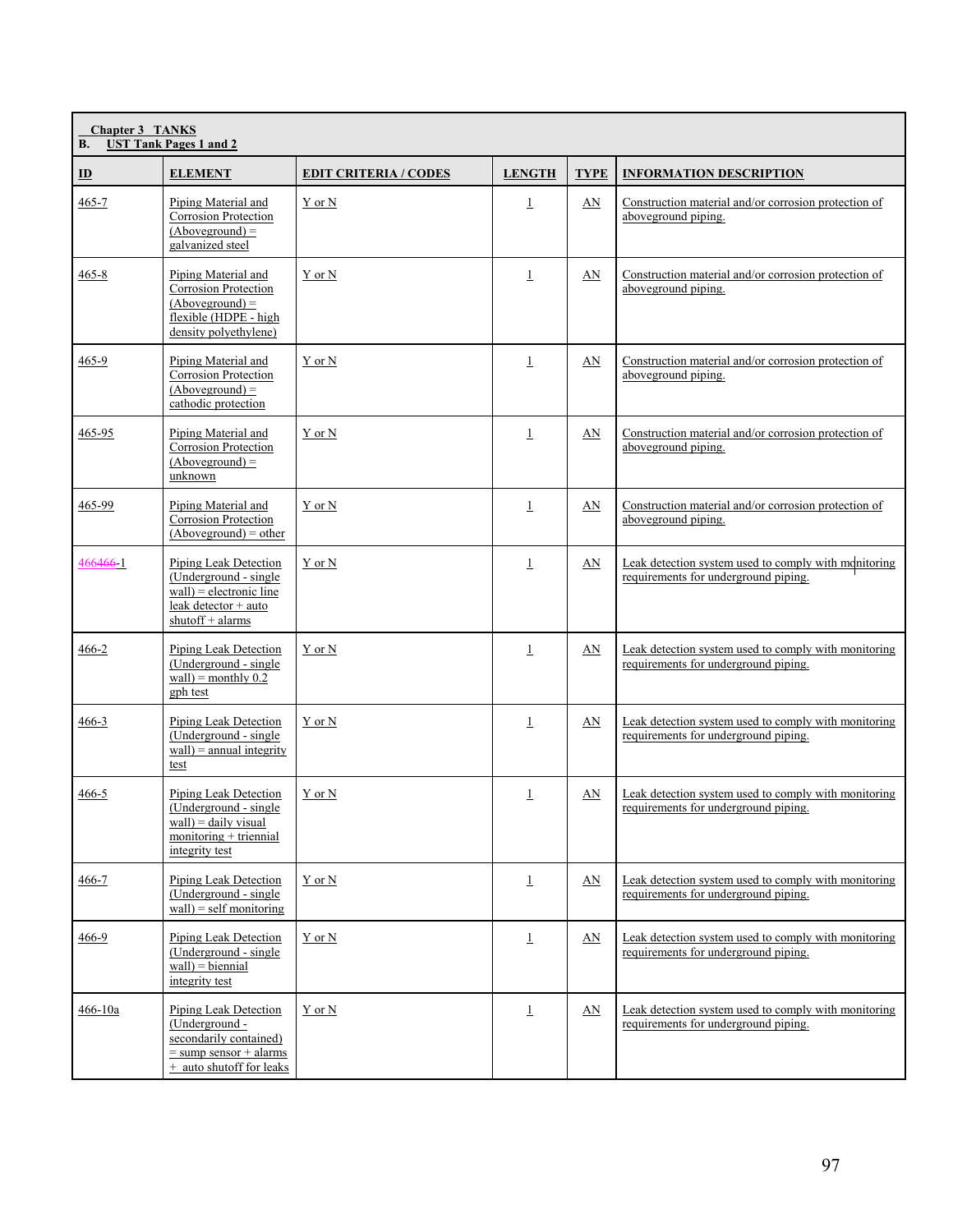**Chapter 3 TANKS**
**B. UST Tank Pages 1 and 2**

| ID | ELEMENT | EDIT CRITERIA / CODES | LENGTH | TYPE | INFORMATION DESCRIPTION |
|---|---|---|---|---|---|
| 465-7 | Piping Material and Corrosion Protection (Aboveground) = galvanized steel | Y or N | 1 | AN | Construction material and/or corrosion protection of aboveground piping. |
| 465-8 | Piping Material and Corrosion Protection (Aboveground) = flexible (HDPE - high density polyethylene) | Y or N | 1 | AN | Construction material and/or corrosion protection of aboveground piping. |
| 465-9 | Piping Material and Corrosion Protection (Aboveground) = cathodic protection | Y or N | 1 | AN | Construction material and/or corrosion protection of aboveground piping. |
| 465-95 | Piping Material and Corrosion Protection (Aboveground) = unknown | Y or N | 1 | AN | Construction material and/or corrosion protection of aboveground piping. |
| 465-99 | Piping Material and Corrosion Protection (Aboveground) = other | Y or N | 1 | AN | Construction material and/or corrosion protection of aboveground piping. |
| 466466-1 | Piping Leak Detection (Underground - single wall) = electronic line leak detector + auto shutoff + alarms | Y or N | 1 | AN | Leak detection system used to comply with monitoring requirements for underground piping. |
| 466-2 | Piping Leak Detection (Underground - single wall) = monthly 0.2 gph test | Y or N | 1 | AN | Leak detection system used to comply with monitoring requirements for underground piping. |
| 466-3 | Piping Leak Detection (Underground - single wall) = annual integrity test | Y or N | 1 | AN | Leak detection system used to comply with monitoring requirements for underground piping. |
| 466-5 | Piping Leak Detection (Underground - single wall) = daily visual monitoring + triennial integrity test | Y or N | 1 | AN | Leak detection system used to comply with monitoring requirements for underground piping. |
| 466-7 | Piping Leak Detection (Underground - single wall) = self monitoring | Y or N | 1 | AN | Leak detection system used to comply with monitoring requirements for underground piping. |
| 466-9 | Piping Leak Detection (Underground - single wall) = biennial integrity test | Y or N | 1 | AN | Leak detection system used to comply with monitoring requirements for underground piping. |
| 466-10a | Piping Leak Detection (Underground - secondarily contained) = sump sensor + alarms + auto shutoff for leaks | Y or N | 1 | AN | Leak detection system used to comply with monitoring requirements for underground piping. |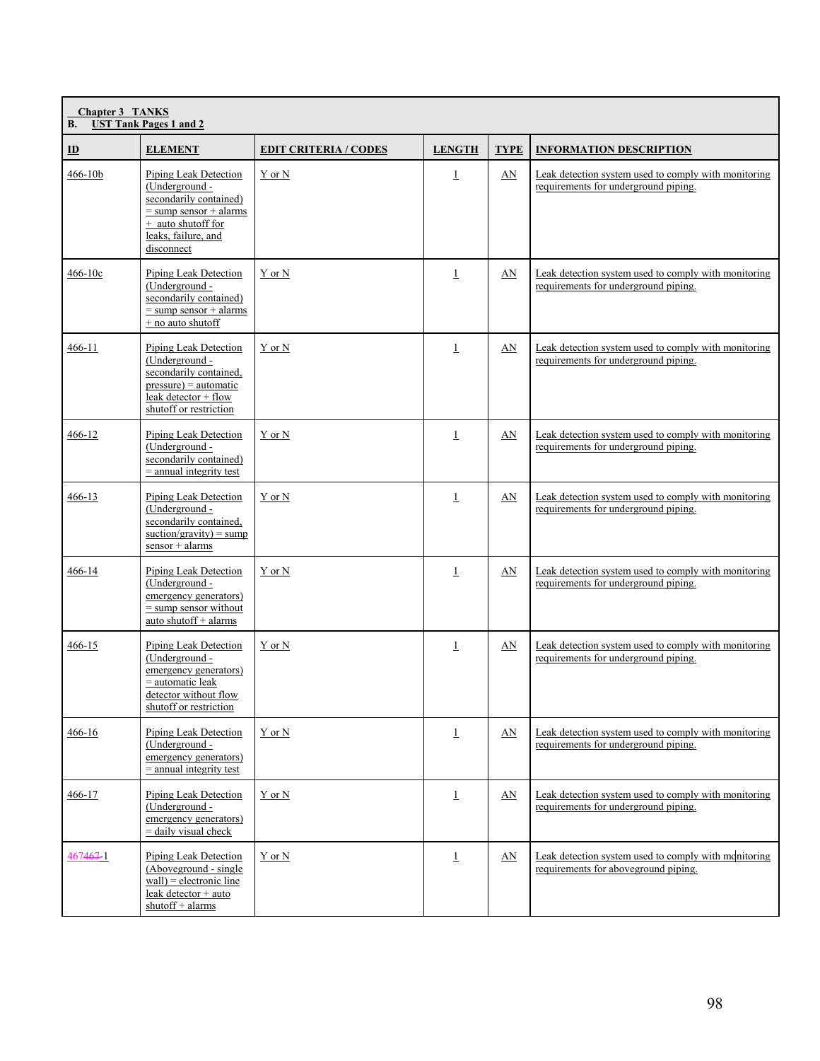**Chapter 3 TANKS**
**B. UST Tank Pages 1 and 2**

| ID | ELEMENT | EDIT CRITERIA / CODES | LENGTH | TYPE | INFORMATION DESCRIPTION |
|---|---|---|---|---|---|
| 466-10b | Piping Leak Detection (Underground - secondarily contained) = sump sensor + alarms + auto shutoff for leaks, failure, and disconnect | Y or N | 1 | AN | Leak detection system used to comply with monitoring requirements for underground piping. |
| 466-10c | Piping Leak Detection (Underground - secondarily contained) = sump sensor + alarms + no auto shutoff | Y or N | 1 | AN | Leak detection system used to comply with monitoring requirements for underground piping. |
| 466-11 | Piping Leak Detection (Underground - secondarily contained, pressure) = automatic leak detector + flow shutoff or restriction | Y or N | 1 | AN | Leak detection system used to comply with monitoring requirements for underground piping. |
| 466-12 | Piping Leak Detection (Underground - secondarily contained) = annual integrity test | Y or N | 1 | AN | Leak detection system used to comply with monitoring requirements for underground piping. |
| 466-13 | Piping Leak Detection (Underground - secondarily contained, suction/gravity) = sump sensor + alarms | Y or N | 1 | AN | Leak detection system used to comply with monitoring requirements for underground piping. |
| 466-14 | Piping Leak Detection (Underground - emergency generators) = sump sensor without auto shutoff + alarms | Y or N | 1 | AN | Leak detection system used to comply with monitoring requirements for underground piping. |
| 466-15 | Piping Leak Detection (Underground - emergency generators) = automatic leak detector without flow shutoff or restriction | Y or N | 1 | AN | Leak detection system used to comply with monitoring requirements for underground piping. |
| 466-16 | Piping Leak Detection (Underground - emergency generators) = annual integrity test | Y or N | 1 | AN | Leak detection system used to comply with monitoring requirements for underground piping. |
| 466-17 | Piping Leak Detection (Underground - emergency generators) = daily visual check | Y or N | 1 | AN | Leak detection system used to comply with monitoring requirements for underground piping. |
| 467~~467~~-1 | Piping Leak Detection (Aboveground - single wall) = electronic line leak detector + auto shutoff + alarms | Y or N | 1 | AN | Leak detection system used to comply with monitoring requirements for aboveground piping. |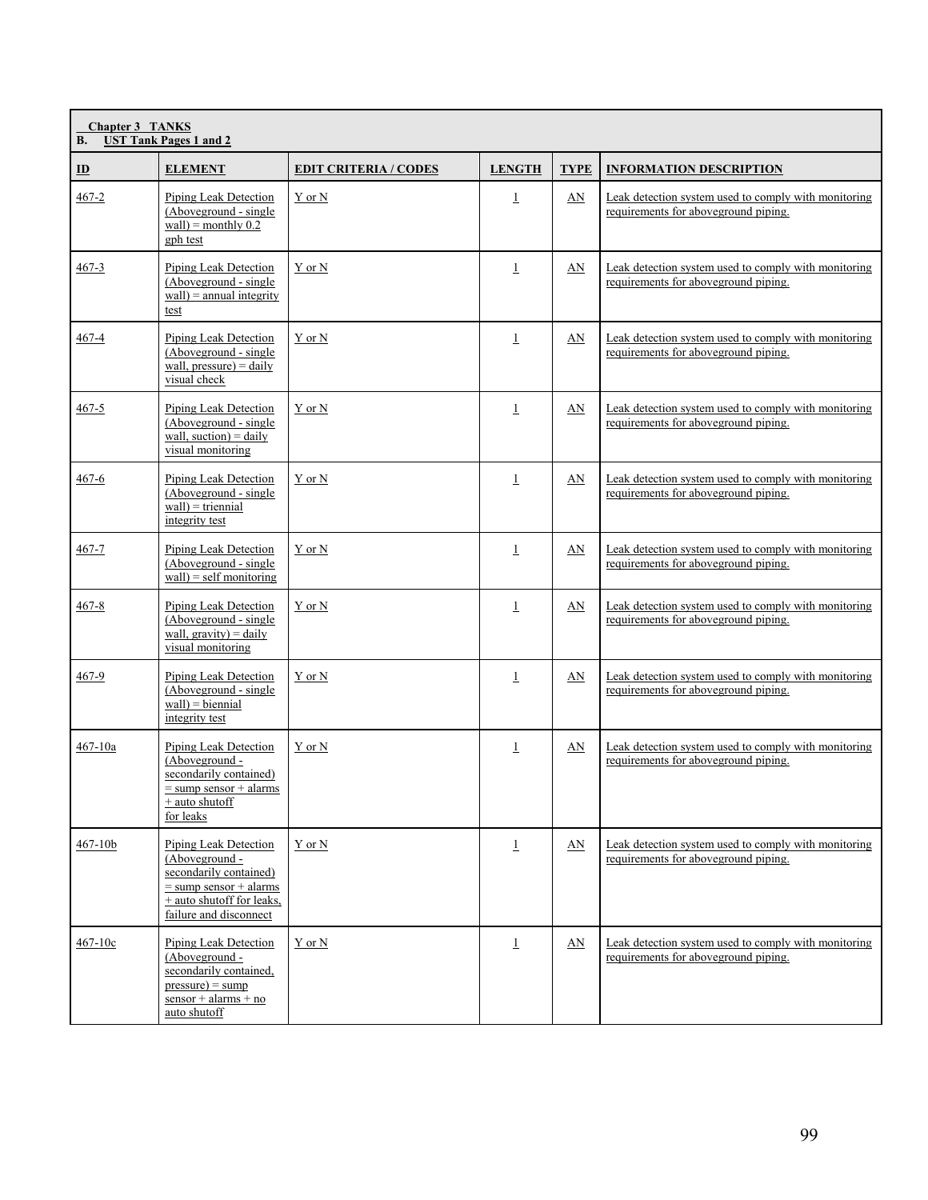**Chapter 3 TANKS**
**B. UST Tank Pages 1 and 2**

| ID | ELEMENT | EDIT CRITERIA / CODES | LENGTH | TYPE | INFORMATION DESCRIPTION |
|---|---|---|---|---|---|
| 467-2 | Piping Leak Detection (Aboveground - single wall) = monthly 0.2 gph test | Y or N | 1 | AN | Leak detection system used to comply with monitoring requirements for aboveground piping. |
| 467-3 | Piping Leak Detection (Aboveground - single wall) = annual integrity test | Y or N | 1 | AN | Leak detection system used to comply with monitoring requirements for aboveground piping. |
| 467-4 | Piping Leak Detection (Aboveground - single wall, pressure) = daily visual check | Y or N | 1 | AN | Leak detection system used to comply with monitoring requirements for aboveground piping. |
| 467-5 | Piping Leak Detection (Aboveground - single wall, suction) = daily visual monitoring | Y or N | 1 | AN | Leak detection system used to comply with monitoring requirements for aboveground piping. |
| 467-6 | Piping Leak Detection (Aboveground - single wall) = triennial integrity test | Y or N | 1 | AN | Leak detection system used to comply with monitoring requirements for aboveground piping. |
| 467-7 | Piping Leak Detection (Aboveground - single wall) = self monitoring | Y or N | 1 | AN | Leak detection system used to comply with monitoring requirements for aboveground piping. |
| 467-8 | Piping Leak Detection (Aboveground - single wall, gravity) = daily visual monitoring | Y or N | 1 | AN | Leak detection system used to comply with monitoring requirements for aboveground piping. |
| 467-9 | Piping Leak Detection (Aboveground - single wall) = biennial integrity test | Y or N | 1 | AN | Leak detection system used to comply with monitoring requirements for aboveground piping. |
| 467-10a | Piping Leak Detection (Aboveground - secondarily contained) = sump sensor + alarms + auto shutoff for leaks | Y or N | 1 | AN | Leak detection system used to comply with monitoring requirements for aboveground piping. |
| 467-10b | Piping Leak Detection (Aboveground - secondarily contained) = sump sensor + alarms + auto shutoff for leaks, failure and disconnect | Y or N | 1 | AN | Leak detection system used to comply with monitoring requirements for aboveground piping. |
| 467-10c | Piping Leak Detection (Aboveground - secondarily contained, pressure) = sump sensor + alarms + no auto shutoff | Y or N | 1 | AN | Leak detection system used to comply with monitoring requirements for aboveground piping. |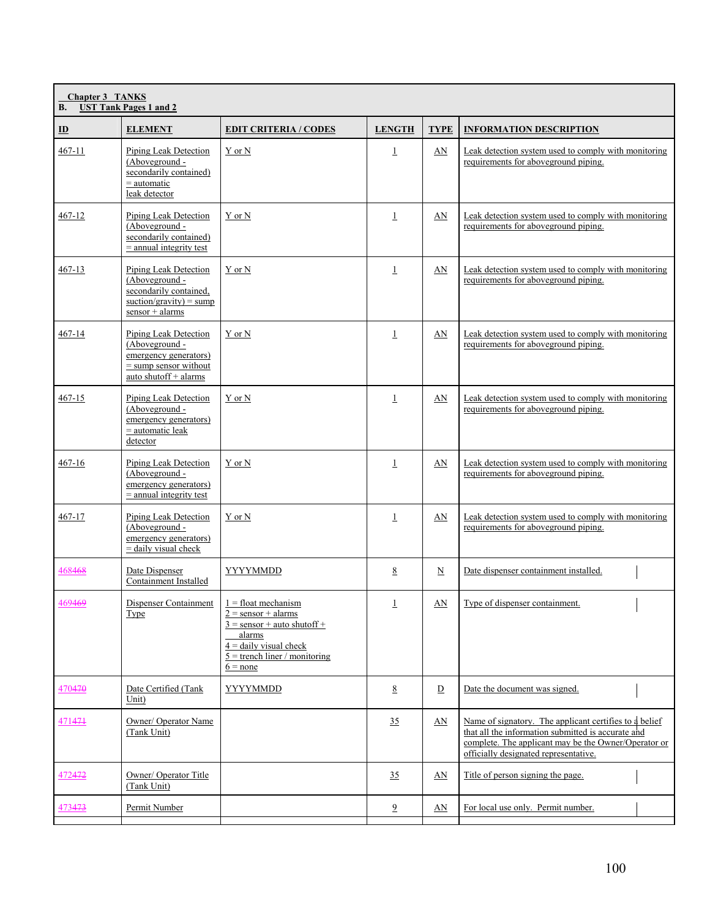**Chapter 3 TANKS**
**B. UST Tank Pages 1 and 2**

| ID | ELEMENT | EDIT CRITERIA / CODES | LENGTH | TYPE | INFORMATION DESCRIPTION |
|---|---|---|---|---|---|
| 467-11 | Piping Leak Detection (Aboveground - secondarily contained) = automatic leak detector | Y or N | 1 | AN | Leak detection system used to comply with monitoring requirements for aboveground piping. |
| 467-12 | Piping Leak Detection (Aboveground - secondarily contained) = annual integrity test | Y or N | 1 | AN | Leak detection system used to comply with monitoring requirements for aboveground piping. |
| 467-13 | Piping Leak Detection (Aboveground - secondarily contained, suction/gravity) = sump sensor + alarms | Y or N | 1 | AN | Leak detection system used to comply with monitoring requirements for aboveground piping. |
| 467-14 | Piping Leak Detection (Aboveground - emergency generators) = sump sensor without auto shutoff + alarms | Y or N | 1 | AN | Leak detection system used to comply with monitoring requirements for aboveground piping. |
| 467-15 | Piping Leak Detection (Aboveground - emergency generators) = automatic leak detector | Y or N | 1 | AN | Leak detection system used to comply with monitoring requirements for aboveground piping. |
| 467-16 | Piping Leak Detection (Aboveground - emergency generators) = annual integrity test | Y or N | 1 | AN | Leak detection system used to comply with monitoring requirements for aboveground piping. |
| 467-17 | Piping Leak Detection (Aboveground - emergency generators) = daily visual check | Y or N | 1 | AN | Leak detection system used to comply with monitoring requirements for aboveground piping. |
| 468468 | Date Dispenser Containment Installed | YYYYMMDD | 8 | N | Date dispenser containment installed. |
| 469469 | Dispenser Containment Type | 1 = float mechanism<br>2 = sensor + alarms<br>3 = sensor + auto shutoff + alarms<br>4 = daily visual check<br>5 = trench liner / monitoring<br>6 = none | 1 | AN | Type of dispenser containment. |
| 470470 | Date Certified (Tank Unit) | YYYYMMDD | 8 | D | Date the document was signed. |
| 471471 | Owner/ Operator Name (Tank Unit) | | 35 | AN | Name of signatory. The applicant certifies to a belief that all the information submitted is accurate and complete. The applicant may be the Owner/Operator or officially designated representative. |
| 472472 | Owner/ Operator Title (Tank Unit) | | 35 | AN | Title of person signing the page. |
| 473473 | Permit Number | | 9 | AN | For local use only. Permit number. |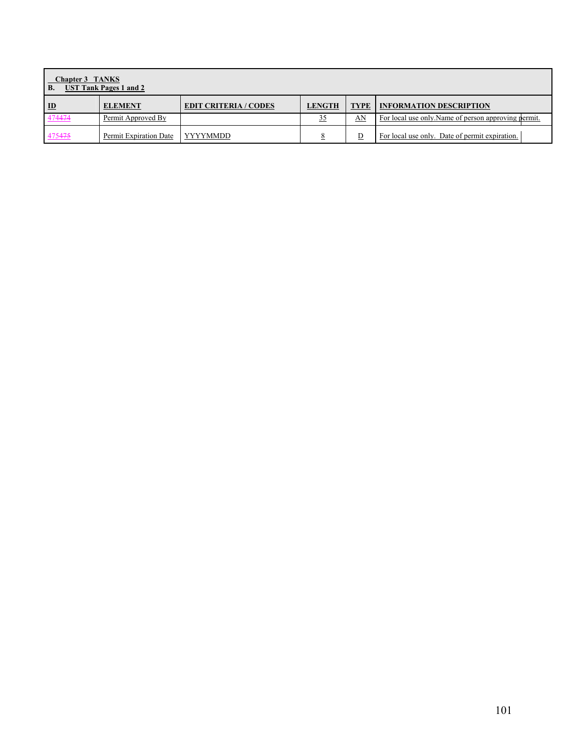| Chapter 3 TANKS<br>B. UST Tank Pages 1 and 2 | | | | | |
|---|---|---|---|---|---|
| **ID** | **ELEMENT** | **EDIT CRITERIA / CODES** | **LENGTH** | **TYPE** | **INFORMATION DESCRIPTION** |
| 474474 | Permit Approved By | | 35 | AN | For local use only.Name of person approving permit. |
| 475475 | Permit Expiration Date | YYYYMMDD | 8 | D | For local use only. Date of permit expiration. |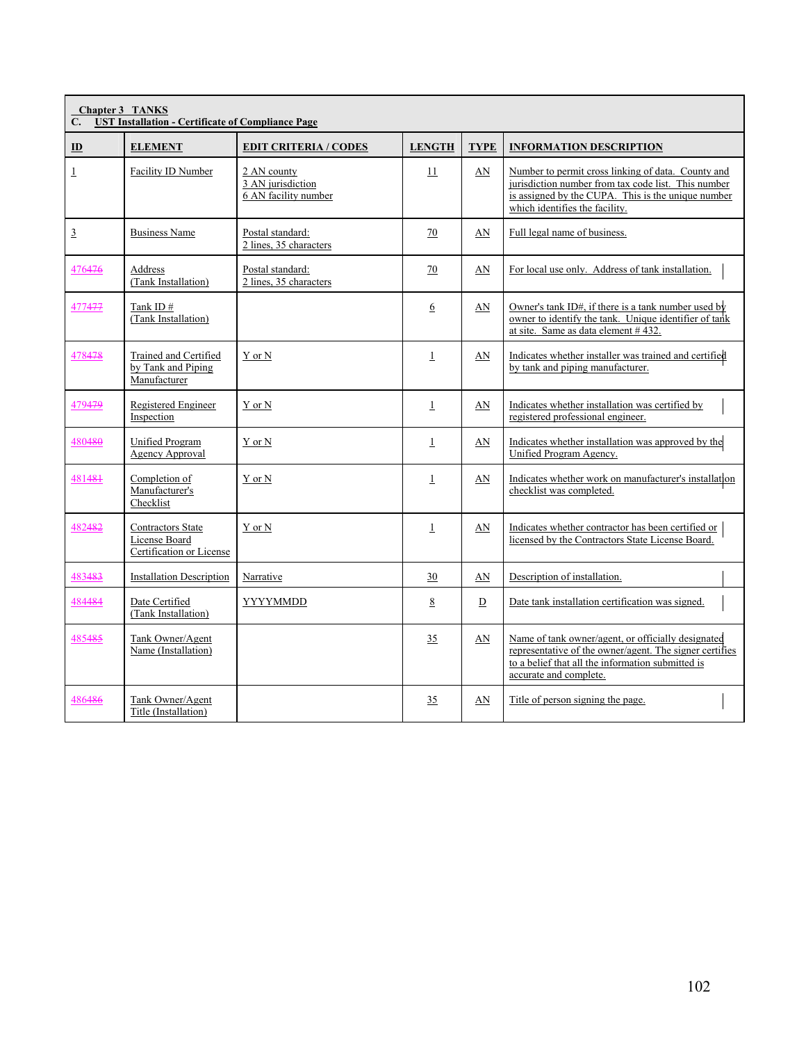**Chapter 3 TANKS**
**C. UST Installation - Certificate of Compliance Page**

| ID | ELEMENT | EDIT CRITERIA / CODES | LENGTH | TYPE | INFORMATION DESCRIPTION |
|---|---|---|---|---|---|
| 1 | Facility ID Number | 2 AN county<br>3 AN jurisdiction<br>6 AN facility number | 11 | AN | Number to permit cross linking of data. County and jurisdiction number from tax code list. This number is assigned by the CUPA. This is the unique number which identifies the facility. |
| 3 | Business Name | Postal standard:<br>2 lines, 35 characters | 70 | AN | Full legal name of business. |
| 476476 | Address<br>(Tank Installation) | Postal standard:<br>2 lines, 35 characters | 70 | AN | For local use only. Address of tank installation. |
| 477477 | Tank ID #<br>(Tank Installation) | | 6 | AN | Owner's tank ID#, if there is a tank number used by owner to identify the tank. Unique identifier of tank at site. Same as data element # 432. |
| 478478 | Trained and Certified by Tank and Piping Manufacturer | Y or N | 1 | AN | Indicates whether installer was trained and certified by tank and piping manufacturer. |
| 479479 | Registered Engineer Inspection | Y or N | 1 | AN | Indicates whether installation was certified by registered professional engineer. |
| 480480 | Unified Program Agency Approval | Y or N | 1 | AN | Indicates whether installation was approved by the Unified Program Agency. |
| 481481 | Completion of Manufacturer's Checklist | Y or N | 1 | AN | Indicates whether work on manufacturer's installation checklist was completed. |
| 482482 | Contractors State License Board Certification or License | Y or N | 1 | AN | Indicates whether contractor has been certified or licensed by the Contractors State License Board. |
| 483483 | Installation Description | Narrative | 30 | AN | Description of installation. |
| 484484 | Date Certified<br>(Tank Installation) | YYYYMMDD | 8 | D | Date tank installation certification was signed. |
| 485485 | Tank Owner/Agent Name (Installation) | | 35 | AN | Name of tank owner/agent, or officially designated representative of the owner/agent. The signer certifies to a belief that all the information submitted is accurate and complete. |
| 486486 | Tank Owner/Agent Title (Installation) | | 35 | AN | Title of person signing the page. |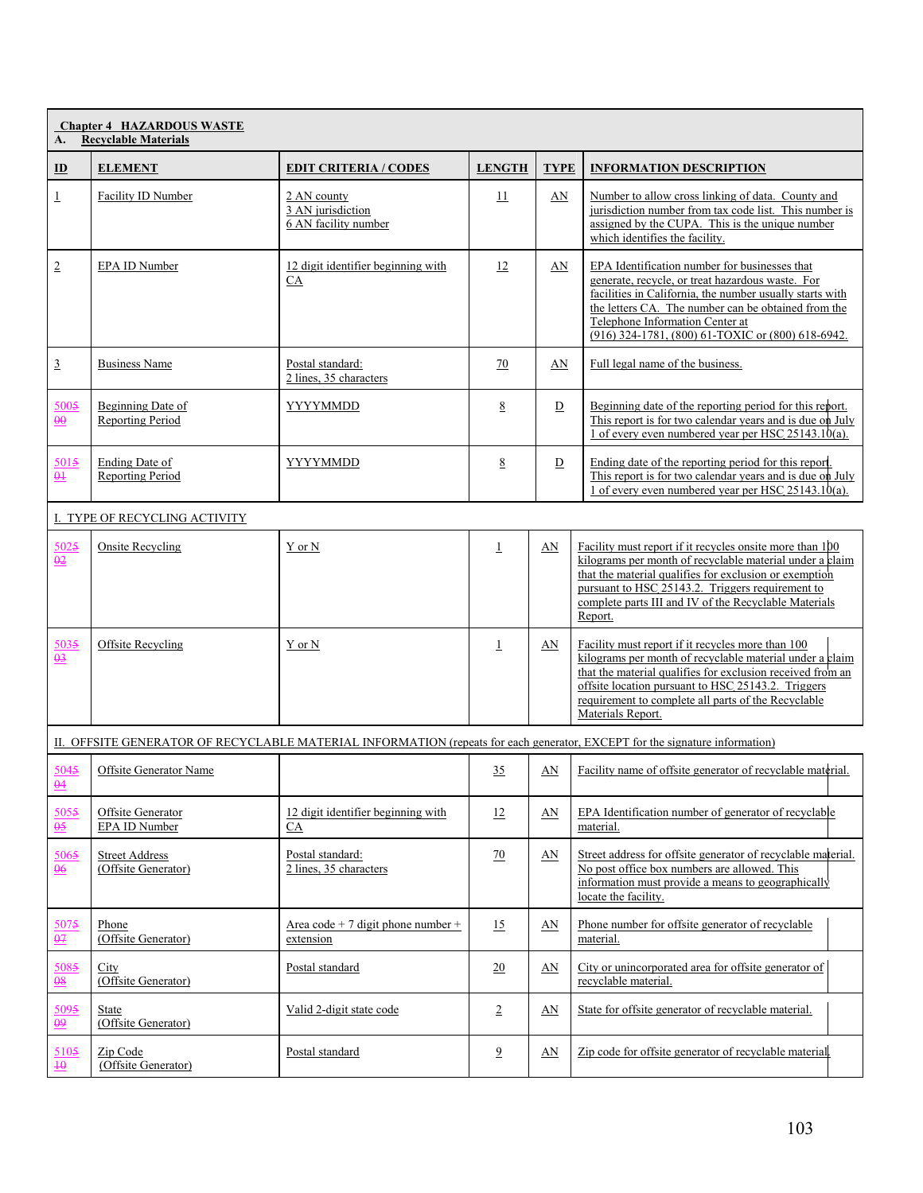**Chapter 4 HAZARDOUS WASTE**

**A. Recyclable Materials**

| ID | ELEMENT | EDIT CRITERIA / CODES | LENGTH | TYPE | INFORMATION DESCRIPTION |
|---|---|---|---|---|---|
| 1 | Facility ID Number | 2 AN county<br>3 AN jurisdiction<br>6 AN facility number | 11 | AN | Number to allow cross linking of data. County and jurisdiction number from tax code list. This number is assigned by the CUPA. This is the unique number which identifies the facility. |
| 2 | EPA ID Number | 12 digit identifier beginning with CA | 12 | AN | EPA Identification number for businesses that generate, recycle, or treat hazardous waste. For facilities in California, the number usually starts with the letters CA. The number can be obtained from the Telephone Information Center at (916) 324-1781, (800) 61-TOXIC or (800) 618-6942. |
| 3 | Business Name | Postal standard:<br>2 lines, 35 characters | 70 | AN | Full legal name of the business. |
| 500~~5~~ ~~00~~ | Beginning Date of Reporting Period | YYYYMMDD | 8 | D | Beginning date of the reporting period for this report. This report is for two calendar years and is due on July 1 of every even numbered year per HSC 25143.10(a). |
| 501~~5~~ ~~01~~ | Ending Date of Reporting Period | YYYYMMDD | 8 | D | Ending date of the reporting period for this report. This report is for two calendar years and is due on July 1 of every even numbered year per HSC 25143.10(a). |
| **I. TYPE OF RECYCLING ACTIVITY** | | | | | |
| 502~~5~~ ~~02~~ | Onsite Recycling | Y or N | 1 | AN | Facility must report if it recycles onsite more than 100 kilograms per month of recyclable material under a claim that the material qualifies for exclusion or exemption pursuant to HSC 25143.2. Triggers requirement to complete parts III and IV of the Recyclable Materials Report. |
| 503~~5~~ ~~03~~ | Offsite Recycling | Y or N | 1 | AN | Facility must report if it recycles more than 100 kilograms per month of recyclable material under a claim that the material qualifies for exclusion received from an offsite location pursuant to HSC 25143.2. Triggers requirement to complete all parts of the Recyclable Materials Report. |
| **II. OFFSITE GENERATOR OF RECYCLABLE MATERIAL INFORMATION (repeats for each generator, EXCEPT for the signature information)** | | | | | |
| 504~~5~~ ~~04~~ | Offsite Generator Name | | 35 | AN | Facility name of offsite generator of recyclable material. |
| 505~~5~~ ~~05~~ | Offsite Generator EPA ID Number | 12 digit identifier beginning with CA | 12 | AN | EPA Identification number of generator of recyclable material. |
| 506~~5~~ ~~06~~ | Street Address (Offsite Generator) | Postal standard:<br>2 lines, 35 characters | 70 | AN | Street address for offsite generator of recyclable material. No post office box numbers are allowed. This information must provide a means to geographically locate the facility. |
| 507~~5~~ ~~07~~ | Phone (Offsite Generator) | Area code + 7 digit phone number + extension | 15 | AN | Phone number for offsite generator of recyclable material. |
| 508~~5~~ ~~08~~ | City (Offsite Generator) | Postal standard | 20 | AN | City or unincorporated area for offsite generator of recyclable material. |
| 509~~5~~ ~~09~~ | State (Offsite Generator) | Valid 2-digit state code | 2 | AN | State for offsite generator of recyclable material. |
| 510~~5~~ ~~10~~ | Zip Code (Offsite Generator) | Postal standard | 9 | AN | Zip code for offsite generator of recyclable material. |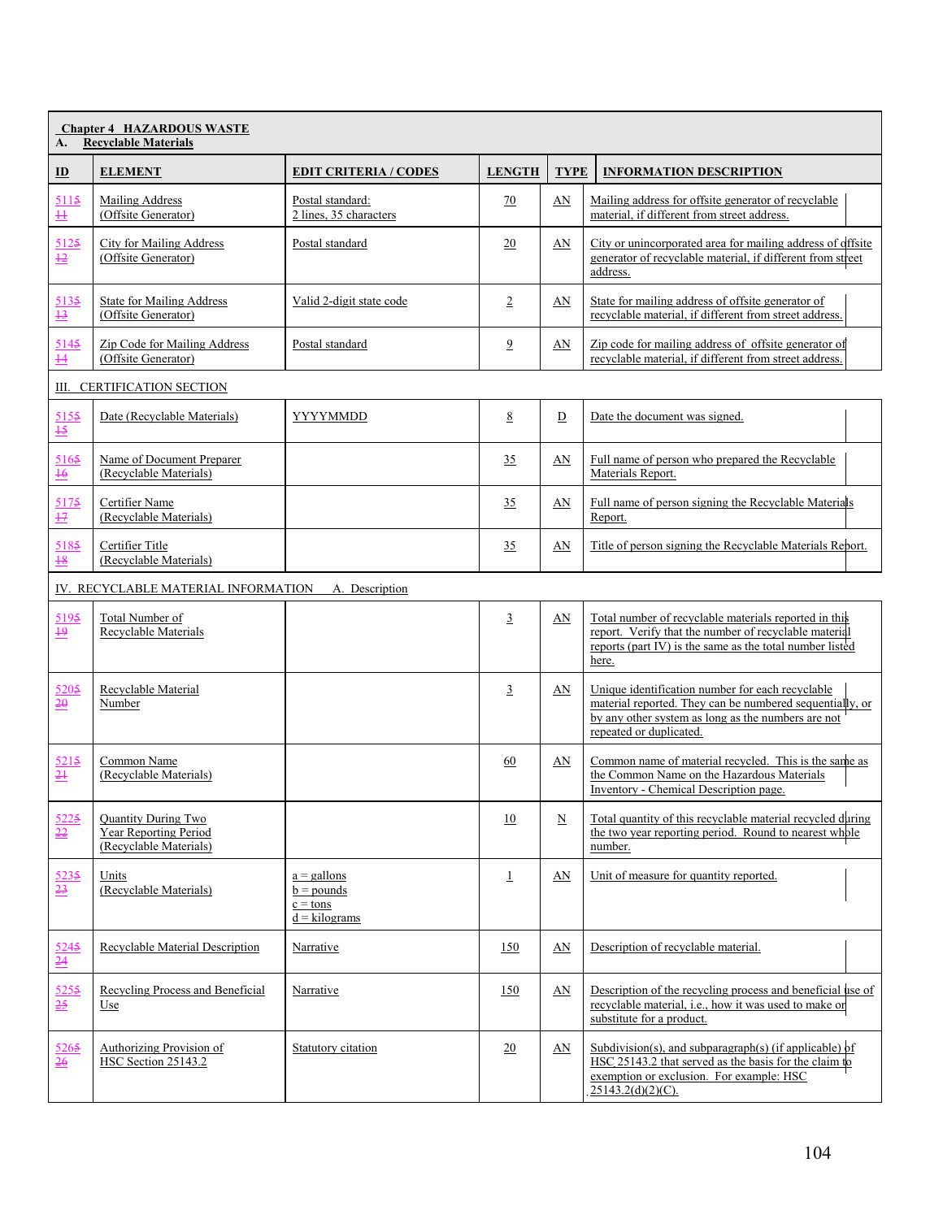| **Chapter 4 HAZARDOUS WASTE**<br>**A. Recyclable Materials** | | | | | |
|---|---|---|---|---|---|
| **ID** | **ELEMENT** | **EDIT CRITERIA / CODES** | **LENGTH** | **TYPE** | **INFORMATION DESCRIPTION** |
| 5115 11 | Mailing Address (Offsite Generator) | Postal standard: 2 lines, 35 characters | 70 | AN | Mailing address for offsite generator of recyclable material, if different from street address. |
| 5125 12 | City for Mailing Address (Offsite Generator) | Postal standard | 20 | AN | City or unincorporated area for mailing address of offsite generator of recyclable material, if different from street address. |
| 5135 13 | State for Mailing Address (Offsite Generator) | Valid 2-digit state code | 2 | AN | State for mailing address of offsite generator of recyclable material, if different from street address. |
| 5145 14 | Zip Code for Mailing Address (Offsite Generator) | Postal standard | 9 | AN | Zip code for mailing address of offsite generator of recyclable material, if different from street address. |
| III. CERTIFICATION SECTION | | | | | |
| 5155 15 | Date (Recyclable Materials) | YYYYMMDD | 8 | D | Date the document was signed. |
| 5165 16 | Name of Document Preparer (Recyclable Materials) | | 35 | AN | Full name of person who prepared the Recyclable Materials Report. |
| 5175 17 | Certifier Name (Recyclable Materials) | | 35 | AN | Full name of person signing the Recyclable Materials Report. |
| 5185 18 | Certifier Title (Recyclable Materials) | | 35 | AN | Title of person signing the Recyclable Materials Report. |
| IV. RECYCLABLE MATERIAL INFORMATION A. Description | | | | | |
| 5195 19 | Total Number of Recyclable Materials | | 3 | AN | Total number of recyclable materials reported in this report. Verify that the number of recyclable material reports (part IV) is the same as the total number listed here. |
| 5205 20 | Recyclable Material Number | | 3 | AN | Unique identification number for each recyclable material reported. They can be numbered sequentially, or by any other system as long as the numbers are not repeated or duplicated. |
| 5215 21 | Common Name (Recyclable Materials) | | 60 | AN | Common name of material recycled. This is the same as the Common Name on the Hazardous Materials Inventory - Chemical Description page. |
| 5225 22 | Quantity During Two Year Reporting Period (Recyclable Materials) | | 10 | N | Total quantity of this recyclable material recycled during the two year reporting period. Round to nearest whole number. |
| 5235 23 | Units (Recyclable Materials) | a = gallons<br>b = pounds<br>c = tons<br>d = kilograms | 1 | AN | Unit of measure for quantity reported. |
| 5245 24 | Recyclable Material Description | Narrative | 150 | AN | Description of recyclable material. |
| 5255 25 | Recycling Process and Beneficial Use | Narrative | 150 | AN | Description of the recycling process and beneficial use of recyclable material, i.e., how it was used to make or substitute for a product. |
| 5265 26 | Authorizing Provision of HSC Section 25143.2 | Statutory citation | 20 | AN | Subdivision(s), and subparagraph(s) (if applicable) of HSC 25143.2 that served as the basis for the claim to exemption or exclusion. For example: HSC 25143.2(d)(2)(C). |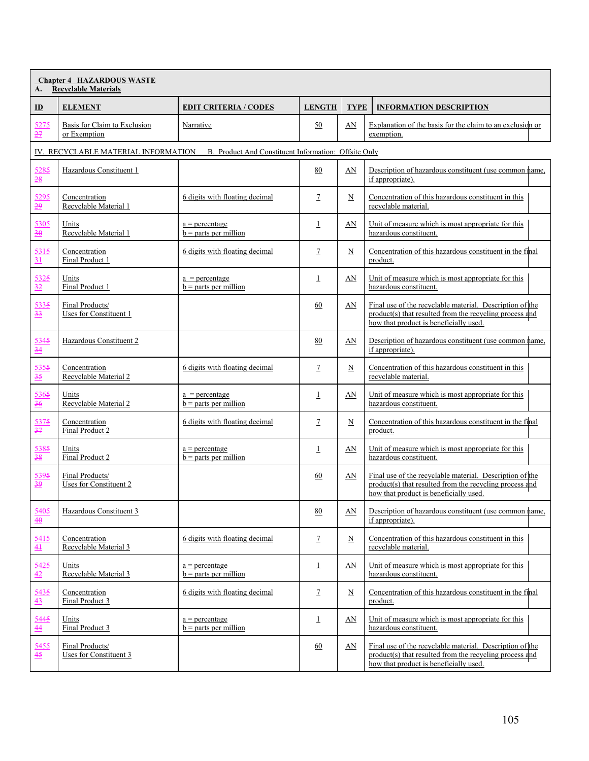| **Chapter 4 HAZARDOUS WASTE**<br>**A. Recyclable Materials** | | | | | |
|---|---|---|---|---|---|
| **ID** | **ELEMENT** | **EDIT CRITERIA / CODES** | **LENGTH** | **TYPE** | **INFORMATION DESCRIPTION** |
| 5275<br>27 | Basis for Claim to Exclusion or Exemption | Narrative | 50 | AN | Explanation of the basis for the claim to an exclusion or exemption. |
| IV. RECYCLABLE MATERIAL INFORMATION B. Product And Constituent Information: Offsite Only | | | | | |
| 5285<br>28 | Hazardous Constituent 1 | | 80 | AN | Description of hazardous constituent (use common name, if appropriate). |
| 5295<br>29 | Concentration Recyclable Material 1 | 6 digits with floating decimal | 7 | N | Concentration of this hazardous constituent in this recyclable material. |
| 5305<br>30 | Units Recyclable Material 1 | a = percentage<br>b = parts per million | 1 | AN | Unit of measure which is most appropriate for this hazardous constituent. |
| 5315<br>31 | Concentration Final Product 1 | 6 digits with floating decimal | 7 | N | Concentration of this hazardous constituent in the final product. |
| 5325<br>32 | Units Final Product 1 | a = percentage<br>b = parts per million | 1 | AN | Unit of measure which is most appropriate for this hazardous constituent. |
| 5335<br>33 | Final Products/ Uses for Constituent 1 | | 60 | AN | Final use of the recyclable material. Description of the product(s) that resulted from the recycling process and how that product is beneficially used. |
| 5345<br>34 | Hazardous Constituent 2 | | 80 | AN | Description of hazardous constituent (use common name, if appropriate). |
| 5355<br>35 | Concentration Recyclable Material 2 | 6 digits with floating decimal | 7 | N | Concentration of this hazardous constituent in this recyclable material. |
| 5365<br>36 | Units Recyclable Material 2 | a = percentage<br>b = parts per million | 1 | AN | Unit of measure which is most appropriate for this hazardous constituent. |
| 5375<br>37 | Concentration Final Product 2 | 6 digits with floating decimal | 7 | N | Concentration of this hazardous constituent in the final product. |
| 5385<br>38 | Units Final Product 2 | a = percentage<br>b = parts per million | 1 | AN | Unit of measure which is most appropriate for this hazardous constituent. |
| 5395<br>39 | Final Products/ Uses for Constituent 2 | | 60 | AN | Final use of the recyclable material. Description of the product(s) that resulted from the recycling process and how that product is beneficially used. |
| 5405<br>40 | Hazardous Constituent 3 | | 80 | AN | Description of hazardous constituent (use common name, if appropriate). |
| 5415<br>41 | Concentration Recyclable Material 3 | 6 digits with floating decimal | 7 | N | Concentration of this hazardous constituent in this recyclable material. |
| 5425<br>42 | Units Recyclable Material 3 | a = percentage<br>b = parts per million | 1 | AN | Unit of measure which is most appropriate for this hazardous constituent. |
| 5435<br>43 | Concentration Final Product 3 | 6 digits with floating decimal | 7 | N | Concentration of this hazardous constituent in the final product. |
| 5445<br>44 | Units Final Product 3 | a = percentage<br>b = parts per million | 1 | AN | Unit of measure which is most appropriate for this hazardous constituent. |
| 5455<br>45 | Final Products/ Uses for Constituent 3 | | 60 | AN | Final use of the recyclable material. Description of the product(s) that resulted from the recycling process and how that product is beneficially used. |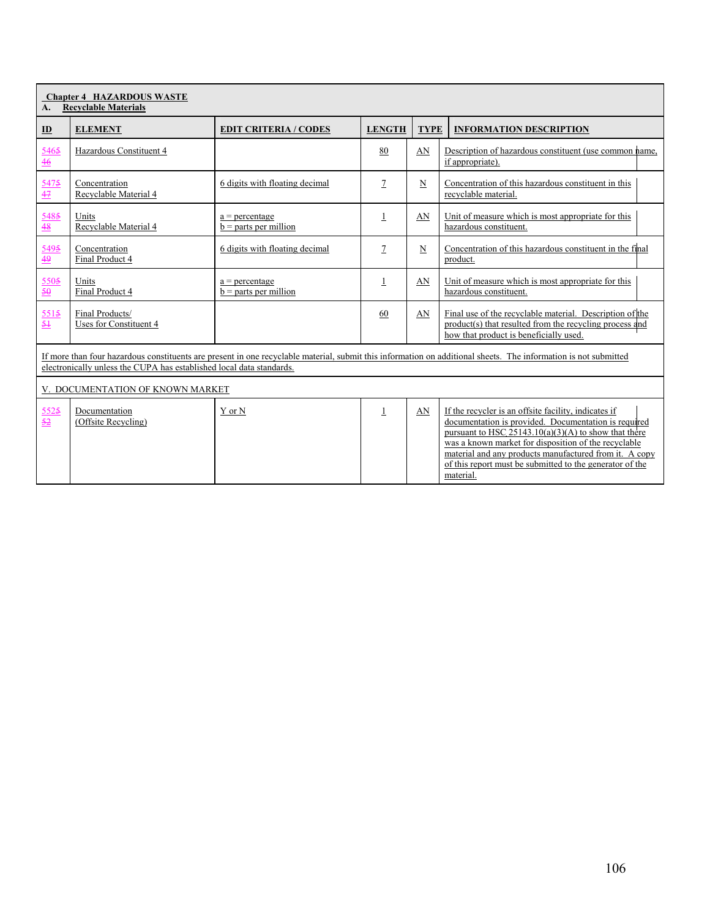| **Chapter 4 HAZARDOUS WASTE**<br>**A. Recyclable Materials** | | | | | |
|---|---|---|---|---|---|
| **ID** | **ELEMENT** | **EDIT CRITERIA / CODES** | **LENGTH** | **TYPE** | **INFORMATION DESCRIPTION** |
| 5465<br>46 | Hazardous Constituent 4 | | 80 | AN | Description of hazardous constituent (use common name, if appropriate). |
| 5475<br>47 | Concentration<br>Recyclable Material 4 | 6 digits with floating decimal | 7 | N | Concentration of this hazardous constituent in this recyclable material. |
| 5485<br>48 | Units<br>Recyclable Material 4 | a = percentage<br>b = parts per million | 1 | AN | Unit of measure which is most appropriate for this hazardous constituent. |
| 5495<br>49 | Concentration<br>Final Product 4 | 6 digits with floating decimal | 7 | N | Concentration of this hazardous constituent in the final product. |
| 5505<br>50 | Units<br>Final Product 4 | a = percentage<br>b = parts per million | 1 | AN | Unit of measure which is most appropriate for this hazardous constituent. |
| 5515<br>51 | Final Products/<br>Uses for Constituent 4 | | 60 | AN | Final use of the recyclable material. Description of the product(s) that resulted from the recycling process and how that product is beneficially used. |
| If more than four hazardous constituents are present in one recyclable material, submit this information on additional sheets. The information is not submitted electronically unless the CUPA has established local data standards. | | | | | |
| V. DOCUMENTATION OF KNOWN MARKET | | | | | |
| 5525<br>52 | Documentation<br>(Offsite Recycling) | Y or N | 1 | AN | If the recycler is an offsite facility, indicates if documentation is provided. Documentation is required pursuant to HSC 25143.10(a)(3)(A) to show that there was a known market for disposition of the recyclable material and any products manufactured from it. A copy of this report must be submitted to the generator of the material. |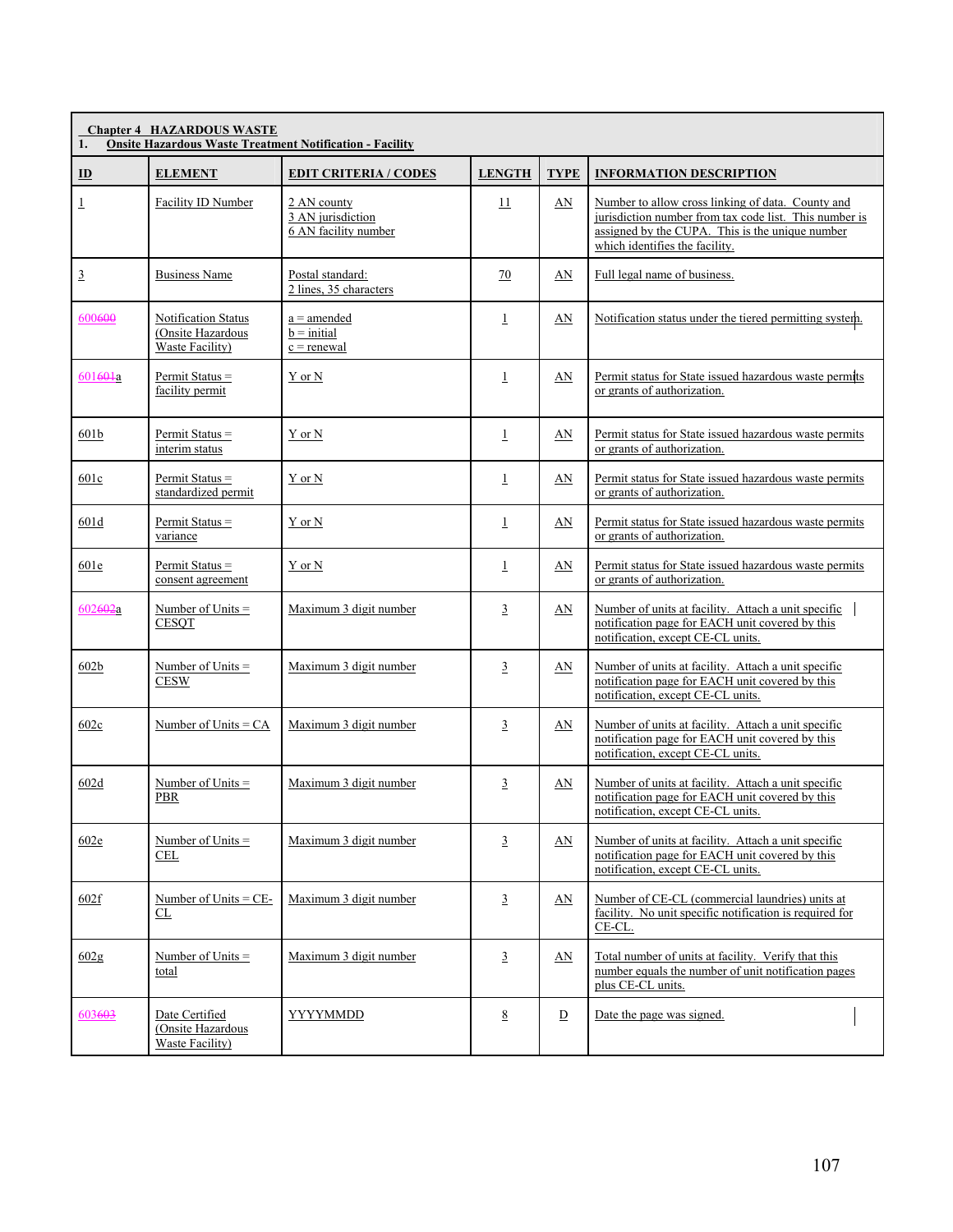**Chapter 4 HAZARDOUS WASTE**
**1. Onsite Hazardous Waste Treatment Notification - Facility**

| ID | ELEMENT | EDIT CRITERIA / CODES | LENGTH | TYPE | INFORMATION DESCRIPTION |
|---|---|---|---|---|---|
| 1 | Facility ID Number | 2 AN county<br>3 AN jurisdiction<br>6 AN facility number | 11 | AN | Number to allow cross linking of data. County and jurisdiction number from tax code list. This number is assigned by the CUPA. This is the unique number which identifies the facility. |
| 3 | Business Name | Postal standard:<br>2 lines, 35 characters | 70 | AN | Full legal name of business. |
| 600600 | Notification Status (Onsite Hazardous Waste Facility) | a = amended<br>b = initial<br>c = renewal | 1 | AN | Notification status under the tiered permitting system. |
| 601601a | Permit Status = facility permit | Y or N | 1 | AN | Permit status for State issued hazardous waste permits or grants of authorization. |
| 601b | Permit Status = interim status | Y or N | 1 | AN | Permit status for State issued hazardous waste permits or grants of authorization. |
| 601c | Permit Status = standardized permit | Y or N | 1 | AN | Permit status for State issued hazardous waste permits or grants of authorization. |
| 601d | Permit Status = variance | Y or N | 1 | AN | Permit status for State issued hazardous waste permits or grants of authorization. |
| 601e | Permit Status = consent agreement | Y or N | 1 | AN | Permit status for State issued hazardous waste permits or grants of authorization. |
| 602602a | Number of Units = CESQT | Maximum 3 digit number | 3 | AN | Number of units at facility. Attach a unit specific notification page for EACH unit covered by this notification, except CE-CL units. |
| 602b | Number of Units = CESW | Maximum 3 digit number | 3 | AN | Number of units at facility. Attach a unit specific notification page for EACH unit covered by this notification, except CE-CL units. |
| 602c | Number of Units = CA | Maximum 3 digit number | 3 | AN | Number of units at facility. Attach a unit specific notification page for EACH unit covered by this notification, except CE-CL units. |
| 602d | Number of Units = PBR | Maximum 3 digit number | 3 | AN | Number of units at facility. Attach a unit specific notification page for EACH unit covered by this notification, except CE-CL units. |
| 602e | Number of Units = CEL | Maximum 3 digit number | 3 | AN | Number of units at facility. Attach a unit specific notification page for EACH unit covered by this notification, except CE-CL units. |
| 602f | Number of Units = CE-CL | Maximum 3 digit number | 3 | AN | Number of CE-CL (commercial laundries) units at facility. No unit specific notification is required for CE-CL. |
| 602g | Number of Units = total | Maximum 3 digit number | 3 | AN | Total number of units at facility. Verify that this number equals the number of unit notification pages plus CE-CL units. |
| 603603 | Date Certified (Onsite Hazardous Waste Facility) | YYYYMMDD | 8 | D | Date the page was signed. |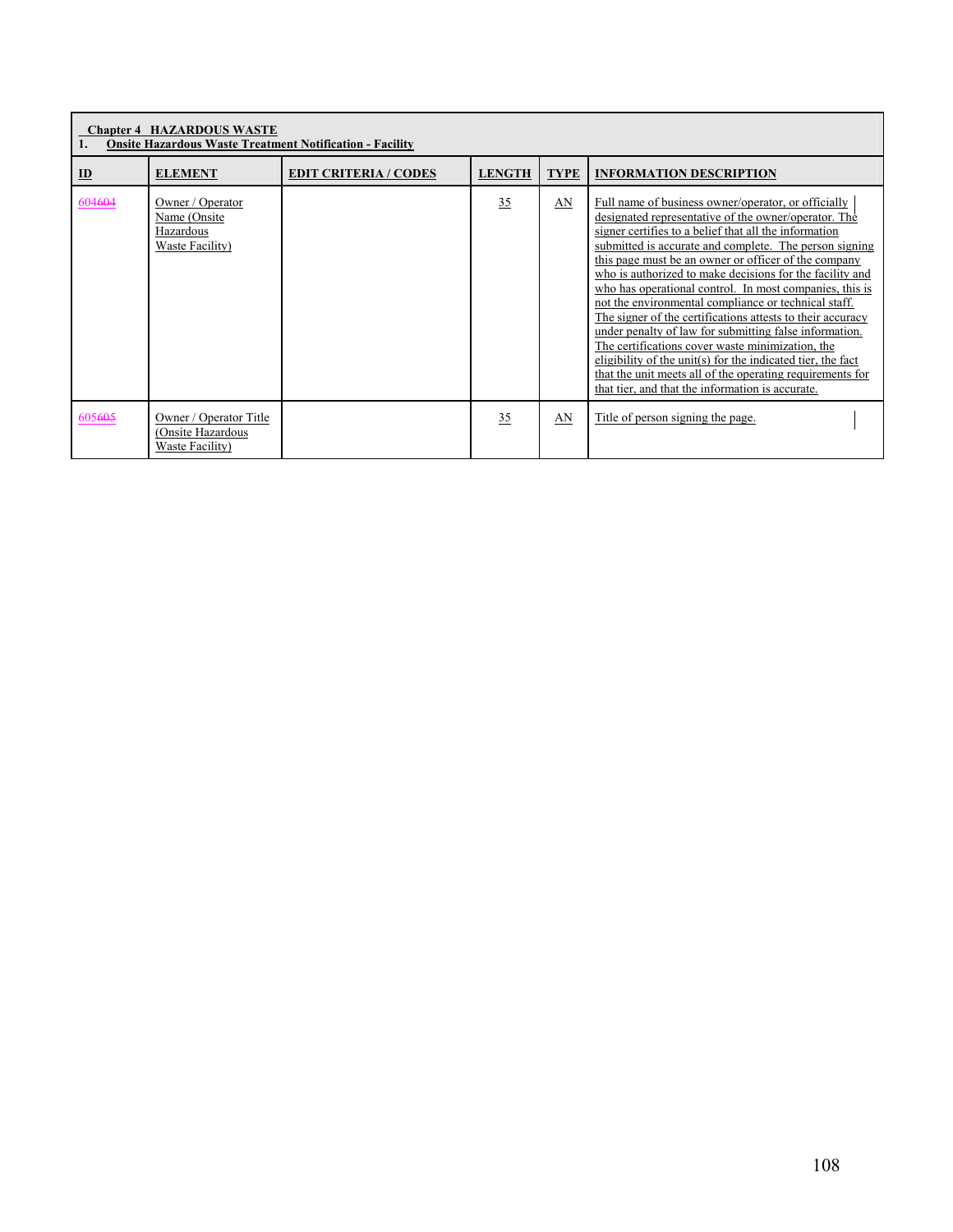| **Chapter 4 HAZARDOUS WASTE**<br>**1. Onsite Hazardous Waste Treatment Notification - Facility** | | | | | |
|---|---|---|---|---|---|
| **ID** | **ELEMENT** | **EDIT CRITERIA / CODES** | **LENGTH** | **TYPE** | **INFORMATION DESCRIPTION** |
| 604~~604~~ | Owner / Operator Name (Onsite Hazardous Waste Facility) | | 35 | AN | Full name of business owner/operator, or officially designated representative of the owner/operator. The signer certifies to a belief that all the information submitted is accurate and complete. The person signing this page must be an owner or officer of the company who is authorized to make decisions for the facility and who has operational control. In most companies, this is not the environmental compliance or technical staff. The signer of the certifications attests to their accuracy under penalty of law for submitting false information. The certifications cover waste minimization, the eligibility of the unit(s) for the indicated tier, the fact that the unit meets all of the operating requirements for that tier, and that the information is accurate. |
| 605~~605~~ | Owner / Operator Title (Onsite Hazardous Waste Facility) | | 35 | AN | Title of person signing the page. |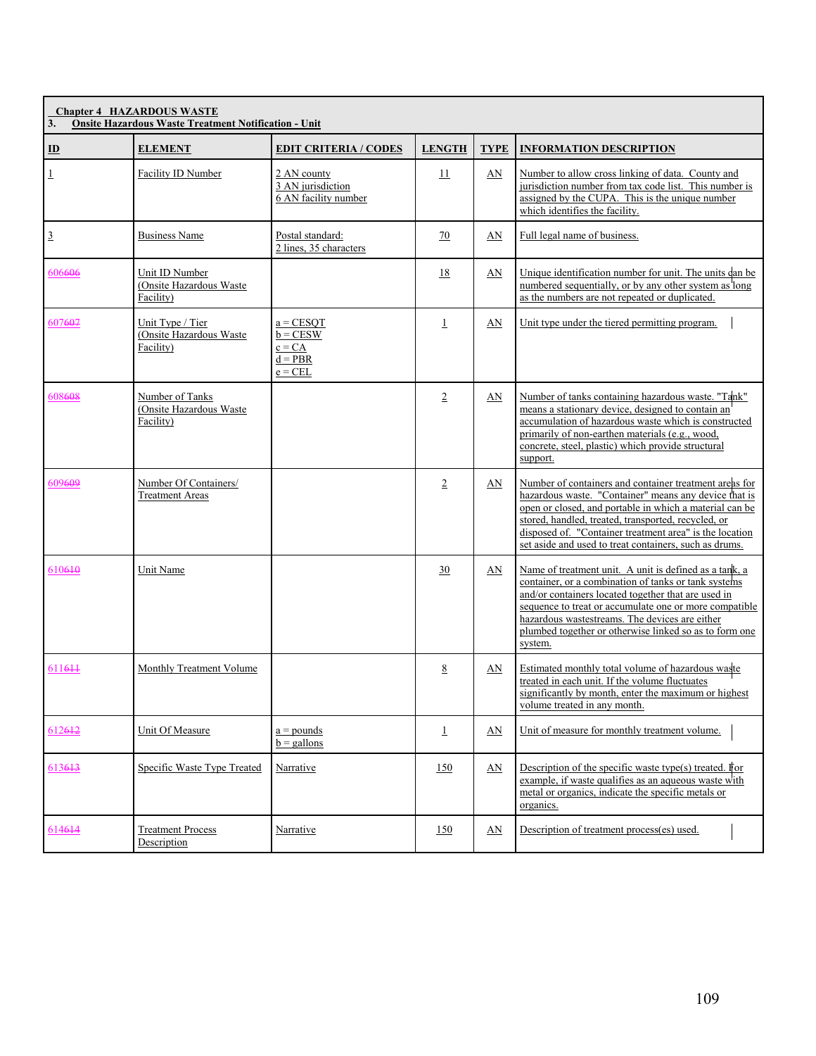## Chapter 4 HAZARDOUS WASTE

### 3. Onsite Hazardous Waste Treatment Notification - Unit

| ID | ELEMENT | EDIT CRITERIA / CODES | LENGTH | TYPE | INFORMATION DESCRIPTION |
|---|---|---|---|---|---|
| 1 | Facility ID Number | 2 AN county<br>3 AN jurisdiction<br>6 AN facility number | 11 | AN | Number to allow cross linking of data. County and jurisdiction number from tax code list. This number is assigned by the CUPA. This is the unique number which identifies the facility. |
| 3 | Business Name | Postal standard:<br>2 lines, 35 characters | 70 | AN | Full legal name of business. |
| 606606 | Unit ID Number (Onsite Hazardous Waste Facility) | | 18 | AN | Unique identification number for unit. The units can be numbered sequentially, or by any other system as long as the numbers are not repeated or duplicated. |
| 607607 | Unit Type / Tier (Onsite Hazardous Waste Facility) | a = CESQT<br>b = CESW<br>c = CA<br>d = PBR<br>e = CEL | 1 | AN | Unit type under the tiered permitting program. |
| 608608 | Number of Tanks (Onsite Hazardous Waste Facility) | | 2 | AN | Number of tanks containing hazardous waste. "Tank" means a stationary device, designed to contain an accumulation of hazardous waste which is constructed primarily of non-earthen materials (e.g., wood, concrete, steel, plastic) which provide structural support. |
| 609609 | Number Of Containers/ Treatment Areas | | 2 | AN | Number of containers and container treatment areas for hazardous waste. "Container" means any device that is open or closed, and portable in which a material can be stored, handled, treated, transported, recycled, or disposed of. "Container treatment area" is the location set aside and used to treat containers, such as drums. |
| 610610 | Unit Name | | 30 | AN | Name of treatment unit. A unit is defined as a tank, a container, or a combination of tanks or tank systems and/or containers located together that are used in sequence to treat or accumulate one or more compatible hazardous wastestreams. The devices are either plumbed together or otherwise linked so as to form one system. |
| 611611 | Monthly Treatment Volume | | 8 | AN | Estimated monthly total volume of hazardous waste treated in each unit. If the volume fluctuates significantly by month, enter the maximum or highest volume treated in any month. |
| 612612 | Unit Of Measure | a = pounds<br>b = gallons | 1 | AN | Unit of measure for monthly treatment volume. |
| 613613 | Specific Waste Type Treated | Narrative | 150 | AN | Description of the specific waste type(s) treated. For example, if waste qualifies as an aqueous waste with metal or organics, indicate the specific metals or organics. |
| 614614 | Treatment Process Description | Narrative | 150 | AN | Description of treatment process(es) used. |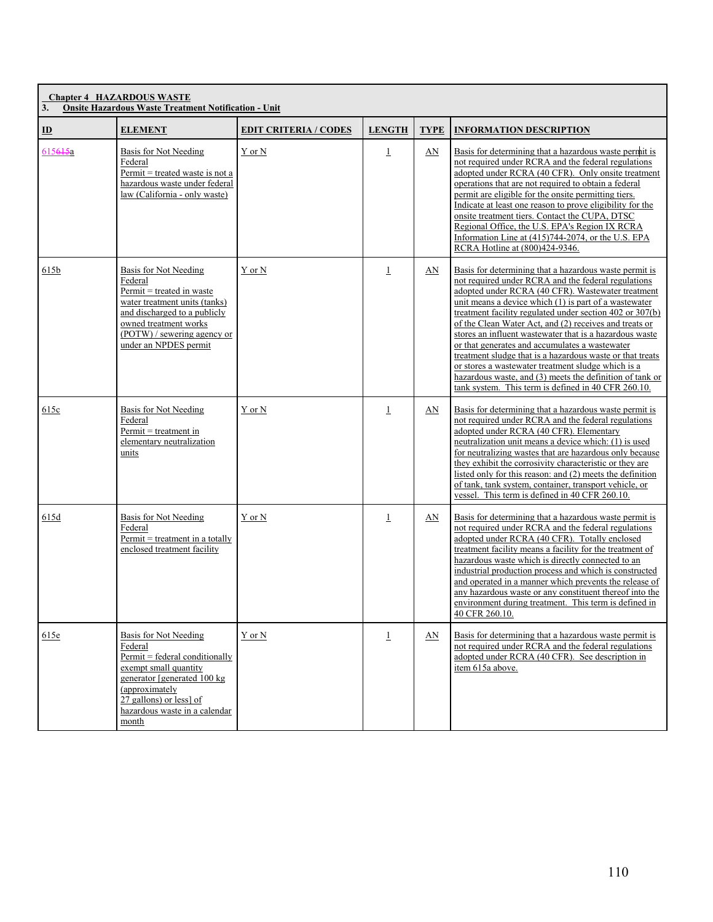**Chapter 4 HAZARDOUS WASTE**

**3. Onsite Hazardous Waste Treatment Notification - Unit**

| ID | ELEMENT | EDIT CRITERIA / CODES | LENGTH | TYPE | INFORMATION DESCRIPTION |
|---|---|---|---|---|---|
| 615615a | Basis for Not Needing Federal Permit = treated waste is not a hazardous waste under federal law (California - only waste) | Y or N | 1 | AN | Basis for determining that a hazardous waste permit is not required under RCRA and the federal regulations adopted under RCRA (40 CFR). Only onsite treatment operations that are not required to obtain a federal permit are eligible for the onsite permitting tiers. Indicate at least one reason to prove eligibility for the onsite treatment tiers. Contact the CUPA, DTSC Regional Office, the U.S. EPA's Region IX RCRA Information Line at (415)744-2074, or the U.S. EPA RCRA Hotline at (800)424-9346. |
| 615b | Basis for Not Needing Federal Permit = treated in waste water treatment units (tanks) and discharged to a publicly owned treatment works (POTW) / sewering agency or under an NPDES permit | Y or N | 1 | AN | Basis for determining that a hazardous waste permit is not required under RCRA and the federal regulations adopted under RCRA (40 CFR). Wastewater treatment unit means a device which (1) is part of a wastewater treatment facility regulated under section 402 or 307(b) of the Clean Water Act, and (2) receives and treats or stores an influent wastewater that is a hazardous waste or that generates and accumulates a wastewater treatment sludge that is a hazardous waste or that treats or stores a wastewater treatment sludge which is a hazardous waste, and (3) meets the definition of tank or tank system. This term is defined in 40 CFR 260.10. |
| 615c | Basis for Not Needing Federal Permit = treatment in elementary neutralization units | Y or N | 1 | AN | Basis for determining that a hazardous waste permit is not required under RCRA and the federal regulations adopted under RCRA (40 CFR). Elementary neutralization unit means a device which: (1) is used for neutralizing wastes that are hazardous only because they exhibit the corrosivity characteristic or they are listed only for this reason: and (2) meets the definition of tank, tank system, container, transport vehicle, or vessel. This term is defined in 40 CFR 260.10. |
| 615d | Basis for Not Needing Federal Permit = treatment in a totally enclosed treatment facility | Y or N | 1 | AN | Basis for determining that a hazardous waste permit is not required under RCRA and the federal regulations adopted under RCRA (40 CFR). Totally enclosed treatment facility means a facility for the treatment of hazardous waste which is directly connected to an industrial production process and which is constructed and operated in a manner which prevents the release of any hazardous waste or any constituent thereof into the environment during treatment. This term is defined in 40 CFR 260.10. |
| 615e | Basis for Not Needing Federal Permit = federal conditionally exempt small quantity generator [generated 100 kg (approximately 27 gallons) or less] of hazardous waste in a calendar month | Y or N | 1 | AN | Basis for determining that a hazardous waste permit is not required under RCRA and the federal regulations adopted under RCRA (40 CFR). See description in item 615a above. |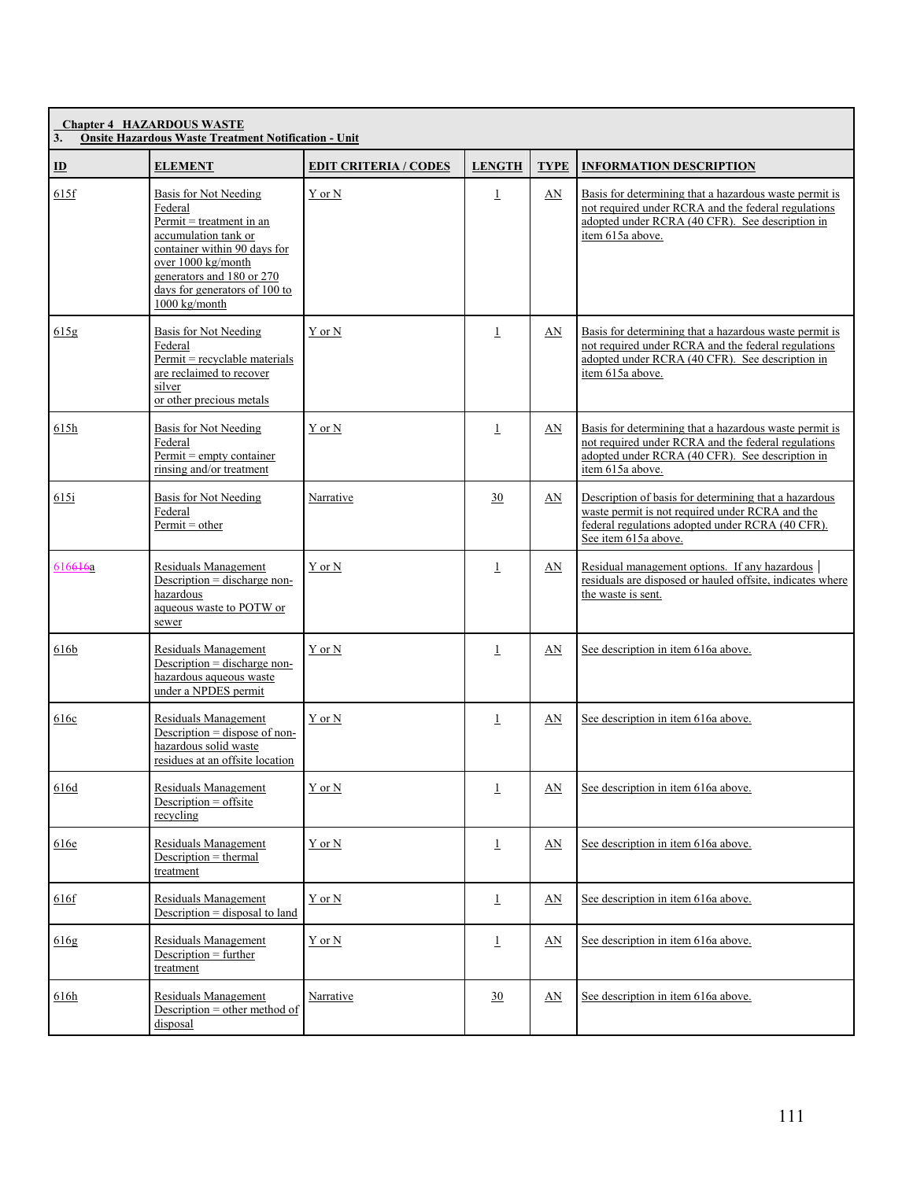**Chapter 4 HAZARDOUS WASTE**
**3. Onsite Hazardous Waste Treatment Notification - Unit**

| ID | ELEMENT | EDIT CRITERIA / CODES | LENGTH | TYPE | INFORMATION DESCRIPTION |
|---|---|---|---|---|---|
| 615f | Basis for Not Needing Federal Permit = treatment in an accumulation tank or container within 90 days for over 1000 kg/month generators and 180 or 270 days for generators of 100 to 1000 kg/month | Y or N | 1 | AN | Basis for determining that a hazardous waste permit is not required under RCRA and the federal regulations adopted under RCRA (40 CFR). See description in item 615a above. |
| 615g | Basis for Not Needing Federal Permit = recyclable materials are reclaimed to recover silver or other precious metals | Y or N | 1 | AN | Basis for determining that a hazardous waste permit is not required under RCRA and the federal regulations adopted under RCRA (40 CFR). See description in item 615a above. |
| 615h | Basis for Not Needing Federal Permit = empty container rinsing and/or treatment | Y or N | 1 | AN | Basis for determining that a hazardous waste permit is not required under RCRA and the federal regulations adopted under RCRA (40 CFR). See description in item 615a above. |
| 615i | Basis for Not Needing Federal Permit = other | Narrative | 30 | AN | Description of basis for determining that a hazardous waste permit is not required under RCRA and the federal regulations adopted under RCRA (40 CFR). See item 615a above. |
| 616~~616~~a | Residuals Management Description = discharge non-hazardous aqueous waste to POTW or sewer | Y or N | 1 | AN | Residual management options. If any hazardous residuals are disposed or hauled offsite, indicates where the waste is sent. |
| 616b | Residuals Management Description = discharge non-hazardous aqueous waste under a NPDES permit | Y or N | 1 | AN | See description in item 616a above. |
| 616c | Residuals Management Description = dispose of non-hazardous solid waste residues at an offsite location | Y or N | 1 | AN | See description in item 616a above. |
| 616d | Residuals Management Description = offsite recycling | Y or N | 1 | AN | See description in item 616a above. |
| 616e | Residuals Management Description = thermal treatment | Y or N | 1 | AN | See description in item 616a above. |
| 616f | Residuals Management Description = disposal to land | Y or N | 1 | AN | See description in item 616a above. |
| 616g | Residuals Management Description = further treatment | Y or N | 1 | AN | See description in item 616a above. |
| 616h | Residuals Management Description = other method of disposal | Narrative | 30 | AN | See description in item 616a above. |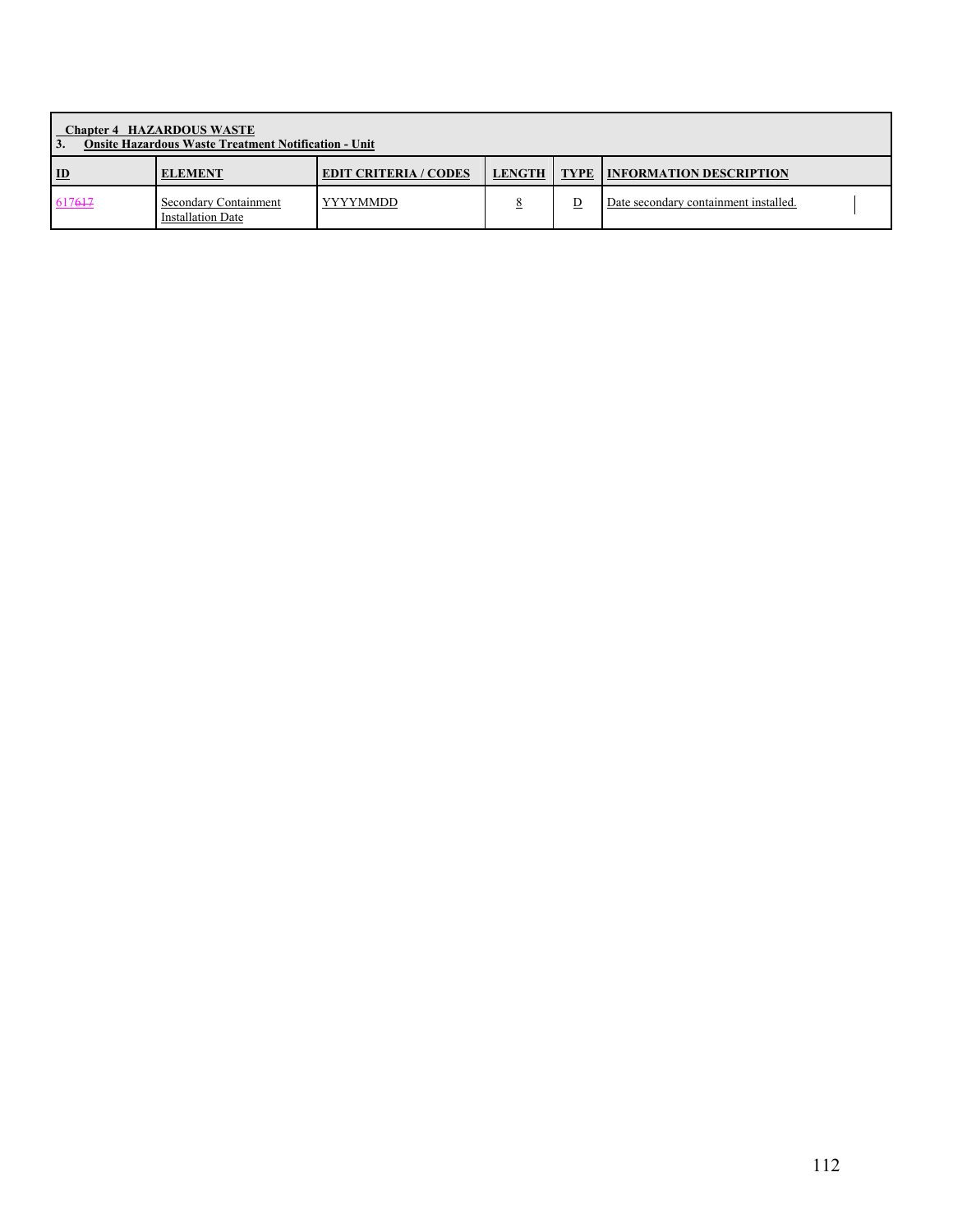| Chapter 4 HAZARDOUS WASTE<br>3. Onsite Hazardous Waste Treatment Notification - Unit | | | | | |
|---|---|---|---|---|---|
| **ID** | **ELEMENT** | **EDIT CRITERIA / CODES** | **LENGTH** | **TYPE** | **INFORMATION DESCRIPTION** |
| 617617 | Secondary Containment Installation Date | YYYYMMDD | 8 | D | Date secondary containment installed. |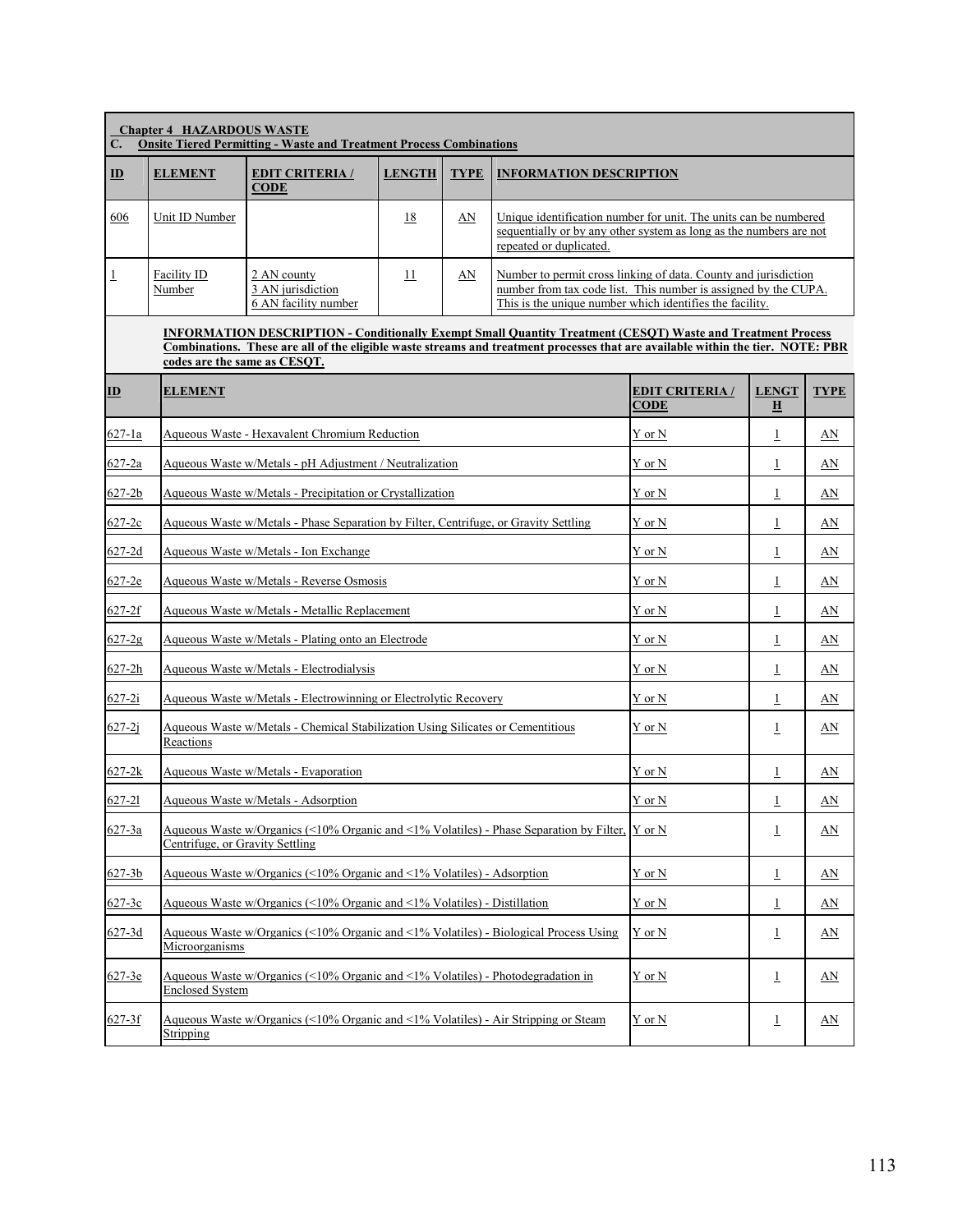**Chapter 4 HAZARDOUS WASTE**

**C. Onsite Tiered Permitting - Waste and Treatment Process Combinations**

| ID | ELEMENT | EDIT CRITERIA / CODE | LENGTH | TYPE | INFORMATION DESCRIPTION |
|---|---|---|---|---|---|
| 606 | Unit ID Number | | 18 | AN | Unique identification number for unit. The units can be numbered sequentially or by any other system as long as the numbers are not repeated or duplicated. |
| 1 | Facility ID Number | 2 AN county<br>3 AN jurisdiction<br>6 AN facility number | 11 | AN | Number to permit cross linking of data. County and jurisdiction number from tax code list. This number is assigned by the CUPA. This is the unique number which identifies the facility. |

**INFORMATION DESCRIPTION - Conditionally Exempt Small Quantity Treatment (CESQT) Waste and Treatment Process Combinations. These are all of the eligible waste streams and treatment processes that are available within the tier. NOTE: PBR codes are the same as CESQT.**

| ID | ELEMENT | EDIT CRITERIA / CODE | LENGTH | TYPE |
|---|---|---|---|---|
| 627-1a | Aqueous Waste - Hexavalent Chromium Reduction | Y or N | 1 | AN |
| 627-2a | Aqueous Waste w/Metals - pH Adjustment / Neutralization | Y or N | 1 | AN |
| 627-2b | Aqueous Waste w/Metals - Precipitation or Crystallization | Y or N | 1 | AN |
| 627-2c | Aqueous Waste w/Metals - Phase Separation by Filter, Centrifuge, or Gravity Settling | Y or N | 1 | AN |
| 627-2d | Aqueous Waste w/Metals - Ion Exchange | Y or N | 1 | AN |
| 627-2e | Aqueous Waste w/Metals - Reverse Osmosis | Y or N | 1 | AN |
| 627-2f | Aqueous Waste w/Metals - Metallic Replacement | Y or N | 1 | AN |
| 627-2g | Aqueous Waste w/Metals - Plating onto an Electrode | Y or N | 1 | AN |
| 627-2h | Aqueous Waste w/Metals - Electrodialysis | Y or N | 1 | AN |
| 627-2i | Aqueous Waste w/Metals - Electrowinning or Electrolytic Recovery | Y or N | 1 | AN |
| 627-2j | Aqueous Waste w/Metals - Chemical Stabilization Using Silicates or Cementitious Reactions | Y or N | 1 | AN |
| 627-2k | Aqueous Waste w/Metals - Evaporation | Y or N | 1 | AN |
| 627-2l | Aqueous Waste w/Metals - Adsorption | Y or N | 1 | AN |
| 627-3a | Aqueous Waste w/Organics (<10% Organic and <1% Volatiles) - Phase Separation by Filter, Centrifuge, or Gravity Settling | Y or N | 1 | AN |
| 627-3b | Aqueous Waste w/Organics (<10% Organic and <1% Volatiles) - Adsorption | Y or N | 1 | AN |
| 627-3c | Aqueous Waste w/Organics (<10% Organic and <1% Volatiles) - Distillation | Y or N | 1 | AN |
| 627-3d | Aqueous Waste w/Organics (<10% Organic and <1% Volatiles) - Biological Process Using Microorganisms | Y or N | 1 | AN |
| 627-3e | Aqueous Waste w/Organics (<10% Organic and <1% Volatiles) - Photodegradation in Enclosed System | Y or N | 1 | AN |
| 627-3f | Aqueous Waste w/Organics (<10% Organic and <1% Volatiles) - Air Stripping or Steam Stripping | Y or N | 1 | AN |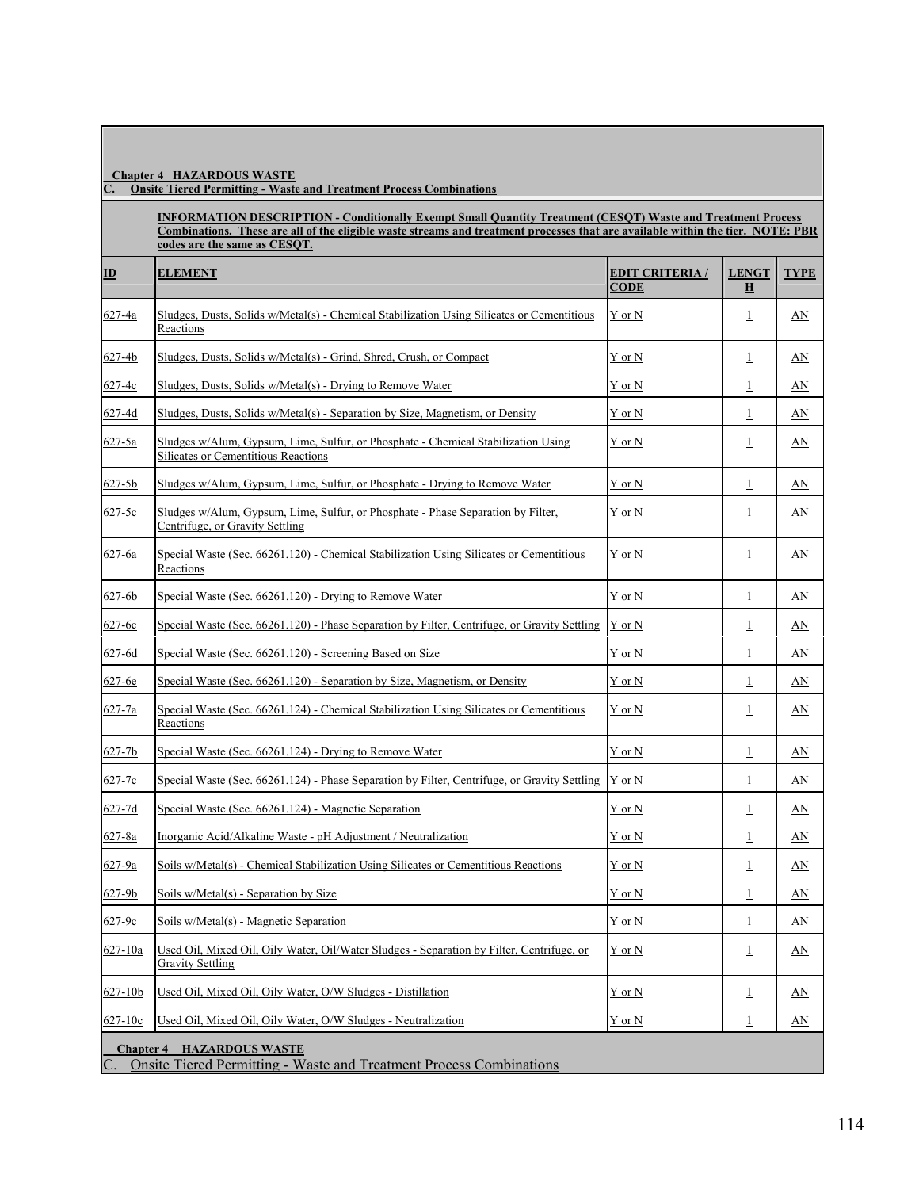**Chapter 4 HAZARDOUS WASTE**
**C. Onsite Tiered Permitting - Waste and Treatment Process Combinations**

**INFORMATION DESCRIPTION - Conditionally Exempt Small Quantity Treatment (CESQT) Waste and Treatment Process Combinations. These are all of the eligible waste streams and treatment processes that are available within the tier. NOTE: PBR codes are the same as CESQT.**

| ID | ELEMENT | EDIT CRITERIA / CODE | LENGTH | TYPE |
|---|---|---|---|---|
| 627-4a | Sludges, Dusts, Solids w/Metal(s) - Chemical Stabilization Using Silicates or Cementitious Reactions | Y or N | 1 | AN |
| 627-4b | Sludges, Dusts, Solids w/Metal(s) - Grind, Shred, Crush, or Compact | Y or N | 1 | AN |
| 627-4c | Sludges, Dusts, Solids w/Metal(s) - Drying to Remove Water | Y or N | 1 | AN |
| 627-4d | Sludges, Dusts, Solids w/Metal(s) - Separation by Size, Magnetism, or Density | Y or N | 1 | AN |
| 627-5a | Sludges w/Alum, Gypsum, Lime, Sulfur, or Phosphate - Chemical Stabilization Using Silicates or Cementitious Reactions | Y or N | 1 | AN |
| 627-5b | Sludges w/Alum, Gypsum, Lime, Sulfur, or Phosphate - Drying to Remove Water | Y or N | 1 | AN |
| 627-5c | Sludges w/Alum, Gypsum, Lime, Sulfur, or Phosphate - Phase Separation by Filter, Centrifuge, or Gravity Settling | Y or N | 1 | AN |
| 627-6a | Special Waste (Sec. 66261.120) - Chemical Stabilization Using Silicates or Cementitious Reactions | Y or N | 1 | AN |
| 627-6b | Special Waste (Sec. 66261.120) - Drying to Remove Water | Y or N | 1 | AN |
| 627-6c | Special Waste (Sec. 66261.120) - Phase Separation by Filter, Centrifuge, or Gravity Settling | Y or N | 1 | AN |
| 627-6d | Special Waste (Sec. 66261.120) - Screening Based on Size | Y or N | 1 | AN |
| 627-6e | Special Waste (Sec. 66261.120) - Separation by Size, Magnetism, or Density | Y or N | 1 | AN |
| 627-7a | Special Waste (Sec. 66261.124) - Chemical Stabilization Using Silicates or Cementitious Reactions | Y or N | 1 | AN |
| 627-7b | Special Waste (Sec. 66261.124) - Drying to Remove Water | Y or N | 1 | AN |
| 627-7c | Special Waste (Sec. 66261.124) - Phase Separation by Filter, Centrifuge, or Gravity Settling | Y or N | 1 | AN |
| 627-7d | Special Waste (Sec. 66261.124) - Magnetic Separation | Y or N | 1 | AN |
| 627-8a | Inorganic Acid/Alkaline Waste - pH Adjustment / Neutralization | Y or N | 1 | AN |
| 627-9a | Soils w/Metal(s) - Chemical Stabilization Using Silicates or Cementitious Reactions | Y or N | 1 | AN |
| 627-9b | Soils w/Metal(s) - Separation by Size | Y or N | 1 | AN |
| 627-9c | Soils w/Metal(s) - Magnetic Separation | Y or N | 1 | AN |
| 627-10a | Used Oil, Mixed Oil, Oily Water, Oil/Water Sludges - Separation by Filter, Centrifuge, or Gravity Settling | Y or N | 1 | AN |
| 627-10b | Used Oil, Mixed Oil, Oily Water, O/W Sludges - Distillation | Y or N | 1 | AN |
| 627-10c | Used Oil, Mixed Oil, Oily Water, O/W Sludges - Neutralization | Y or N | 1 | AN |

**Chapter 4 HAZARDOUS WASTE**
C. Onsite Tiered Permitting - Waste and Treatment Process Combinations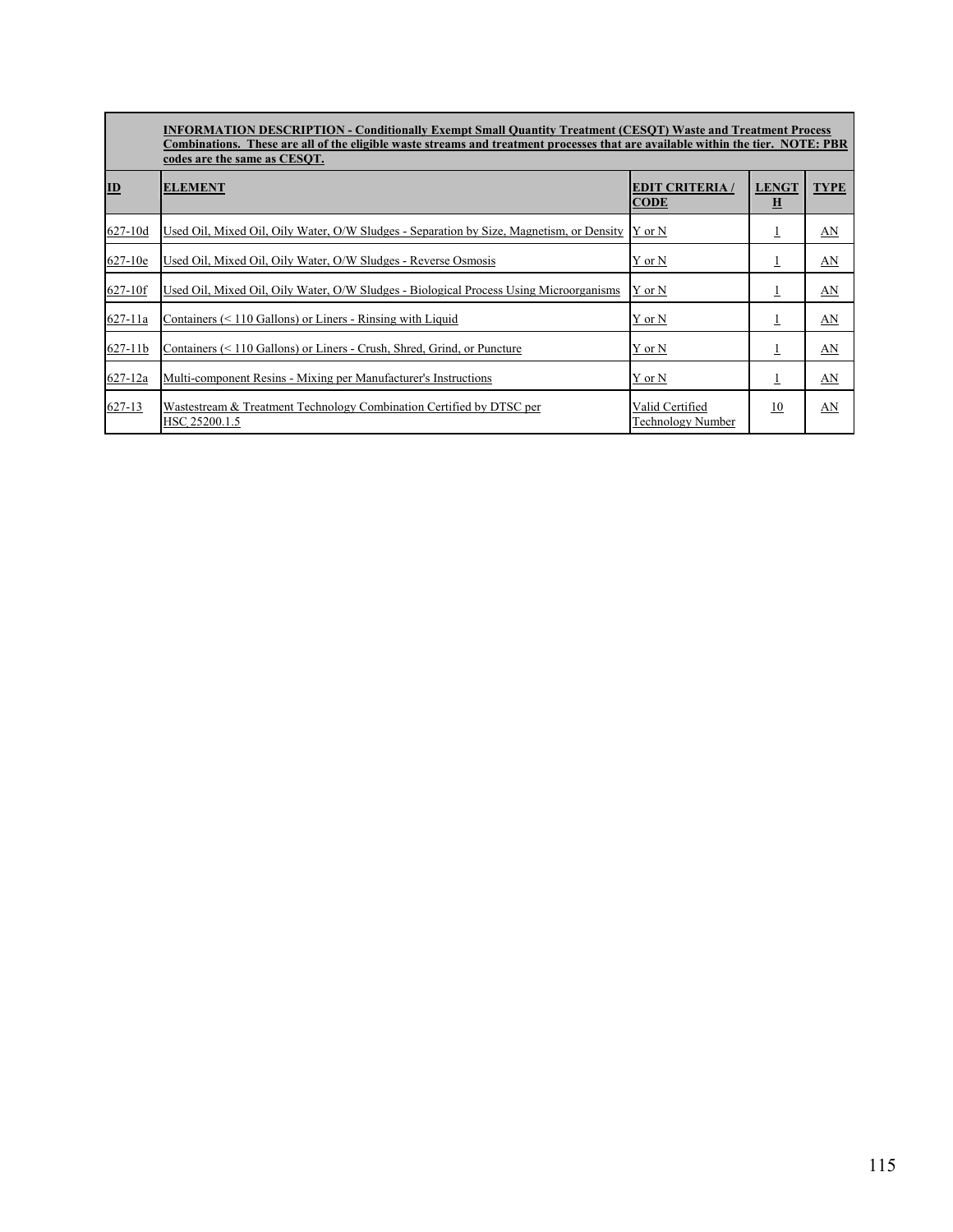| | INFORMATION DESCRIPTION - Conditionally Exempt Small Quantity Treatment (CESQT) Waste and Treatment Process Combinations. These are all of the eligible waste streams and treatment processes that are available within the tier. NOTE: PBR codes are the same as CESQT. | | | |
|---|---|---|---|---|
| **ID** | **ELEMENT** | **EDIT CRITERIA / CODE** | **LENGTH** | **TYPE** |
| 627-10d | Used Oil, Mixed Oil, Oily Water, O/W Sludges - Separation by Size, Magnetism, or Density | Y or N | 1 | AN |
| 627-10e | Used Oil, Mixed Oil, Oily Water, O/W Sludges - Reverse Osmosis | Y or N | 1 | AN |
| 627-10f | Used Oil, Mixed Oil, Oily Water, O/W Sludges - Biological Process Using Microorganisms | Y or N | 1 | AN |
| 627-11a | Containers (< 110 Gallons) or Liners - Rinsing with Liquid | Y or N | 1 | AN |
| 627-11b | Containers (< 110 Gallons) or Liners - Crush, Shred, Grind, or Puncture | Y or N | 1 | AN |
| 627-12a | Multi-component Resins - Mixing per Manufacturer's Instructions | Y or N | 1 | AN |
| 627-13 | Wastestream & Treatment Technology Combination Certified by DTSC per HSC 25200.1.5 | Valid Certified Technology Number | 10 | AN |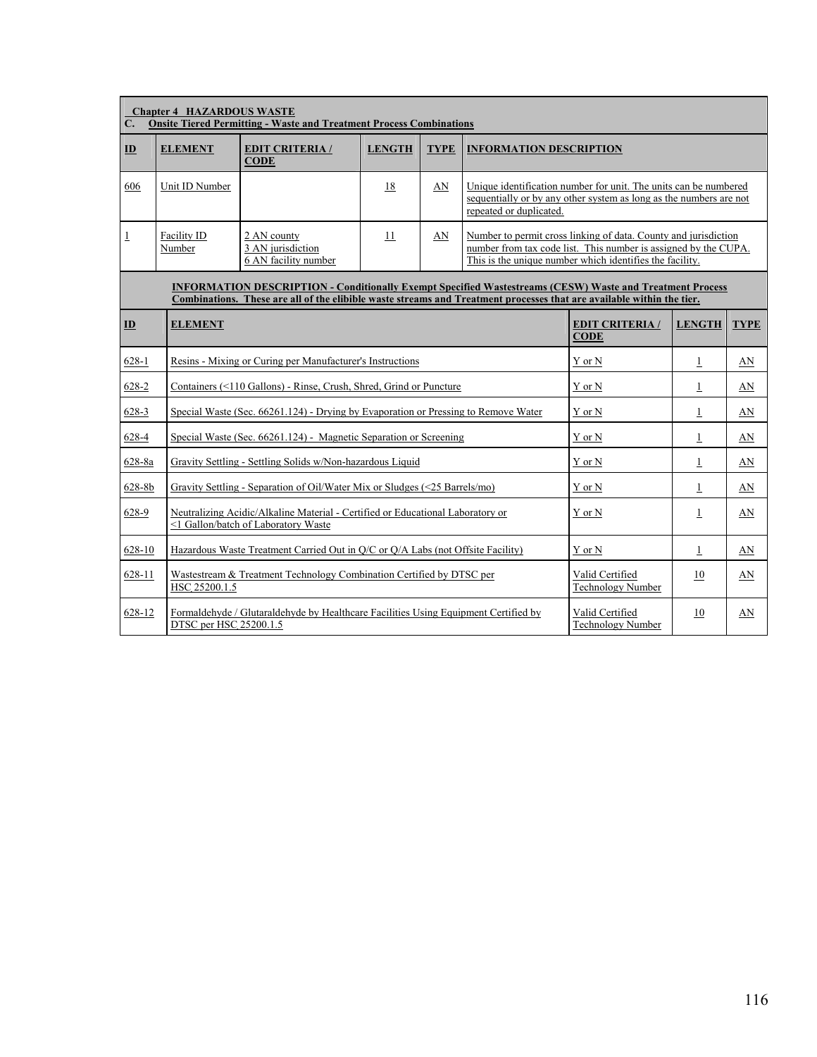**Chapter 4 HAZARDOUS WASTE**
**C. Onsite Tiered Permitting - Waste and Treatment Process Combinations**

| ID | ELEMENT | EDIT CRITERIA / CODE | LENGTH | TYPE | INFORMATION DESCRIPTION |
|---|---|---|---|---|---|
| 606 | Unit ID Number | | 18 | AN | Unique identification number for unit. The units can be numbered sequentially or by any other system as long as the numbers are not repeated or duplicated. |
| 1 | Facility ID Number | 2 AN county<br>3 AN jurisdiction<br>6 AN facility number | 11 | AN | Number to permit cross linking of data. County and jurisdiction number from tax code list. This number is assigned by the CUPA. This is the unique number which identifies the facility. |

**INFORMATION DESCRIPTION - Conditionally Exempt Specified Wastestreams (CESW) Waste and Treatment Process Combinations. These are all of the elibible waste streams and Treatment processes that are available within the tier.**

| ID | ELEMENT | EDIT CRITERIA / CODE | LENGTH | TYPE |
|---|---|---|---|---|
| 628-1 | Resins - Mixing or Curing per Manufacturer's Instructions | Y or N | 1 | AN |
| 628-2 | Containers (<110 Gallons) - Rinse, Crush, Shred, Grind or Puncture | Y or N | 1 | AN |
| 628-3 | Special Waste (Sec. 66261.124) - Drying by Evaporation or Pressing to Remove Water | Y or N | 1 | AN |
| 628-4 | Special Waste (Sec. 66261.124) - Magnetic Separation or Screening | Y or N | 1 | AN |
| 628-8a | Gravity Settling - Settling Solids w/Non-hazardous Liquid | Y or N | 1 | AN |
| 628-8b | Gravity Settling - Separation of Oil/Water Mix or Sludges (<25 Barrels/mo) | Y or N | 1 | AN |
| 628-9 | Neutralizing Acidic/Alkaline Material - Certified or Educational Laboratory or <1 Gallon/batch of Laboratory Waste | Y or N | 1 | AN |
| 628-10 | Hazardous Waste Treatment Carried Out in Q/C or Q/A Labs (not Offsite Facility) | Y or N | 1 | AN |
| 628-11 | Wastestream & Treatment Technology Combination Certified by DTSC per HSC 25200.1.5 | Valid Certified Technology Number | 10 | AN |
| 628-12 | Formaldehyde / Glutaraldehyde by Healthcare Facilities Using Equipment Certified by DTSC per HSC 25200.1.5 | Valid Certified Technology Number | 10 | AN |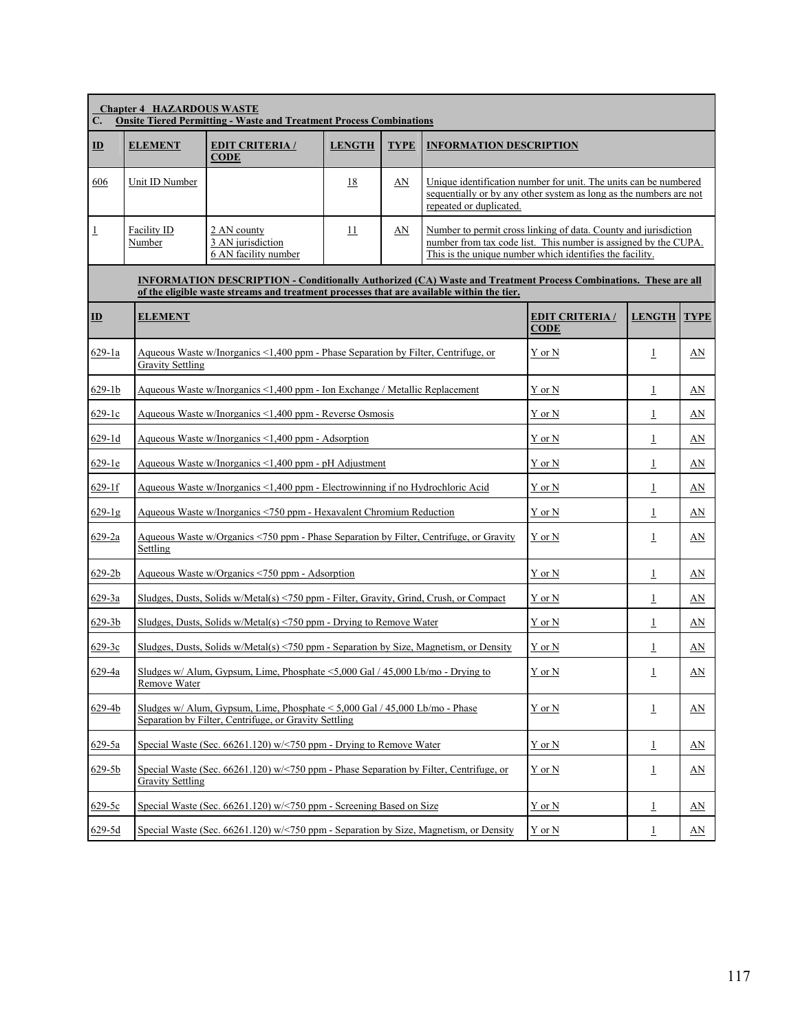**Chapter 4 HAZARDOUS WASTE**
**C. Onsite Tiered Permitting - Waste and Treatment Process Combinations**

| ID | ELEMENT | EDIT CRITERIA / CODE | LENGTH | TYPE | INFORMATION DESCRIPTION |
|---|---|---|---|---|---|
| 606 | Unit ID Number | | 18 | AN | Unique identification number for unit. The units can be numbered sequentially or by any other system as long as the numbers are not repeated or duplicated. |
| 1 | Facility ID Number | 2 AN county<br>3 AN jurisdiction<br>6 AN facility number | 11 | AN | Number to permit cross linking of data. County and jurisdiction number from tax code list. This number is assigned by the CUPA. This is the unique number which identifies the facility. |

**INFORMATION DESCRIPTION - Conditionally Authorized (CA) Waste and Treatment Process Combinations. These are all of the eligible waste streams and treatment processes that are available within the tier.**

| ID | ELEMENT | EDIT CRITERIA / CODE | LENGTH | TYPE |
|---|---|---|---|---|
| 629-1a | Aqueous Waste w/Inorganics <1,400 ppm - Phase Separation by Filter, Centrifuge, or Gravity Settling | Y or N | 1 | AN |
| 629-1b | Aqueous Waste w/Inorganics <1,400 ppm - Ion Exchange / Metallic Replacement | Y or N | 1 | AN |
| 629-1c | Aqueous Waste w/Inorganics <1,400 ppm - Reverse Osmosis | Y or N | 1 | AN |
| 629-1d | Aqueous Waste w/Inorganics <1,400 ppm - Adsorption | Y or N | 1 | AN |
| 629-1e | Aqueous Waste w/Inorganics <1,400 ppm - pH Adjustment | Y or N | 1 | AN |
| 629-1f | Aqueous Waste w/Inorganics <1,400 ppm - Electrowinning if no Hydrochloric Acid | Y or N | 1 | AN |
| 629-1g | Aqueous Waste w/Inorganics <750 ppm - Hexavalent Chromium Reduction | Y or N | 1 | AN |
| 629-2a | Aqueous Waste w/Organics <750 ppm - Phase Separation by Filter, Centrifuge, or Gravity Settling | Y or N | 1 | AN |
| 629-2b | Aqueous Waste w/Organics <750 ppm - Adsorption | Y or N | 1 | AN |
| 629-3a | Sludges, Dusts, Solids w/Metal(s) <750 ppm - Filter, Gravity, Grind, Crush, or Compact | Y or N | 1 | AN |
| 629-3b | Sludges, Dusts, Solids w/Metal(s) <750 ppm - Drying to Remove Water | Y or N | 1 | AN |
| 629-3c | Sludges, Dusts, Solids w/Metal(s) <750 ppm - Separation by Size, Magnetism, or Density | Y or N | 1 | AN |
| 629-4a | Sludges w/ Alum, Gypsum, Lime, Phosphate <5,000 Gal / 45,000 Lb/mo - Drying to Remove Water | Y or N | 1 | AN |
| 629-4b | Sludges w/ Alum, Gypsum, Lime, Phosphate < 5,000 Gal / 45,000 Lb/mo - Phase Separation by Filter, Centrifuge, or Gravity Settling | Y or N | 1 | AN |
| 629-5a | Special Waste (Sec. 66261.120) w/<750 ppm - Drying to Remove Water | Y or N | 1 | AN |
| 629-5b | Special Waste (Sec. 66261.120) w/<750 ppm - Phase Separation by Filter, Centrifuge, or Gravity Settling | Y or N | 1 | AN |
| 629-5c | Special Waste (Sec. 66261.120) w/<750 ppm - Screening Based on Size | Y or N | 1 | AN |
| 629-5d | Special Waste (Sec. 66261.120) w/<750 ppm - Separation by Size, Magnetism, or Density | Y or N | 1 | AN |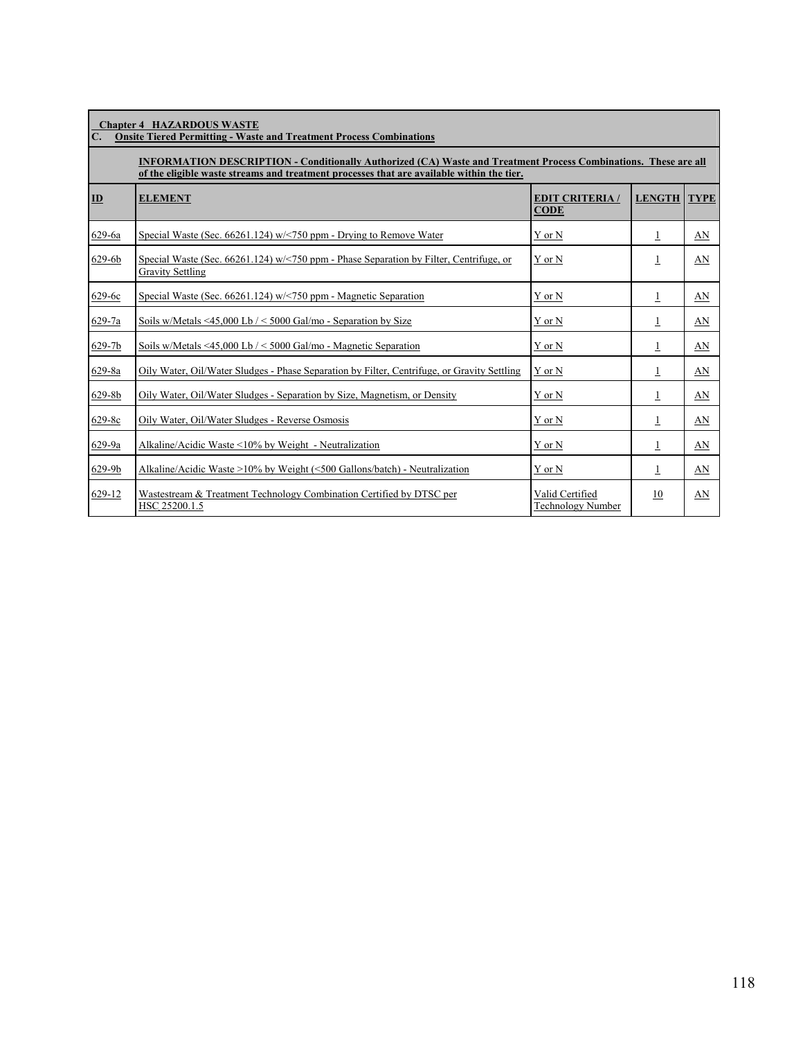**Chapter 4 HAZARDOUS WASTE**
**C. Onsite Tiered Permitting - Waste and Treatment Process Combinations**

**INFORMATION DESCRIPTION - Conditionally Authorized (CA) Waste and Treatment Process Combinations. These are all of the eligible waste streams and treatment processes that are available within the tier.**

| ID | ELEMENT | EDIT CRITERIA / CODE | LENGTH | TYPE |
|---|---|---|---|---|
| 629-6a | Special Waste (Sec. 66261.124) w/<750 ppm - Drying to Remove Water | Y or N | 1 | AN |
| 629-6b | Special Waste (Sec. 66261.124) w/<750 ppm - Phase Separation by Filter, Centrifuge, or Gravity Settling | Y or N | 1 | AN |
| 629-6c | Special Waste (Sec. 66261.124) w/<750 ppm - Magnetic Separation | Y or N | 1 | AN |
| 629-7a | Soils w/Metals <45,000 Lb / < 5000 Gal/mo - Separation by Size | Y or N | 1 | AN |
| 629-7b | Soils w/Metals <45,000 Lb / < 5000 Gal/mo - Magnetic Separation | Y or N | 1 | AN |
| 629-8a | Oily Water, Oil/Water Sludges - Phase Separation by Filter, Centrifuge, or Gravity Settling | Y or N | 1 | AN |
| 629-8b | Oily Water, Oil/Water Sludges - Separation by Size, Magnetism, or Density | Y or N | 1 | AN |
| 629-8c | Oily Water, Oil/Water Sludges - Reverse Osmosis | Y or N | 1 | AN |
| 629-9a | Alkaline/Acidic Waste <10% by Weight - Neutralization | Y or N | 1 | AN |
| 629-9b | Alkaline/Acidic Waste >10% by Weight (<500 Gallons/batch) - Neutralization | Y or N | 1 | AN |
| 629-12 | Wastestream & Treatment Technology Combination Certified by DTSC per HSC 25200.1.5 | Valid Certified Technology Number | 10 | AN |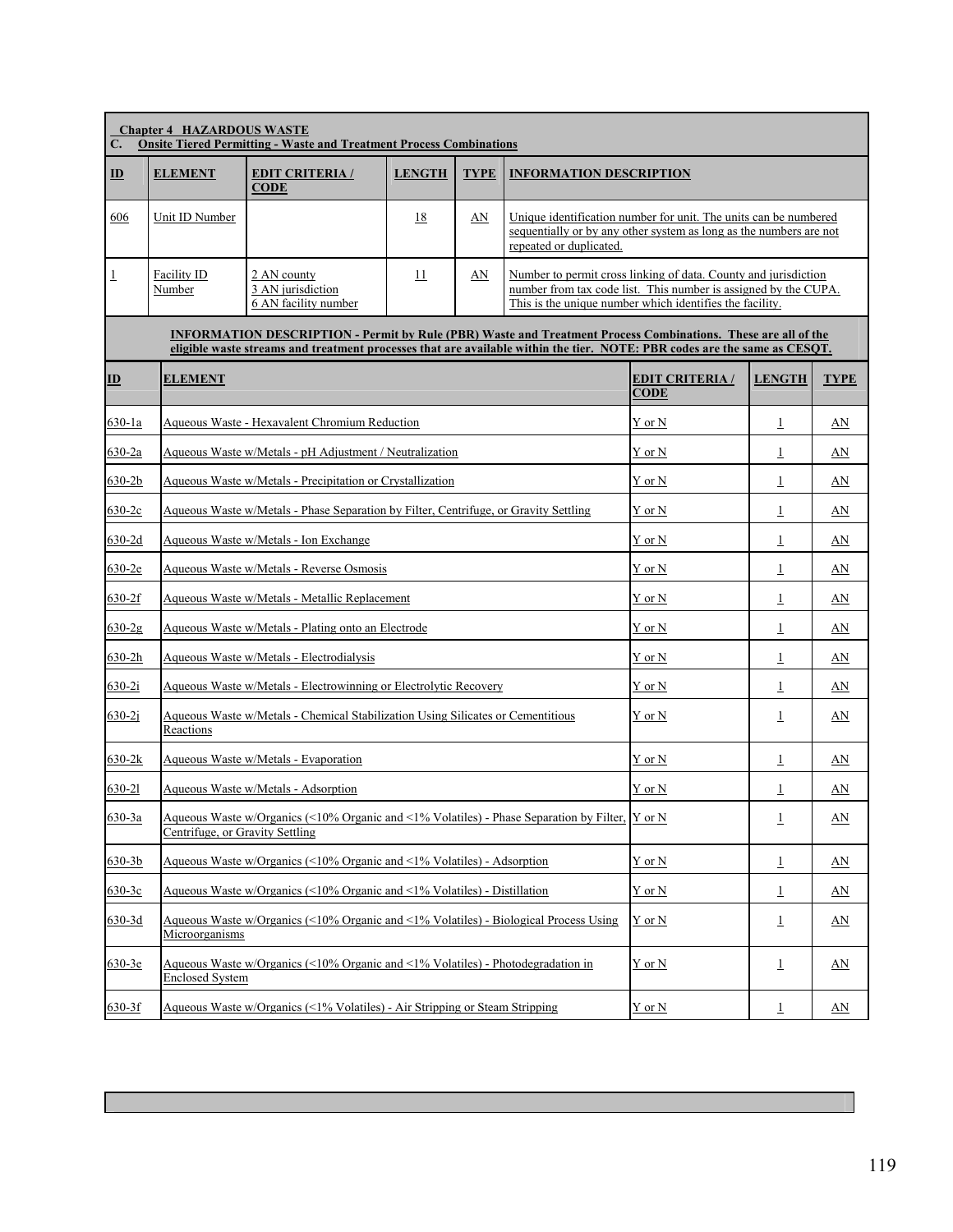**Chapter 4 HAZARDOUS WASTE**

**C. Onsite Tiered Permitting - Waste and Treatment Process Combinations**

| ID | ELEMENT | EDIT CRITERIA / CODE | LENGTH | TYPE | INFORMATION DESCRIPTION |
|---|---|---|---|---|---|
| 606 | Unit ID Number | | 18 | AN | Unique identification number for unit. The units can be numbered sequentially or by any other system as long as the numbers are not repeated or duplicated. |
| 1 | Facility ID Number | 2 AN county<br>3 AN jurisdiction<br>6 AN facility number | 11 | AN | Number to permit cross linking of data. County and jurisdiction number from tax code list. This number is assigned by the CUPA. This is the unique number which identifies the facility. |

**INFORMATION DESCRIPTION - Permit by Rule (PBR) Waste and Treatment Process Combinations. These are all of the eligible waste streams and treatment processes that are available within the tier. NOTE: PBR codes are the same as CESQT.**

| ID | ELEMENT | EDIT CRITERIA / CODE | LENGTH | TYPE |
|---|---|---|---|---|
| 630-1a | Aqueous Waste - Hexavalent Chromium Reduction | Y or N | 1 | AN |
| 630-2a | Aqueous Waste w/Metals - pH Adjustment / Neutralization | Y or N | 1 | AN |
| 630-2b | Aqueous Waste w/Metals - Precipitation or Crystallization | Y or N | 1 | AN |
| 630-2c | Aqueous Waste w/Metals - Phase Separation by Filter, Centrifuge, or Gravity Settling | Y or N | 1 | AN |
| 630-2d | Aqueous Waste w/Metals - Ion Exchange | Y or N | 1 | AN |
| 630-2e | Aqueous Waste w/Metals - Reverse Osmosis | Y or N | 1 | AN |
| 630-2f | Aqueous Waste w/Metals - Metallic Replacement | Y or N | 1 | AN |
| 630-2g | Aqueous Waste w/Metals - Plating onto an Electrode | Y or N | 1 | AN |
| 630-2h | Aqueous Waste w/Metals - Electrodialysis | Y or N | 1 | AN |
| 630-2i | Aqueous Waste w/Metals - Electrowinning or Electrolytic Recovery | Y or N | 1 | AN |
| 630-2j | Aqueous Waste w/Metals - Chemical Stabilization Using Silicates or Cementitious Reactions | Y or N | 1 | AN |
| 630-2k | Aqueous Waste w/Metals - Evaporation | Y or N | 1 | AN |
| 630-2l | Aqueous Waste w/Metals - Adsorption | Y or N | 1 | AN |
| 630-3a | Aqueous Waste w/Organics (<10% Organic and <1% Volatiles) - Phase Separation by Filter, Centrifuge, or Gravity Settling | Y or N | 1 | AN |
| 630-3b | Aqueous Waste w/Organics (<10% Organic and <1% Volatiles) - Adsorption | Y or N | 1 | AN |
| 630-3c | Aqueous Waste w/Organics (<10% Organic and <1% Volatiles) - Distillation | Y or N | 1 | AN |
| 630-3d | Aqueous Waste w/Organics (<10% Organic and <1% Volatiles) - Biological Process Using Microorganisms | Y or N | 1 | AN |
| 630-3e | Aqueous Waste w/Organics (<10% Organic and <1% Volatiles) - Photodegradation in Enclosed System | Y or N | 1 | AN |
| 630-3f | Aqueous Waste w/Organics (<1% Volatiles) - Air Stripping or Steam Stripping | Y or N | 1 | AN |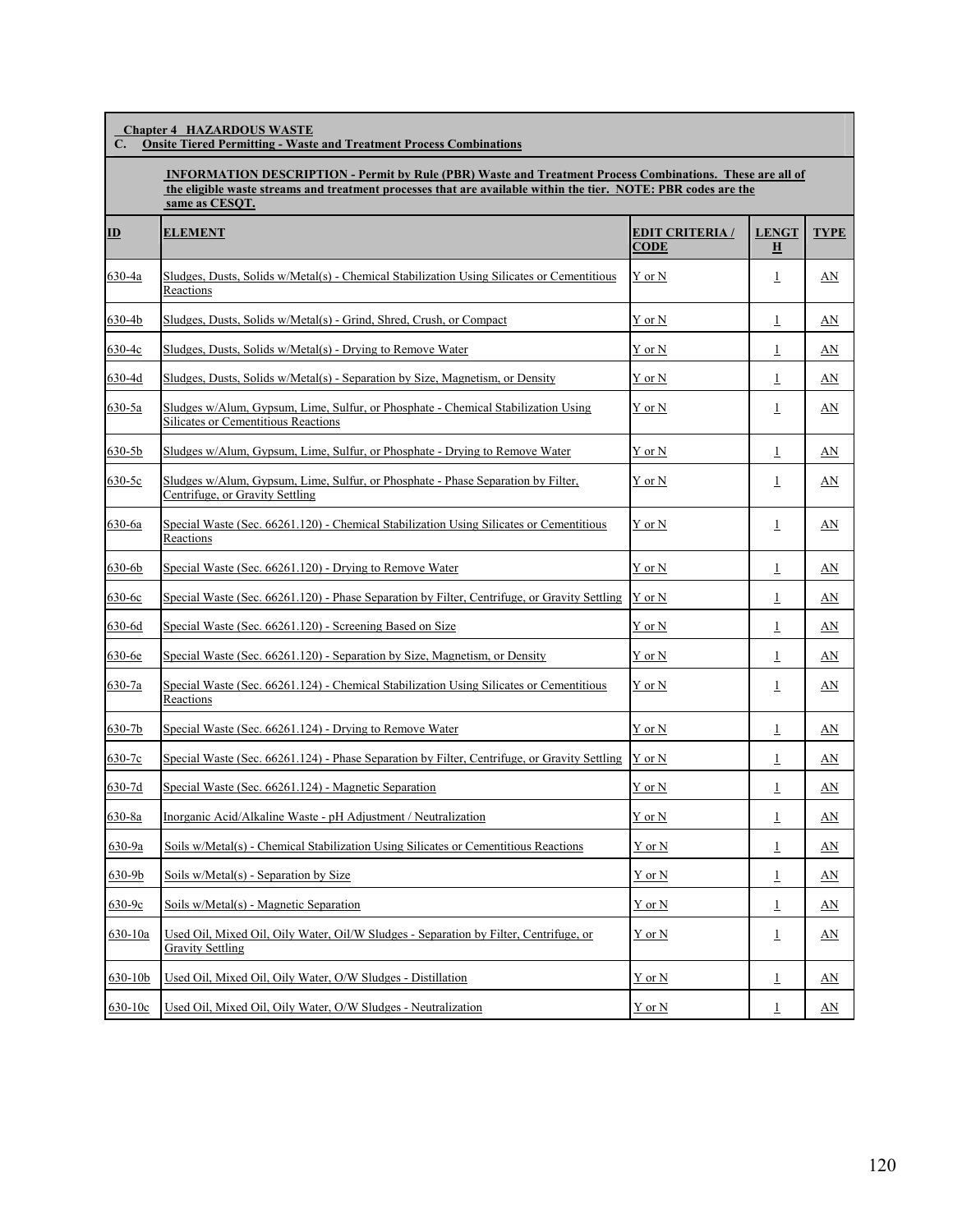**Chapter 4 HAZARDOUS WASTE**
**C. Onsite Tiered Permitting - Waste and Treatment Process Combinations**

**INFORMATION DESCRIPTION - Permit by Rule (PBR) Waste and Treatment Process Combinations. These are all of the eligible waste streams and treatment processes that are available within the tier. NOTE: PBR codes are the same as CESQT.**

| ID | ELEMENT | EDIT CRITERIA / CODE | LENGTH | TYPE |
|---|---|---|---|---|
| 630-4a | Sludges, Dusts, Solids w/Metal(s) - Chemical Stabilization Using Silicates or Cementitious Reactions | Y or N | 1 | AN |
| 630-4b | Sludges, Dusts, Solids w/Metal(s) - Grind, Shred, Crush, or Compact | Y or N | 1 | AN |
| 630-4c | Sludges, Dusts, Solids w/Metal(s) - Drying to Remove Water | Y or N | 1 | AN |
| 630-4d | Sludges, Dusts, Solids w/Metal(s) - Separation by Size, Magnetism, or Density | Y or N | 1 | AN |
| 630-5a | Sludges w/Alum, Gypsum, Lime, Sulfur, or Phosphate - Chemical Stabilization Using Silicates or Cementitious Reactions | Y or N | 1 | AN |
| 630-5b | Sludges w/Alum, Gypsum, Lime, Sulfur, or Phosphate - Drying to Remove Water | Y or N | 1 | AN |
| 630-5c | Sludges w/Alum, Gypsum, Lime, Sulfur, or Phosphate - Phase Separation by Filter, Centrifuge, or Gravity Settling | Y or N | 1 | AN |
| 630-6a | Special Waste (Sec. 66261.120) - Chemical Stabilization Using Silicates or Cementitious Reactions | Y or N | 1 | AN |
| 630-6b | Special Waste (Sec. 66261.120) - Drying to Remove Water | Y or N | 1 | AN |
| 630-6c | Special Waste (Sec. 66261.120) - Phase Separation by Filter, Centrifuge, or Gravity Settling | Y or N | 1 | AN |
| 630-6d | Special Waste (Sec. 66261.120) - Screening Based on Size | Y or N | 1 | AN |
| 630-6e | Special Waste (Sec. 66261.120) - Separation by Size, Magnetism, or Density | Y or N | 1 | AN |
| 630-7a | Special Waste (Sec. 66261.124) - Chemical Stabilization Using Silicates or Cementitious Reactions | Y or N | 1 | AN |
| 630-7b | Special Waste (Sec. 66261.124) - Drying to Remove Water | Y or N | 1 | AN |
| 630-7c | Special Waste (Sec. 66261.124) - Phase Separation by Filter, Centrifuge, or Gravity Settling | Y or N | 1 | AN |
| 630-7d | Special Waste (Sec. 66261.124) - Magnetic Separation | Y or N | 1 | AN |
| 630-8a | Inorganic Acid/Alkaline Waste - pH Adjustment / Neutralization | Y or N | 1 | AN |
| 630-9a | Soils w/Metal(s) - Chemical Stabilization Using Silicates or Cementitious Reactions | Y or N | 1 | AN |
| 630-9b | Soils w/Metal(s) - Separation by Size | Y or N | 1 | AN |
| 630-9c | Soils w/Metal(s) - Magnetic Separation | Y or N | 1 | AN |
| 630-10a | Used Oil, Mixed Oil, Oily Water, Oil/W Sludges - Separation by Filter, Centrifuge, or Gravity Settling | Y or N | 1 | AN |
| 630-10b | Used Oil, Mixed Oil, Oily Water, O/W Sludges - Distillation | Y or N | 1 | AN |
| 630-10c | Used Oil, Mixed Oil, Oily Water, O/W Sludges - Neutralization | Y or N | 1 | AN |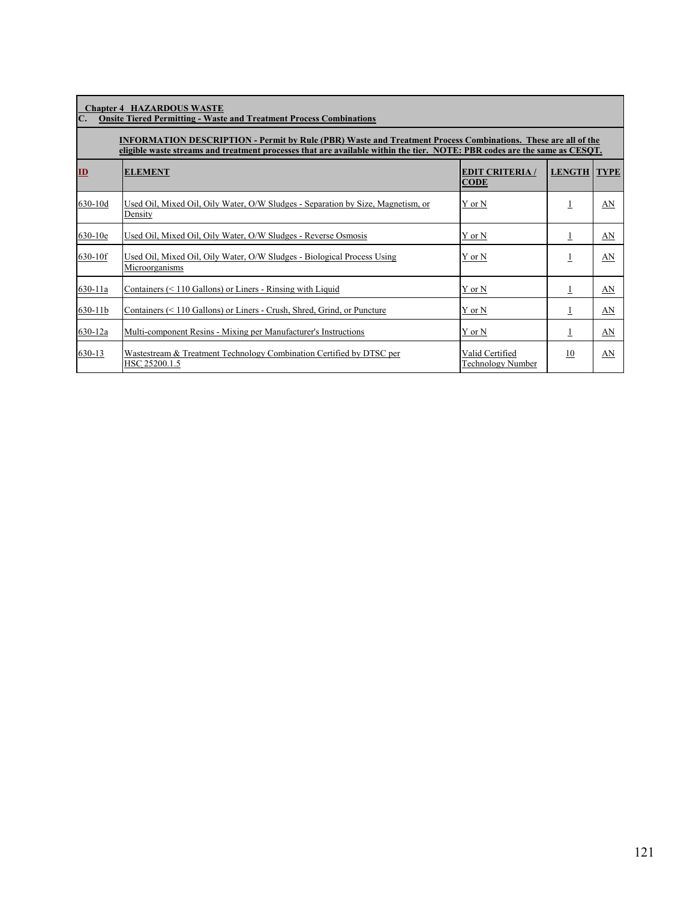**Chapter 4 HAZARDOUS WASTE**
**C. Onsite Tiered Permitting - Waste and Treatment Process Combinations**

**INFORMATION DESCRIPTION - Permit by Rule (PBR) Waste and Treatment Process Combinations. These are all of the eligible waste streams and treatment processes that are available within the tier. NOTE: PBR codes are the same as CESQT.**

| ID | ELEMENT | EDIT CRITERIA / CODE | LENGTH | TYPE |
|---|---|---|---|---|
| 630-10d | Used Oil, Mixed Oil, Oily Water, O/W Sludges - Separation by Size, Magnetism, or Density | Y or N | 1 | AN |
| 630-10e | Used Oil, Mixed Oil, Oily Water, O/W Sludges - Reverse Osmosis | Y or N | 1 | AN |
| 630-10f | Used Oil, Mixed Oil, Oily Water, O/W Sludges - Biological Process Using Microorganisms | Y or N | 1 | AN |
| 630-11a | Containers (< 110 Gallons) or Liners - Rinsing with Liquid | Y or N | 1 | AN |
| 630-11b | Containers (< 110 Gallons) or Liners - Crush, Shred, Grind, or Puncture | Y or N | 1 | AN |
| 630-12a | Multi-component Resins - Mixing per Manufacturer's Instructions | Y or N | 1 | AN |
| 630-13 | Wastestream & Treatment Technology Combination Certified by DTSC per HSC 25200.1.5 | Valid Certified Technology Number | 10 | AN |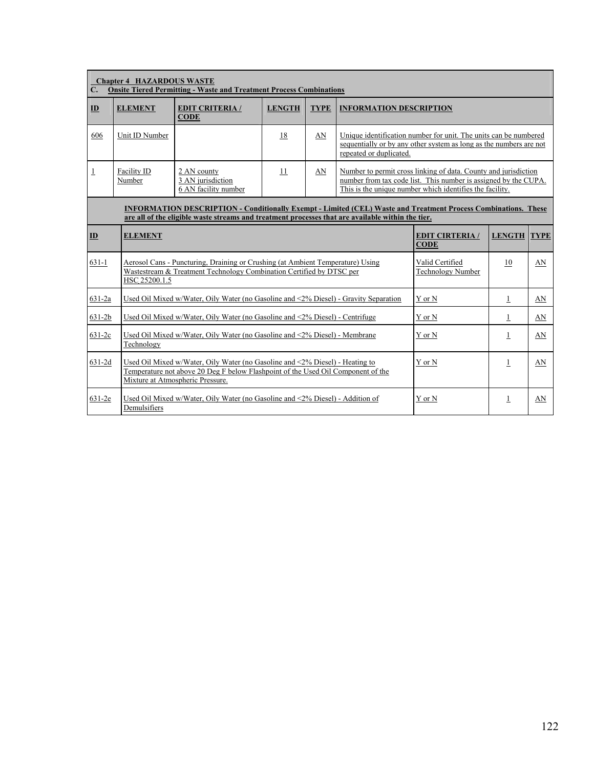**Chapter 4 HAZARDOUS WASTE**

**C. Onsite Tiered Permitting - Waste and Treatment Process Combinations**

| ID | ELEMENT | EDIT CRITERIA / CODE | LENGTH | TYPE | INFORMATION DESCRIPTION |
|---|---|---|---|---|---|
| 606 | Unit ID Number | | 18 | AN | Unique identification number for unit. The units can be numbered sequentially or by any other system as long as the numbers are not repeated or duplicated. |
| 1 | Facility ID Number | 2 AN county<br>3 AN jurisdiction<br>6 AN facility number | 11 | AN | Number to permit cross linking of data. County and jurisdiction number from tax code list. This number is assigned by the CUPA. This is the unique number which identifies the facility. |

**INFORMATION DESCRIPTION - Conditionally Exempt - Limited (CEL) Waste and Treatment Process Combinations. These are all of the eligible waste streams and treatment processes that are available within the tier.**

| ID | ELEMENT | EDIT CIRTERIA / CODE | LENGTH | TYPE |
|---|---|---|---|---|
| 631-1 | Aerosol Cans - Puncturing, Draining or Crushing (at Ambient Temperature) Using Wastestream & Treatment Technology Combination Certified by DTSC per HSC 25200.1.5 | Valid Certified Technology Number | 10 | AN |
| 631-2a | Used Oil Mixed w/Water, Oily Water (no Gasoline and <2% Diesel) - Gravity Separation | Y or N | 1 | AN |
| 631-2b | Used Oil Mixed w/Water, Oily Water (no Gasoline and <2% Diesel) - Centrifuge | Y or N | 1 | AN |
| 631-2c | Used Oil Mixed w/Water, Oily Water (no Gasoline and <2% Diesel) - Membrane Technology | Y or N | 1 | AN |
| 631-2d | Used Oil Mixed w/Water, Oily Water (no Gasoline and <2% Diesel) - Heating to Temperature not above 20 Deg F below Flashpoint of the Used Oil Component of the Mixture at Atmospheric Pressure. | Y or N | 1 | AN |
| 631-2e | Used Oil Mixed w/Water, Oily Water (no Gasoline and <2% Diesel) - Addition of Demulsifiers | Y or N | 1 | AN |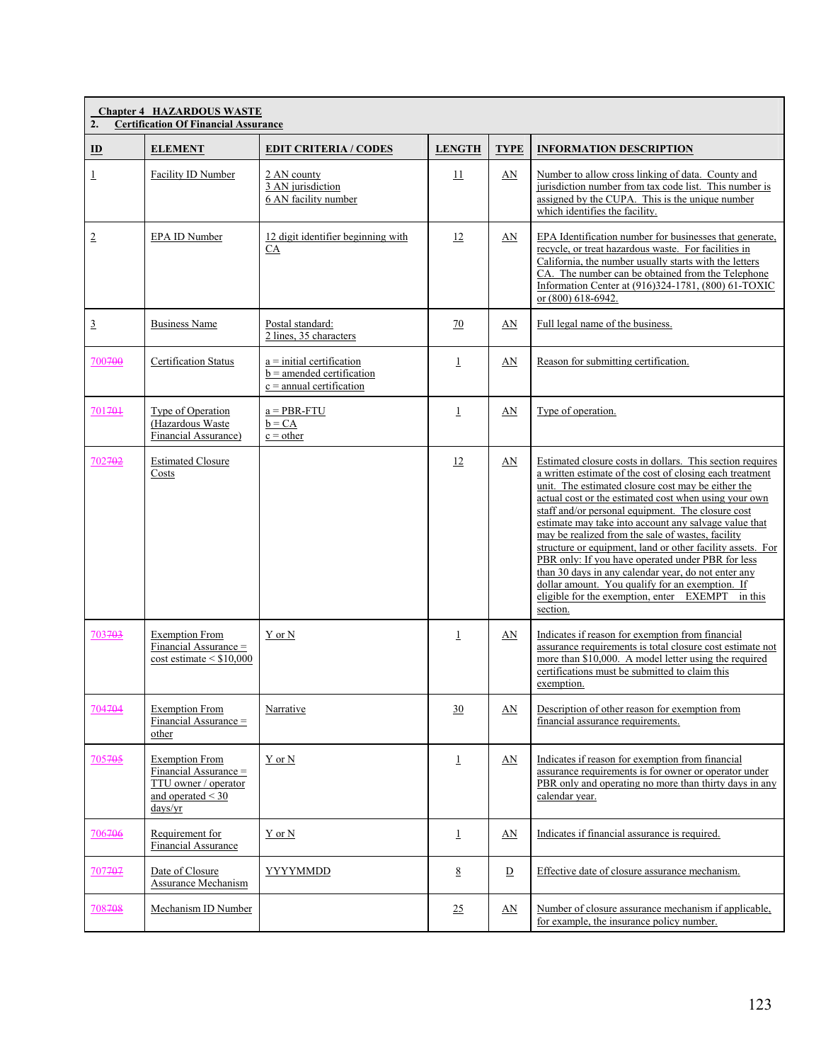| Chapter 4 HAZARDOUS WASTE<br>2. Certification Of Financial Assurance | | | | | |
|---|---|---|---|---|---|
| **ID** | **ELEMENT** | **EDIT CRITERIA / CODES** | **LENGTH** | **TYPE** | **INFORMATION DESCRIPTION** |
| 1 | Facility ID Number | 2 AN county<br>3 AN jurisdiction<br>6 AN facility number | 11 | AN | Number to allow cross linking of data. County and jurisdiction number from tax code list. This number is assigned by the CUPA. This is the unique number which identifies the facility. |
| 2 | EPA ID Number | 12 digit identifier beginning with CA | 12 | AN | EPA Identification number for businesses that generate, recycle, or treat hazardous waste. For facilities in California, the number usually starts with the letters CA. The number can be obtained from the Telephone Information Center at (916)324-1781, (800) 61-TOXIC or (800) 618-6942. |
| 3 | Business Name | Postal standard:<br>2 lines, 35 characters | 70 | AN | Full legal name of the business. |
| 700~~700~~ | Certification Status | a = initial certification<br>b = amended certification<br>c = annual certification | 1 | AN | Reason for submitting certification. |
| 701~~701~~ | Type of Operation (Hazardous Waste Financial Assurance) | a = PBR-FTU<br>b = CA<br>c = other | 1 | AN | Type of operation. |
| 702~~702~~ | Estimated Closure Costs | | 12 | AN | Estimated closure costs in dollars. This section requires a written estimate of the cost of closing each treatment unit. The estimated closure cost may be either the actual cost or the estimated cost when using your own staff and/or personal equipment. The closure cost estimate may take into account any salvage value that may be realized from the sale of wastes, facility structure or equipment, land or other facility assets. For PBR only: If you have operated under PBR for less than 30 days in any calendar year, do not enter any dollar amount. You qualify for an exemption. If eligible for the exemption, enter EXEMPT in this section. |
| 703~~703~~ | Exemption From Financial Assurance = cost estimate < $10,000 | Y or N | 1 | AN | Indicates if reason for exemption from financial assurance requirements is total closure cost estimate not more than $10,000. A model letter using the required certifications must be submitted to claim this exemption. |
| 704~~704~~ | Exemption From Financial Assurance = other | Narrative | 30 | AN | Description of other reason for exemption from financial assurance requirements. |
| 705~~705~~ | Exemption From Financial Assurance = TTU owner / operator and operated < 30 days/yr | Y or N | 1 | AN | Indicates if reason for exemption from financial assurance requirements is for owner or operator under PBR only and operating no more than thirty days in any calendar year. |
| 706~~706~~ | Requirement for Financial Assurance | Y or N | 1 | AN | Indicates if financial assurance is required. |
| 707~~707~~ | Date of Closure Assurance Mechanism | YYYYMMDD | 8 | D | Effective date of closure assurance mechanism. |
| 708~~708~~ | Mechanism ID Number | | 25 | AN | Number of closure assurance mechanism if applicable, for example, the insurance policy number. |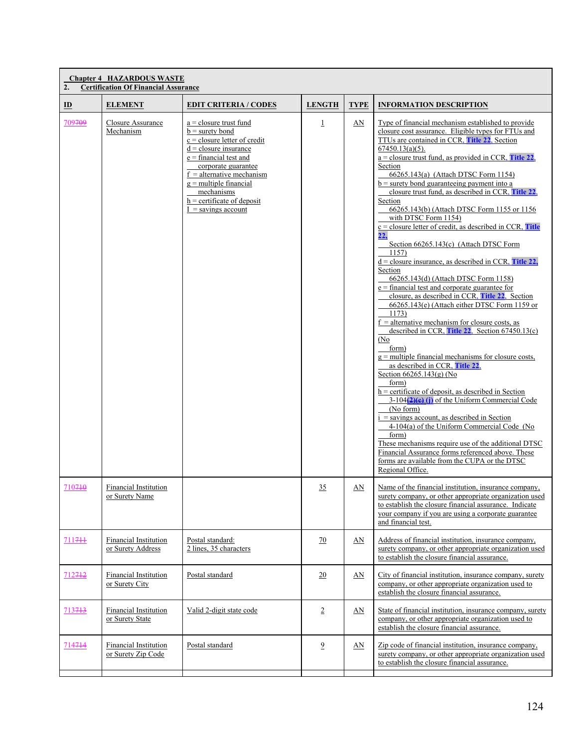**Chapter 4 HAZARDOUS WASTE**
**2. Certification Of Financial Assurance**

| ID | ELEMENT | EDIT CRITERIA / CODES | LENGTH | TYPE | INFORMATION DESCRIPTION |
|---|---|---|---|---|---|
| 709~~709~~ | Closure Assurance Mechanism | a = closure trust fund<br>b = surety bond<br>c = closure letter of credit<br>d = closure insurance<br>e = financial test and corporate guarantee<br>f = alternative mechanism<br>g = multiple financial mechanisms<br>h = certificate of deposit<br>I = savings account | 1 | AN | Type of financial mechanism established to provide closure cost assurance. Eligible types for FTUs and TTUs are contained in CCR, Title 22, Section 67450.13(a)(5).<br>a = closure trust fund, as provided in CCR, Title 22, Section 66265.143(a) (Attach DTSC Form 1154)<br>b = surety bond guaranteeing payment into a closure trust fund, as described in CCR, Title 22, Section 66265.143(b) (Attach DTSC Form 1155 or 1156 with DTSC Form 1154)<br>c = closure letter of credit, as described in CCR, Title 22, Section 66265.143(c) (Attach DTSC Form 1157)<br>d = closure insurance, as described in CCR, Title 22, Section 66265.143(d) (Attach DTSC Form 1158)<br>e = financial test and corporate guarantee for closure, as described in CCR, Title 22, Section 66265.143(e) (Attach either DTSC Form 1159 or 1173)<br>f = alternative mechanism for closure costs, as described in CCR, Title 22, Section 67450.13(c) (No form)<br>g = multiple financial mechanisms for closure costs, as described in CCR, Title 22, Section 66265.143(g) (No form)<br>h = certificate of deposit, as described in Section 3-104~~(2)(e)~~ (j) of the Uniform Commercial Code (No form)<br>i = savings account, as described in Section 4-104(a) of the Uniform Commercial Code (No form)<br>These mechanisms require use of the additional DTSC Financial Assurance forms referenced above. These forms are available from the CUPA or the DTSC Regional Office. |
| 710~~710~~ | Financial Institution or Surety Name | | 35 | AN | Name of the financial institution, insurance company, surety company, or other appropriate organization used to establish the closure financial assurance. Indicate your company if you are using a corporate guarantee and financial test. |
| 711~~711~~ | Financial Institution or Surety Address | Postal standard: 2 lines, 35 characters | 70 | AN | Address of financial institution, insurance company, surety company, or other appropriate organization used to establish the closure financial assurance. |
| 712~~712~~ | Financial Institution or Surety City | Postal standard | 20 | AN | City of financial institution, insurance company, surety company, or other appropriate organization used to establish the closure financial assurance. |
| 713~~713~~ | Financial Institution or Surety State | Valid 2-digit state code | 2 | AN | State of financial institution, insurance company, surety company, or other appropriate organization used to establish the closure financial assurance. |
| 714~~714~~ | Financial Institution or Surety Zip Code | Postal standard | 9 | AN | Zip code of financial institution, insurance company, surety company, or other appropriate organization used to establish the closure financial assurance. |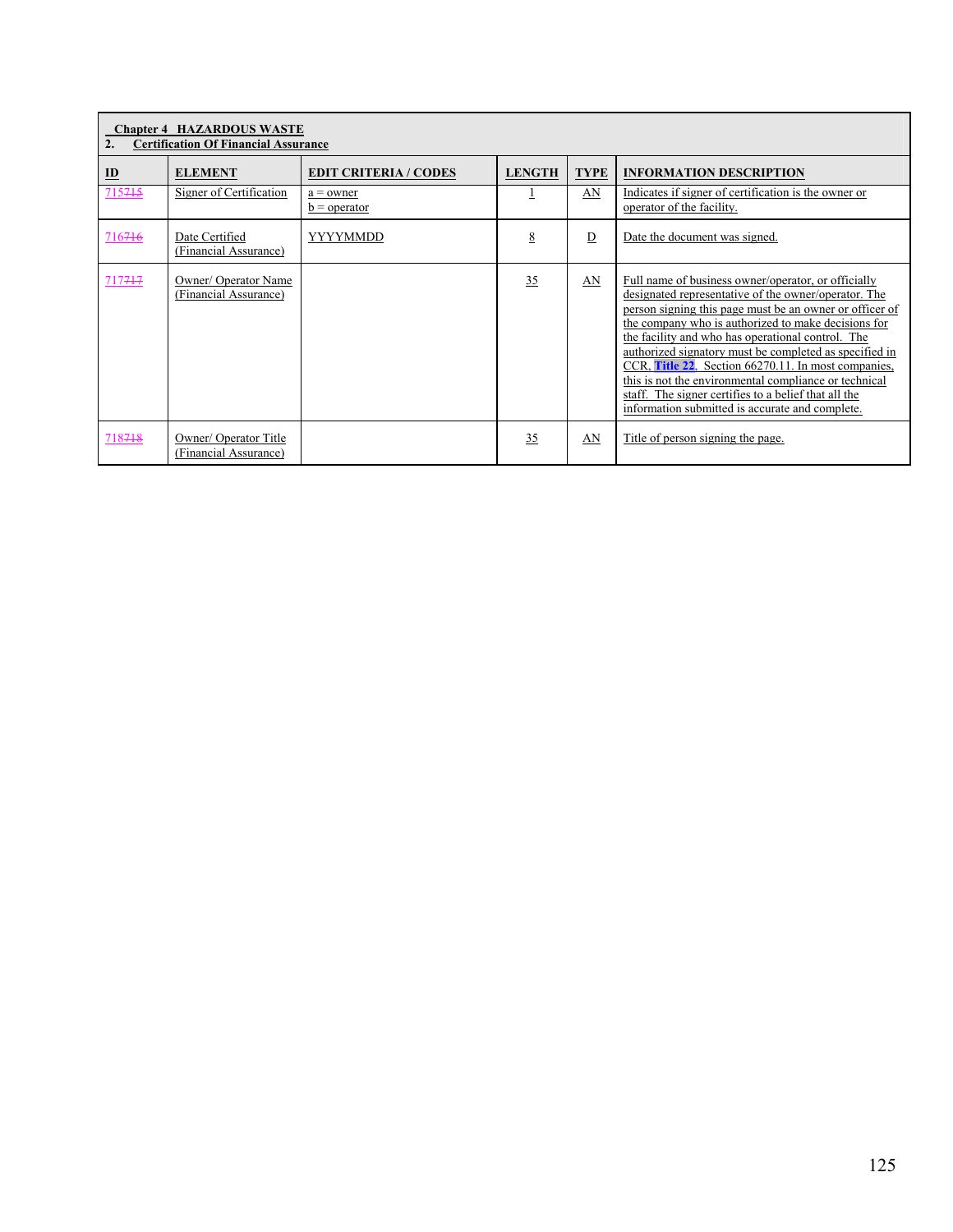| Chapter 4 HAZARDOUS WASTE<br>2. Certification Of Financial Assurance | | | | | |
|---|---|---|---|---|---|
| **ID** | **ELEMENT** | **EDIT CRITERIA / CODES** | **LENGTH** | **TYPE** | **INFORMATION DESCRIPTION** |
| 715~~715~~ | Signer of Certification | a = owner<br>b = operator | 1 | AN | Indicates if signer of certification is the owner or operator of the facility. |
| 716~~716~~ | Date Certified (Financial Assurance) | YYYYMMDD | 8 | D | Date the document was signed. |
| 717~~717~~ | Owner/ Operator Name (Financial Assurance) | | 35 | AN | Full name of business owner/operator, or officially designated representative of the owner/operator. The person signing this page must be an owner or officer of the company who is authorized to make decisions for the facility and who has operational control. The authorized signatory must be completed as specified in CCR, **Title 22**, Section 66270.11. In most companies, this is not the environmental compliance or technical staff. The signer certifies to a belief that all the information submitted is accurate and complete. |
| 718~~718~~ | Owner/ Operator Title (Financial Assurance) | | 35 | AN | Title of person signing the page. |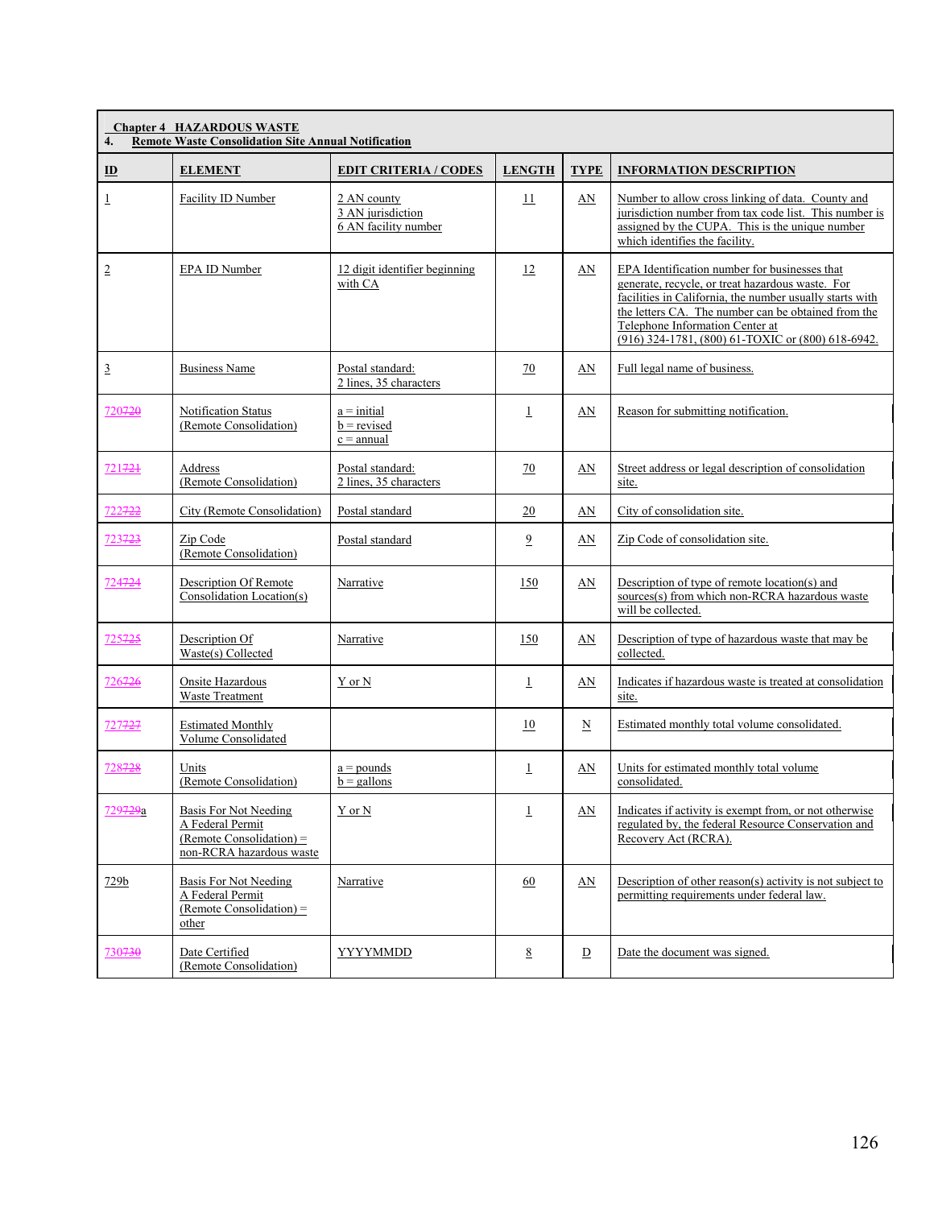**Chapter 4 HAZARDOUS WASTE**

**4. Remote Waste Consolidation Site Annual Notification**

| ID | ELEMENT | EDIT CRITERIA / CODES | LENGTH | TYPE | INFORMATION DESCRIPTION |
|---|---|---|---|---|---|
| 1 | Facility ID Number | 2 AN county<br>3 AN jurisdiction<br>6 AN facility number | 11 | AN | Number to allow cross linking of data. County and jurisdiction number from tax code list. This number is assigned by the CUPA. This is the unique number which identifies the facility. |
| 2 | EPA ID Number | 12 digit identifier beginning with CA | 12 | AN | EPA Identification number for businesses that generate, recycle, or treat hazardous waste. For facilities in California, the number usually starts with the letters CA. The number can be obtained from the Telephone Information Center at (916) 324-1781, (800) 61-TOXIC or (800) 618-6942. |
| 3 | Business Name | Postal standard:<br>2 lines, 35 characters | 70 | AN | Full legal name of business. |
| 720~~720~~ | Notification Status (Remote Consolidation) | a = initial<br>b = revised<br>c = annual | 1 | AN | Reason for submitting notification. |
| 721~~721~~ | Address (Remote Consolidation) | Postal standard:<br>2 lines, 35 characters | 70 | AN | Street address or legal description of consolidation site. |
| 722~~722~~ | City (Remote Consolidation) | Postal standard | 20 | AN | City of consolidation site. |
| 723~~723~~ | Zip Code (Remote Consolidation) | Postal standard | 9 | AN | Zip Code of consolidation site. |
| 724~~724~~ | Description Of Remote Consolidation Location(s) | Narrative | 150 | AN | Description of type of remote location(s) and sources(s) from which non-RCRA hazardous waste will be collected. |
| 725~~725~~ | Description Of Waste(s) Collected | Narrative | 150 | AN | Description of type of hazardous waste that may be collected. |
| 726~~726~~ | Onsite Hazardous Waste Treatment | Y or N | 1 | AN | Indicates if hazardous waste is treated at consolidation site. |
| 727~~727~~ | Estimated Monthly Volume Consolidated | | 10 | N | Estimated monthly total volume consolidated. |
| 728~~728~~ | Units (Remote Consolidation) | a = pounds<br>b = gallons | 1 | AN | Units for estimated monthly total volume consolidated. |
| 729~~729~~a | Basis For Not Needing A Federal Permit (Remote Consolidation) = non-RCRA hazardous waste | Y or N | 1 | AN | Indicates if activity is exempt from, or not otherwise regulated by, the federal Resource Conservation and Recovery Act (RCRA). |
| 729b | Basis For Not Needing A Federal Permit (Remote Consolidation) = other | Narrative | 60 | AN | Description of other reason(s) activity is not subject to permitting requirements under federal law. |
| 730~~730~~ | Date Certified (Remote Consolidation) | YYYYMMDD | 8 | D | Date the document was signed. |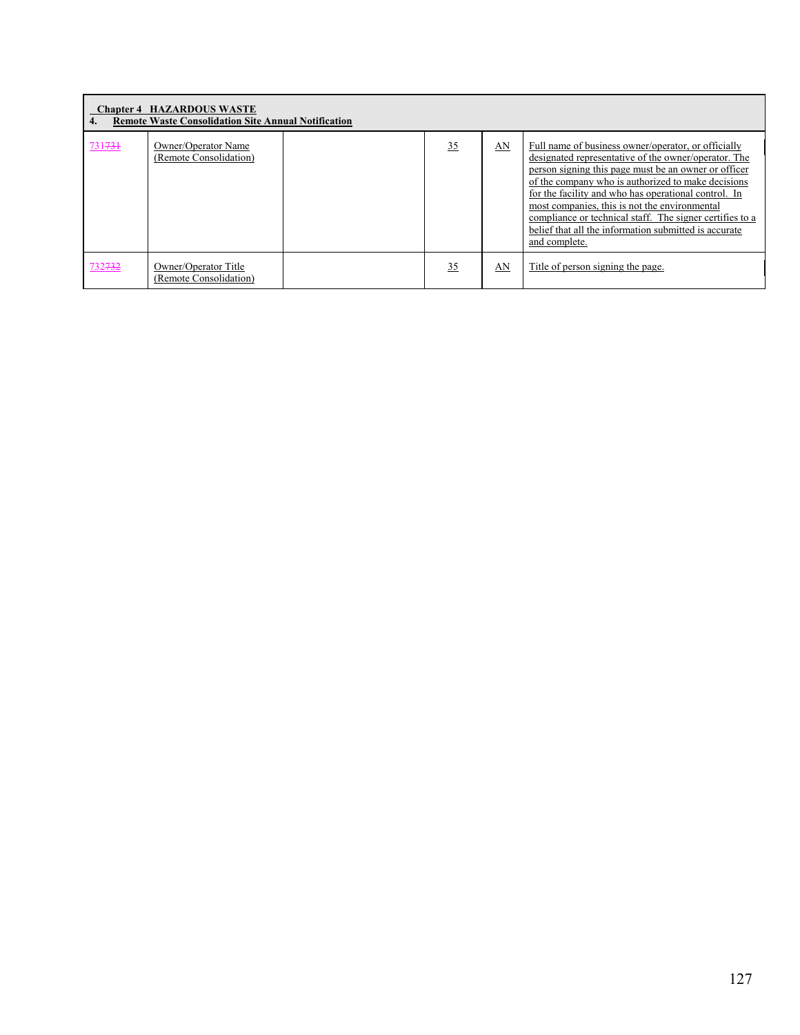| Chapter 4 HAZARDOUS WASTE<br>4. Remote Waste Consolidation Site Annual Notification | | | | | |
|---|---|---|---|---|---|
| 731731 | Owner/Operator Name (Remote Consolidation) | | 35 | AN | Full name of business owner/operator, or officially designated representative of the owner/operator. The person signing this page must be an owner or officer of the company who is authorized to make decisions for the facility and who has operational control. In most companies, this is not the environmental compliance or technical staff. The signer certifies to a belief that all the information submitted is accurate and complete. |
| 732732 | Owner/Operator Title (Remote Consolidation) | | 35 | AN | Title of person signing the page. |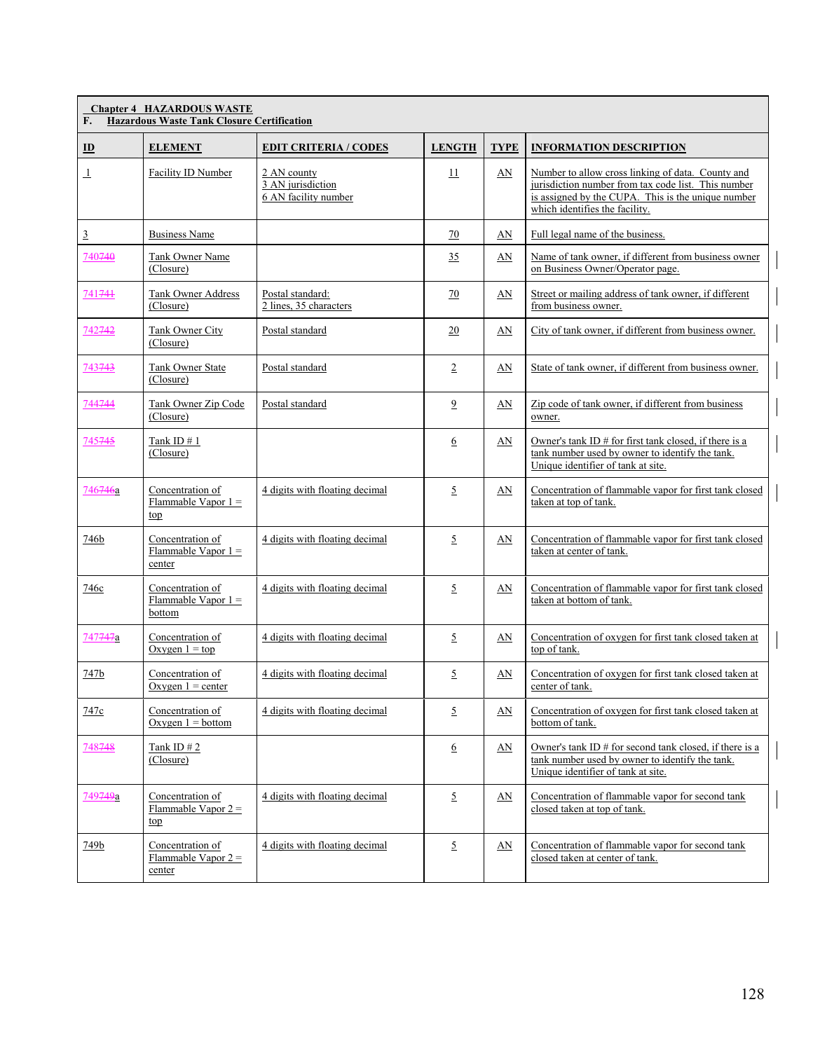**Chapter 4 HAZARDOUS WASTE**
**F. Hazardous Waste Tank Closure Certification**

| ID | ELEMENT | EDIT CRITERIA / CODES | LENGTH | TYPE | INFORMATION DESCRIPTION |
|---|---|---|---|---|---|
| 1 | Facility ID Number | 2 AN county<br>3 AN jurisdiction<br>6 AN facility number | 11 | AN | Number to allow cross linking of data. County and jurisdiction number from tax code list. This number is assigned by the CUPA. This is the unique number which identifies the facility. |
| 3 | Business Name | | 70 | AN | Full legal name of the business. |
| 740~~740~~ | Tank Owner Name (Closure) | | 35 | AN | Name of tank owner, if different from business owner on Business Owner/Operator page. |
| 741~~741~~ | Tank Owner Address (Closure) | Postal standard:<br>2 lines, 35 characters | 70 | AN | Street or mailing address of tank owner, if different from business owner. |
| 742~~742~~ | Tank Owner City (Closure) | Postal standard | 20 | AN | City of tank owner, if different from business owner. |
| 743~~743~~ | Tank Owner State (Closure) | Postal standard | 2 | AN | State of tank owner, if different from business owner. |
| 744~~744~~ | Tank Owner Zip Code (Closure) | Postal standard | 9 | AN | Zip code of tank owner, if different from business owner. |
| 745~~745~~ | Tank ID # 1 (Closure) | | 6 | AN | Owner's tank ID # for first tank closed, if there is a tank number used by owner to identify the tank. Unique identifier of tank at site. |
| 746~~746~~a | Concentration of Flammable Vapor 1 = top | 4 digits with floating decimal | 5 | AN | Concentration of flammable vapor for first tank closed taken at top of tank. |
| 746b | Concentration of Flammable Vapor 1 = center | 4 digits with floating decimal | 5 | AN | Concentration of flammable vapor for first tank closed taken at center of tank. |
| 746c | Concentration of Flammable Vapor 1 = bottom | 4 digits with floating decimal | 5 | AN | Concentration of flammable vapor for first tank closed taken at bottom of tank. |
| 747~~747~~a | Concentration of Oxygen 1 = top | 4 digits with floating decimal | 5 | AN | Concentration of oxygen for first tank closed taken at top of tank. |
| 747b | Concentration of Oxygen 1 = center | 4 digits with floating decimal | 5 | AN | Concentration of oxygen for first tank closed taken at center of tank. |
| 747c | Concentration of Oxygen 1 = bottom | 4 digits with floating decimal | 5 | AN | Concentration of oxygen for first tank closed taken at bottom of tank. |
| 748~~748~~ | Tank ID # 2 (Closure) | | 6 | AN | Owner's tank ID # for second tank closed, if there is a tank number used by owner to identify the tank. Unique identifier of tank at site. |
| 749~~749~~a | Concentration of Flammable Vapor 2 = top | 4 digits with floating decimal | 5 | AN | Concentration of flammable vapor for second tank closed taken at top of tank. |
| 749b | Concentration of Flammable Vapor 2 = center | 4 digits with floating decimal | 5 | AN | Concentration of flammable vapor for second tank closed taken at center of tank. |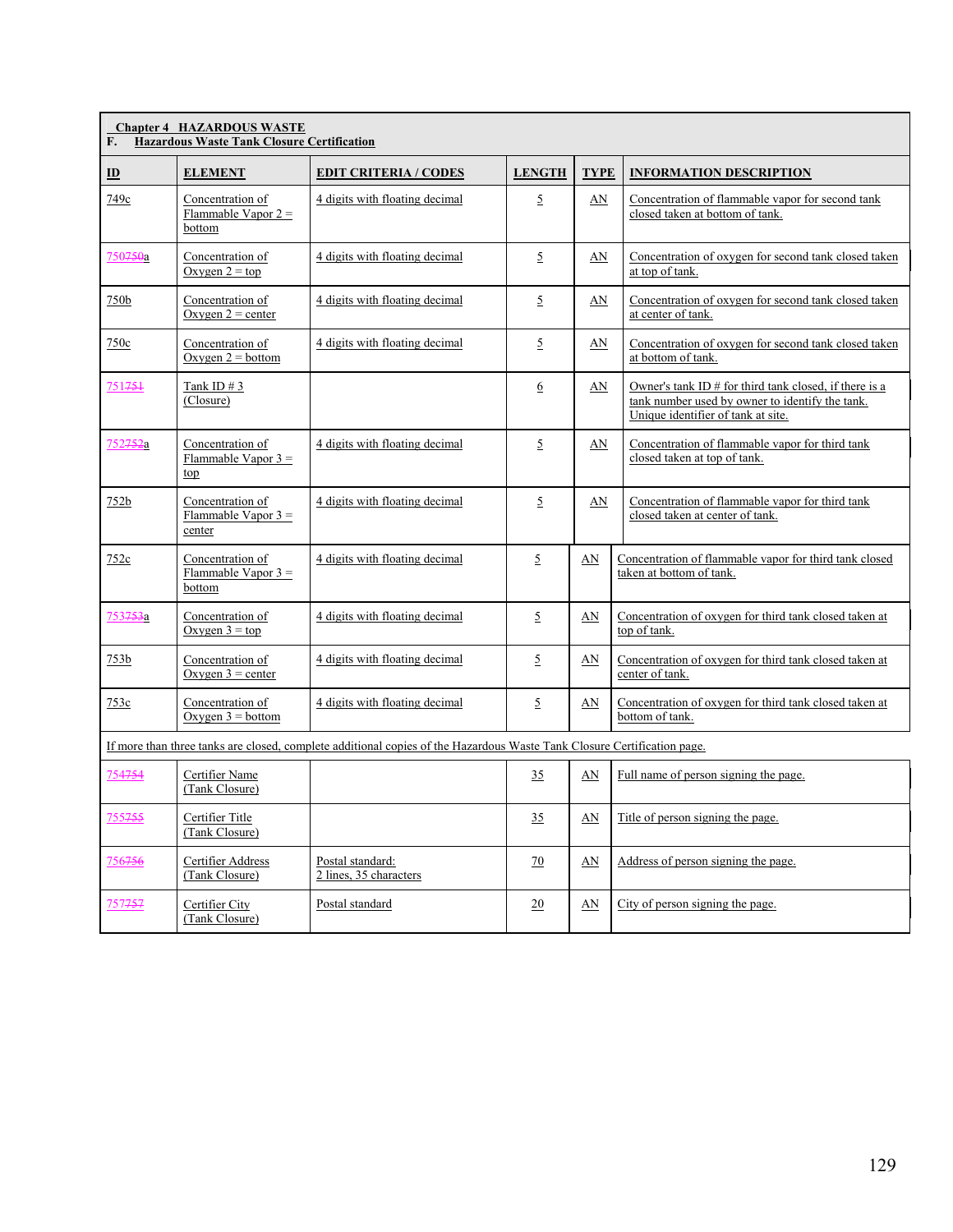**Chapter 4 HAZARDOUS WASTE**
**F. Hazardous Waste Tank Closure Certification**

| ID | ELEMENT | EDIT CRITERIA / CODES | LENGTH | TYPE | INFORMATION DESCRIPTION |
|---|---|---|---|---|---|
| 749c | Concentration of Flammable Vapor 2 = bottom | 4 digits with floating decimal | 5 | AN | Concentration of flammable vapor for second tank closed taken at bottom of tank. |
| 750~~750~~a | Concentration of Oxygen 2 = top | 4 digits with floating decimal | 5 | AN | Concentration of oxygen for second tank closed taken at top of tank. |
| 750b | Concentration of Oxygen 2 = center | 4 digits with floating decimal | 5 | AN | Concentration of oxygen for second tank closed taken at center of tank. |
| 750c | Concentration of Oxygen 2 = bottom | 4 digits with floating decimal | 5 | AN | Concentration of oxygen for second tank closed taken at bottom of tank. |
| 751~~751~~ | Tank ID # 3 (Closure) | | 6 | AN | Owner's tank ID # for third tank closed, if there is a tank number used by owner to identify the tank. Unique identifier of tank at site. |
| 752~~752~~a | Concentration of Flammable Vapor 3 = top | 4 digits with floating decimal | 5 | AN | Concentration of flammable vapor for third tank closed taken at top of tank. |
| 752b | Concentration of Flammable Vapor 3 = center | 4 digits with floating decimal | 5 | AN | Concentration of flammable vapor for third tank closed taken at center of tank. |
| 752c | Concentration of Flammable Vapor 3 = bottom | 4 digits with floating decimal | 5 | AN | Concentration of flammable vapor for third tank closed taken at bottom of tank. |
| 753~~753~~a | Concentration of Oxygen 3 = top | 4 digits with floating decimal | 5 | AN | Concentration of oxygen for third tank closed taken at top of tank. |
| 753b | Concentration of Oxygen 3 = center | 4 digits with floating decimal | 5 | AN | Concentration of oxygen for third tank closed taken at center of tank. |
| 753c | Concentration of Oxygen 3 = bottom | 4 digits with floating decimal | 5 | AN | Concentration of oxygen for third tank closed taken at bottom of tank. |
| If more than three tanks are closed, complete additional copies of the Hazardous Waste Tank Closure Certification page. | | | | | |
| 754~~754~~ | Certifier Name (Tank Closure) | | 35 | AN | Full name of person signing the page. |
| 755~~755~~ | Certifier Title (Tank Closure) | | 35 | AN | Title of person signing the page. |
| 756~~756~~ | Certifier Address (Tank Closure) | Postal standard: 2 lines, 35 characters | 70 | AN | Address of person signing the page. |
| 757~~757~~ | Certifier City (Tank Closure) | Postal standard | 20 | AN | City of person signing the page. |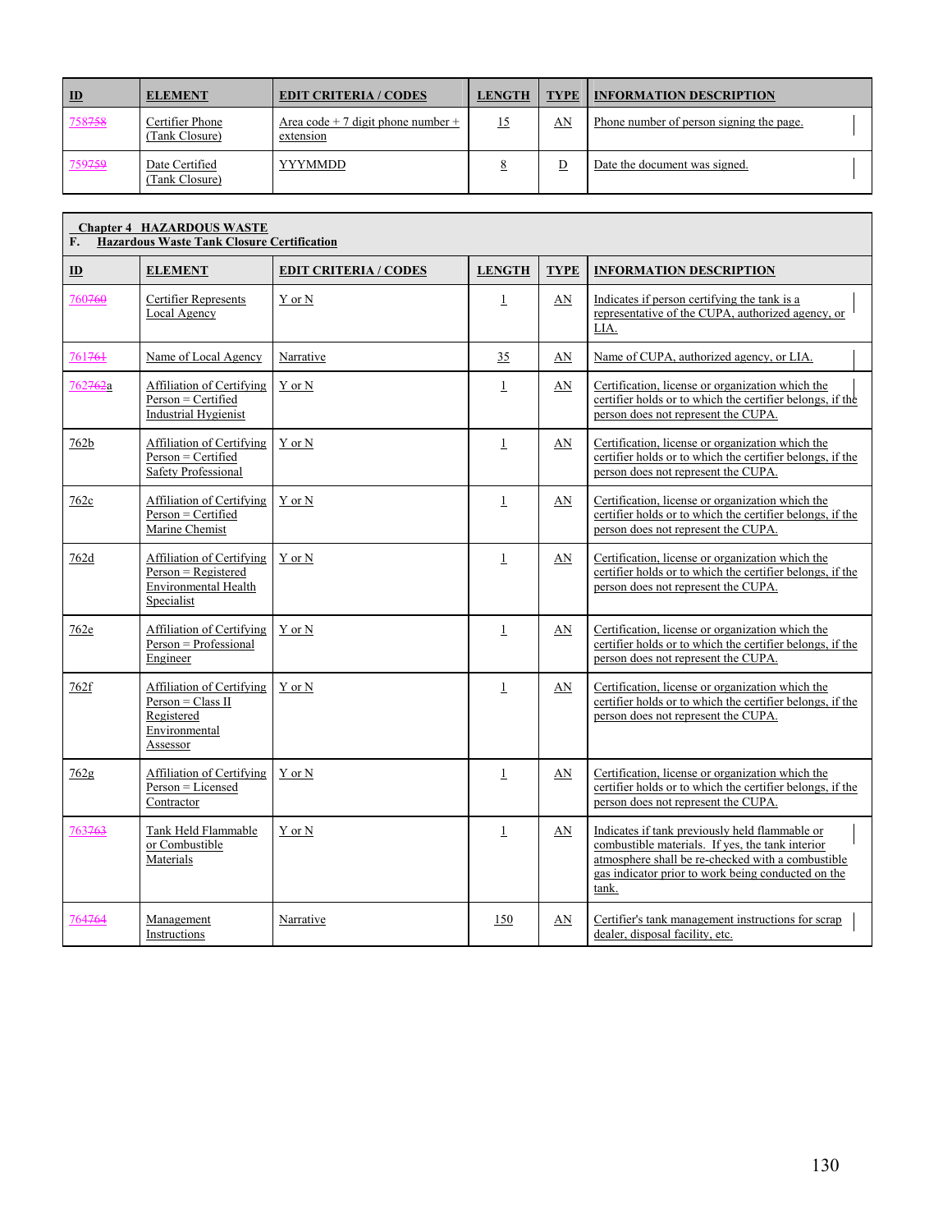| ID | ELEMENT | EDIT CRITERIA / CODES | LENGTH | TYPE | INFORMATION DESCRIPTION |
|---|---|---|---|---|---|
| 758758 | Certifier Phone (Tank Closure) | Area code + 7 digit phone number + extension | 15 | AN | Phone number of person signing the page. |
| 759759 | Date Certified (Tank Closure) | YYYMMDD | 8 | D | Date the document was signed. |

**Chapter 4 HAZARDOUS WASTE**
**F. Hazardous Waste Tank Closure Certification**

| ID | ELEMENT | EDIT CRITERIA / CODES | LENGTH | TYPE | INFORMATION DESCRIPTION |
|---|---|---|---|---|---|
| 760760 | Certifier Represents Local Agency | Y or N | 1 | AN | Indicates if person certifying the tank is a representative of the CUPA, authorized agency, or LIA. |
| 761761 | Name of Local Agency | Narrative | 35 | AN | Name of CUPA, authorized agency, or LIA. |
| 762762a | Affiliation of Certifying Person = Certified Industrial Hygienist | Y or N | 1 | AN | Certification, license or organization which the certifier holds or to which the certifier belongs, if the person does not represent the CUPA. |
| 762b | Affiliation of Certifying Person = Certified Safety Professional | Y or N | 1 | AN | Certification, license or organization which the certifier holds or to which the certifier belongs, if the person does not represent the CUPA. |
| 762c | Affiliation of Certifying Person = Certified Marine Chemist | Y or N | 1 | AN | Certification, license or organization which the certifier holds or to which the certifier belongs, if the person does not represent the CUPA. |
| 762d | Affiliation of Certifying Person = Registered Environmental Health Specialist | Y or N | 1 | AN | Certification, license or organization which the certifier holds or to which the certifier belongs, if the person does not represent the CUPA. |
| 762e | Affiliation of Certifying Person = Professional Engineer | Y or N | 1 | AN | Certification, license or organization which the certifier holds or to which the certifier belongs, if the person does not represent the CUPA. |
| 762f | Affiliation of Certifying Person = Class II Registered Environmental Assessor | Y or N | 1 | AN | Certification, license or organization which the certifier holds or to which the certifier belongs, if the person does not represent the CUPA. |
| 762g | Affiliation of Certifying Person = Licensed Contractor | Y or N | 1 | AN | Certification, license or organization which the certifier holds or to which the certifier belongs, if the person does not represent the CUPA. |
| 763763 | Tank Held Flammable or Combustible Materials | Y or N | 1 | AN | Indicates if tank previously held flammable or combustible materials. If yes, the tank interior atmosphere shall be re-checked with a combustible gas indicator prior to work being conducted on the tank. |
| 764764 | Management Instructions | Narrative | 150 | AN | Certifier's tank management instructions for scrap dealer, disposal facility, etc. |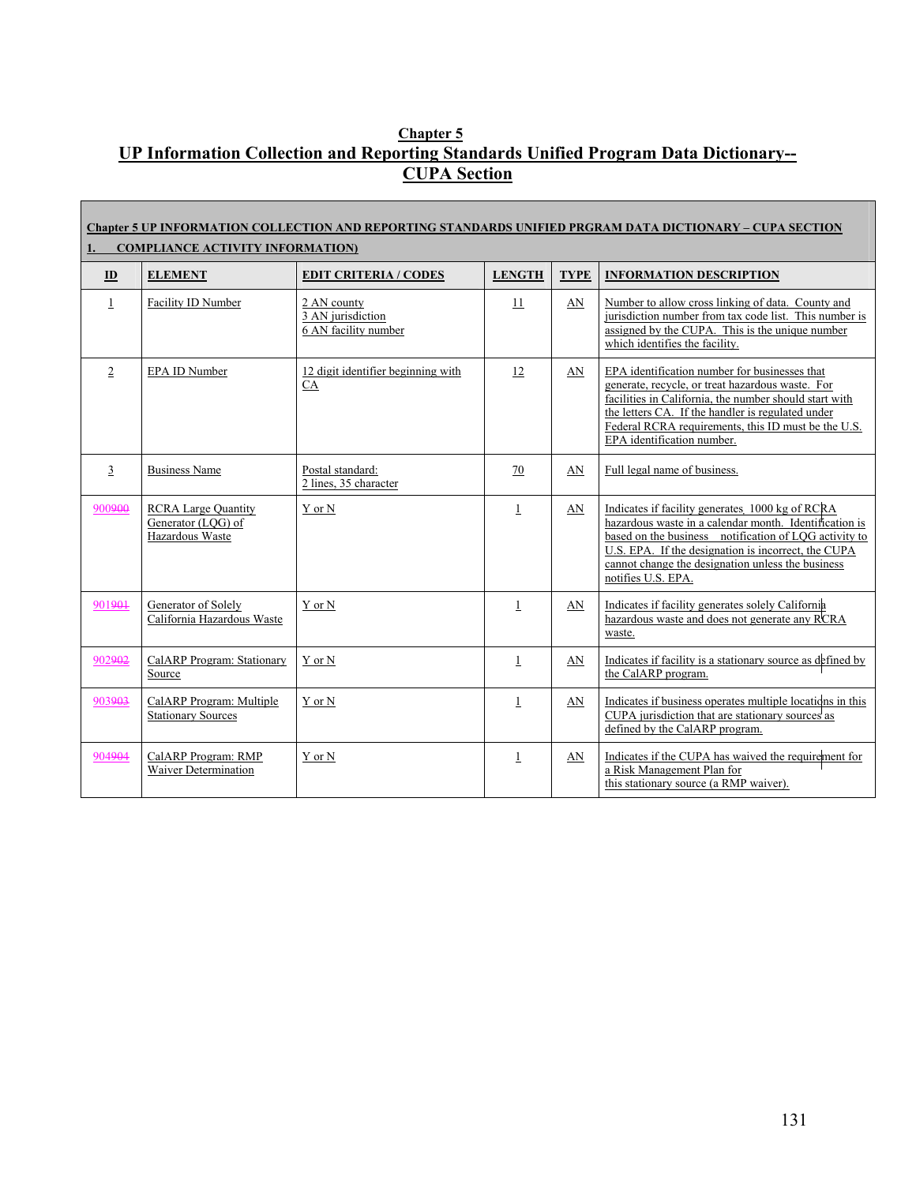# Chapter 5

# UP Information Collection and Reporting Standards Unified Program Data Dictionary-- CUPA Section

**Chapter 5 UP INFORMATION COLLECTION AND REPORTING STANDARDS UNIFIED PRGRAM DATA DICTIONARY – CUPA SECTION**

**1. COMPLIANCE ACTIVITY INFORMATION)**

| ID | ELEMENT | EDIT CRITERIA / CODES | LENGTH | TYPE | INFORMATION DESCRIPTION |
|---|---|---|---|---|---|
| 1 | Facility ID Number | 2 AN county<br>3 AN jurisdiction<br>6 AN facility number | 11 | AN | Number to allow cross linking of data. County and jurisdiction number from tax code list. This number is assigned by the CUPA. This is the unique number which identifies the facility. |
| 2 | EPA ID Number | 12 digit identifier beginning with CA | 12 | AN | EPA identification number for businesses that generate, recycle, or treat hazardous waste. For facilities in California, the number should start with the letters CA. If the handler is regulated under Federal RCRA requirements, this ID must be the U.S. EPA identification number. |
| 3 | Business Name | Postal standard:<br>2 lines, 35 character | 70 | AN | Full legal name of business. |
| 900~~900~~ | RCRA Large Quantity Generator (LQG) of Hazardous Waste | Y or N | 1 | AN | Indicates if facility generates 1000 kg of RCRA hazardous waste in a calendar month. Identification is based on the business notification of LQG activity to U.S. EPA. If the designation is incorrect, the CUPA cannot change the designation unless the business notifies U.S. EPA. |
| 901~~901~~ | Generator of Solely California Hazardous Waste | Y or N | 1 | AN | Indicates if facility generates solely California hazardous waste and does not generate any RCRA waste. |
| 902~~902~~ | CalARP Program: Stationary Source | Y or N | 1 | AN | Indicates if facility is a stationary source as defined by the CalARP program. |
| 903~~903~~ | CalARP Program: Multiple Stationary Sources | Y or N | 1 | AN | Indicates if business operates multiple locations in this CUPA jurisdiction that are stationary sources as defined by the CalARP program. |
| 904~~904~~ | CalARP Program: RMP Waiver Determination | Y or N | 1 | AN | Indicates if the CUPA has waived the requirement for a Risk Management Plan for this stationary source (a RMP waiver). |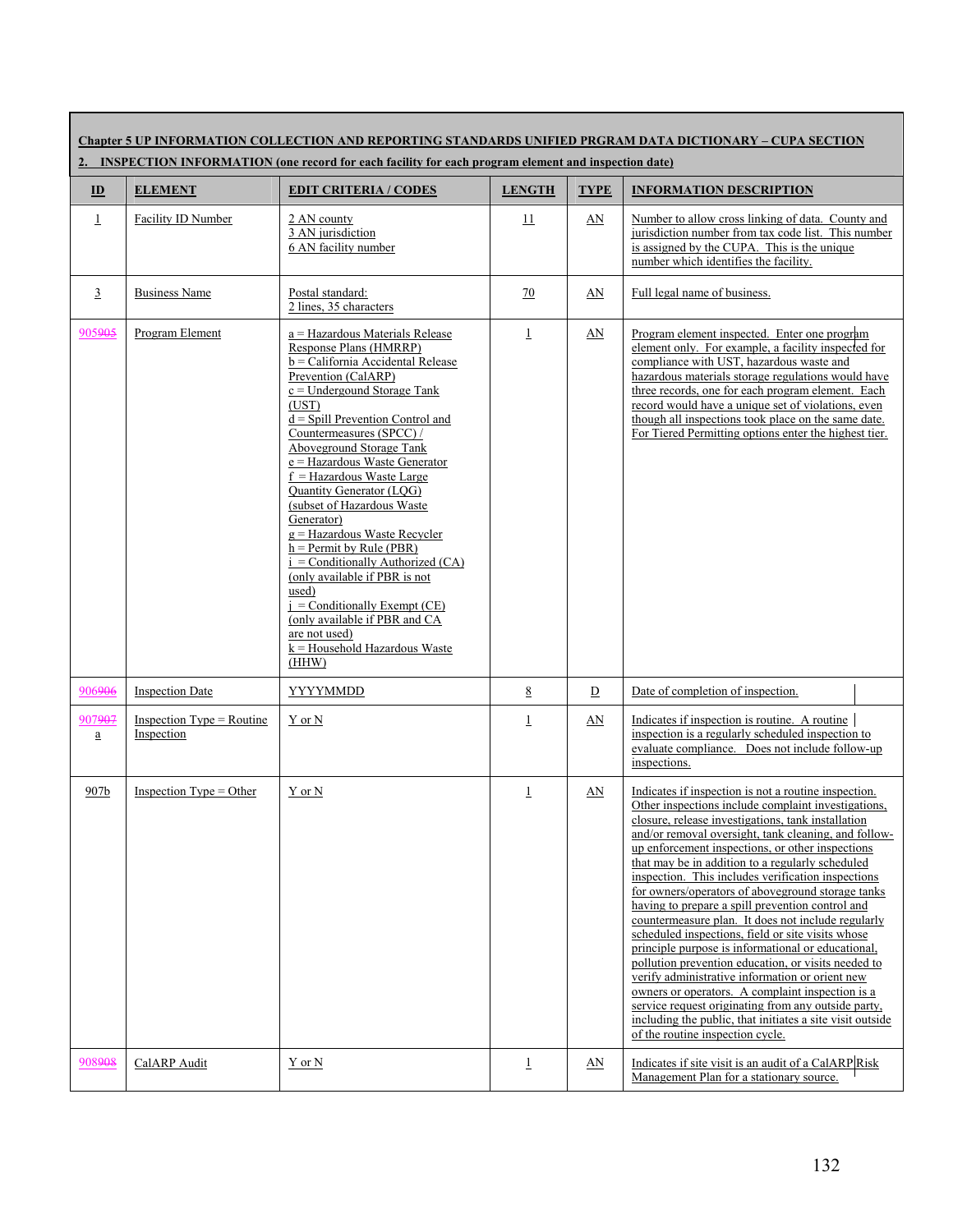**Chapter 5 UP INFORMATION COLLECTION AND REPORTING STANDARDS UNIFIED PRGRAM DATA DICTIONARY – CUPA SECTION**

**2. INSPECTION INFORMATION (one record for each facility for each program element and inspection date)**

| ID | ELEMENT | EDIT CRITERIA / CODES | LENGTH | TYPE | INFORMATION DESCRIPTION |
|---|---|---|---|---|---|
| 1 | Facility ID Number | 2 AN county<br>3 AN jurisdiction<br>6 AN facility number | 11 | AN | Number to allow cross linking of data. County and jurisdiction number from tax code list. This number is assigned by the CUPA. This is the unique number which identifies the facility. |
| 3 | Business Name | Postal standard:<br>2 lines, 35 characters | 70 | AN | Full legal name of business. |
| 905~~905~~ | Program Element | a = Hazardous Materials Release Response Plans (HMRRP)<br>b = California Accidental Release Prevention (CalARP)<br>c = Undergound Storage Tank (UST)<br>d = Spill Prevention Control and Countermeasures (SPCC) / Aboveground Storage Tank<br>e = Hazardous Waste Generator<br>f = Hazardous Waste Large Quantity Generator (LQG) (subset of Hazardous Waste Generator)<br>g = Hazardous Waste Recycler<br>h = Permit by Rule (PBR)<br>i = Conditionally Authorized (CA) (only available if PBR is not used)<br>j = Conditionally Exempt (CE) (only available if PBR and CA are not used)<br>k = Household Hazardous Waste (HHW) | 1 | AN | Program element inspected. Enter one program element only. For example, a facility inspected for compliance with UST, hazardous waste and hazardous materials storage regulations would have three records, one for each program element. Each record would have a unique set of violations, even though all inspections took place on the same date. For Tiered Permitting options enter the highest tier. |
| 906~~906~~ | Inspection Date | YYYYMMDD | 8 | D | Date of completion of inspection. |
| 907~~907~~ a | Inspection Type = Routine Inspection | Y or N | 1 | AN | Indicates if inspection is routine. A routine inspection is a regularly scheduled inspection to evaluate compliance. Does not include follow-up inspections. |
| 907b | Inspection Type = Other | Y or N | 1 | AN | Indicates if inspection is not a routine inspection. Other inspections include complaint investigations, closure, release investigations, tank installation and/or removal oversight, tank cleaning, and follow-up enforcement inspections, or other inspections that may be in addition to a regularly scheduled inspection. This includes verification inspections for owners/operators of aboveground storage tanks having to prepare a spill prevention control and countermeasure plan. It does not include regularly scheduled inspections, field or site visits whose principle purpose is informational or educational, pollution prevention education, or visits needed to verify administrative information or orient new owners or operators. A complaint inspection is a service request originating from any outside party, including the public, that initiates a site visit outside of the routine inspection cycle. |
| 908~~908~~ | CalARP Audit | Y or N | 1 | AN | Indicates if site visit is an audit of a CalARP Risk Management Plan for a stationary source. |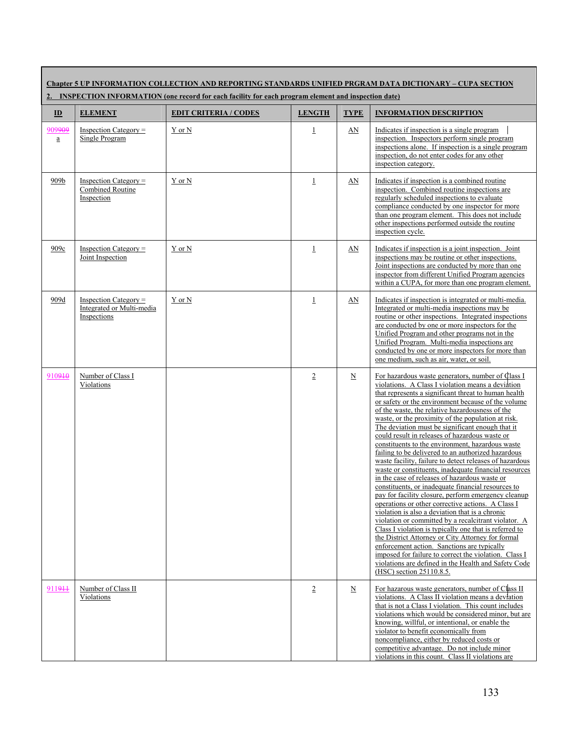| Chapter 5 UP INFORMATION COLLECTION AND REPORTING STANDARDS UNIFIED PRGRAM DATA DICTIONARY – CUPA SECTION<br>2. INSPECTION INFORMATION (one record for each facility for each program element and inspection date) | | | | | |
|---|---|---|---|---|---|
| **ID** | **ELEMENT** | **EDIT CRITERIA / CODES** | **LENGTH** | **TYPE** | **INFORMATION DESCRIPTION** |
| 909909a | Inspection Category = Single Program | Y or N | 1 | AN | Indicates if inspection is a single program inspection. Inspectors perform single program inspections alone. If inspection is a single program inspection, do not enter codes for any other inspection category. |
| 909b | Inspection Category = Combined Routine Inspection | Y or N | 1 | AN | Indicates if inspection is a combined routine inspection. Combined routine inspections are regularly scheduled inspections to evaluate compliance conducted by one inspector for more than one program element. This does not include other inspections performed outside the routine inspection cycle. |
| 909c | Inspection Category = Joint Inspection | Y or N | 1 | AN | Indicates if inspection is a joint inspection. Joint inspections may be routine or other inspections. Joint inspections are conducted by more than one inspector from different Unified Program agencies within a CUPA, for more than one program element. |
| 909d | Inspection Category = Integrated or Multi-media Inspections | Y or N | 1 | AN | Indicates if inspection is integrated or multi-media. Integrated or multi-media inspections may be routine or other inspections. Integrated inspections are conducted by one or more inspectors for the Unified Program and other programs not in the Unified Program. Multi-media inspections are conducted by one or more inspectors for more than one medium, such as air, water, or soil. |
| 910910 | Number of Class I Violations | | 2 | N | For hazardous waste generators, number of Class I violations. A Class I violation means a deviation that represents a significant threat to human health or safety or the environment because of the volume of the waste, the relative hazardousness of the waste, or the proximity of the population at risk. The deviation must be significant enough that it could result in releases of hazardous waste or constituents to the environment, hazardous waste failing to be delivered to an authorized hazardous waste facility, failure to detect releases of hazardous waste or constituents, inadequate financial resources in the case of releases of hazardous waste or constituents, or inadequate financial resources to pay for facility closure, perform emergency cleanup operations or other corrective actions. A Class I violation is also a deviation that is a chronic violation or committed by a recalcitrant violator. A Class I violation is typically one that is referred to the District Attorney or City Attorney for formal enforcement action. Sanctions are typically imposed for failure to correct the violation. Class I violations are defined in the Health and Safety Code (HSC) section 25110.8.5. |
| 911911 | Number of Class II Violations | | 2 | N | For hazardous waste generators, number of Class II violations. A Class II violation means a deviation that is not a Class I violation. This count includes violations which would be considered minor, but are knowing, willful, or intentional, or enable the violator to benefit economically from noncompliance, either by reduced costs or competitive advantage. Do not include minor violations in this count. Class II violations are |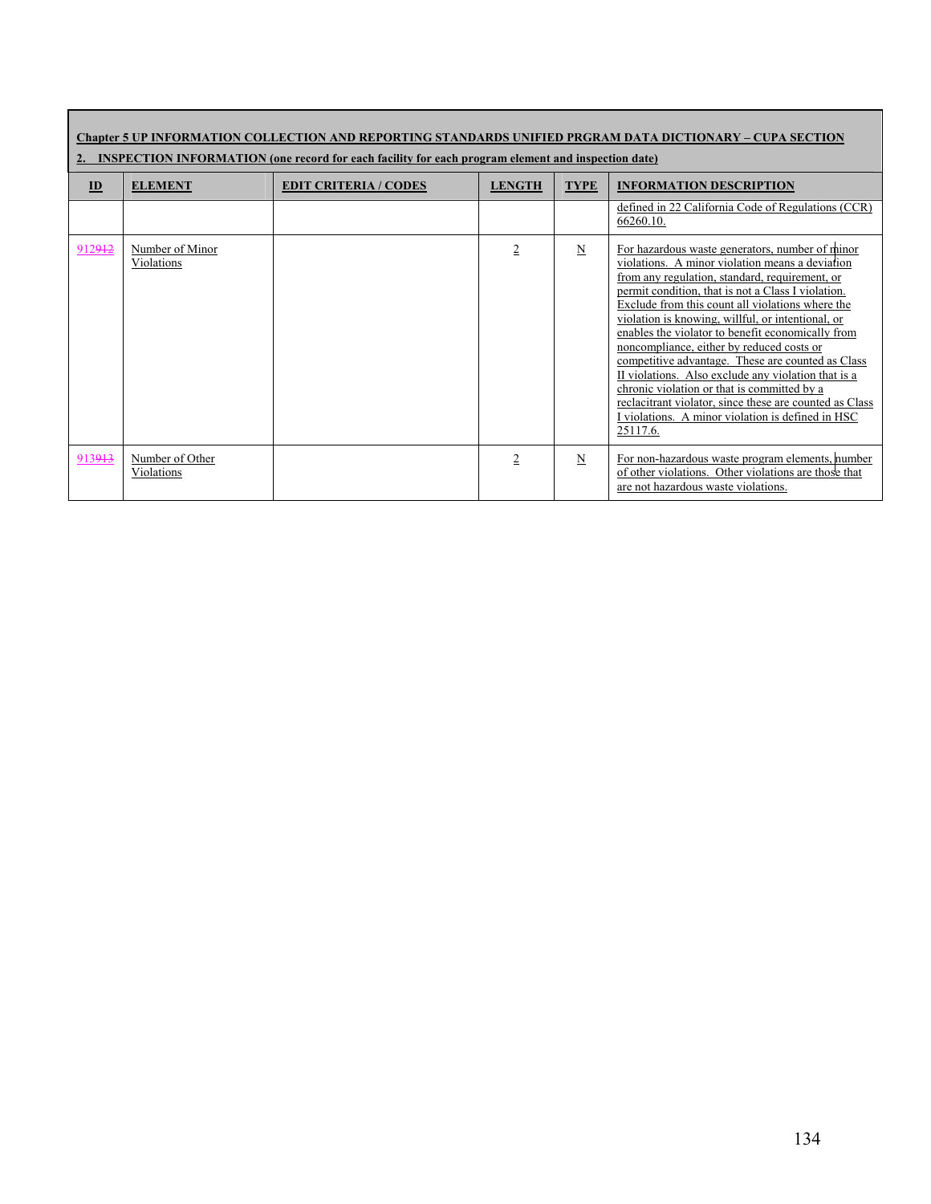| Chapter 5 UP INFORMATION COLLECTION AND REPORTING STANDARDS UNIFIED PRGRAM DATA DICTIONARY – CUPA SECTION | | | | | |
|---|---|---|---|---|---|
| **2. INSPECTION INFORMATION (one record for each facility for each program element and inspection date)** | | | | | |
| **ID** | **ELEMENT** | **EDIT CRITERIA / CODES** | **LENGTH** | **TYPE** | **INFORMATION DESCRIPTION** |
| | | | | | defined in 22 California Code of Regulations (CCR) 66260.10. |
| 912~~912~~ | Number of Minor Violations | | 2 | N | For hazardous waste generators, number of minor violations. A minor violation means a deviation from any regulation, standard, requirement, or permit condition, that is not a Class I violation. Exclude from this count all violations where the violation is knowing, willful, or intentional, or enables the violator to benefit economically from noncompliance, either by reduced costs or competitive advantage. These are counted as Class II violations. Also exclude any violation that is a chronic violation or that is committed by a reclacitrant violator, since these are counted as Class I violations. A minor violation is defined in HSC 25117.6. |
| 913~~913~~ | Number of Other Violations | | 2 | N | For non-hazardous waste program elements, number of other violations. Other violations are those that are not hazardous waste violations. |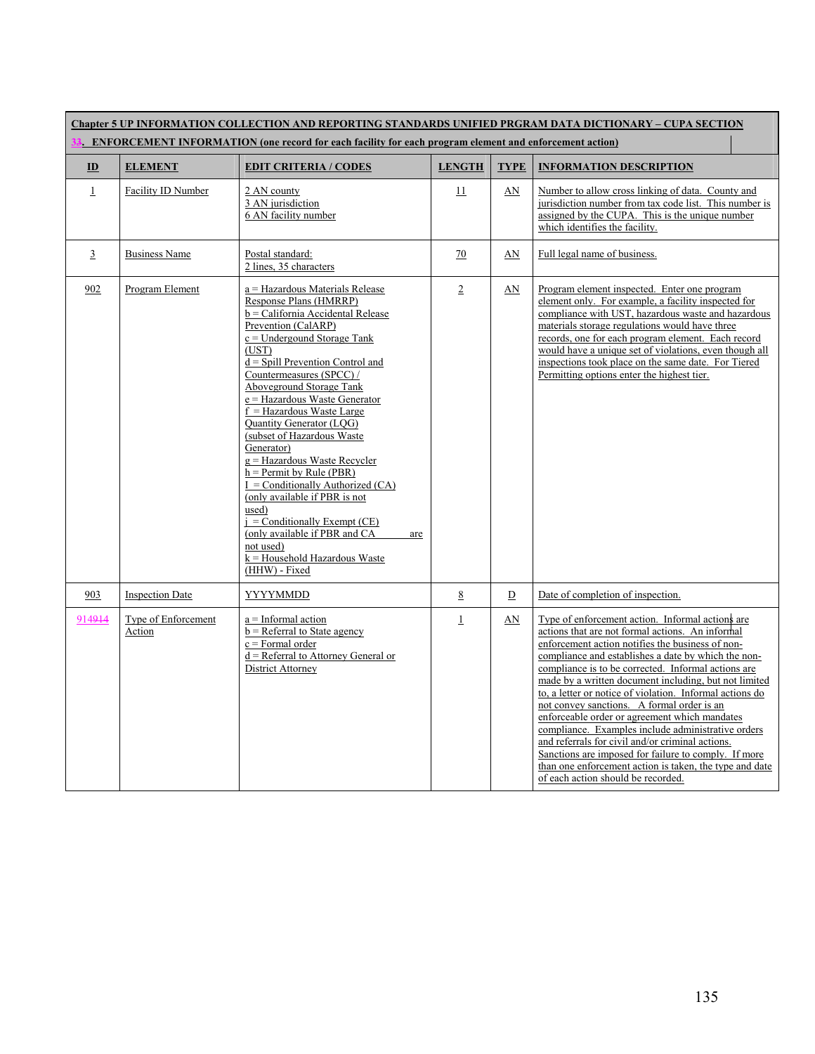**Chapter 5 UP INFORMATION COLLECTION AND REPORTING STANDARDS UNIFIED PRGRAM DATA DICTIONARY – CUPA SECTION**

**33. ENFORCEMENT INFORMATION (one record for each facility for each program element and enforcement action)**

| ID | ELEMENT | EDIT CRITERIA / CODES | LENGTH | TYPE | INFORMATION DESCRIPTION |
|---|---|---|---|---|---|
| 1 | Facility ID Number | 2 AN county<br>3 AN jurisdiction<br>6 AN facility number | 11 | AN | Number to allow cross linking of data. County and jurisdiction number from tax code list. This number is assigned by the CUPA. This is the unique number which identifies the facility. |
| 3 | Business Name | Postal standard:<br>2 lines, 35 characters | 70 | AN | Full legal name of business. |
| 902 | Program Element | a = Hazardous Materials Release Response Plans (HMRRP)<br>b = California Accidental Release Prevention (CalARP)<br>c = Undergound Storage Tank (UST)<br>d = Spill Prevention Control and Countermeasures (SPCC) / Aboveground Storage Tank<br>e = Hazardous Waste Generator<br>f = Hazardous Waste Large Quantity Generator (LQG) (subset of Hazardous Waste Generator)<br>g = Hazardous Waste Recycler<br>h = Permit by Rule (PBR)<br>I = Conditionally Authorized (CA) (only available if PBR is not used)<br>j = Conditionally Exempt (CE) (only available if PBR and CA are not used)<br>k = Household Hazardous Waste (HHW) - Fixed | 2 | AN | Program element inspected. Enter one program element only. For example, a facility inspected for compliance with UST, hazardous waste and hazardous materials storage regulations would have three records, one for each program element. Each record would have a unique set of violations, even though all inspections took place on the same date. For Tiered Permitting options enter the highest tier. |
| 903 | Inspection Date | YYYYMMDD | 8 | D | Date of completion of inspection. |
| 914914 | Type of Enforcement Action | a = Informal action<br>b = Referral to State agency<br>c = Formal order<br>d = Referral to Attorney General or District Attorney | 1 | AN | Type of enforcement action. Informal actions are actions that are not formal actions. An informal enforcement action notifies the business of non-compliance and establishes a date by which the non-compliance is to be corrected. Informal actions are made by a written document including, but not limited to, a letter or notice of violation. Informal actions do not convey sanctions. A formal order is an enforceable order or agreement which mandates compliance. Examples include administrative orders and referrals for civil and/or criminal actions. Sanctions are imposed for failure to comply. If more than one enforcement action is taken, the type and date of each action should be recorded. |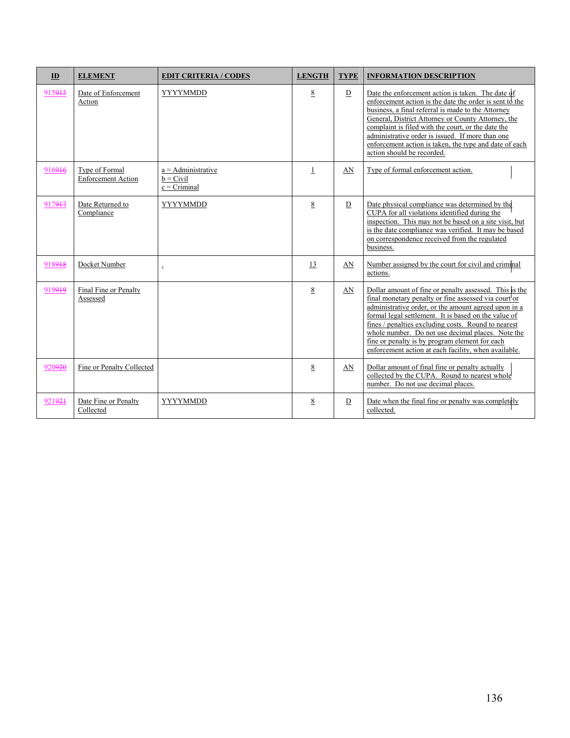| ID | ELEMENT | EDIT CRITERIA / CODES | LENGTH | TYPE | INFORMATION DESCRIPTION |
|---|---|---|---|---|---|
| 915~~915~~ | Date of Enforcement Action | YYYYMMDD | 8 | D | Date the enforcement action is taken. The date of enforcement action is the date the order is sent to the business, a final referral is made to the Attorney General, District Attorney or County Attorney, the complaint is filed with the court, or the date the administrative order is issued. If more than one enforcement action is taken, the type and date of each action should be recorded. |
| 916~~916~~ | Type of Formal Enforcement Action | a = Administrative<br>b = Civil<br>c = Criminal | 1 | AN | Type of formal enforcement action. |
| 917~~917~~ | Date Returned to Compliance | YYYYMMDD | 8 | D | Date physical compliance was determined by the CUPA for all violations identified during the inspection. This may not be based on a site visit, but is the date compliance was verified. It may be based on correspondence received from the regulated business. |
| 918~~918~~ | Docket Number | . | 13 | AN | Number assigned by the court for civil and criminal actions. |
| 919~~919~~ | Final Fine or Penalty Assessed | | 8 | AN | Dollar amount of fine or penalty assessed. This is the final monetary penalty or fine assessed via court or administrative order, or the amount agreed upon in a formal legal settlement. It is based on the value of fines / penalties excluding costs. Round to nearest whole number. Do not use decimal places. Note the fine or penalty is by program element for each enforcement action at each facility, when available. |
| 920~~920~~ | Fine or Penalty Collected | | 8 | AN | Dollar amount of final fine or penalty actually collected by the CUPA. Round to nearest whole number. Do not use decimal places. |
| 921~~921~~ | Date Fine or Penalty Collected | YYYYMMDD | 8 | D | Date when the final fine or penalty was completely collected. |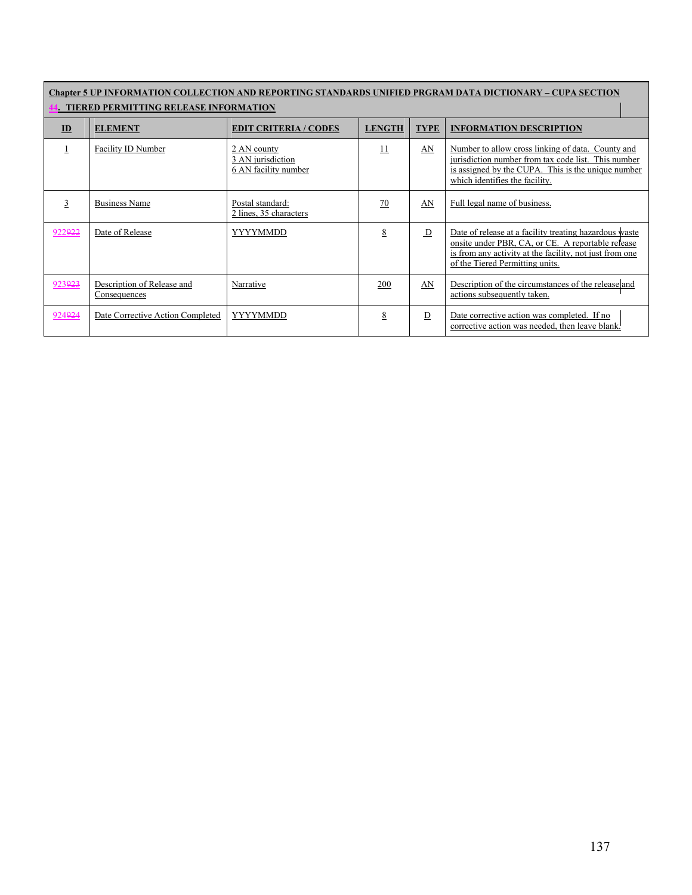| **Chapter 5 UP INFORMATION COLLECTION AND REPORTING STANDARDS UNIFIED PRGRAM DATA DICTIONARY – CUPA SECTION 44. TIERED PERMITTING RELEASE INFORMATION** | | | | | |
|---|---|---|---|---|---|
| **ID** | **ELEMENT** | **EDIT CRITERIA / CODES** | **LENGTH** | **TYPE** | **INFORMATION DESCRIPTION** |
| 1 | Facility ID Number | 2 AN county<br>3 AN jurisdiction<br>6 AN facility number | 11 | AN | Number to allow cross linking of data. County and jurisdiction number from tax code list. This number is assigned by the CUPA. This is the unique number which identifies the facility. |
| 3 | Business Name | Postal standard:<br>2 lines, 35 characters | 70 | AN | Full legal name of business. |
| 922922 | Date of Release | YYYYMMDD | 8 | D | Date of release at a facility treating hazardous waste onsite under PBR, CA, or CE. A reportable release is from any activity at the facility, not just from one of the Tiered Permitting units. |
| 923923 | Description of Release and Consequences | Narrative | 200 | AN | Description of the circumstances of the release and actions subsequently taken. |
| 924924 | Date Corrective Action Completed | YYYYMMDD | 8 | D | Date corrective action was completed. If no corrective action was needed, then leave blank. |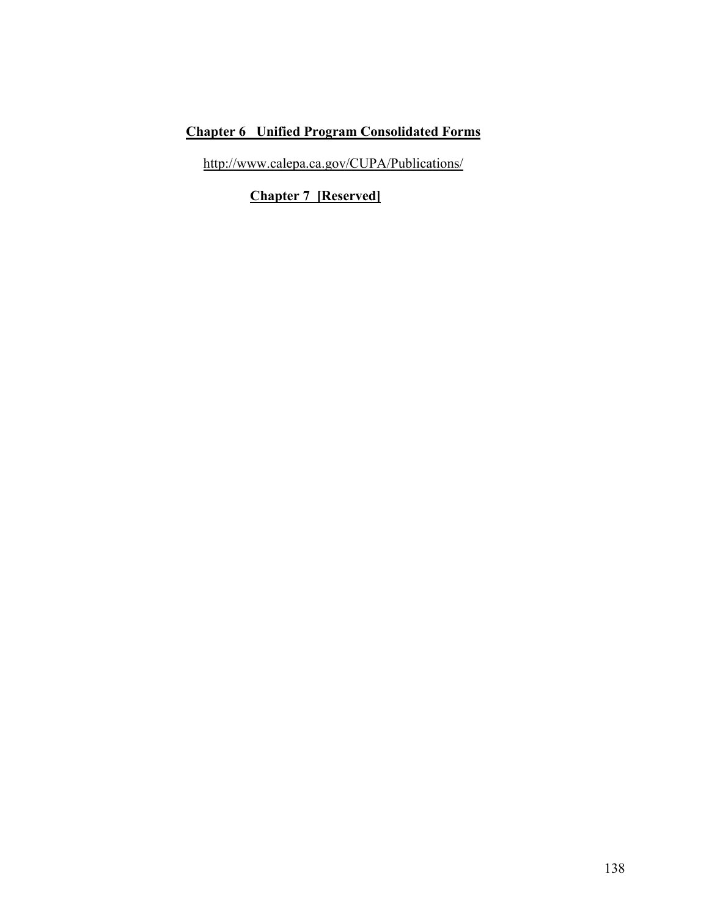## Chapter 6 Unified Program Consolidated Forms

http://www.calepa.ca.gov/CUPA/Publications/

## Chapter 7 [Reserved]